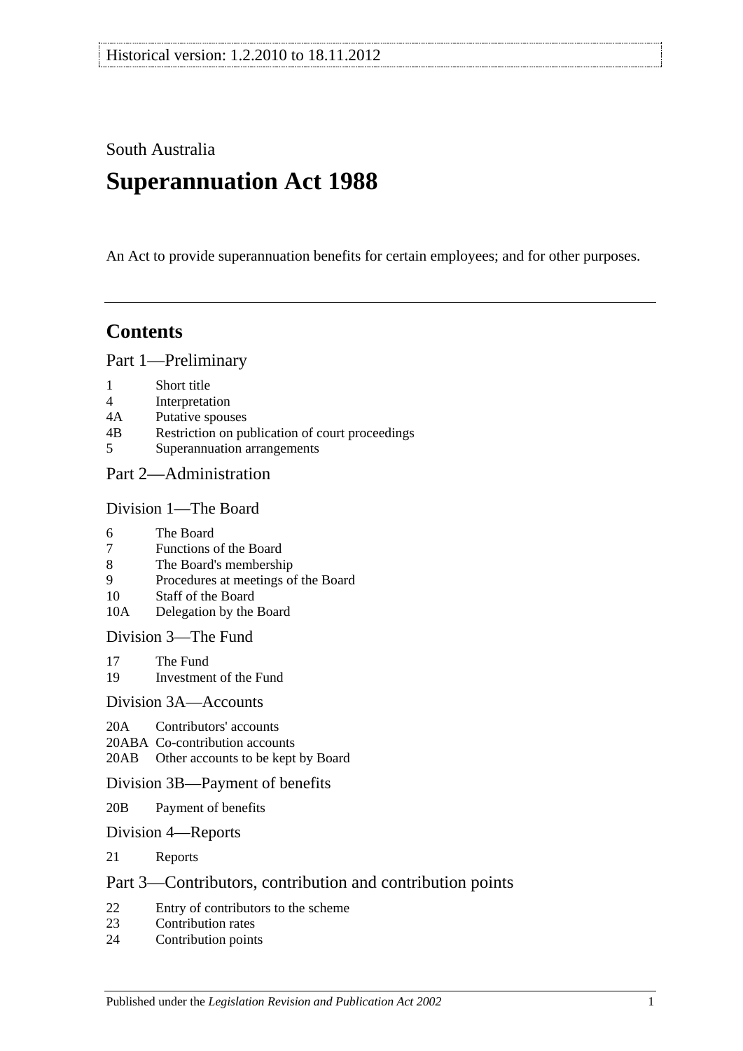Historical version: 1.2.2010 to 18.11.2012

South Australia

# Superannuation Act 1988

An Act to provide superannuation benefits for certain employees; and for other purposes.

## Contents

### Part 1—Preliminary

1 Short title
4 Interpretation
4A Putative spouses
4B Restriction on publication of court proceedings
5 Superannuation arrangements

### Part 2—Administration

#### Division 1—The Board

6 The Board
7 Functions of the Board
8 The Board's membership
9 Procedures at meetings of the Board
10 Staff of the Board
10A Delegation by the Board

#### Division 3—The Fund

17 The Fund
19 Investment of the Fund

#### Division 3A—Accounts

20A Contributors' accounts
20ABA Co-contribution accounts
20AB Other accounts to be kept by Board

#### Division 3B—Payment of benefits

20B Payment of benefits

#### Division 4—Reports

21 Reports

### Part 3—Contributors, contribution and contribution points

22 Entry of contributors to the scheme
23 Contribution rates
24 Contribution points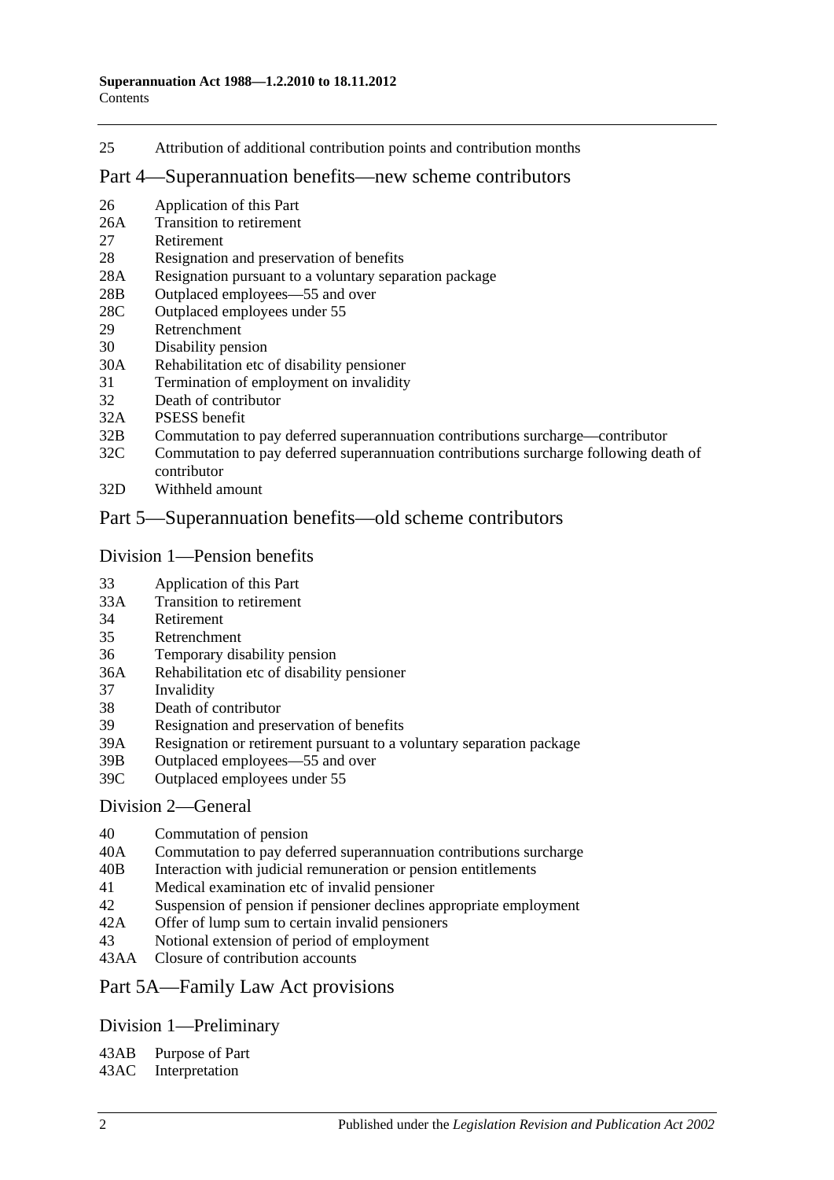25 Attribution of additional contribution points and contribution months

## Part 4—Superannuation benefits—new scheme contributors

26 Application of this Part
26A Transition to retirement
27 Retirement
28 Resignation and preservation of benefits
28A Resignation pursuant to a voluntary separation package
28B Outplaced employees—55 and over
28C Outplaced employees under 55
29 Retrenchment
30 Disability pension
30A Rehabilitation etc of disability pensioner
31 Termination of employment on invalidity
32 Death of contributor
32A PSESS benefit
32B Commutation to pay deferred superannuation contributions surcharge—contributor
32C Commutation to pay deferred superannuation contributions surcharge following death of contributor
32D Withheld amount

## Part 5—Superannuation benefits—old scheme contributors

### Division 1—Pension benefits

33 Application of this Part
33A Transition to retirement
34 Retirement
35 Retrenchment
36 Temporary disability pension
36A Rehabilitation etc of disability pensioner
37 Invalidity
38 Death of contributor
39 Resignation and preservation of benefits
39A Resignation or retirement pursuant to a voluntary separation package
39B Outplaced employees—55 and over
39C Outplaced employees under 55

### Division 2—General

40 Commutation of pension
40A Commutation to pay deferred superannuation contributions surcharge
40B Interaction with judicial remuneration or pension entitlements
41 Medical examination etc of invalid pensioner
42 Suspension of pension if pensioner declines appropriate employment
42A Offer of lump sum to certain invalid pensioners
43 Notional extension of period of employment
43AA Closure of contribution accounts

## Part 5A—Family Law Act provisions

### Division 1—Preliminary

43AB Purpose of Part
43AC Interpretation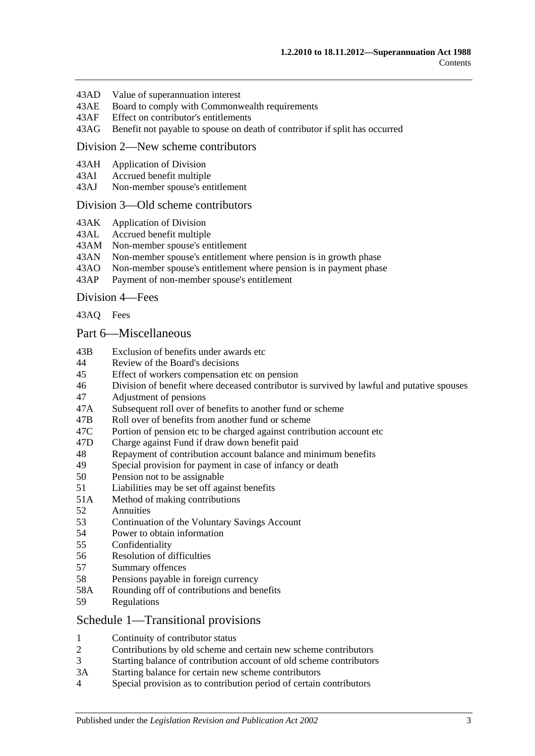43AD Value of superannuation interest
43AE Board to comply with Commonwealth requirements
43AF Effect on contributor's entitlements
43AG Benefit not payable to spouse on death of contributor if split has occurred

## Division 2—New scheme contributors

43AH Application of Division
43AI Accrued benefit multiple
43AJ Non-member spouse's entitlement

## Division 3—Old scheme contributors

43AK Application of Division
43AL Accrued benefit multiple
43AM Non-member spouse's entitlement
43AN Non-member spouse's entitlement where pension is in growth phase
43AO Non-member spouse's entitlement where pension is in payment phase
43AP Payment of non-member spouse's entitlement

## Division 4—Fees

43AQ Fees

# Part 6—Miscellaneous

43B Exclusion of benefits under awards etc
44 Review of the Board's decisions
45 Effect of workers compensation etc on pension
46 Division of benefit where deceased contributor is survived by lawful and putative spouses
47 Adjustment of pensions
47A Subsequent roll over of benefits to another fund or scheme
47B Roll over of benefits from another fund or scheme
47C Portion of pension etc to be charged against contribution account etc
47D Charge against Fund if draw down benefit paid
48 Repayment of contribution account balance and minimum benefits
49 Special provision for payment in case of infancy or death
50 Pension not to be assignable
51 Liabilities may be set off against benefits
51A Method of making contributions
52 Annuities
53 Continuation of the Voluntary Savings Account
54 Power to obtain information
55 Confidentiality
56 Resolution of difficulties
57 Summary offences
58 Pensions payable in foreign currency
58A Rounding off of contributions and benefits
59 Regulations

# Schedule 1—Transitional provisions

1 Continuity of contributor status
2 Contributions by old scheme and certain new scheme contributors
3 Starting balance of contribution account of old scheme contributors
3A Starting balance for certain new scheme contributors
4 Special provision as to contribution period of certain contributors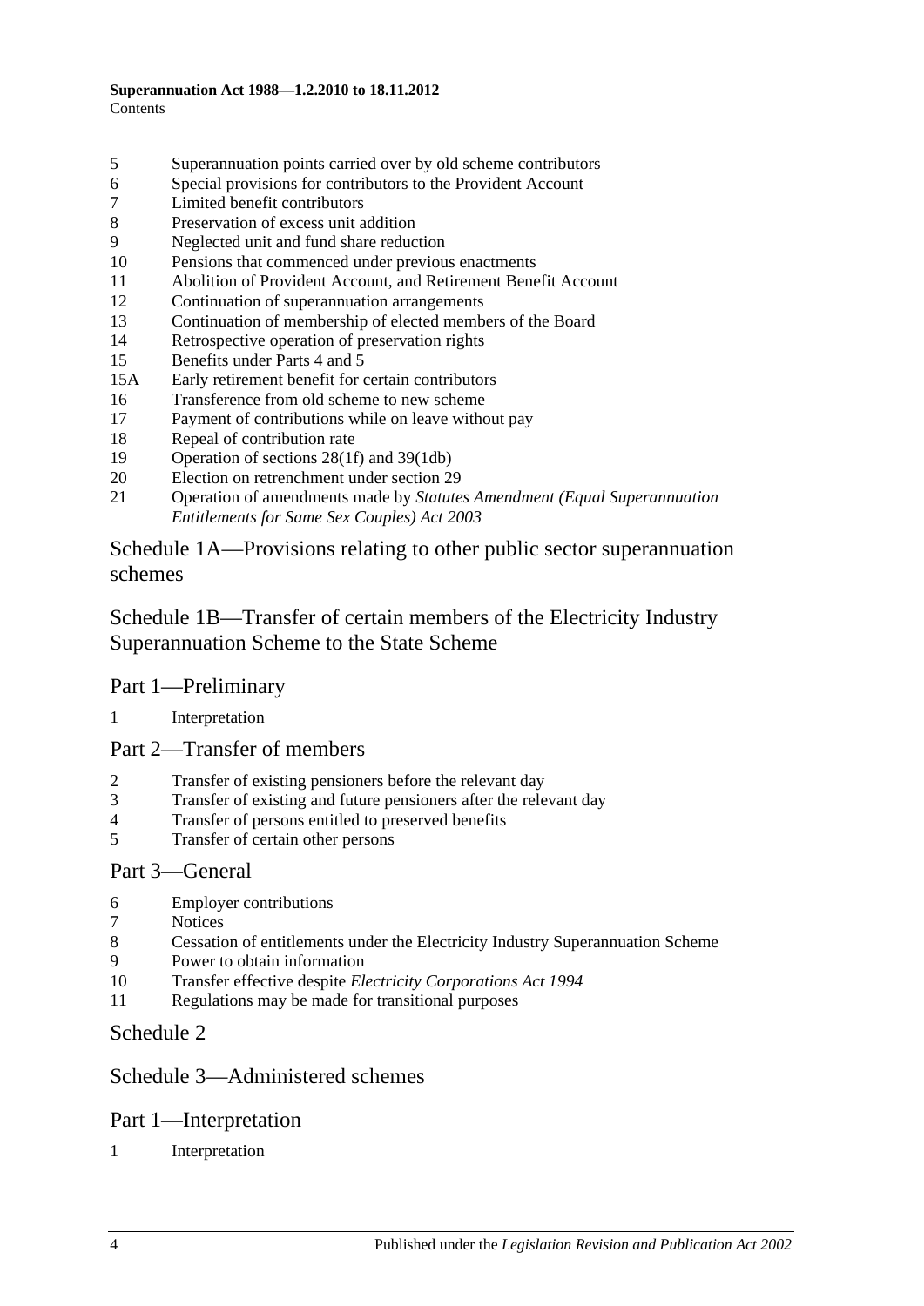5 Superannuation points carried over by old scheme contributors
6 Special provisions for contributors to the Provident Account
7 Limited benefit contributors
8 Preservation of excess unit addition
9 Neglected unit and fund share reduction
10 Pensions that commenced under previous enactments
11 Abolition of Provident Account, and Retirement Benefit Account
12 Continuation of superannuation arrangements
13 Continuation of membership of elected members of the Board
14 Retrospective operation of preservation rights
15 Benefits under Parts 4 and 5
15A Early retirement benefit for certain contributors
16 Transference from old scheme to new scheme
17 Payment of contributions while on leave without pay
18 Repeal of contribution rate
19 Operation of sections 28(1f) and 39(1db)
20 Election on retrenchment under section 29
21 Operation of amendments made by *Statutes Amendment (Equal Superannuation Entitlements for Same Sex Couples) Act 2003*

## Schedule 1A—Provisions relating to other public sector superannuation schemes

## Schedule 1B—Transfer of certain members of the Electricity Industry Superannuation Scheme to the State Scheme

### Part 1—Preliminary

1 Interpretation

### Part 2—Transfer of members

2 Transfer of existing pensioners before the relevant day
3 Transfer of existing and future pensioners after the relevant day
4 Transfer of persons entitled to preserved benefits
5 Transfer of certain other persons

### Part 3—General

6 Employer contributions
7 Notices
8 Cessation of entitlements under the Electricity Industry Superannuation Scheme
9 Power to obtain information
10 Transfer effective despite *Electricity Corporations Act 1994*
11 Regulations may be made for transitional purposes

## Schedule 2

## Schedule 3—Administered schemes

### Part 1—Interpretation

1 Interpretation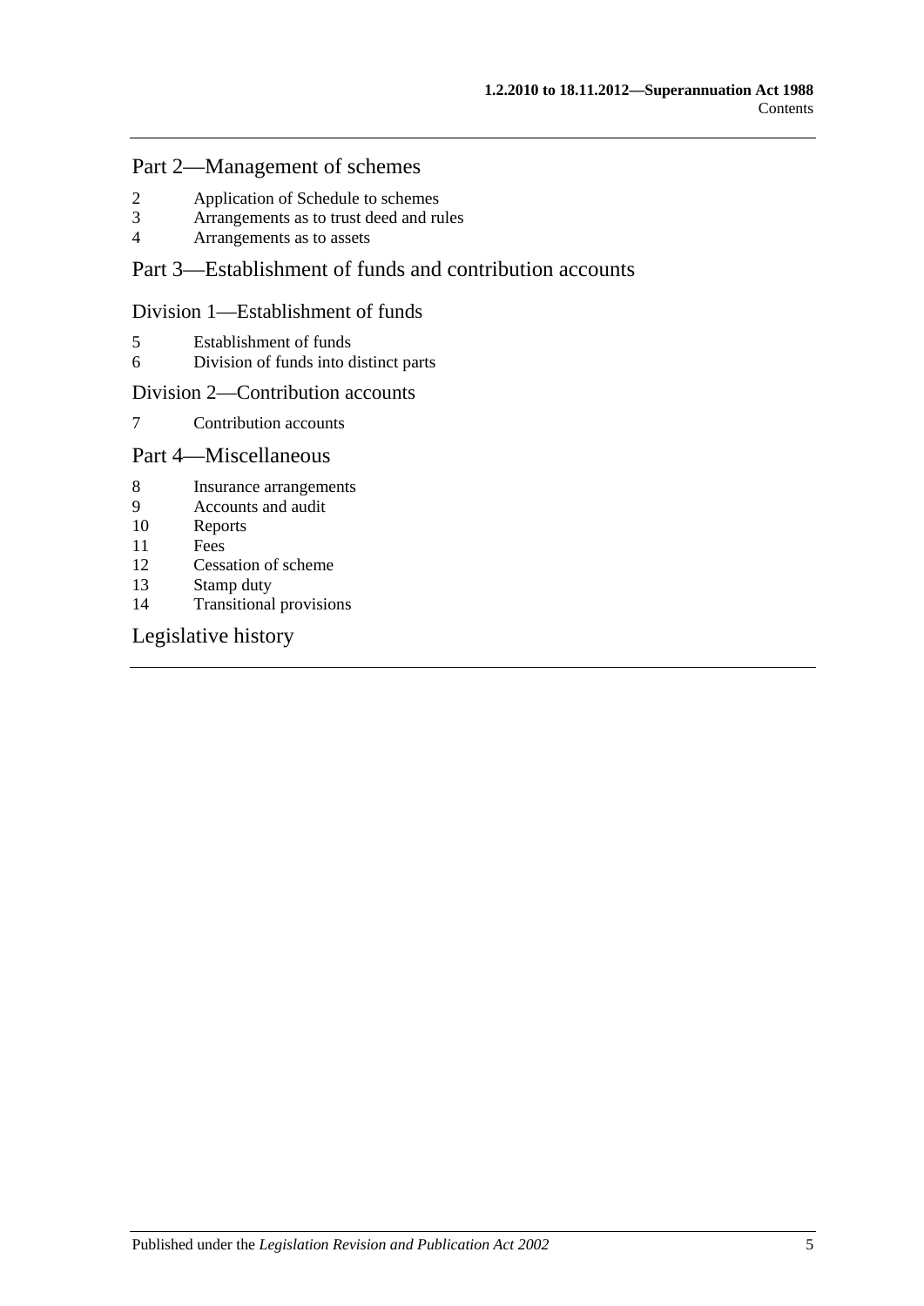## Part 2—Management of schemes

2 Application of Schedule to schemes
3 Arrangements as to trust deed and rules
4 Arrangements as to assets

## Part 3—Establishment of funds and contribution accounts

### Division 1—Establishment of funds

5 Establishment of funds
6 Division of funds into distinct parts

### Division 2—Contribution accounts

7 Contribution accounts

## Part 4—Miscellaneous

8 Insurance arrangements
9 Accounts and audit
10 Reports
11 Fees
12 Cessation of scheme
13 Stamp duty
14 Transitional provisions

## Legislative history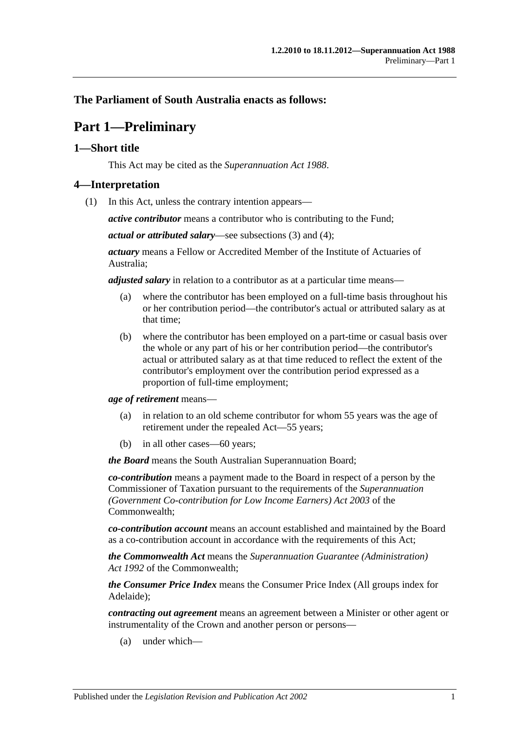**The Parliament of South Australia enacts as follows:**

# Part 1—Preliminary

## 1—Short title

This Act may be cited as the *Superannuation Act 1988*.

## 4—Interpretation

(1) In this Act, unless the contrary intention appears—

***active contributor*** means a contributor who is contributing to the Fund;

***actual or attributed salary***—see subsections (3) and (4);

***actuary*** means a Fellow or Accredited Member of the Institute of Actuaries of Australia;

***adjusted salary*** in relation to a contributor as at a particular time means—

(a) where the contributor has been employed on a full-time basis throughout his or her contribution period—the contributor's actual or attributed salary as at that time;

(b) where the contributor has been employed on a part-time or casual basis over the whole or any part of his or her contribution period—the contributor's actual or attributed salary as at that time reduced to reflect the extent of the contributor's employment over the contribution period expressed as a proportion of full-time employment;

***age of retirement*** means—

(a) in relation to an old scheme contributor for whom 55 years was the age of retirement under the repealed Act—55 years;

(b) in all other cases—60 years;

***the Board*** means the South Australian Superannuation Board;

***co-contribution*** means a payment made to the Board in respect of a person by the Commissioner of Taxation pursuant to the requirements of the *Superannuation (Government Co-contribution for Low Income Earners) Act 2003* of the Commonwealth;

***co-contribution account*** means an account established and maintained by the Board as a co-contribution account in accordance with the requirements of this Act;

***the Commonwealth Act*** means the *Superannuation Guarantee (Administration) Act 1992* of the Commonwealth;

***the Consumer Price Index*** means the Consumer Price Index (All groups index for Adelaide);

***contracting out agreement*** means an agreement between a Minister or other agent or instrumentality of the Crown and another person or persons—

(a) under which—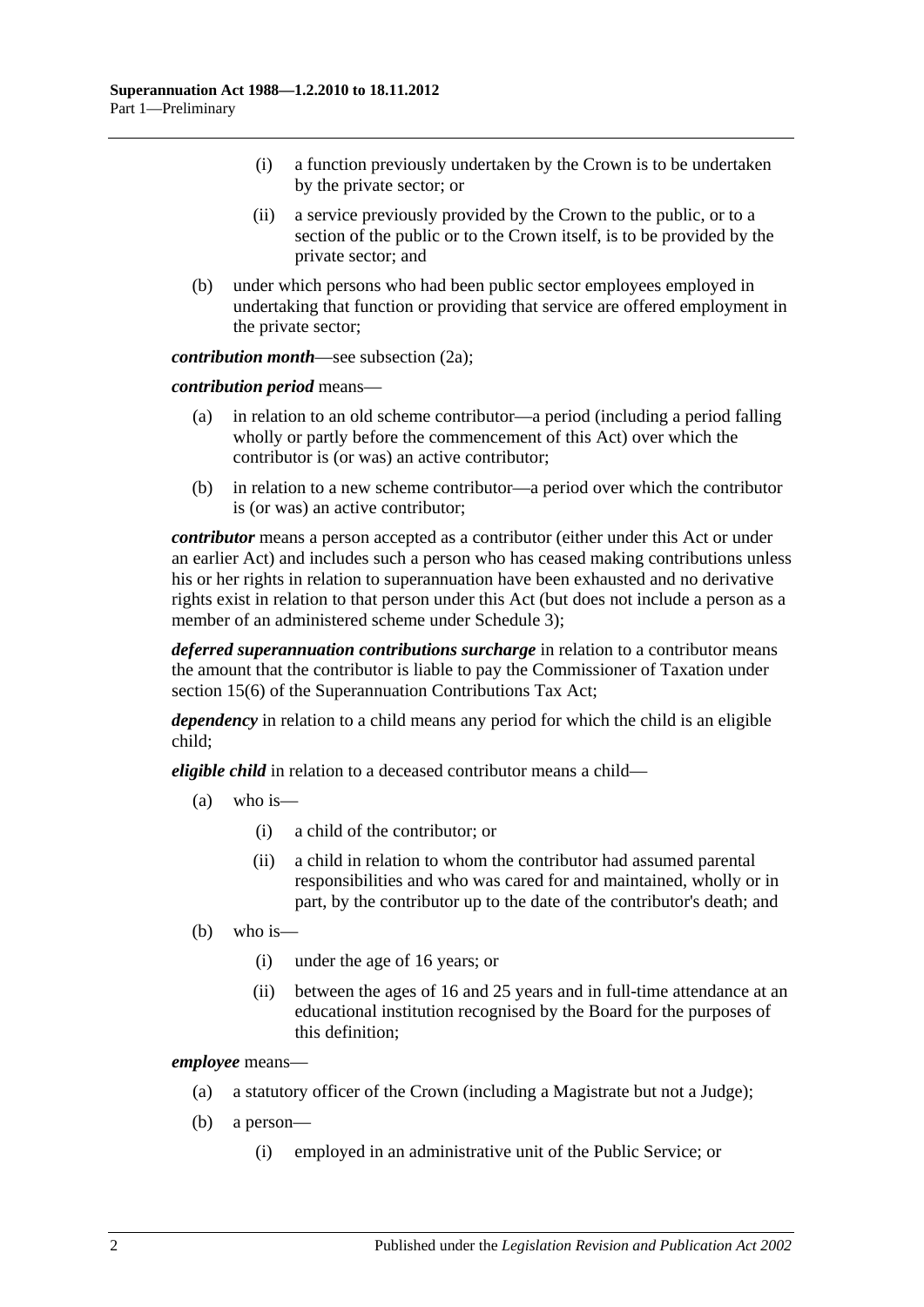(i) a function previously undertaken by the Crown is to be undertaken by the private sector; or

(ii) a service previously provided by the Crown to the public, or to a section of the public or to the Crown itself, is to be provided by the private sector; and

(b) under which persons who had been public sector employees employed in undertaking that function or providing that service are offered employment in the private sector;

***contribution month***—see subsection (2a);

***contribution period*** means—

(a) in relation to an old scheme contributor—a period (including a period falling wholly or partly before the commencement of this Act) over which the contributor is (or was) an active contributor;

(b) in relation to a new scheme contributor—a period over which the contributor is (or was) an active contributor;

***contributor*** means a person accepted as a contributor (either under this Act or under an earlier Act) and includes such a person who has ceased making contributions unless his or her rights in relation to superannuation have been exhausted and no derivative rights exist in relation to that person under this Act (but does not include a person as a member of an administered scheme under Schedule 3);

***deferred superannuation contributions surcharge*** in relation to a contributor means the amount that the contributor is liable to pay the Commissioner of Taxation under section 15(6) of the Superannuation Contributions Tax Act;

***dependency*** in relation to a child means any period for which the child is an eligible child;

***eligible child*** in relation to a deceased contributor means a child—

(a) who is—

(i) a child of the contributor; or

(ii) a child in relation to whom the contributor had assumed parental responsibilities and who was cared for and maintained, wholly or in part, by the contributor up to the date of the contributor's death; and

(b) who is—

(i) under the age of 16 years; or

(ii) between the ages of 16 and 25 years and in full-time attendance at an educational institution recognised by the Board for the purposes of this definition;

***employee*** means—

(a) a statutory officer of the Crown (including a Magistrate but not a Judge);

(b) a person—

(i) employed in an administrative unit of the Public Service; or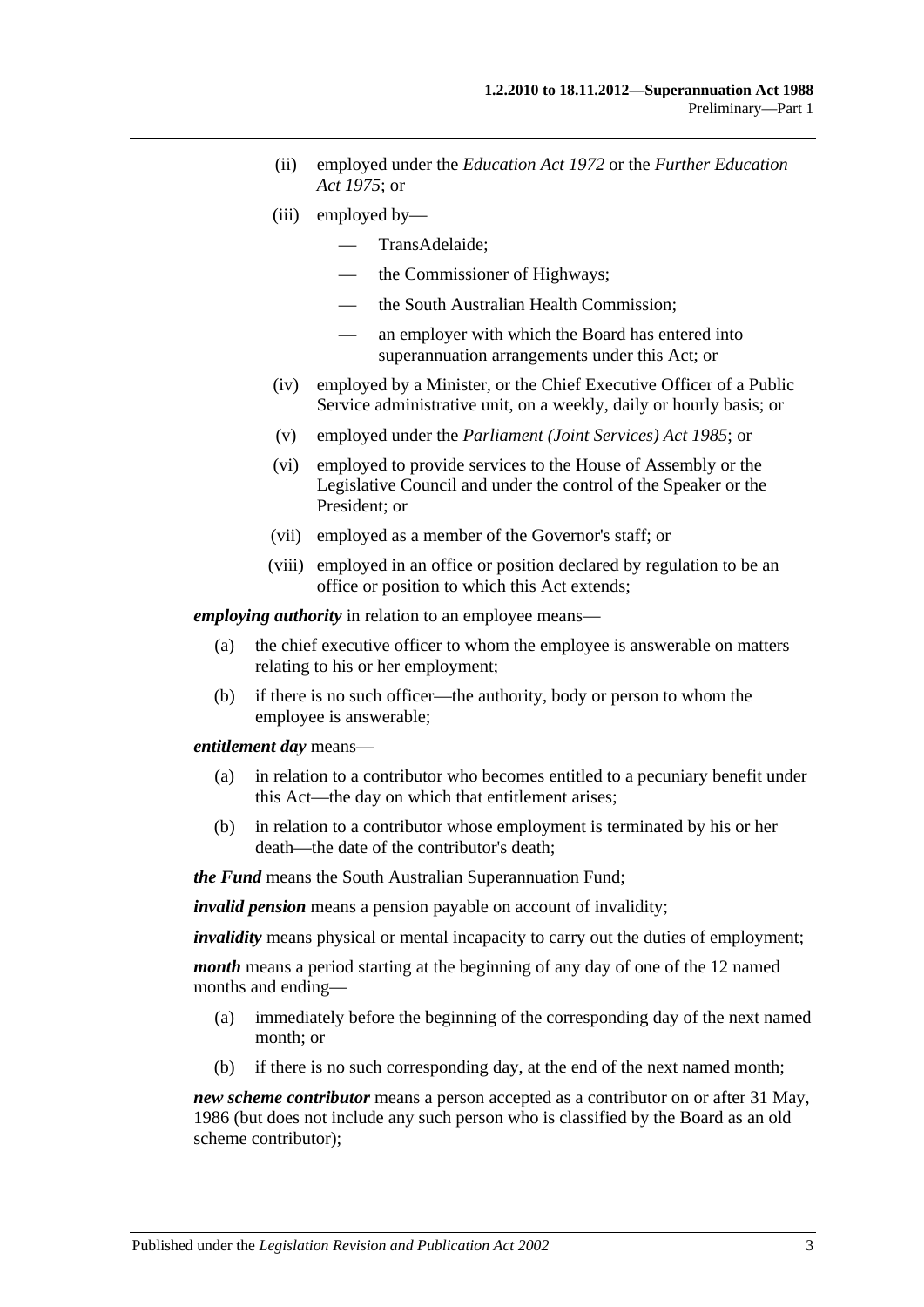(ii) employed under the *Education Act 1972* or the *Further Education Act 1975*; or

(iii) employed by—

— TransAdelaide;

— the Commissioner of Highways;

— the South Australian Health Commission;

— an employer with which the Board has entered into superannuation arrangements under this Act; or

(iv) employed by a Minister, or the Chief Executive Officer of a Public Service administrative unit, on a weekly, daily or hourly basis; or

(v) employed under the *Parliament (Joint Services) Act 1985*; or

(vi) employed to provide services to the House of Assembly or the Legislative Council and under the control of the Speaker or the President; or

(vii) employed as a member of the Governor's staff; or

(viii) employed in an office or position declared by regulation to be an office or position to which this Act extends;

***employing authority*** in relation to an employee means—

(a) the chief executive officer to whom the employee is answerable on matters relating to his or her employment;

(b) if there is no such officer—the authority, body or person to whom the employee is answerable;

***entitlement day*** means—

(a) in relation to a contributor who becomes entitled to a pecuniary benefit under this Act—the day on which that entitlement arises;

(b) in relation to a contributor whose employment is terminated by his or her death—the date of the contributor's death;

***the Fund*** means the South Australian Superannuation Fund;

***invalid pension*** means a pension payable on account of invalidity;

***invalidity*** means physical or mental incapacity to carry out the duties of employment;

***month*** means a period starting at the beginning of any day of one of the 12 named months and ending—

(a) immediately before the beginning of the corresponding day of the next named month; or

(b) if there is no such corresponding day, at the end of the next named month;

***new scheme contributor*** means a person accepted as a contributor on or after 31 May, 1986 (but does not include any such person who is classified by the Board as an old scheme contributor);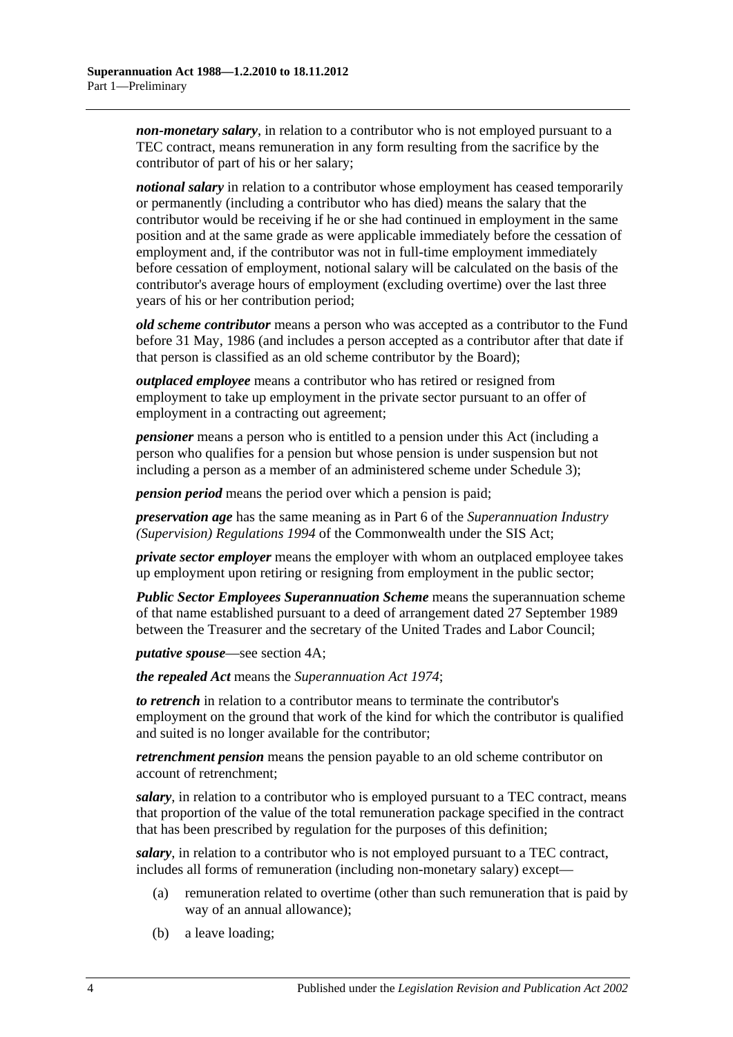***non-monetary salary***, in relation to a contributor who is not employed pursuant to a TEC contract, means remuneration in any form resulting from the sacrifice by the contributor of part of his or her salary;

***notional salary*** in relation to a contributor whose employment has ceased temporarily or permanently (including a contributor who has died) means the salary that the contributor would be receiving if he or she had continued in employment in the same position and at the same grade as were applicable immediately before the cessation of employment and, if the contributor was not in full-time employment immediately before cessation of employment, notional salary will be calculated on the basis of the contributor's average hours of employment (excluding overtime) over the last three years of his or her contribution period;

***old scheme contributor*** means a person who was accepted as a contributor to the Fund before 31 May, 1986 (and includes a person accepted as a contributor after that date if that person is classified as an old scheme contributor by the Board);

***outplaced employee*** means a contributor who has retired or resigned from employment to take up employment in the private sector pursuant to an offer of employment in a contracting out agreement;

***pensioner*** means a person who is entitled to a pension under this Act (including a person who qualifies for a pension but whose pension is under suspension but not including a person as a member of an administered scheme under Schedule 3);

***pension period*** means the period over which a pension is paid;

***preservation age*** has the same meaning as in Part 6 of the *Superannuation Industry (Supervision) Regulations 1994* of the Commonwealth under the SIS Act;

***private sector employer*** means the employer with whom an outplaced employee takes up employment upon retiring or resigning from employment in the public sector;

***Public Sector Employees Superannuation Scheme*** means the superannuation scheme of that name established pursuant to a deed of arrangement dated 27 September 1989 between the Treasurer and the secretary of the United Trades and Labor Council;

***putative spouse***—see section 4A;

***the repealed Act*** means the *Superannuation Act 1974*;

***to retrench*** in relation to a contributor means to terminate the contributor's employment on the ground that work of the kind for which the contributor is qualified and suited is no longer available for the contributor;

***retrenchment pension*** means the pension payable to an old scheme contributor on account of retrenchment;

***salary***, in relation to a contributor who is employed pursuant to a TEC contract, means that proportion of the value of the total remuneration package specified in the contract that has been prescribed by regulation for the purposes of this definition;

***salary***, in relation to a contributor who is not employed pursuant to a TEC contract, includes all forms of remuneration (including non-monetary salary) except—

(a) remuneration related to overtime (other than such remuneration that is paid by way of an annual allowance);

(b) a leave loading;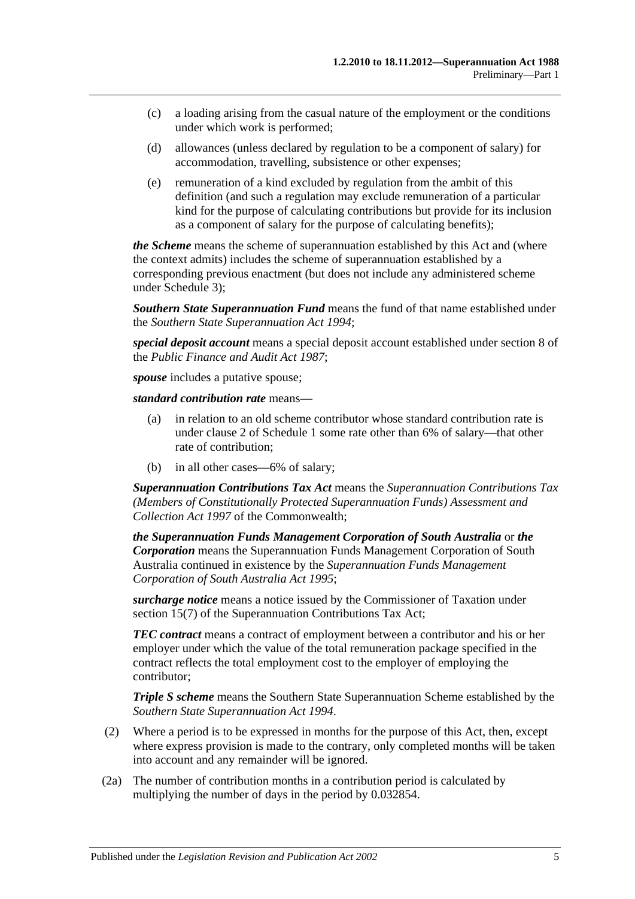(c) a loading arising from the casual nature of the employment or the conditions under which work is performed;

(d) allowances (unless declared by regulation to be a component of salary) for accommodation, travelling, subsistence or other expenses;

(e) remuneration of a kind excluded by regulation from the ambit of this definition (and such a regulation may exclude remuneration of a particular kind for the purpose of calculating contributions but provide for its inclusion as a component of salary for the purpose of calculating benefits);

***the Scheme*** means the scheme of superannuation established by this Act and (where the context admits) includes the scheme of superannuation established by a corresponding previous enactment (but does not include any administered scheme under Schedule 3);

***Southern State Superannuation Fund*** means the fund of that name established under the *Southern State Superannuation Act 1994*;

***special deposit account*** means a special deposit account established under section 8 of the *Public Finance and Audit Act 1987*;

***spouse*** includes a putative spouse;

***standard contribution rate*** means—

(a) in relation to an old scheme contributor whose standard contribution rate is under clause 2 of Schedule 1 some rate other than 6% of salary—that other rate of contribution;

(b) in all other cases—6% of salary;

***Superannuation Contributions Tax Act*** means the *Superannuation Contributions Tax (Members of Constitutionally Protected Superannuation Funds) Assessment and Collection Act 1997* of the Commonwealth;

***the Superannuation Funds Management Corporation of South Australia*** or ***the Corporation*** means the Superannuation Funds Management Corporation of South Australia continued in existence by the *Superannuation Funds Management Corporation of South Australia Act 1995*;

***surcharge notice*** means a notice issued by the Commissioner of Taxation under section 15(7) of the Superannuation Contributions Tax Act;

***TEC contract*** means a contract of employment between a contributor and his or her employer under which the value of the total remuneration package specified in the contract reflects the total employment cost to the employer of employing the contributor;

***Triple S scheme*** means the Southern State Superannuation Scheme established by the *Southern State Superannuation Act 1994*.

(2) Where a period is to be expressed in months for the purpose of this Act, then, except where express provision is made to the contrary, only completed months will be taken into account and any remainder will be ignored.

(2a) The number of contribution months in a contribution period is calculated by multiplying the number of days in the period by 0.032854.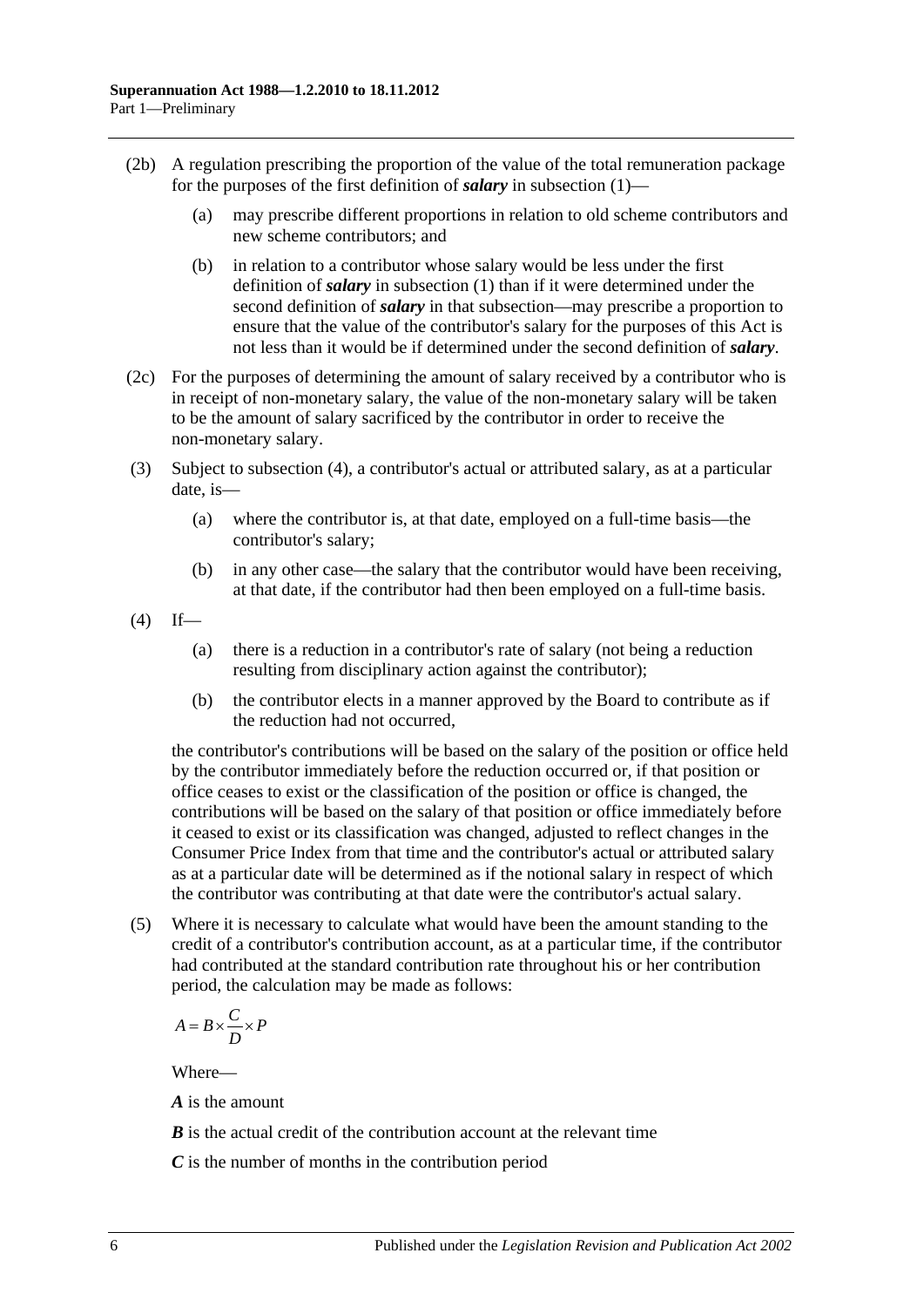(2b) A regulation prescribing the proportion of the value of the total remuneration package for the purposes of the first definition of ***salary*** in subsection (1)—

(a) may prescribe different proportions in relation to old scheme contributors and new scheme contributors; and

(b) in relation to a contributor whose salary would be less under the first definition of ***salary*** in subsection (1) than if it were determined under the second definition of ***salary*** in that subsection—may prescribe a proportion to ensure that the value of the contributor's salary for the purposes of this Act is not less than it would be if determined under the second definition of ***salary***.

(2c) For the purposes of determining the amount of salary received by a contributor who is in receipt of non-monetary salary, the value of the non-monetary salary will be taken to be the amount of salary sacrificed by the contributor in order to receive the non-monetary salary.

(3) Subject to subsection (4), a contributor's actual or attributed salary, as at a particular date, is—

(a) where the contributor is, at that date, employed on a full-time basis—the contributor's salary;

(b) in any other case—the salary that the contributor would have been receiving, at that date, if the contributor had then been employed on a full-time basis.

(4) If—

(a) there is a reduction in a contributor's rate of salary (not being a reduction resulting from disciplinary action against the contributor);

(b) the contributor elects in a manner approved by the Board to contribute as if the reduction had not occurred,

the contributor's contributions will be based on the salary of the position or office held by the contributor immediately before the reduction occurred or, if that position or office ceases to exist or the classification of the position or office is changed, the contributions will be based on the salary of that position or office immediately before it ceased to exist or its classification was changed, adjusted to reflect changes in the Consumer Price Index from that time and the contributor's actual or attributed salary as at a particular date will be determined as if the notional salary in respect of which the contributor was contributing at that date were the contributor's actual salary.

(5) Where it is necessary to calculate what would have been the amount standing to the credit of a contributor's contribution account, as at a particular time, if the contributor had contributed at the standard contribution rate throughout his or her contribution period, the calculation may be made as follows:

$$A = B \times \frac{C}{D} \times P$$

Where—

***A*** is the amount

***B*** is the actual credit of the contribution account at the relevant time

***C*** is the number of months in the contribution period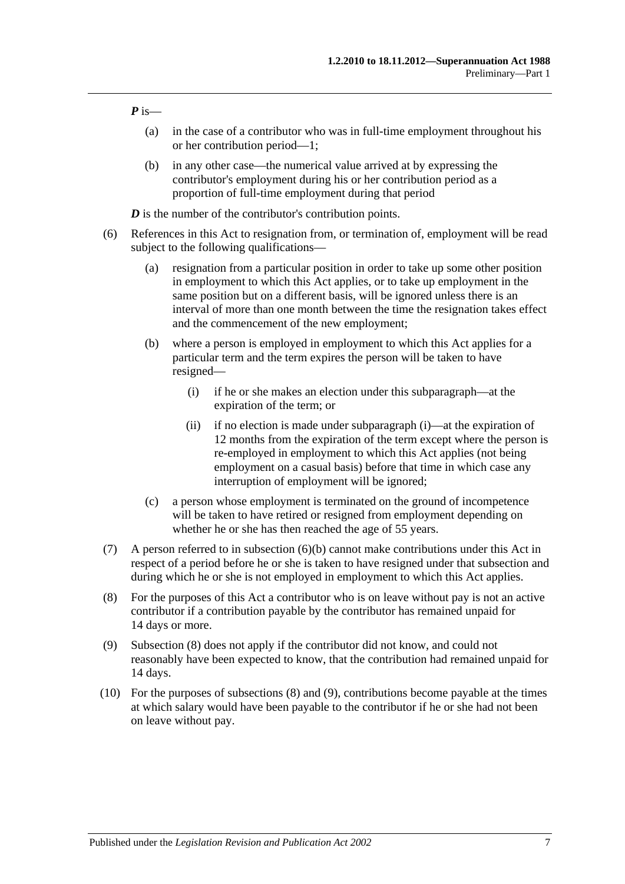***P*** is—

(a) in the case of a contributor who was in full-time employment throughout his or her contribution period—1;

(b) in any other case—the numerical value arrived at by expressing the contributor's employment during his or her contribution period as a proportion of full-time employment during that period

***D*** is the number of the contributor's contribution points.

(6) References in this Act to resignation from, or termination of, employment will be read subject to the following qualifications—

(a) resignation from a particular position in order to take up some other position in employment to which this Act applies, or to take up employment in the same position but on a different basis, will be ignored unless there is an interval of more than one month between the time the resignation takes effect and the commencement of the new employment;

(b) where a person is employed in employment to which this Act applies for a particular term and the term expires the person will be taken to have resigned—

(i) if he or she makes an election under this subparagraph—at the expiration of the term; or

(ii) if no election is made under subparagraph (i)—at the expiration of 12 months from the expiration of the term except where the person is re-employed in employment to which this Act applies (not being employment on a casual basis) before that time in which case any interruption of employment will be ignored;

(c) a person whose employment is terminated on the ground of incompetence will be taken to have retired or resigned from employment depending on whether he or she has then reached the age of 55 years.

(7) A person referred to in subsection (6)(b) cannot make contributions under this Act in respect of a period before he or she is taken to have resigned under that subsection and during which he or she is not employed in employment to which this Act applies.

(8) For the purposes of this Act a contributor who is on leave without pay is not an active contributor if a contribution payable by the contributor has remained unpaid for 14 days or more.

(9) Subsection (8) does not apply if the contributor did not know, and could not reasonably have been expected to know, that the contribution had remained unpaid for 14 days.

(10) For the purposes of subsections (8) and (9), contributions become payable at the times at which salary would have been payable to the contributor if he or she had not been on leave without pay.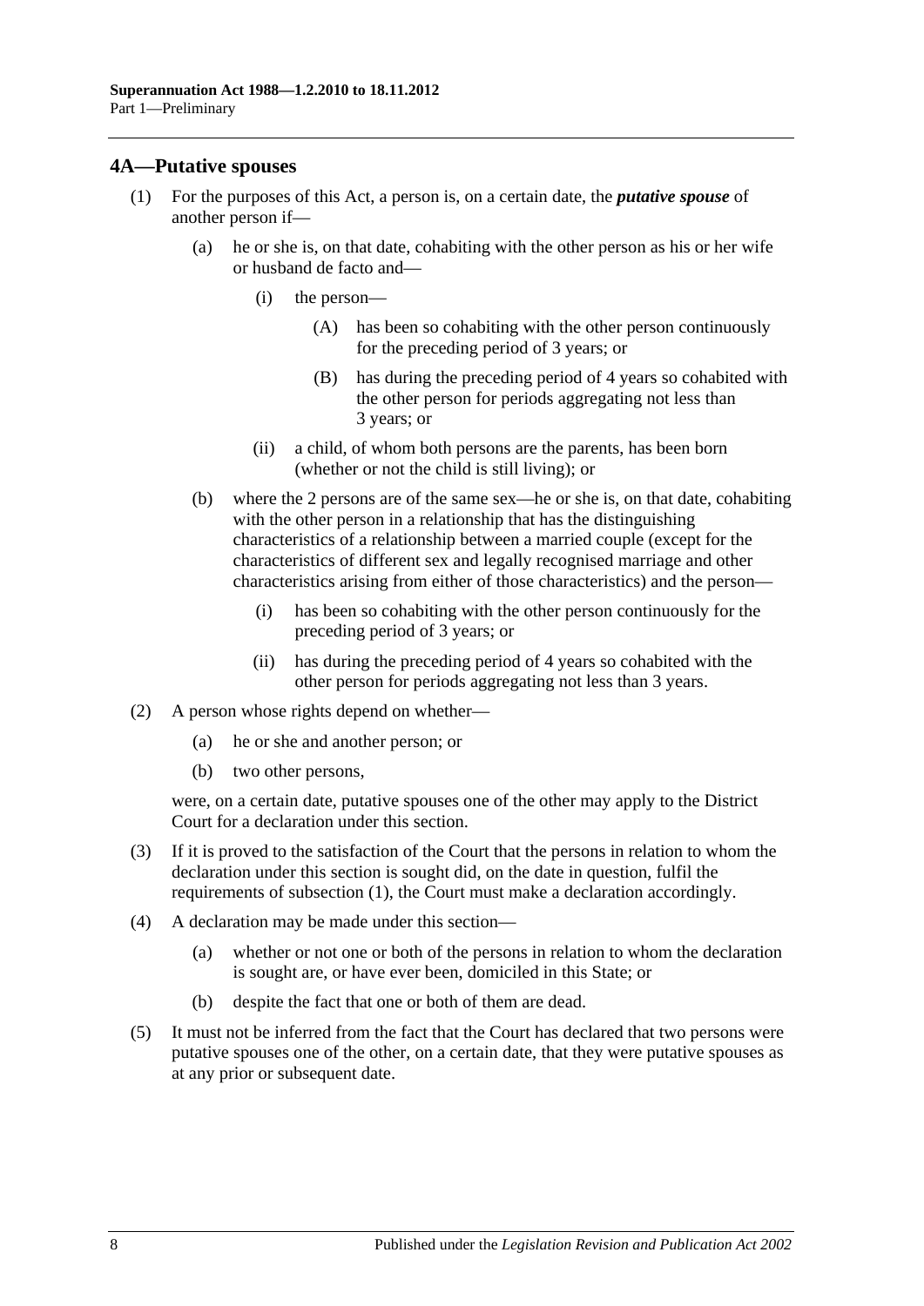## 4A—Putative spouses

(1) For the purposes of this Act, a person is, on a certain date, the ***putative spouse*** of another person if—

(a) he or she is, on that date, cohabiting with the other person as his or her wife or husband de facto and—

(i) the person—

(A) has been so cohabiting with the other person continuously for the preceding period of 3 years; or

(B) has during the preceding period of 4 years so cohabited with the other person for periods aggregating not less than 3 years; or

(ii) a child, of whom both persons are the parents, has been born (whether or not the child is still living); or

(b) where the 2 persons are of the same sex—he or she is, on that date, cohabiting with the other person in a relationship that has the distinguishing characteristics of a relationship between a married couple (except for the characteristics of different sex and legally recognised marriage and other characteristics arising from either of those characteristics) and the person—

(i) has been so cohabiting with the other person continuously for the preceding period of 3 years; or

(ii) has during the preceding period of 4 years so cohabited with the other person for periods aggregating not less than 3 years.

(2) A person whose rights depend on whether—

(a) he or she and another person; or

(b) two other persons,

were, on a certain date, putative spouses one of the other may apply to the District Court for a declaration under this section.

(3) If it is proved to the satisfaction of the Court that the persons in relation to whom the declaration under this section is sought did, on the date in question, fulfil the requirements of subsection (1), the Court must make a declaration accordingly.

(4) A declaration may be made under this section—

(a) whether or not one or both of the persons in relation to whom the declaration is sought are, or have ever been, domiciled in this State; or

(b) despite the fact that one or both of them are dead.

(5) It must not be inferred from the fact that the Court has declared that two persons were putative spouses one of the other, on a certain date, that they were putative spouses as at any prior or subsequent date.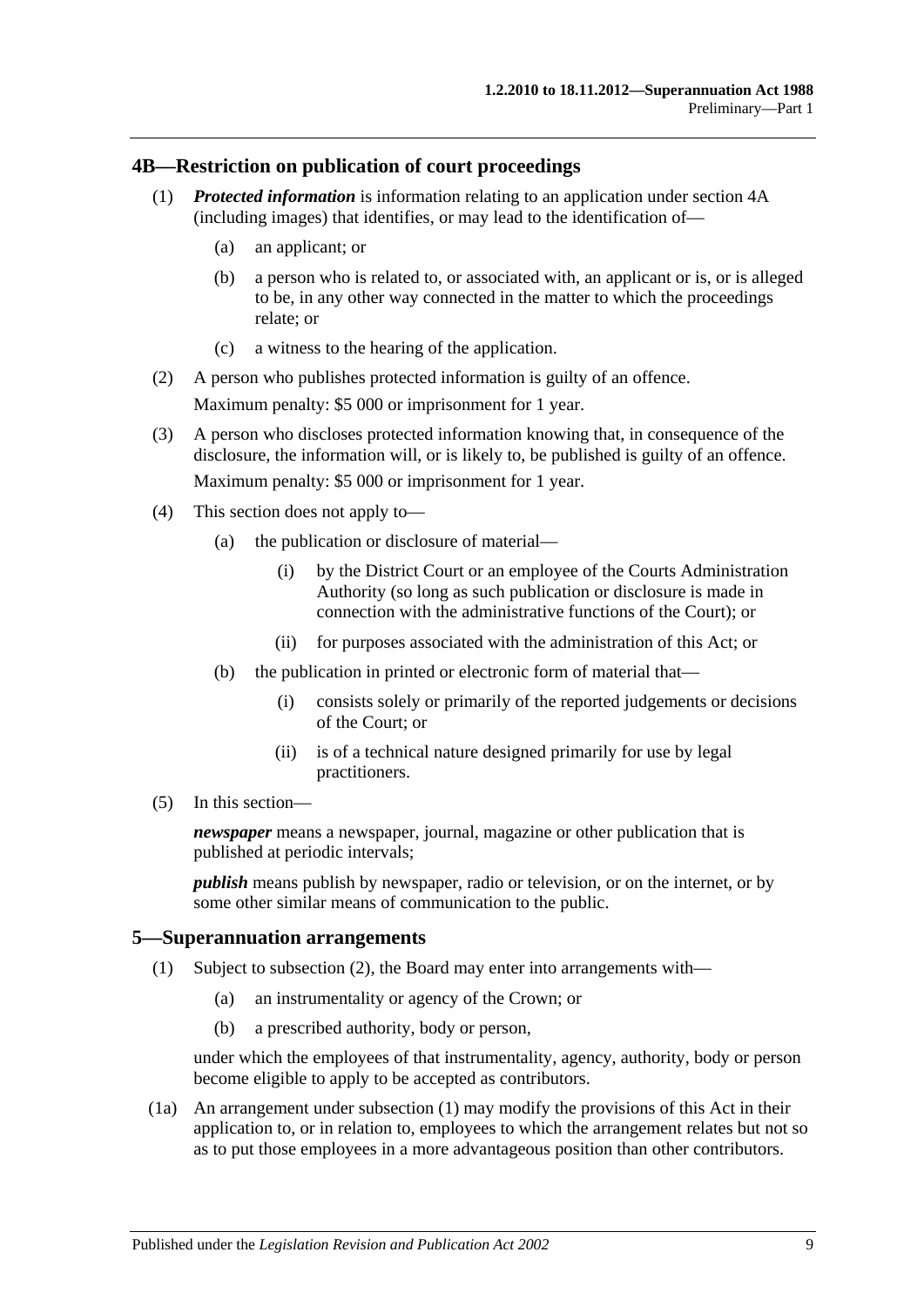## 4B—Restriction on publication of court proceedings

(1) ***Protected information*** is information relating to an application under section 4A (including images) that identifies, or may lead to the identification of—

(a) an applicant; or

(b) a person who is related to, or associated with, an applicant or is, or is alleged to be, in any other way connected in the matter to which the proceedings relate; or

(c) a witness to the hearing of the application.

(2) A person who publishes protected information is guilty of an offence.

Maximum penalty: $5 000 or imprisonment for 1 year.

(3) A person who discloses protected information knowing that, in consequence of the disclosure, the information will, or is likely to, be published is guilty of an offence.

Maximum penalty: $5 000 or imprisonment for 1 year.

(4) This section does not apply to—

(a) the publication or disclosure of material—

(i) by the District Court or an employee of the Courts Administration Authority (so long as such publication or disclosure is made in connection with the administrative functions of the Court); or

(ii) for purposes associated with the administration of this Act; or

(b) the publication in printed or electronic form of material that—

(i) consists solely or primarily of the reported judgements or decisions of the Court; or

(ii) is of a technical nature designed primarily for use by legal practitioners.

(5) In this section—

***newspaper*** means a newspaper, journal, magazine or other publication that is published at periodic intervals;

***publish*** means publish by newspaper, radio or television, or on the internet, or by some other similar means of communication to the public.

## 5—Superannuation arrangements

(1) Subject to subsection (2), the Board may enter into arrangements with—

(a) an instrumentality or agency of the Crown; or

(b) a prescribed authority, body or person,

under which the employees of that instrumentality, agency, authority, body or person become eligible to apply to be accepted as contributors.

(1a) An arrangement under subsection (1) may modify the provisions of this Act in their application to, or in relation to, employees to which the arrangement relates but not so as to put those employees in a more advantageous position than other contributors.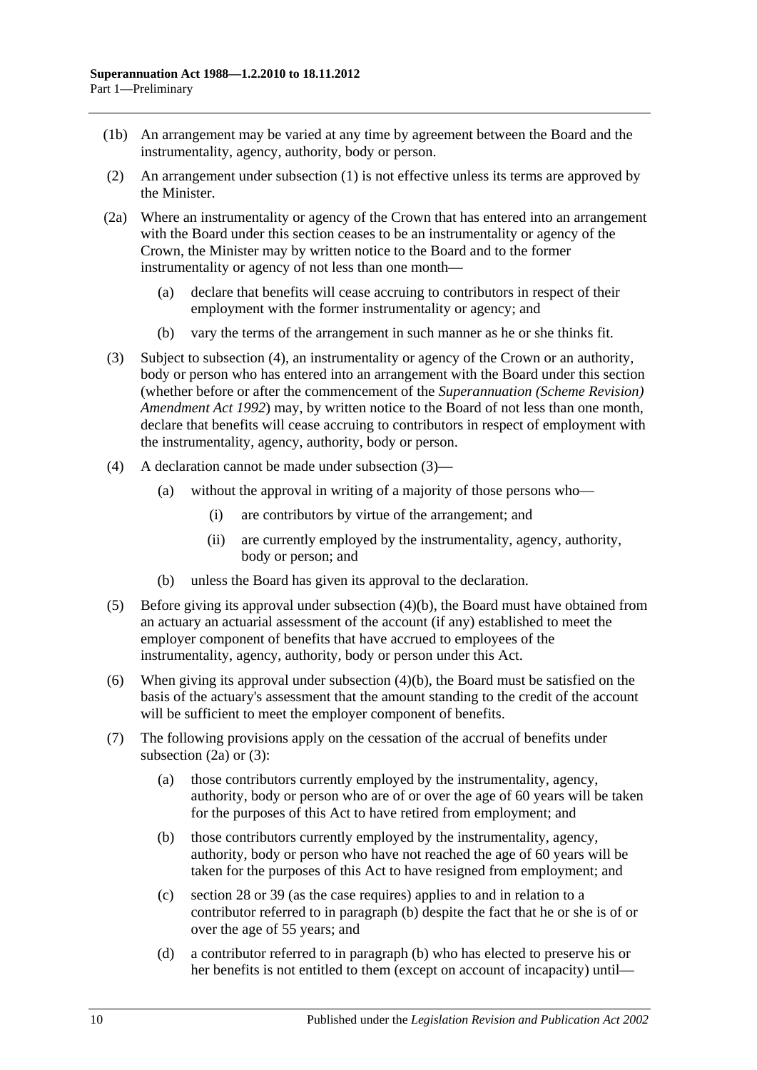(1b) An arrangement may be varied at any time by agreement between the Board and the instrumentality, agency, authority, body or person.

(2) An arrangement under subsection (1) is not effective unless its terms are approved by the Minister.

(2a) Where an instrumentality or agency of the Crown that has entered into an arrangement with the Board under this section ceases to be an instrumentality or agency of the Crown, the Minister may by written notice to the Board and to the former instrumentality or agency of not less than one month—

(a) declare that benefits will cease accruing to contributors in respect of their employment with the former instrumentality or agency; and

(b) vary the terms of the arrangement in such manner as he or she thinks fit.

(3) Subject to subsection (4), an instrumentality or agency of the Crown or an authority, body or person who has entered into an arrangement with the Board under this section (whether before or after the commencement of the *Superannuation (Scheme Revision) Amendment Act 1992*) may, by written notice to the Board of not less than one month, declare that benefits will cease accruing to contributors in respect of employment with the instrumentality, agency, authority, body or person.

(4) A declaration cannot be made under subsection (3)—

(a) without the approval in writing of a majority of those persons who—

(i) are contributors by virtue of the arrangement; and

(ii) are currently employed by the instrumentality, agency, authority, body or person; and

(b) unless the Board has given its approval to the declaration.

(5) Before giving its approval under subsection (4)(b), the Board must have obtained from an actuary an actuarial assessment of the account (if any) established to meet the employer component of benefits that have accrued to employees of the instrumentality, agency, authority, body or person under this Act.

(6) When giving its approval under subsection (4)(b), the Board must be satisfied on the basis of the actuary's assessment that the amount standing to the credit of the account will be sufficient to meet the employer component of benefits.

(7) The following provisions apply on the cessation of the accrual of benefits under subsection (2a) or (3):

(a) those contributors currently employed by the instrumentality, agency, authority, body or person who are of or over the age of 60 years will be taken for the purposes of this Act to have retired from employment; and

(b) those contributors currently employed by the instrumentality, agency, authority, body or person who have not reached the age of 60 years will be taken for the purposes of this Act to have resigned from employment; and

(c) section 28 or 39 (as the case requires) applies to and in relation to a contributor referred to in paragraph (b) despite the fact that he or she is of or over the age of 55 years; and

(d) a contributor referred to in paragraph (b) who has elected to preserve his or her benefits is not entitled to them (except on account of incapacity) until—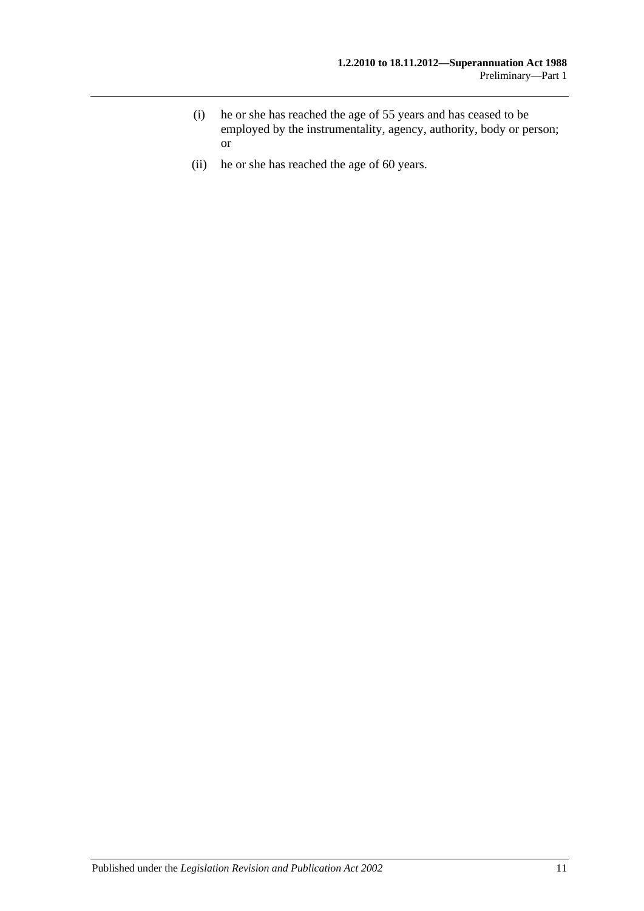(i) he or she has reached the age of 55 years and has ceased to be employed by the instrumentality, agency, authority, body or person; or

(ii) he or she has reached the age of 60 years.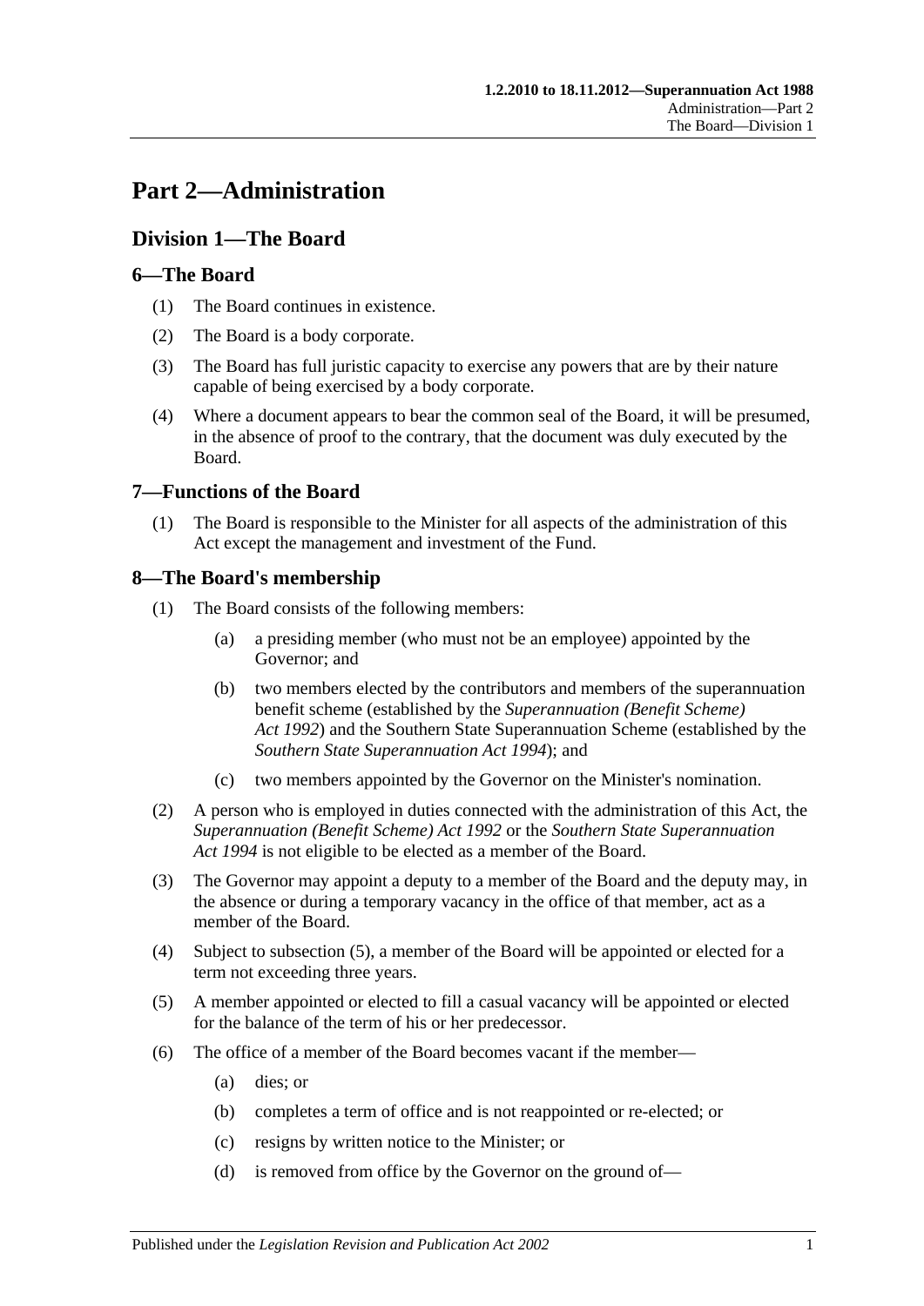# Part 2—Administration

## Division 1—The Board

### 6—The Board

(1) The Board continues in existence.

(2) The Board is a body corporate.

(3) The Board has full juristic capacity to exercise any powers that are by their nature capable of being exercised by a body corporate.

(4) Where a document appears to bear the common seal of the Board, it will be presumed, in the absence of proof to the contrary, that the document was duly executed by the Board.

### 7—Functions of the Board

(1) The Board is responsible to the Minister for all aspects of the administration of this Act except the management and investment of the Fund.

### 8—The Board's membership

(1) The Board consists of the following members:

(a) a presiding member (who must not be an employee) appointed by the Governor; and

(b) two members elected by the contributors and members of the superannuation benefit scheme (established by the *Superannuation (Benefit Scheme) Act 1992*) and the Southern State Superannuation Scheme (established by the *Southern State Superannuation Act 1994*); and

(c) two members appointed by the Governor on the Minister's nomination.

(2) A person who is employed in duties connected with the administration of this Act, the *Superannuation (Benefit Scheme) Act 1992* or the *Southern State Superannuation Act 1994* is not eligible to be elected as a member of the Board.

(3) The Governor may appoint a deputy to a member of the Board and the deputy may, in the absence or during a temporary vacancy in the office of that member, act as a member of the Board.

(4) Subject to subsection (5), a member of the Board will be appointed or elected for a term not exceeding three years.

(5) A member appointed or elected to fill a casual vacancy will be appointed or elected for the balance of the term of his or her predecessor.

(6) The office of a member of the Board becomes vacant if the member—

(a) dies; or

(b) completes a term of office and is not reappointed or re-elected; or

(c) resigns by written notice to the Minister; or

(d) is removed from office by the Governor on the ground of—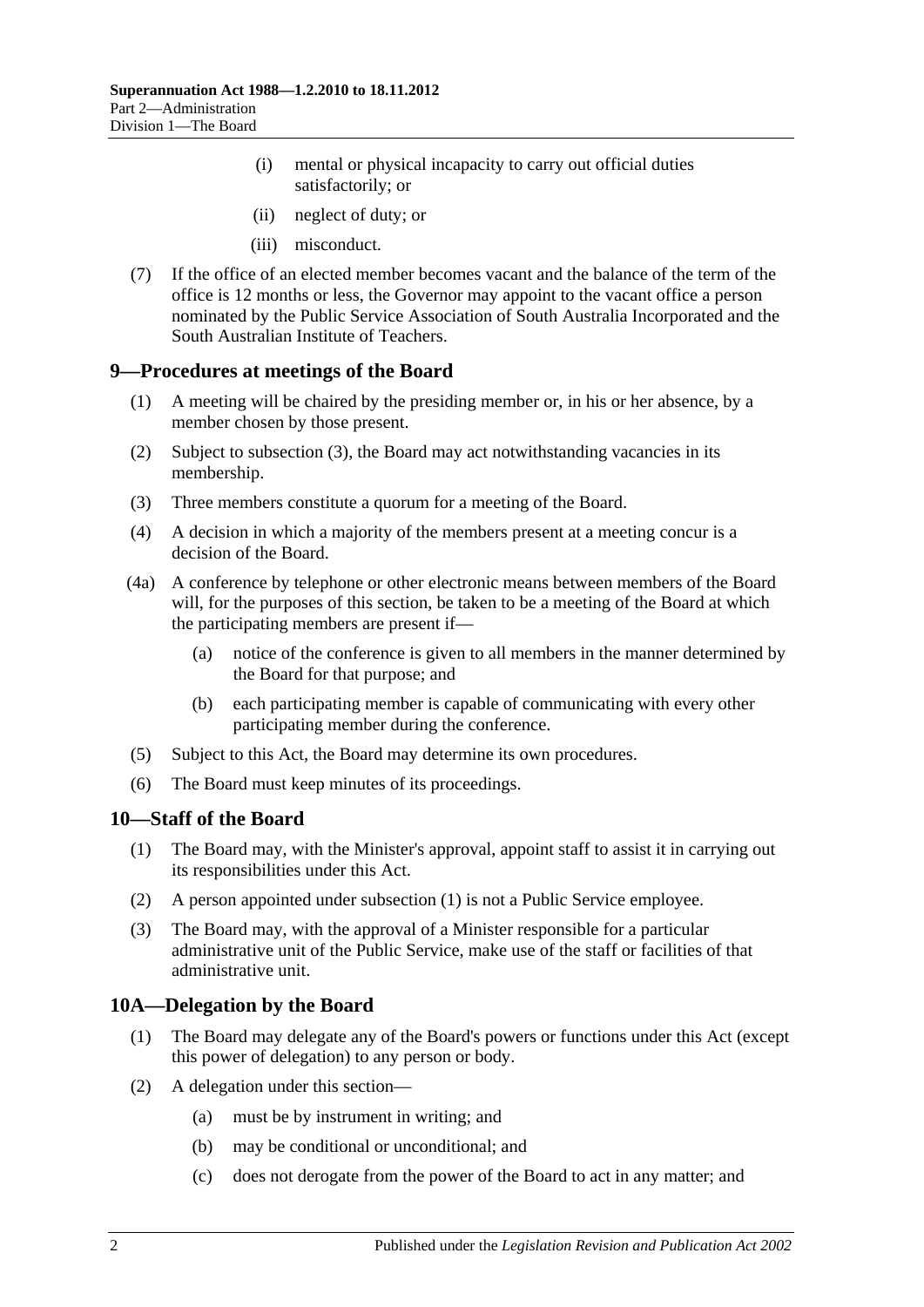(i) mental or physical incapacity to carry out official duties satisfactorily; or

(ii) neglect of duty; or

(iii) misconduct.

(7) If the office of an elected member becomes vacant and the balance of the term of the office is 12 months or less, the Governor may appoint to the vacant office a person nominated by the Public Service Association of South Australia Incorporated and the South Australian Institute of Teachers.

## 9—Procedures at meetings of the Board

(1) A meeting will be chaired by the presiding member or, in his or her absence, by a member chosen by those present.

(2) Subject to subsection (3), the Board may act notwithstanding vacancies in its membership.

(3) Three members constitute a quorum for a meeting of the Board.

(4) A decision in which a majority of the members present at a meeting concur is a decision of the Board.

(4a) A conference by telephone or other electronic means between members of the Board will, for the purposes of this section, be taken to be a meeting of the Board at which the participating members are present if—

(a) notice of the conference is given to all members in the manner determined by the Board for that purpose; and

(b) each participating member is capable of communicating with every other participating member during the conference.

(5) Subject to this Act, the Board may determine its own procedures.

(6) The Board must keep minutes of its proceedings.

## 10—Staff of the Board

(1) The Board may, with the Minister's approval, appoint staff to assist it in carrying out its responsibilities under this Act.

(2) A person appointed under subsection (1) is not a Public Service employee.

(3) The Board may, with the approval of a Minister responsible for a particular administrative unit of the Public Service, make use of the staff or facilities of that administrative unit.

## 10A—Delegation by the Board

(1) The Board may delegate any of the Board's powers or functions under this Act (except this power of delegation) to any person or body.

(2) A delegation under this section—

(a) must be by instrument in writing; and

(b) may be conditional or unconditional; and

(c) does not derogate from the power of the Board to act in any matter; and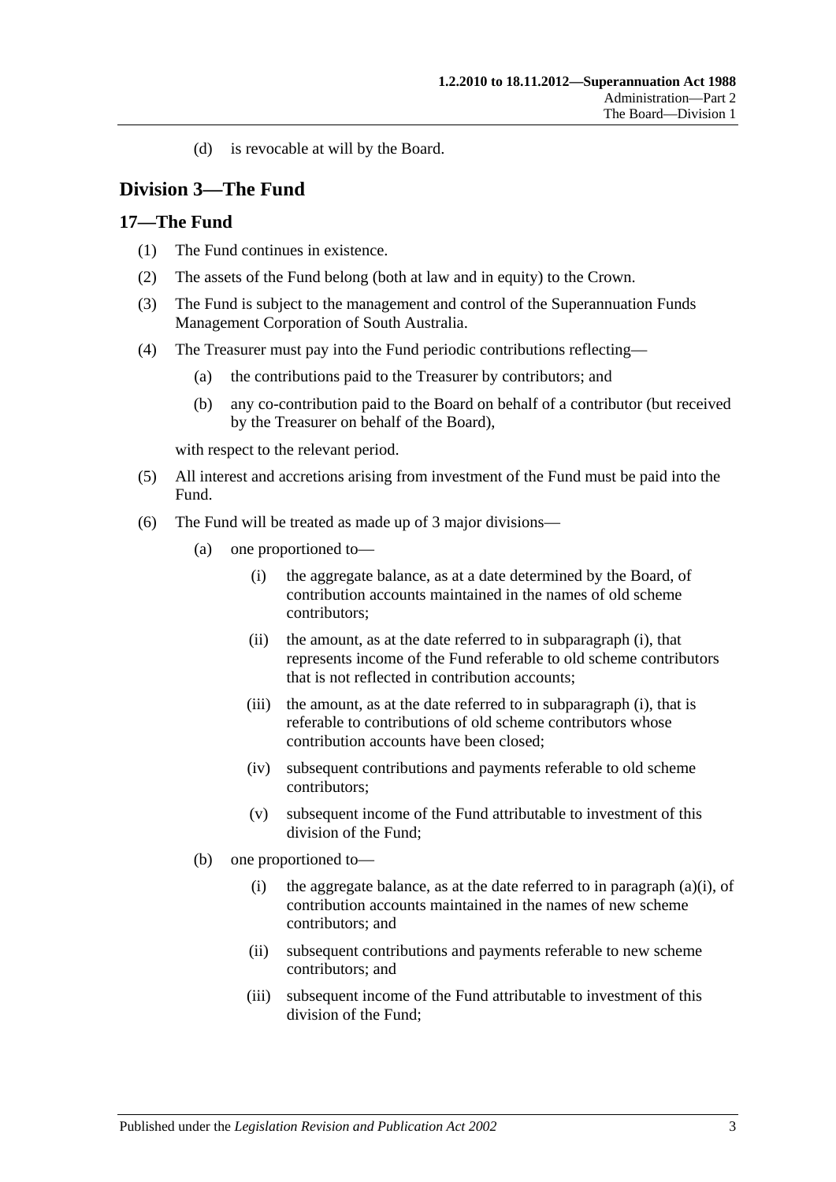(d) is revocable at will by the Board.

## Division 3—The Fund

### 17—The Fund

(1) The Fund continues in existence.

(2) The assets of the Fund belong (both at law and in equity) to the Crown.

(3) The Fund is subject to the management and control of the Superannuation Funds Management Corporation of South Australia.

(4) The Treasurer must pay into the Fund periodic contributions reflecting—

(a) the contributions paid to the Treasurer by contributors; and

(b) any co-contribution paid to the Board on behalf of a contributor (but received by the Treasurer on behalf of the Board),

with respect to the relevant period.

(5) All interest and accretions arising from investment of the Fund must be paid into the Fund.

(6) The Fund will be treated as made up of 3 major divisions—

(a) one proportioned to—

(i) the aggregate balance, as at a date determined by the Board, of contribution accounts maintained in the names of old scheme contributors;

(ii) the amount, as at the date referred to in subparagraph (i), that represents income of the Fund referable to old scheme contributors that is not reflected in contribution accounts;

(iii) the amount, as at the date referred to in subparagraph (i), that is referable to contributions of old scheme contributors whose contribution accounts have been closed;

(iv) subsequent contributions and payments referable to old scheme contributors;

(v) subsequent income of the Fund attributable to investment of this division of the Fund;

(b) one proportioned to—

(i) the aggregate balance, as at the date referred to in paragraph (a)(i), of contribution accounts maintained in the names of new scheme contributors; and

(ii) subsequent contributions and payments referable to new scheme contributors; and

(iii) subsequent income of the Fund attributable to investment of this division of the Fund;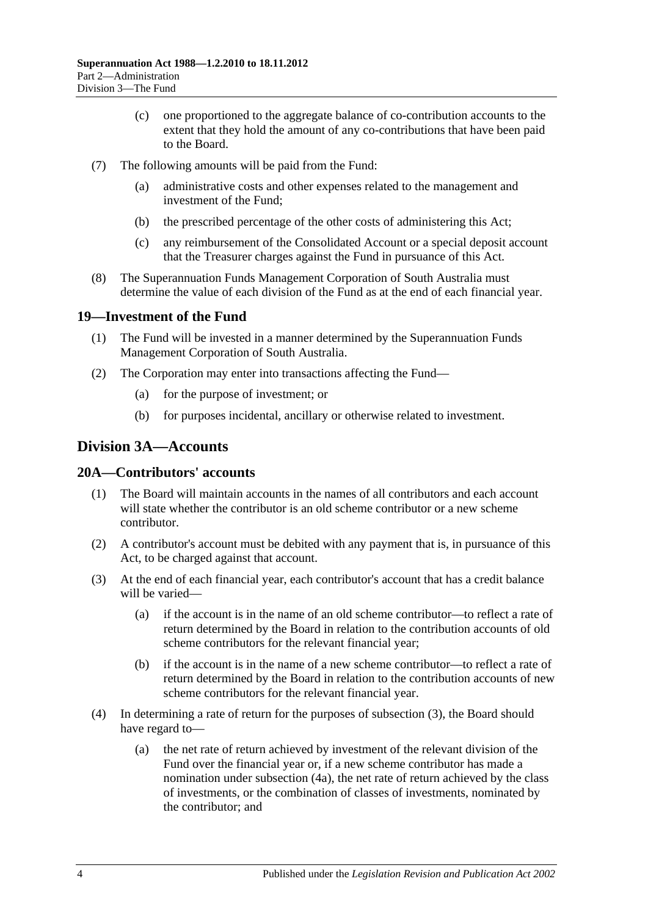(c) one proportioned to the aggregate balance of co-contribution accounts to the extent that they hold the amount of any co-contributions that have been paid to the Board.

(7) The following amounts will be paid from the Fund:

(a) administrative costs and other expenses related to the management and investment of the Fund;

(b) the prescribed percentage of the other costs of administering this Act;

(c) any reimbursement of the Consolidated Account or a special deposit account that the Treasurer charges against the Fund in pursuance of this Act.

(8) The Superannuation Funds Management Corporation of South Australia must determine the value of each division of the Fund as at the end of each financial year.

## 19—Investment of the Fund

(1) The Fund will be invested in a manner determined by the Superannuation Funds Management Corporation of South Australia.

(2) The Corporation may enter into transactions affecting the Fund—

(a) for the purpose of investment; or

(b) for purposes incidental, ancillary or otherwise related to investment.

# Division 3A—Accounts

## 20A—Contributors' accounts

(1) The Board will maintain accounts in the names of all contributors and each account will state whether the contributor is an old scheme contributor or a new scheme contributor.

(2) A contributor's account must be debited with any payment that is, in pursuance of this Act, to be charged against that account.

(3) At the end of each financial year, each contributor's account that has a credit balance will be varied—

(a) if the account is in the name of an old scheme contributor—to reflect a rate of return determined by the Board in relation to the contribution accounts of old scheme contributors for the relevant financial year;

(b) if the account is in the name of a new scheme contributor—to reflect a rate of return determined by the Board in relation to the contribution accounts of new scheme contributors for the relevant financial year.

(4) In determining a rate of return for the purposes of subsection (3), the Board should have regard to—

(a) the net rate of return achieved by investment of the relevant division of the Fund over the financial year or, if a new scheme contributor has made a nomination under subsection (4a), the net rate of return achieved by the class of investments, or the combination of classes of investments, nominated by the contributor; and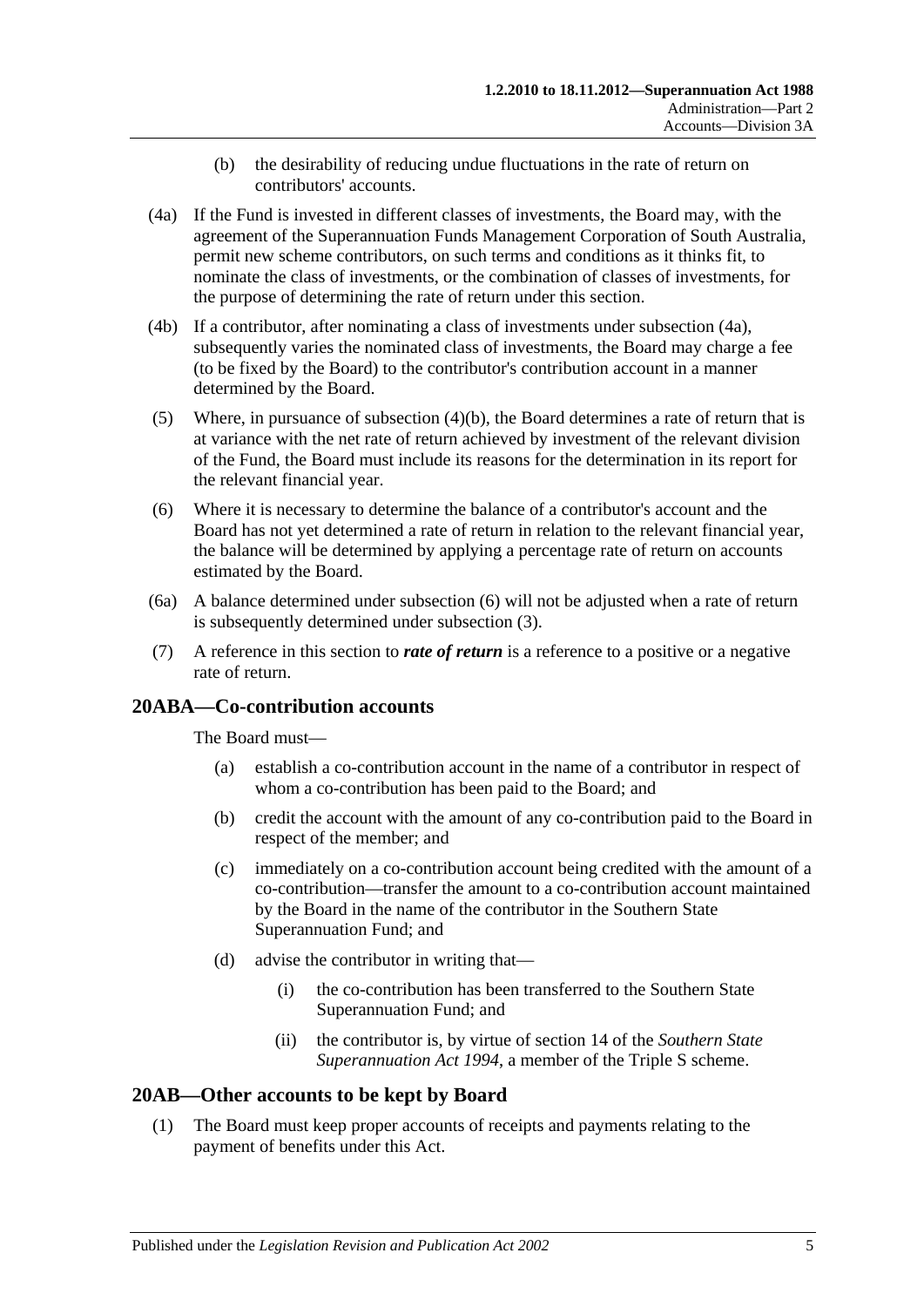(b) the desirability of reducing undue fluctuations in the rate of return on contributors' accounts.

(4a) If the Fund is invested in different classes of investments, the Board may, with the agreement of the Superannuation Funds Management Corporation of South Australia, permit new scheme contributors, on such terms and conditions as it thinks fit, to nominate the class of investments, or the combination of classes of investments, for the purpose of determining the rate of return under this section.

(4b) If a contributor, after nominating a class of investments under subsection (4a), subsequently varies the nominated class of investments, the Board may charge a fee (to be fixed by the Board) to the contributor's contribution account in a manner determined by the Board.

(5) Where, in pursuance of subsection (4)(b), the Board determines a rate of return that is at variance with the net rate of return achieved by investment of the relevant division of the Fund, the Board must include its reasons for the determination in its report for the relevant financial year.

(6) Where it is necessary to determine the balance of a contributor's account and the Board has not yet determined a rate of return in relation to the relevant financial year, the balance will be determined by applying a percentage rate of return on accounts estimated by the Board.

(6a) A balance determined under subsection (6) will not be adjusted when a rate of return is subsequently determined under subsection (3).

(7) A reference in this section to ***rate of return*** is a reference to a positive or a negative rate of return.

## 20ABA—Co-contribution accounts

The Board must—

(a) establish a co-contribution account in the name of a contributor in respect of whom a co-contribution has been paid to the Board; and

(b) credit the account with the amount of any co-contribution paid to the Board in respect of the member; and

(c) immediately on a co-contribution account being credited with the amount of a co-contribution—transfer the amount to a co-contribution account maintained by the Board in the name of the contributor in the Southern State Superannuation Fund; and

(d) advise the contributor in writing that—

(i) the co-contribution has been transferred to the Southern State Superannuation Fund; and

(ii) the contributor is, by virtue of section 14 of the *Southern State Superannuation Act 1994*, a member of the Triple S scheme.

## 20AB—Other accounts to be kept by Board

(1) The Board must keep proper accounts of receipts and payments relating to the payment of benefits under this Act.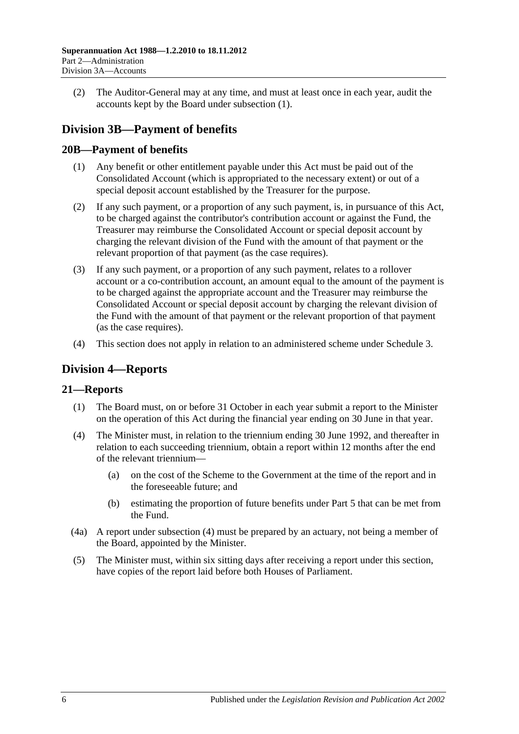(2) The Auditor-General may at any time, and must at least once in each year, audit the accounts kept by the Board under subsection (1).

## Division 3B—Payment of benefits

### 20B—Payment of benefits

(1) Any benefit or other entitlement payable under this Act must be paid out of the Consolidated Account (which is appropriated to the necessary extent) or out of a special deposit account established by the Treasurer for the purpose.

(2) If any such payment, or a proportion of any such payment, is, in pursuance of this Act, to be charged against the contributor's contribution account or against the Fund, the Treasurer may reimburse the Consolidated Account or special deposit account by charging the relevant division of the Fund with the amount of that payment or the relevant proportion of that payment (as the case requires).

(3) If any such payment, or a proportion of any such payment, relates to a rollover account or a co-contribution account, an amount equal to the amount of the payment is to be charged against the appropriate account and the Treasurer may reimburse the Consolidated Account or special deposit account by charging the relevant division of the Fund with the amount of that payment or the relevant proportion of that payment (as the case requires).

(4) This section does not apply in relation to an administered scheme under Schedule 3.

## Division 4—Reports

### 21—Reports

(1) The Board must, on or before 31 October in each year submit a report to the Minister on the operation of this Act during the financial year ending on 30 June in that year.

(4) The Minister must, in relation to the triennium ending 30 June 1992, and thereafter in relation to each succeeding triennium, obtain a report within 12 months after the end of the relevant triennium—

- (a) on the cost of the Scheme to the Government at the time of the report and in the foreseeable future; and
- (b) estimating the proportion of future benefits under Part 5 that can be met from the Fund.

(4a) A report under subsection (4) must be prepared by an actuary, not being a member of the Board, appointed by the Minister.

(5) The Minister must, within six sitting days after receiving a report under this section, have copies of the report laid before both Houses of Parliament.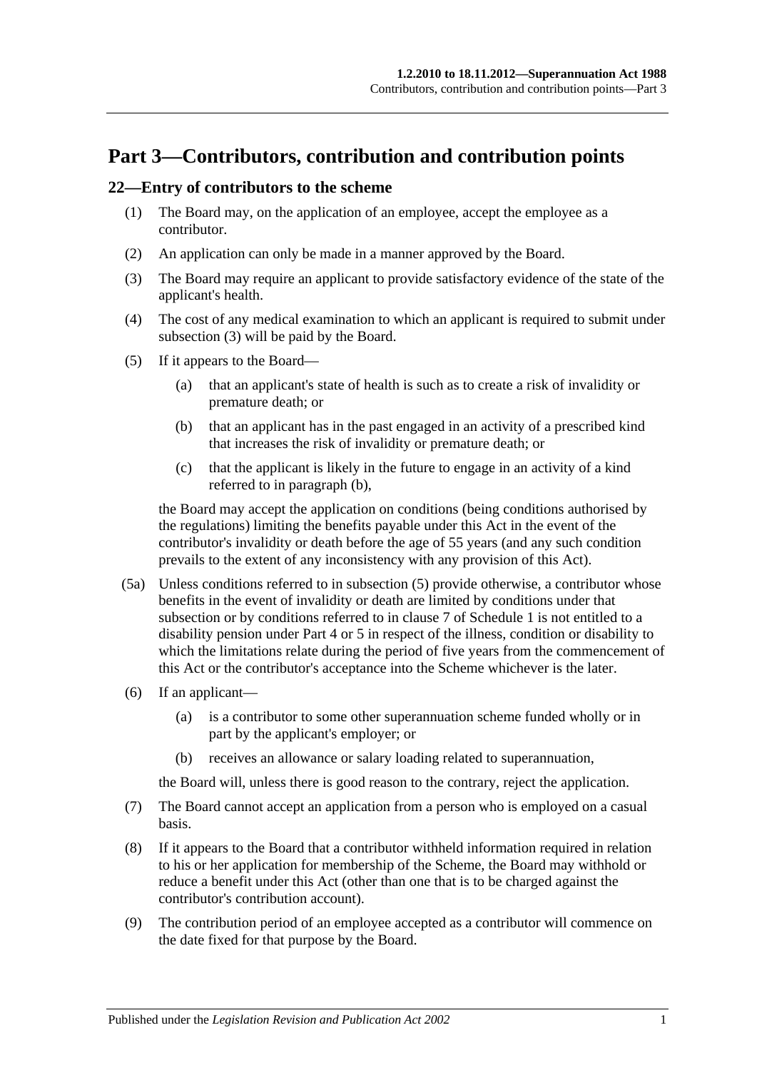# Part 3—Contributors, contribution and contribution points

## 22—Entry of contributors to the scheme

(1) The Board may, on the application of an employee, accept the employee as a contributor.

(2) An application can only be made in a manner approved by the Board.

(3) The Board may require an applicant to provide satisfactory evidence of the state of the applicant's health.

(4) The cost of any medical examination to which an applicant is required to submit under subsection (3) will be paid by the Board.

(5) If it appears to the Board—

(a) that an applicant's state of health is such as to create a risk of invalidity or premature death; or

(b) that an applicant has in the past engaged in an activity of a prescribed kind that increases the risk of invalidity or premature death; or

(c) that the applicant is likely in the future to engage in an activity of a kind referred to in paragraph (b),

the Board may accept the application on conditions (being conditions authorised by the regulations) limiting the benefits payable under this Act in the event of the contributor's invalidity or death before the age of 55 years (and any such condition prevails to the extent of any inconsistency with any provision of this Act).

(5a) Unless conditions referred to in subsection (5) provide otherwise, a contributor whose benefits in the event of invalidity or death are limited by conditions under that subsection or by conditions referred to in clause 7 of Schedule 1 is not entitled to a disability pension under Part 4 or 5 in respect of the illness, condition or disability to which the limitations relate during the period of five years from the commencement of this Act or the contributor's acceptance into the Scheme whichever is the later.

(6) If an applicant—

(a) is a contributor to some other superannuation scheme funded wholly or in part by the applicant's employer; or

(b) receives an allowance or salary loading related to superannuation,

the Board will, unless there is good reason to the contrary, reject the application.

(7) The Board cannot accept an application from a person who is employed on a casual basis.

(8) If it appears to the Board that a contributor withheld information required in relation to his or her application for membership of the Scheme, the Board may withhold or reduce a benefit under this Act (other than one that is to be charged against the contributor's contribution account).

(9) The contribution period of an employee accepted as a contributor will commence on the date fixed for that purpose by the Board.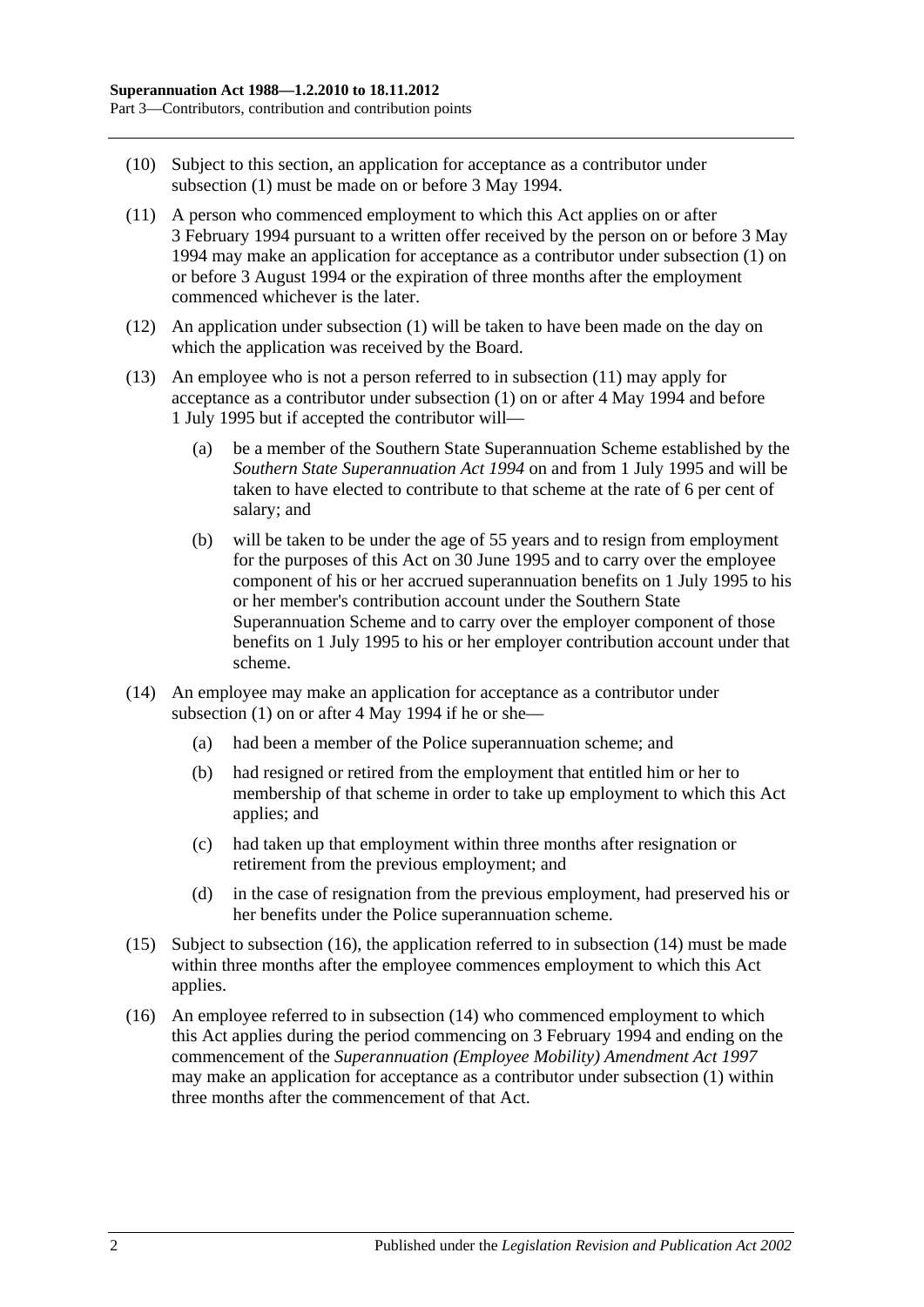(10) Subject to this section, an application for acceptance as a contributor under subsection (1) must be made on or before 3 May 1994.

(11) A person who commenced employment to which this Act applies on or after 3 February 1994 pursuant to a written offer received by the person on or before 3 May 1994 may make an application for acceptance as a contributor under subsection (1) on or before 3 August 1994 or the expiration of three months after the employment commenced whichever is the later.

(12) An application under subsection (1) will be taken to have been made on the day on which the application was received by the Board.

(13) An employee who is not a person referred to in subsection (11) may apply for acceptance as a contributor under subsection (1) on or after 4 May 1994 and before 1 July 1995 but if accepted the contributor will—

(a) be a member of the Southern State Superannuation Scheme established by the *Southern State Superannuation Act 1994* on and from 1 July 1995 and will be taken to have elected to contribute to that scheme at the rate of 6 per cent of salary; and

(b) will be taken to be under the age of 55 years and to resign from employment for the purposes of this Act on 30 June 1995 and to carry over the employee component of his or her accrued superannuation benefits on 1 July 1995 to his or her member's contribution account under the Southern State Superannuation Scheme and to carry over the employer component of those benefits on 1 July 1995 to his or her employer contribution account under that scheme.

(14) An employee may make an application for acceptance as a contributor under subsection (1) on or after 4 May 1994 if he or she—

(a) had been a member of the Police superannuation scheme; and

(b) had resigned or retired from the employment that entitled him or her to membership of that scheme in order to take up employment to which this Act applies; and

(c) had taken up that employment within three months after resignation or retirement from the previous employment; and

(d) in the case of resignation from the previous employment, had preserved his or her benefits under the Police superannuation scheme.

(15) Subject to subsection (16), the application referred to in subsection (14) must be made within three months after the employee commences employment to which this Act applies.

(16) An employee referred to in subsection (14) who commenced employment to which this Act applies during the period commencing on 3 February 1994 and ending on the commencement of the *Superannuation (Employee Mobility) Amendment Act 1997* may make an application for acceptance as a contributor under subsection (1) within three months after the commencement of that Act.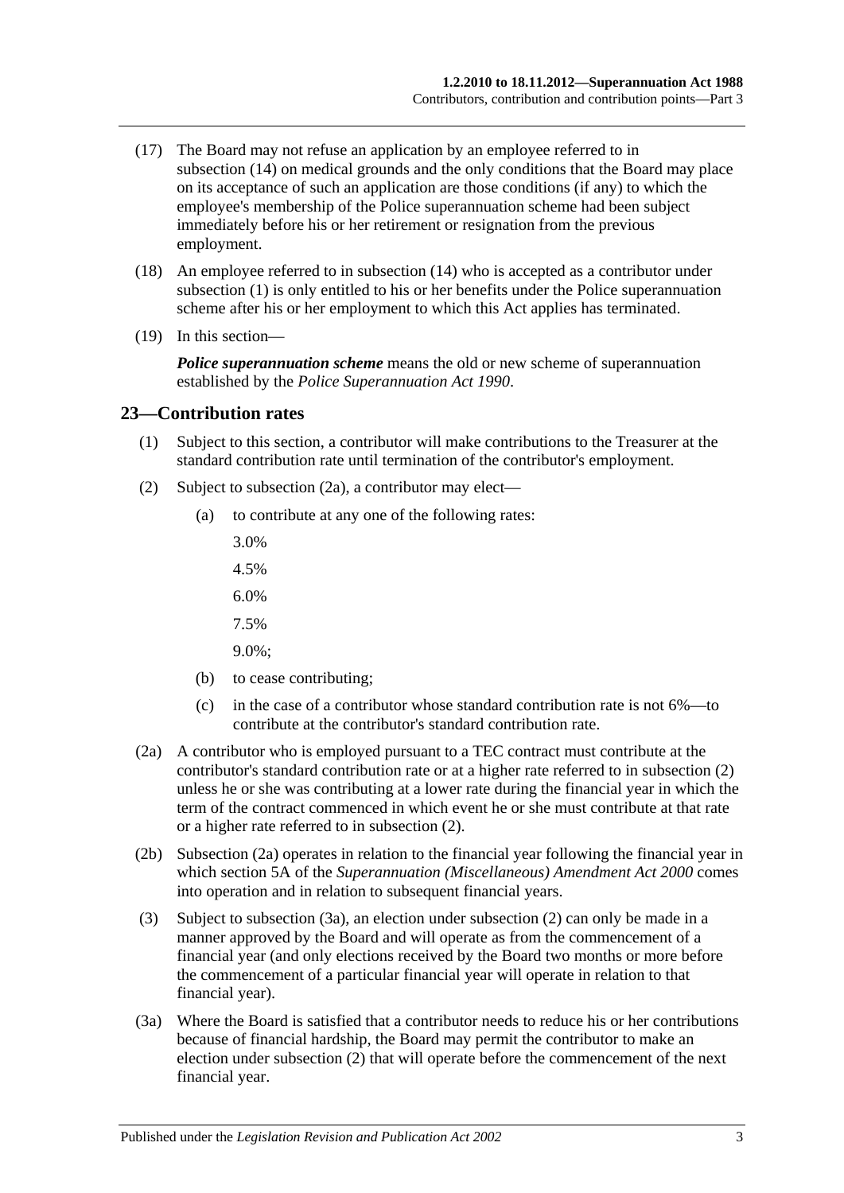(17) The Board may not refuse an application by an employee referred to in subsection (14) on medical grounds and the only conditions that the Board may place on its acceptance of such an application are those conditions (if any) to which the employee's membership of the Police superannuation scheme had been subject immediately before his or her retirement or resignation from the previous employment.

(18) An employee referred to in subsection (14) who is accepted as a contributor under subsection (1) is only entitled to his or her benefits under the Police superannuation scheme after his or her employment to which this Act applies has terminated.

(19) In this section—

***Police superannuation scheme*** means the old or new scheme of superannuation established by the *Police Superannuation Act 1990*.

## 23—Contribution rates

(1) Subject to this section, a contributor will make contributions to the Treasurer at the standard contribution rate until termination of the contributor's employment.

(2) Subject to subsection (2a), a contributor may elect—

(a) to contribute at any one of the following rates:

3.0%

4.5%

6.0%

7.5%

9.0%;

(b) to cease contributing;

(c) in the case of a contributor whose standard contribution rate is not 6%—to contribute at the contributor's standard contribution rate.

(2a) A contributor who is employed pursuant to a TEC contract must contribute at the contributor's standard contribution rate or at a higher rate referred to in subsection (2) unless he or she was contributing at a lower rate during the financial year in which the term of the contract commenced in which event he or she must contribute at that rate or a higher rate referred to in subsection (2).

(2b) Subsection (2a) operates in relation to the financial year following the financial year in which section 5A of the *Superannuation (Miscellaneous) Amendment Act 2000* comes into operation and in relation to subsequent financial years.

(3) Subject to subsection (3a), an election under subsection (2) can only be made in a manner approved by the Board and will operate as from the commencement of a financial year (and only elections received by the Board two months or more before the commencement of a particular financial year will operate in relation to that financial year).

(3a) Where the Board is satisfied that a contributor needs to reduce his or her contributions because of financial hardship, the Board may permit the contributor to make an election under subsection (2) that will operate before the commencement of the next financial year.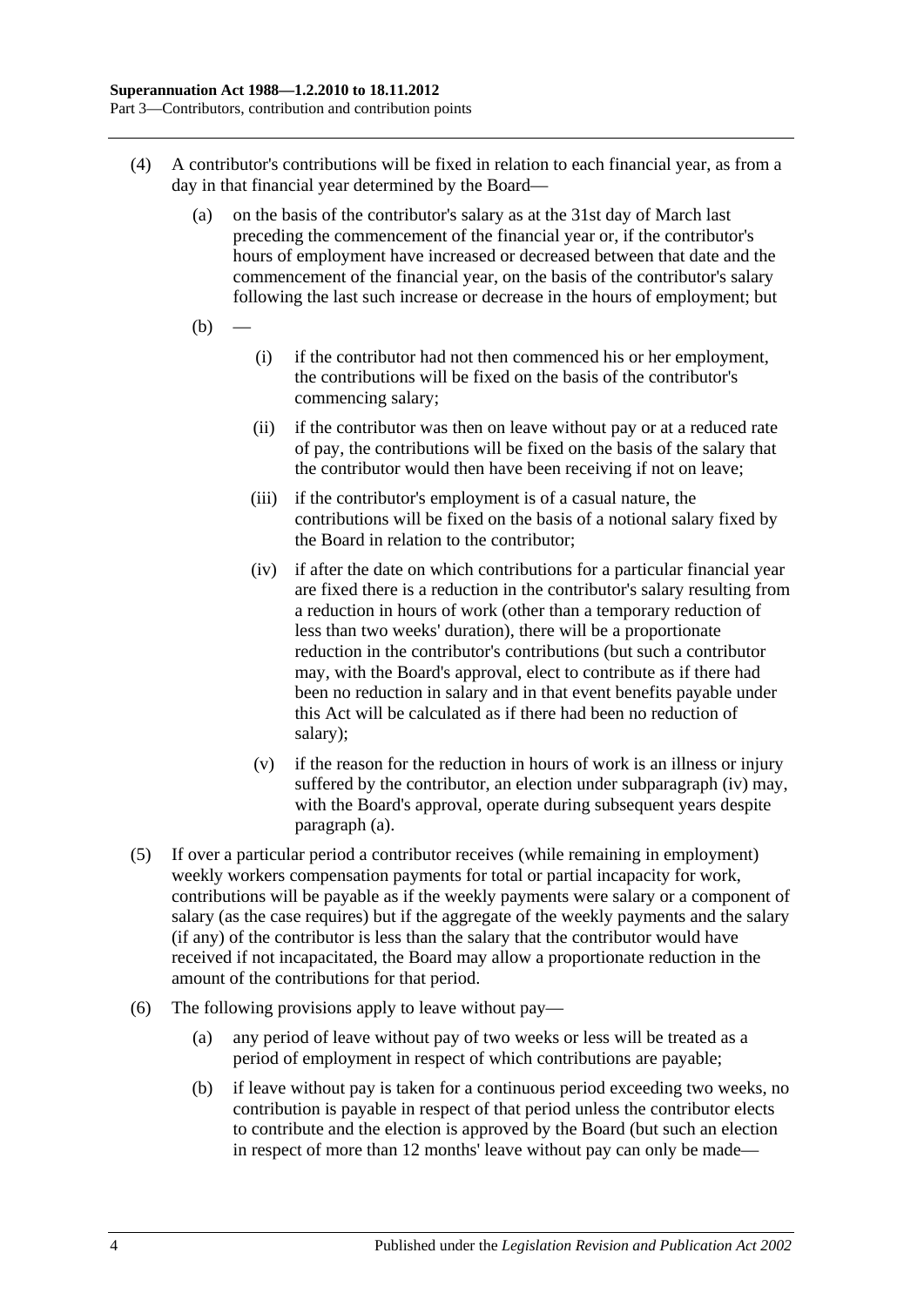(4) A contributor's contributions will be fixed in relation to each financial year, as from a day in that financial year determined by the Board—

(a) on the basis of the contributor's salary as at the 31st day of March last preceding the commencement of the financial year or, if the contributor's hours of employment have increased or decreased between that date and the commencement of the financial year, on the basis of the contributor's salary following the last such increase or decrease in the hours of employment; but

(b) —

(i) if the contributor had not then commenced his or her employment, the contributions will be fixed on the basis of the contributor's commencing salary;

(ii) if the contributor was then on leave without pay or at a reduced rate of pay, the contributions will be fixed on the basis of the salary that the contributor would then have been receiving if not on leave;

(iii) if the contributor's employment is of a casual nature, the contributions will be fixed on the basis of a notional salary fixed by the Board in relation to the contributor;

(iv) if after the date on which contributions for a particular financial year are fixed there is a reduction in the contributor's salary resulting from a reduction in hours of work (other than a temporary reduction of less than two weeks' duration), there will be a proportionate reduction in the contributor's contributions (but such a contributor may, with the Board's approval, elect to contribute as if there had been no reduction in salary and in that event benefits payable under this Act will be calculated as if there had been no reduction of salary);

(v) if the reason for the reduction in hours of work is an illness or injury suffered by the contributor, an election under subparagraph (iv) may, with the Board's approval, operate during subsequent years despite paragraph (a).

(5) If over a particular period a contributor receives (while remaining in employment) weekly workers compensation payments for total or partial incapacity for work, contributions will be payable as if the weekly payments were salary or a component of salary (as the case requires) but if the aggregate of the weekly payments and the salary (if any) of the contributor is less than the salary that the contributor would have received if not incapacitated, the Board may allow a proportionate reduction in the amount of the contributions for that period.

(6) The following provisions apply to leave without pay—

(a) any period of leave without pay of two weeks or less will be treated as a period of employment in respect of which contributions are payable;

(b) if leave without pay is taken for a continuous period exceeding two weeks, no contribution is payable in respect of that period unless the contributor elects to contribute and the election is approved by the Board (but such an election in respect of more than 12 months' leave without pay can only be made—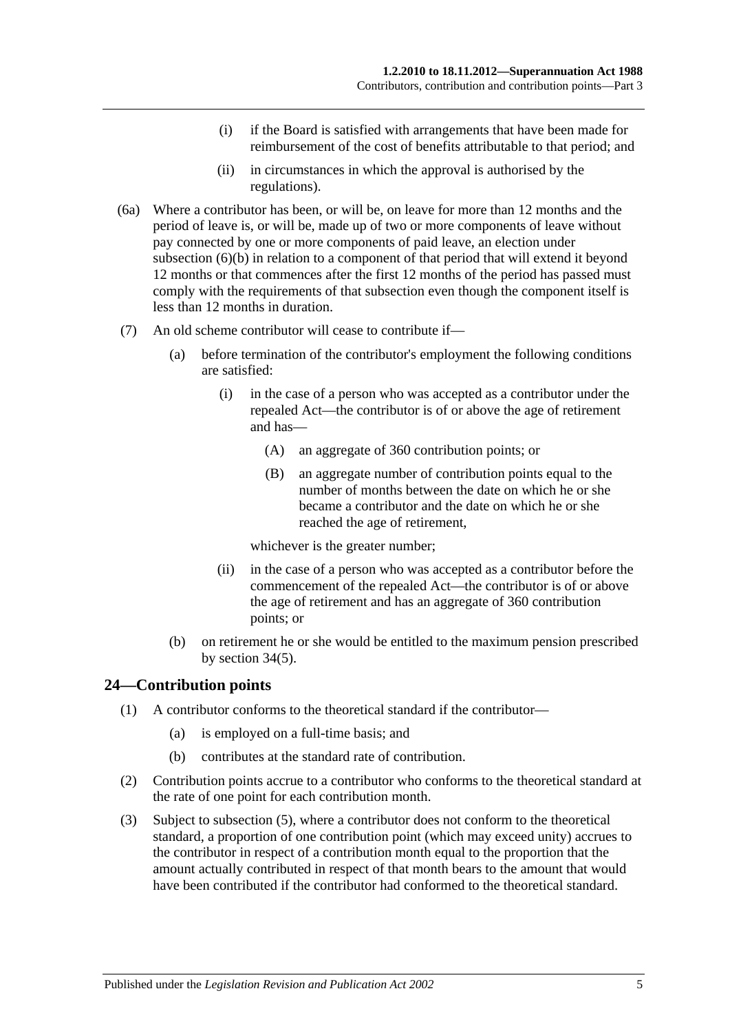(i) if the Board is satisfied with arrangements that have been made for reimbursement of the cost of benefits attributable to that period; and

(ii) in circumstances in which the approval is authorised by the regulations).

(6a) Where a contributor has been, or will be, on leave for more than 12 months and the period of leave is, or will be, made up of two or more components of leave without pay connected by one or more components of paid leave, an election under subsection (6)(b) in relation to a component of that period that will extend it beyond 12 months or that commences after the first 12 months of the period has passed must comply with the requirements of that subsection even though the component itself is less than 12 months in duration.

(7) An old scheme contributor will cease to contribute if—

(a) before termination of the contributor's employment the following conditions are satisfied:

(i) in the case of a person who was accepted as a contributor under the repealed Act—the contributor is of or above the age of retirement and has—

(A) an aggregate of 360 contribution points; or

(B) an aggregate number of contribution points equal to the number of months between the date on which he or she became a contributor and the date on which he or she reached the age of retirement,

whichever is the greater number;

(ii) in the case of a person who was accepted as a contributor before the commencement of the repealed Act—the contributor is of or above the age of retirement and has an aggregate of 360 contribution points; or

(b) on retirement he or she would be entitled to the maximum pension prescribed by section 34(5).

## 24—Contribution points

(1) A contributor conforms to the theoretical standard if the contributor—

(a) is employed on a full-time basis; and

(b) contributes at the standard rate of contribution.

(2) Contribution points accrue to a contributor who conforms to the theoretical standard at the rate of one point for each contribution month.

(3) Subject to subsection (5), where a contributor does not conform to the theoretical standard, a proportion of one contribution point (which may exceed unity) accrues to the contributor in respect of a contribution month equal to the proportion that the amount actually contributed in respect of that month bears to the amount that would have been contributed if the contributor had conformed to the theoretical standard.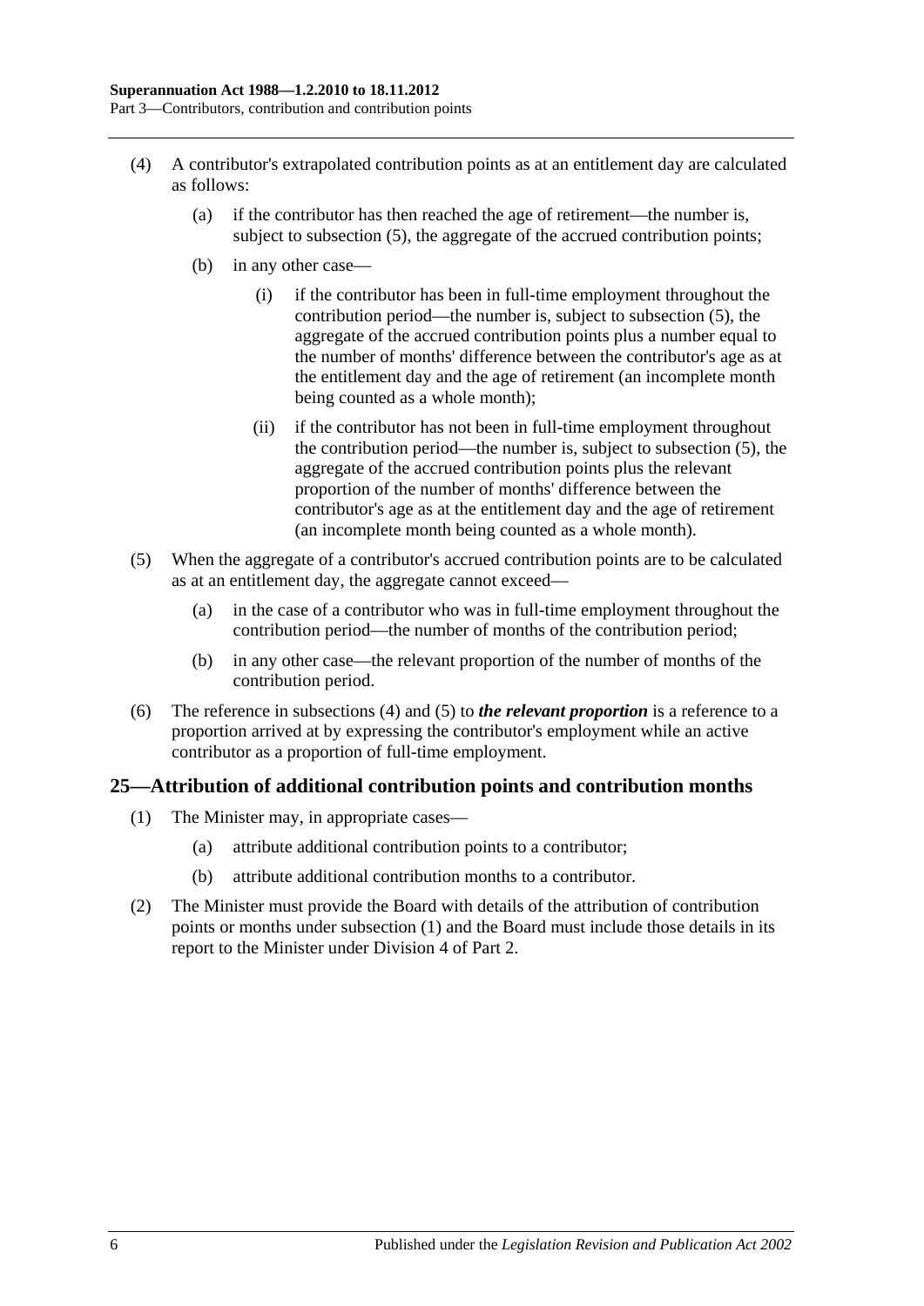(4) A contributor's extrapolated contribution points as at an entitlement day are calculated as follows:

(a) if the contributor has then reached the age of retirement—the number is, subject to subsection (5), the aggregate of the accrued contribution points;

(b) in any other case—

(i) if the contributor has been in full-time employment throughout the contribution period—the number is, subject to subsection (5), the aggregate of the accrued contribution points plus a number equal to the number of months' difference between the contributor's age as at the entitlement day and the age of retirement (an incomplete month being counted as a whole month);

(ii) if the contributor has not been in full-time employment throughout the contribution period—the number is, subject to subsection (5), the aggregate of the accrued contribution points plus the relevant proportion of the number of months' difference between the contributor's age as at the entitlement day and the age of retirement (an incomplete month being counted as a whole month).

(5) When the aggregate of a contributor's accrued contribution points are to be calculated as at an entitlement day, the aggregate cannot exceed—

(a) in the case of a contributor who was in full-time employment throughout the contribution period—the number of months of the contribution period;

(b) in any other case—the relevant proportion of the number of months of the contribution period.

(6) The reference in subsections (4) and (5) to ***the relevant proportion*** is a reference to a proportion arrived at by expressing the contributor's employment while an active contributor as a proportion of full-time employment.

## 25—Attribution of additional contribution points and contribution months

(1) The Minister may, in appropriate cases—

(a) attribute additional contribution points to a contributor;

(b) attribute additional contribution months to a contributor.

(2) The Minister must provide the Board with details of the attribution of contribution points or months under subsection (1) and the Board must include those details in its report to the Minister under Division 4 of Part 2.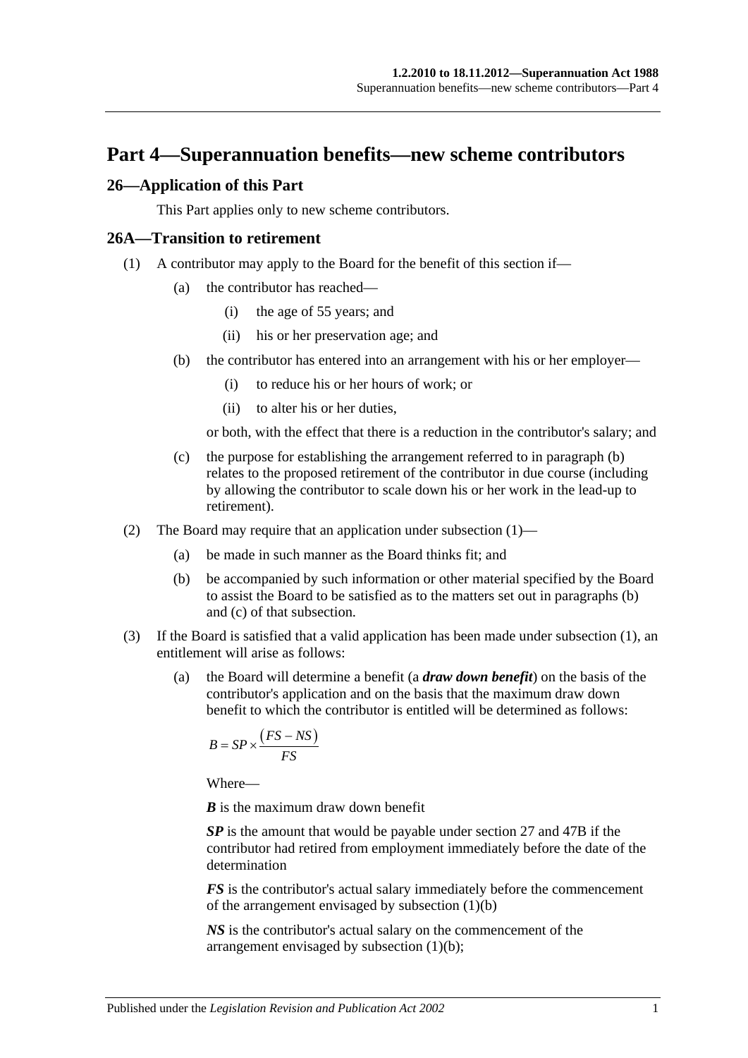# Part 4—Superannuation benefits—new scheme contributors

## 26—Application of this Part

This Part applies only to new scheme contributors.

## 26A—Transition to retirement

(1) A contributor may apply to the Board for the benefit of this section if—

(a) the contributor has reached—

(i) the age of 55 years; and

(ii) his or her preservation age; and

(b) the contributor has entered into an arrangement with his or her employer—

(i) to reduce his or her hours of work; or

(ii) to alter his or her duties,

or both, with the effect that there is a reduction in the contributor's salary; and

(c) the purpose for establishing the arrangement referred to in paragraph (b) relates to the proposed retirement of the contributor in due course (including by allowing the contributor to scale down his or her work in the lead-up to retirement).

(2) The Board may require that an application under subsection (1)—

(a) be made in such manner as the Board thinks fit; and

(b) be accompanied by such information or other material specified by the Board to assist the Board to be satisfied as to the matters set out in paragraphs (b) and (c) of that subsection.

(3) If the Board is satisfied that a valid application has been made under subsection (1), an entitlement will arise as follows:

(a) the Board will determine a benefit (a ***draw down benefit***) on the basis of the contributor's application and on the basis that the maximum draw down benefit to which the contributor is entitled will be determined as follows:

$$B = SP \times \frac{(FS - NS)}{FS}$$

Where—

***B*** is the maximum draw down benefit

***SP*** is the amount that would be payable under section 27 and 47B if the contributor had retired from employment immediately before the date of the determination

***FS*** is the contributor's actual salary immediately before the commencement of the arrangement envisaged by subsection (1)(b)

***NS*** is the contributor's actual salary on the commencement of the arrangement envisaged by subsection (1)(b);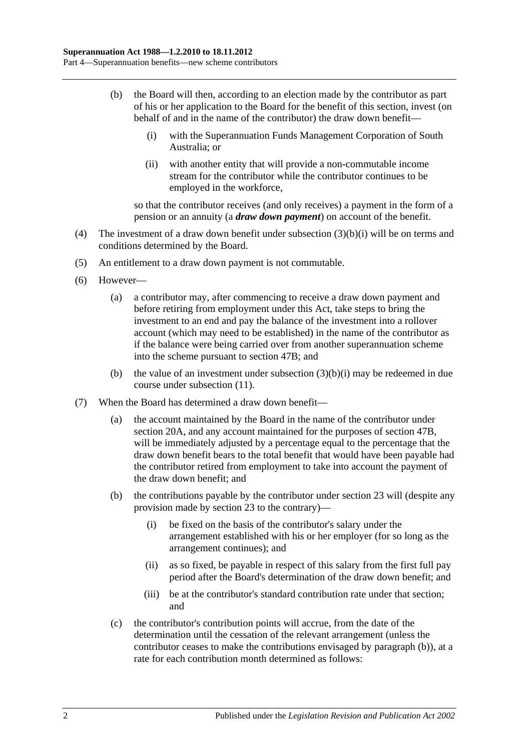(b) the Board will then, according to an election made by the contributor as part of his or her application to the Board for the benefit of this section, invest (on behalf of and in the name of the contributor) the draw down benefit—

(i) with the Superannuation Funds Management Corporation of South Australia; or

(ii) with another entity that will provide a non-commutable income stream for the contributor while the contributor continues to be employed in the workforce,

so that the contributor receives (and only receives) a payment in the form of a pension or an annuity (a ***draw down payment***) on account of the benefit.

(4) The investment of a draw down benefit under subsection (3)(b)(i) will be on terms and conditions determined by the Board.

(5) An entitlement to a draw down payment is not commutable.

(6) However—

(a) a contributor may, after commencing to receive a draw down payment and before retiring from employment under this Act, take steps to bring the investment to an end and pay the balance of the investment into a rollover account (which may need to be established) in the name of the contributor as if the balance were being carried over from another superannuation scheme into the scheme pursuant to section 47B; and

(b) the value of an investment under subsection (3)(b)(i) may be redeemed in due course under subsection (11).

(7) When the Board has determined a draw down benefit—

(a) the account maintained by the Board in the name of the contributor under section 20A, and any account maintained for the purposes of section 47B, will be immediately adjusted by a percentage equal to the percentage that the draw down benefit bears to the total benefit that would have been payable had the contributor retired from employment to take into account the payment of the draw down benefit; and

(b) the contributions payable by the contributor under section 23 will (despite any provision made by section 23 to the contrary)—

(i) be fixed on the basis of the contributor's salary under the arrangement established with his or her employer (for so long as the arrangement continues); and

(ii) as so fixed, be payable in respect of this salary from the first full pay period after the Board's determination of the draw down benefit; and

(iii) be at the contributor's standard contribution rate under that section; and

(c) the contributor's contribution points will accrue, from the date of the determination until the cessation of the relevant arrangement (unless the contributor ceases to make the contributions envisaged by paragraph (b)), at a rate for each contribution month determined as follows: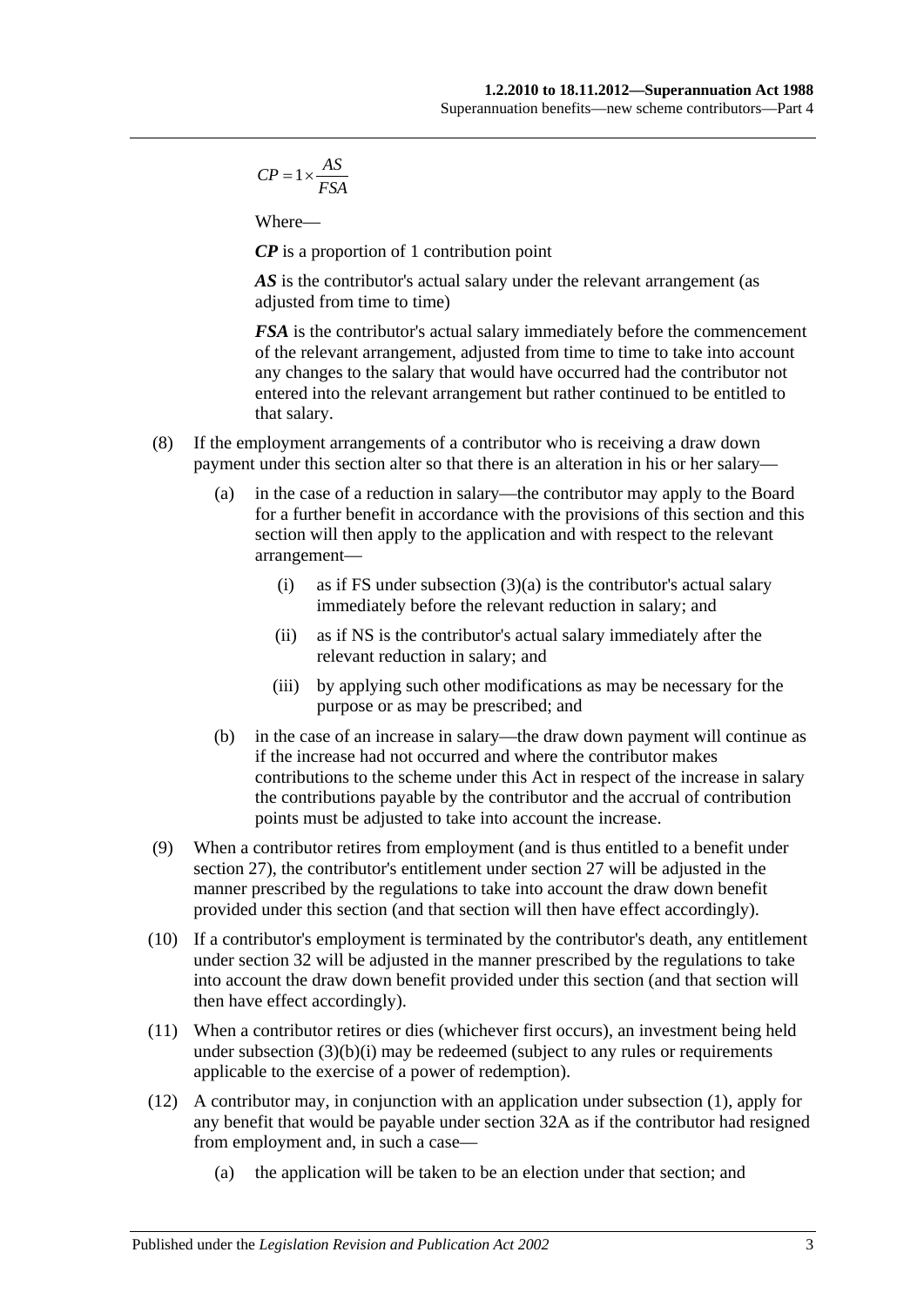$$CP = 1 \times \frac{AS}{FSA}$$

Where—

***CP*** is a proportion of 1 contribution point

***AS*** is the contributor's actual salary under the relevant arrangement (as adjusted from time to time)

***FSA*** is the contributor's actual salary immediately before the commencement of the relevant arrangement, adjusted from time to time to take into account any changes to the salary that would have occurred had the contributor not entered into the relevant arrangement but rather continued to be entitled to that salary.

(8) If the employment arrangements of a contributor who is receiving a draw down payment under this section alter so that there is an alteration in his or her salary—

(a) in the case of a reduction in salary—the contributor may apply to the Board for a further benefit in accordance with the provisions of this section and this section will then apply to the application and with respect to the relevant arrangement—

(i) as if FS under subsection (3)(a) is the contributor's actual salary immediately before the relevant reduction in salary; and

(ii) as if NS is the contributor's actual salary immediately after the relevant reduction in salary; and

(iii) by applying such other modifications as may be necessary for the purpose or as may be prescribed; and

(b) in the case of an increase in salary—the draw down payment will continue as if the increase had not occurred and where the contributor makes contributions to the scheme under this Act in respect of the increase in salary the contributions payable by the contributor and the accrual of contribution points must be adjusted to take into account the increase.

(9) When a contributor retires from employment (and is thus entitled to a benefit under section 27), the contributor's entitlement under section 27 will be adjusted in the manner prescribed by the regulations to take into account the draw down benefit provided under this section (and that section will then have effect accordingly).

(10) If a contributor's employment is terminated by the contributor's death, any entitlement under section 32 will be adjusted in the manner prescribed by the regulations to take into account the draw down benefit provided under this section (and that section will then have effect accordingly).

(11) When a contributor retires or dies (whichever first occurs), an investment being held under subsection (3)(b)(i) may be redeemed (subject to any rules or requirements applicable to the exercise of a power of redemption).

(12) A contributor may, in conjunction with an application under subsection (1), apply for any benefit that would be payable under section 32A as if the contributor had resigned from employment and, in such a case—

(a) the application will be taken to be an election under that section; and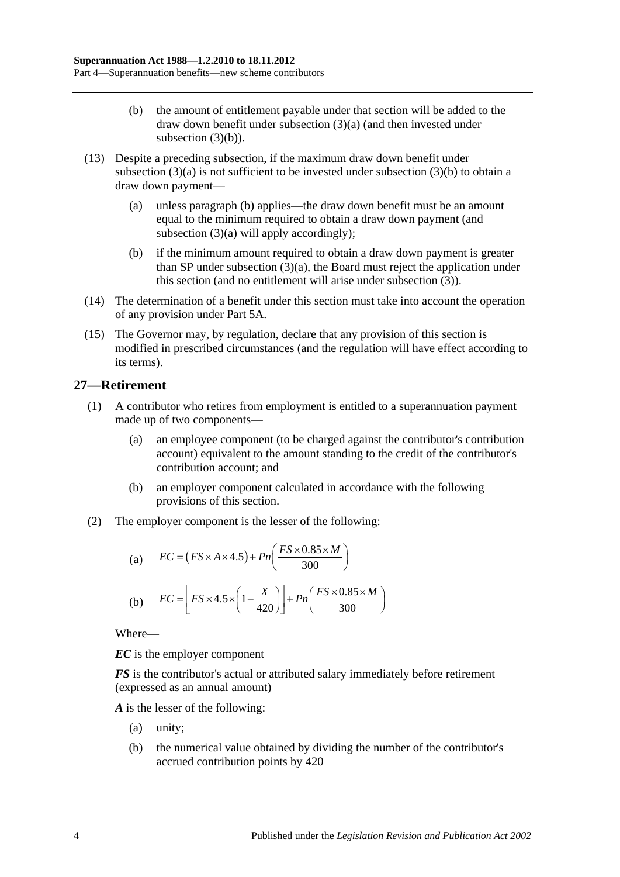(b) the amount of entitlement payable under that section will be added to the draw down benefit under subsection (3)(a) (and then invested under subsection (3)(b)).

(13) Despite a preceding subsection, if the maximum draw down benefit under subsection (3)(a) is not sufficient to be invested under subsection (3)(b) to obtain a draw down payment—

(a) unless paragraph (b) applies—the draw down benefit must be an amount equal to the minimum required to obtain a draw down payment (and subsection (3)(a) will apply accordingly);

(b) if the minimum amount required to obtain a draw down payment is greater than SP under subsection (3)(a), the Board must reject the application under this section (and no entitlement will arise under subsection (3)).

(14) The determination of a benefit under this section must take into account the operation of any provision under Part 5A.

(15) The Governor may, by regulation, declare that any provision of this section is modified in prescribed circumstances (and the regulation will have effect according to its terms).

## 27—Retirement

(1) A contributor who retires from employment is entitled to a superannuation payment made up of two components—

(a) an employee component (to be charged against the contributor's contribution account) equivalent to the amount standing to the credit of the contributor's contribution account; and

(b) an employer component calculated in accordance with the following provisions of this section.

(2) The employer component is the lesser of the following:

(a) $$EC = (FS \times A \times 4.5) + Pn\left(\frac{FS \times 0.85 \times M}{300}\right)$$

(b) $$EC = \left[FS \times 4.5 \times \left(1 - \frac{X}{420}\right)\right] + Pn\left(\frac{FS \times 0.85 \times M}{300}\right)$$

Where—

***EC*** is the employer component

***FS*** is the contributor's actual or attributed salary immediately before retirement (expressed as an annual amount)

***A*** is the lesser of the following:

(a) unity;

(b) the numerical value obtained by dividing the number of the contributor's accrued contribution points by 420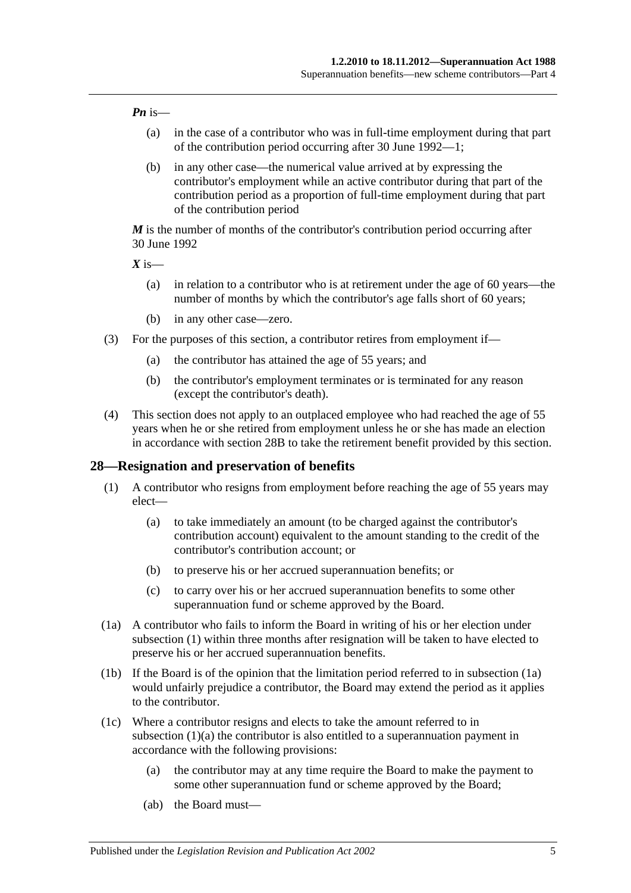$Pn$ is—

(a) in the case of a contributor who was in full-time employment during that part of the contribution period occurring after 30 June 1992—1;

(b) in any other case—the numerical value arrived at by expressing the contributor's employment while an active contributor during that part of the contribution period as a proportion of full-time employment during that part of the contribution period

$M$ is the number of months of the contributor's contribution period occurring after 30 June 1992

$X$ is—

(a) in relation to a contributor who is at retirement under the age of 60 years—the number of months by which the contributor's age falls short of 60 years;

(b) in any other case—zero.

(3) For the purposes of this section, a contributor retires from employment if—

(a) the contributor has attained the age of 55 years; and

(b) the contributor's employment terminates or is terminated for any reason (except the contributor's death).

(4) This section does not apply to an outplaced employee who had reached the age of 55 years when he or she retired from employment unless he or she has made an election in accordance with section 28B to take the retirement benefit provided by this section.

## 28—Resignation and preservation of benefits

(1) A contributor who resigns from employment before reaching the age of 55 years may elect—

(a) to take immediately an amount (to be charged against the contributor's contribution account) equivalent to the amount standing to the credit of the contributor's contribution account; or

(b) to preserve his or her accrued superannuation benefits; or

(c) to carry over his or her accrued superannuation benefits to some other superannuation fund or scheme approved by the Board.

(1a) A contributor who fails to inform the Board in writing of his or her election under subsection (1) within three months after resignation will be taken to have elected to preserve his or her accrued superannuation benefits.

(1b) If the Board is of the opinion that the limitation period referred to in subsection (1a) would unfairly prejudice a contributor, the Board may extend the period as it applies to the contributor.

(1c) Where a contributor resigns and elects to take the amount referred to in subsection (1)(a) the contributor is also entitled to a superannuation payment in accordance with the following provisions:

(a) the contributor may at any time require the Board to make the payment to some other superannuation fund or scheme approved by the Board;

(ab) the Board must—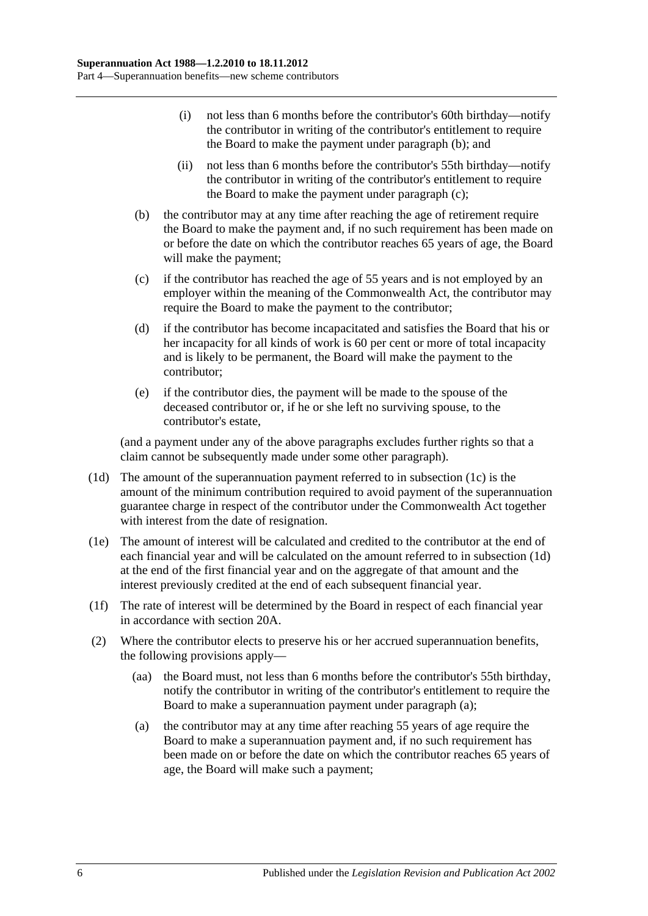(i) not less than 6 months before the contributor's 60th birthday—notify the contributor in writing of the contributor's entitlement to require the Board to make the payment under paragraph (b); and

(ii) not less than 6 months before the contributor's 55th birthday—notify the contributor in writing of the contributor's entitlement to require the Board to make the payment under paragraph (c);

(b) the contributor may at any time after reaching the age of retirement require the Board to make the payment and, if no such requirement has been made on or before the date on which the contributor reaches 65 years of age, the Board will make the payment;

(c) if the contributor has reached the age of 55 years and is not employed by an employer within the meaning of the Commonwealth Act, the contributor may require the Board to make the payment to the contributor;

(d) if the contributor has become incapacitated and satisfies the Board that his or her incapacity for all kinds of work is 60 per cent or more of total incapacity and is likely to be permanent, the Board will make the payment to the contributor;

(e) if the contributor dies, the payment will be made to the spouse of the deceased contributor or, if he or she left no surviving spouse, to the contributor's estate,

(and a payment under any of the above paragraphs excludes further rights so that a claim cannot be subsequently made under some other paragraph).

(1d) The amount of the superannuation payment referred to in subsection (1c) is the amount of the minimum contribution required to avoid payment of the superannuation guarantee charge in respect of the contributor under the Commonwealth Act together with interest from the date of resignation.

(1e) The amount of interest will be calculated and credited to the contributor at the end of each financial year and will be calculated on the amount referred to in subsection (1d) at the end of the first financial year and on the aggregate of that amount and the interest previously credited at the end of each subsequent financial year.

(1f) The rate of interest will be determined by the Board in respect of each financial year in accordance with section 20A.

(2) Where the contributor elects to preserve his or her accrued superannuation benefits, the following provisions apply—

(aa) the Board must, not less than 6 months before the contributor's 55th birthday, notify the contributor in writing of the contributor's entitlement to require the Board to make a superannuation payment under paragraph (a);

(a) the contributor may at any time after reaching 55 years of age require the Board to make a superannuation payment and, if no such requirement has been made on or before the date on which the contributor reaches 65 years of age, the Board will make such a payment;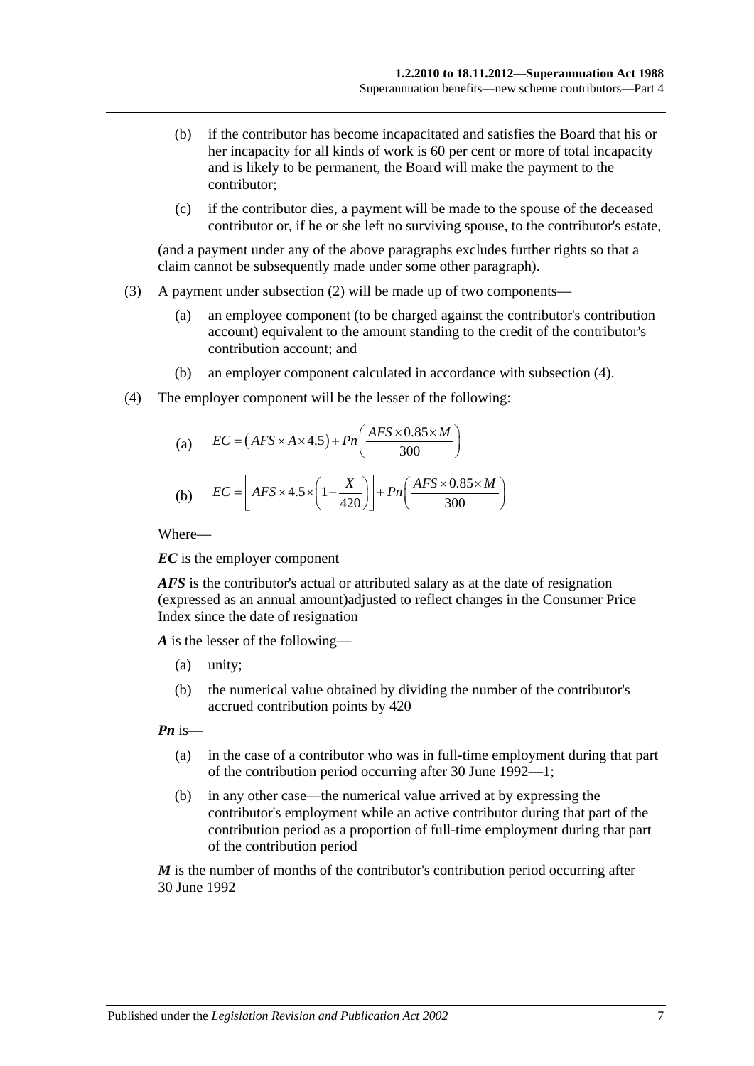(b) if the contributor has become incapacitated and satisfies the Board that his or her incapacity for all kinds of work is 60 per cent or more of total incapacity and is likely to be permanent, the Board will make the payment to the contributor;

(c) if the contributor dies, a payment will be made to the spouse of the deceased contributor or, if he or she left no surviving spouse, to the contributor's estate,

(and a payment under any of the above paragraphs excludes further rights so that a claim cannot be subsequently made under some other paragraph).

(3) A payment under subsection (2) will be made up of two components—

(a) an employee component (to be charged against the contributor's contribution account) equivalent to the amount standing to the credit of the contributor's contribution account; and

(b) an employer component calculated in accordance with subsection (4).

(4) The employer component will be the lesser of the following:

(a) $$EC = \left(AFS \times A \times 4.5\right) + Pn\left(\frac{AFS \times 0.85 \times M}{300}\right)$$

(b) $$EC = \left[AFS \times 4.5 \times \left(1 - \frac{X}{420}\right)\right] + Pn\left(\frac{AFS \times 0.85 \times M}{300}\right)$$

Where—

***EC*** is the employer component

***AFS*** is the contributor's actual or attributed salary as at the date of resignation (expressed as an annual amount)adjusted to reflect changes in the Consumer Price Index since the date of resignation

***A*** is the lesser of the following—

(a) unity;

(b) the numerical value obtained by dividing the number of the contributor's accrued contribution points by 420

***Pn*** is—

(a) in the case of a contributor who was in full-time employment during that part of the contribution period occurring after 30 June 1992—1;

(b) in any other case—the numerical value arrived at by expressing the contributor's employment while an active contributor during that part of the contribution period as a proportion of full-time employment during that part of the contribution period

***M*** is the number of months of the contributor's contribution period occurring after 30 June 1992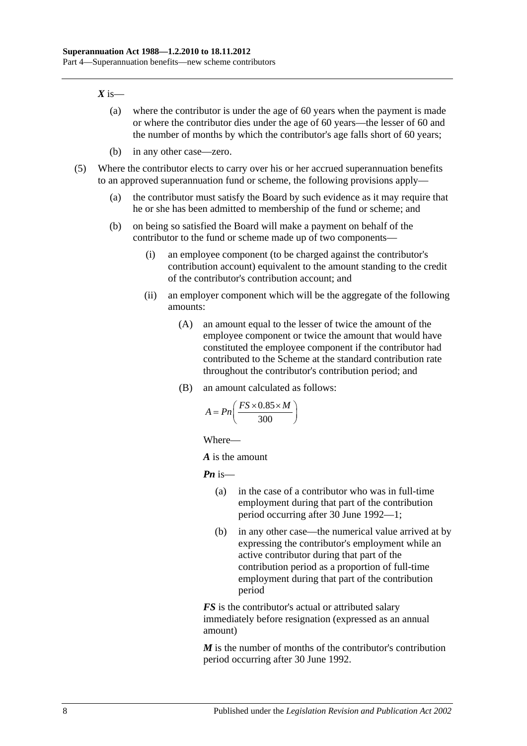***X*** is—

(a) where the contributor is under the age of 60 years when the payment is made or where the contributor dies under the age of 60 years—the lesser of 60 and the number of months by which the contributor's age falls short of 60 years;

(b) in any other case—zero.

(5) Where the contributor elects to carry over his or her accrued superannuation benefits to an approved superannuation fund or scheme, the following provisions apply—

(a) the contributor must satisfy the Board by such evidence as it may require that he or she has been admitted to membership of the fund or scheme; and

(b) on being so satisfied the Board will make a payment on behalf of the contributor to the fund or scheme made up of two components—

(i) an employee component (to be charged against the contributor's contribution account) equivalent to the amount standing to the credit of the contributor's contribution account; and

(ii) an employer component which will be the aggregate of the following amounts:

(A) an amount equal to the lesser of twice the amount of the employee component or twice the amount that would have constituted the employee component if the contributor had contributed to the Scheme at the standard contribution rate throughout the contributor's contribution period; and

(B) an amount calculated as follows:

$$A = Pn\left(\frac{FS \times 0.85 \times M}{300}\right)$$

Where—

***A*** is the amount

***Pn*** is—

(a) in the case of a contributor who was in full-time employment during that part of the contribution period occurring after 30 June 1992—1;

(b) in any other case—the numerical value arrived at by expressing the contributor's employment while an active contributor during that part of the contribution period as a proportion of full-time employment during that part of the contribution period

***FS*** is the contributor's actual or attributed salary immediately before resignation (expressed as an annual amount)

***M*** is the number of months of the contributor's contribution period occurring after 30 June 1992.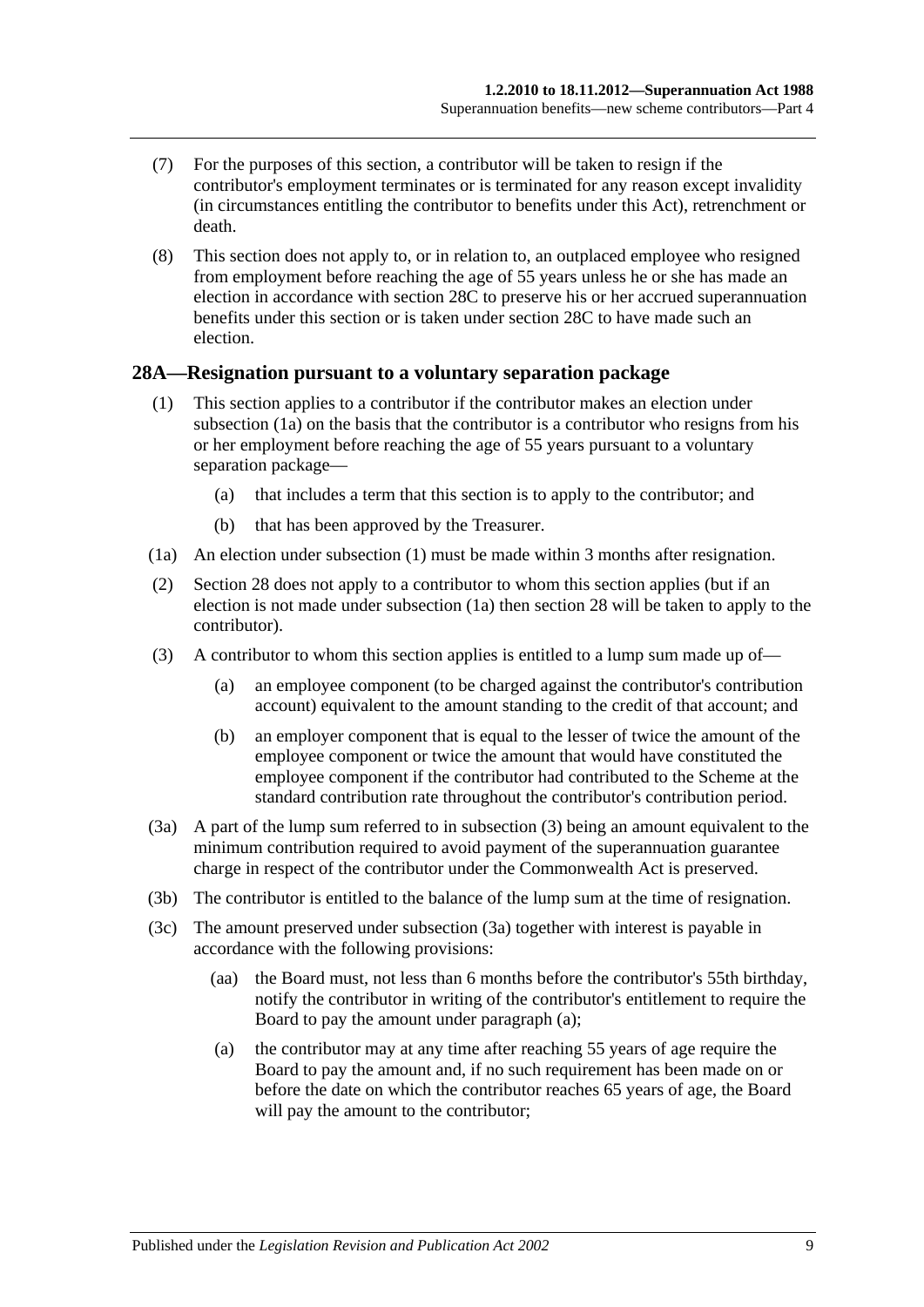(7) For the purposes of this section, a contributor will be taken to resign if the contributor's employment terminates or is terminated for any reason except invalidity (in circumstances entitling the contributor to benefits under this Act), retrenchment or death.

(8) This section does not apply to, or in relation to, an outplaced employee who resigned from employment before reaching the age of 55 years unless he or she has made an election in accordance with section 28C to preserve his or her accrued superannuation benefits under this section or is taken under section 28C to have made such an election.

## 28A—Resignation pursuant to a voluntary separation package

(1) This section applies to a contributor if the contributor makes an election under subsection (1a) on the basis that the contributor is a contributor who resigns from his or her employment before reaching the age of 55 years pursuant to a voluntary separation package—

(a) that includes a term that this section is to apply to the contributor; and

(b) that has been approved by the Treasurer.

(1a) An election under subsection (1) must be made within 3 months after resignation.

(2) Section 28 does not apply to a contributor to whom this section applies (but if an election is not made under subsection (1a) then section 28 will be taken to apply to the contributor).

(3) A contributor to whom this section applies is entitled to a lump sum made up of—

(a) an employee component (to be charged against the contributor's contribution account) equivalent to the amount standing to the credit of that account; and

(b) an employer component that is equal to the lesser of twice the amount of the employee component or twice the amount that would have constituted the employee component if the contributor had contributed to the Scheme at the standard contribution rate throughout the contributor's contribution period.

(3a) A part of the lump sum referred to in subsection (3) being an amount equivalent to the minimum contribution required to avoid payment of the superannuation guarantee charge in respect of the contributor under the Commonwealth Act is preserved.

(3b) The contributor is entitled to the balance of the lump sum at the time of resignation.

(3c) The amount preserved under subsection (3a) together with interest is payable in accordance with the following provisions:

(aa) the Board must, not less than 6 months before the contributor's 55th birthday, notify the contributor in writing of the contributor's entitlement to require the Board to pay the amount under paragraph (a);

(a) the contributor may at any time after reaching 55 years of age require the Board to pay the amount and, if no such requirement has been made on or before the date on which the contributor reaches 65 years of age, the Board will pay the amount to the contributor;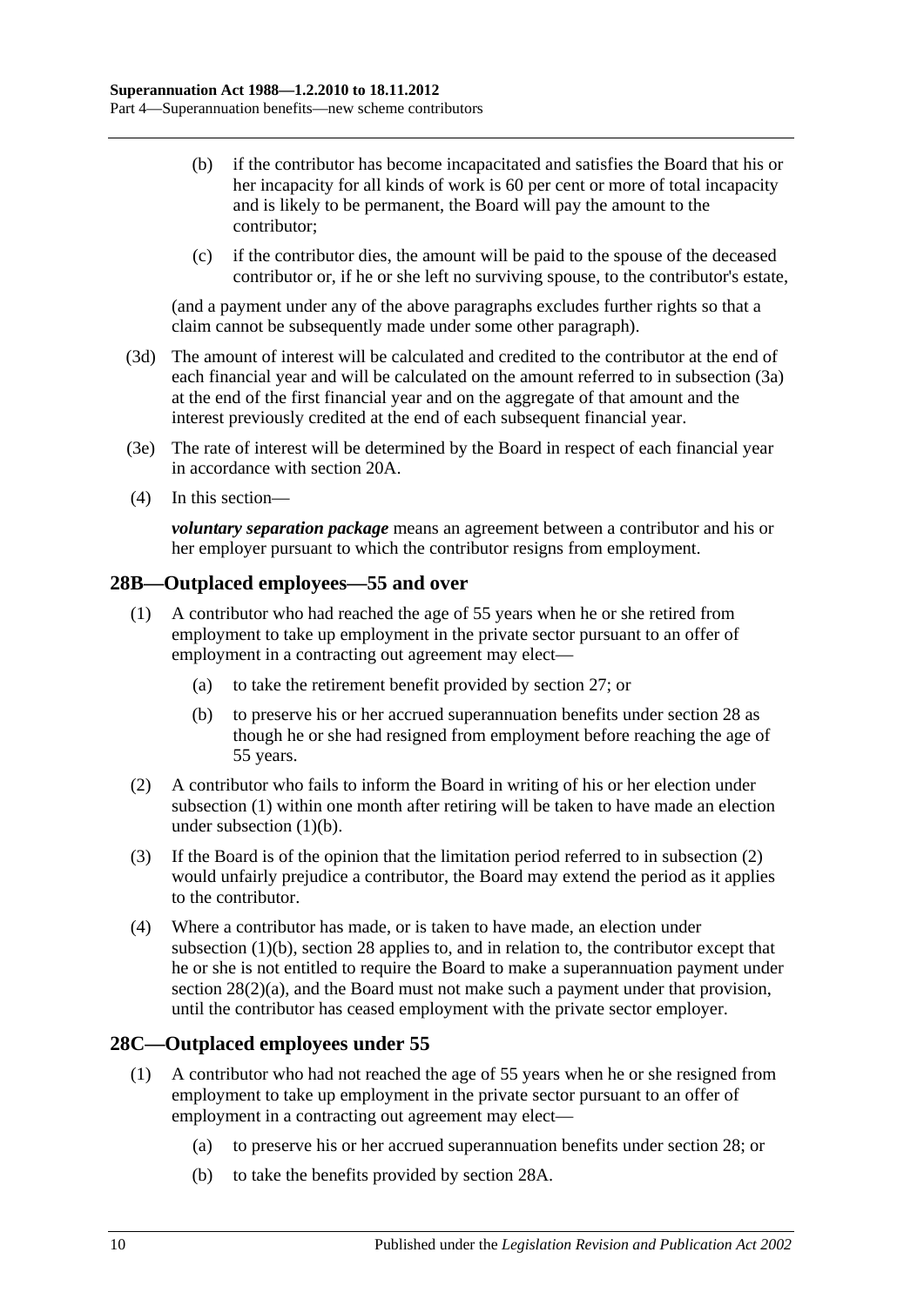(b) if the contributor has become incapacitated and satisfies the Board that his or her incapacity for all kinds of work is 60 per cent or more of total incapacity and is likely to be permanent, the Board will pay the amount to the contributor;

(c) if the contributor dies, the amount will be paid to the spouse of the deceased contributor or, if he or she left no surviving spouse, to the contributor's estate,

(and a payment under any of the above paragraphs excludes further rights so that a claim cannot be subsequently made under some other paragraph).

(3d) The amount of interest will be calculated and credited to the contributor at the end of each financial year and will be calculated on the amount referred to in subsection (3a) at the end of the first financial year and on the aggregate of that amount and the interest previously credited at the end of each subsequent financial year.

(3e) The rate of interest will be determined by the Board in respect of each financial year in accordance with section 20A.

(4) In this section—

***voluntary separation package*** means an agreement between a contributor and his or her employer pursuant to which the contributor resigns from employment.

## 28B—Outplaced employees—55 and over

(1) A contributor who had reached the age of 55 years when he or she retired from employment to take up employment in the private sector pursuant to an offer of employment in a contracting out agreement may elect—

(a) to take the retirement benefit provided by section 27; or

(b) to preserve his or her accrued superannuation benefits under section 28 as though he or she had resigned from employment before reaching the age of 55 years.

(2) A contributor who fails to inform the Board in writing of his or her election under subsection (1) within one month after retiring will be taken to have made an election under subsection (1)(b).

(3) If the Board is of the opinion that the limitation period referred to in subsection (2) would unfairly prejudice a contributor, the Board may extend the period as it applies to the contributor.

(4) Where a contributor has made, or is taken to have made, an election under subsection (1)(b), section 28 applies to, and in relation to, the contributor except that he or she is not entitled to require the Board to make a superannuation payment under section 28(2)(a), and the Board must not make such a payment under that provision, until the contributor has ceased employment with the private sector employer.

## 28C—Outplaced employees under 55

(1) A contributor who had not reached the age of 55 years when he or she resigned from employment to take up employment in the private sector pursuant to an offer of employment in a contracting out agreement may elect—

(a) to preserve his or her accrued superannuation benefits under section 28; or

(b) to take the benefits provided by section 28A.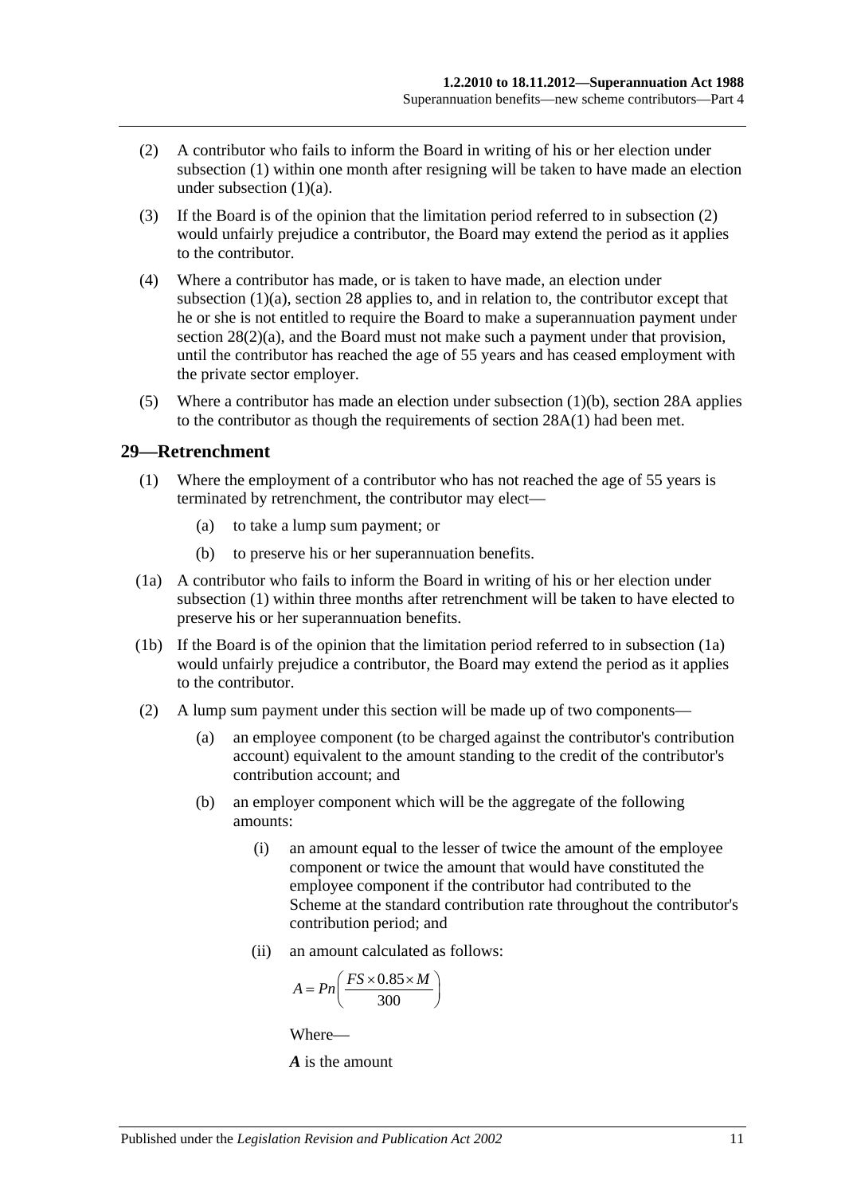(2) A contributor who fails to inform the Board in writing of his or her election under subsection (1) within one month after resigning will be taken to have made an election under subsection (1)(a).

(3) If the Board is of the opinion that the limitation period referred to in subsection (2) would unfairly prejudice a contributor, the Board may extend the period as it applies to the contributor.

(4) Where a contributor has made, or is taken to have made, an election under subsection (1)(a), section 28 applies to, and in relation to, the contributor except that he or she is not entitled to require the Board to make a superannuation payment under section 28(2)(a), and the Board must not make such a payment under that provision, until the contributor has reached the age of 55 years and has ceased employment with the private sector employer.

(5) Where a contributor has made an election under subsection (1)(b), section 28A applies to the contributor as though the requirements of section 28A(1) had been met.

## 29—Retrenchment

(1) Where the employment of a contributor who has not reached the age of 55 years is terminated by retrenchment, the contributor may elect—

(a) to take a lump sum payment; or

(b) to preserve his or her superannuation benefits.

(1a) A contributor who fails to inform the Board in writing of his or her election under subsection (1) within three months after retrenchment will be taken to have elected to preserve his or her superannuation benefits.

(1b) If the Board is of the opinion that the limitation period referred to in subsection (1a) would unfairly prejudice a contributor, the Board may extend the period as it applies to the contributor.

(2) A lump sum payment under this section will be made up of two components—

(a) an employee component (to be charged against the contributor's contribution account) equivalent to the amount standing to the credit of the contributor's contribution account; and

(b) an employer component which will be the aggregate of the following amounts:

(i) an amount equal to the lesser of twice the amount of the employee component or twice the amount that would have constituted the employee component if the contributor had contributed to the Scheme at the standard contribution rate throughout the contributor's contribution period; and

(ii) an amount calculated as follows:

$$A = Pn\left(\frac{FS \times 0.85 \times M}{300}\right)$$

Where—

***A*** is the amount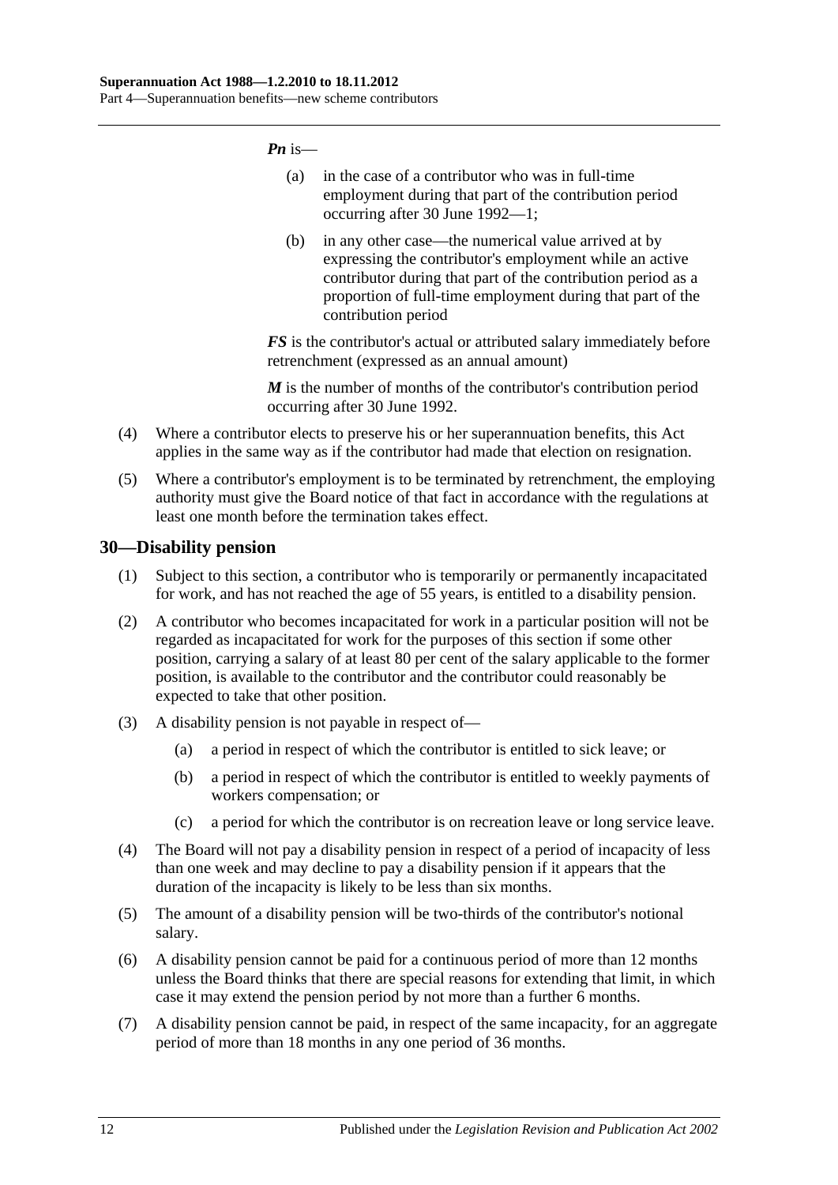***Pn*** is—

- (a) in the case of a contributor who was in full-time employment during that part of the contribution period occurring after 30 June 1992—1;
- (b) in any other case—the numerical value arrived at by expressing the contributor's employment while an active contributor during that part of the contribution period as a proportion of full-time employment during that part of the contribution period

***FS*** is the contributor's actual or attributed salary immediately before retrenchment (expressed as an annual amount)

***M*** is the number of months of the contributor's contribution period occurring after 30 June 1992.

(4) Where a contributor elects to preserve his or her superannuation benefits, this Act applies in the same way as if the contributor had made that election on resignation.

(5) Where a contributor's employment is to be terminated by retrenchment, the employing authority must give the Board notice of that fact in accordance with the regulations at least one month before the termination takes effect.

## 30—Disability pension

(1) Subject to this section, a contributor who is temporarily or permanently incapacitated for work, and has not reached the age of 55 years, is entitled to a disability pension.

(2) A contributor who becomes incapacitated for work in a particular position will not be regarded as incapacitated for work for the purposes of this section if some other position, carrying a salary of at least 80 per cent of the salary applicable to the former position, is available to the contributor and the contributor could reasonably be expected to take that other position.

(3) A disability pension is not payable in respect of—

- (a) a period in respect of which the contributor is entitled to sick leave; or
- (b) a period in respect of which the contributor is entitled to weekly payments of workers compensation; or
- (c) a period for which the contributor is on recreation leave or long service leave.

(4) The Board will not pay a disability pension in respect of a period of incapacity of less than one week and may decline to pay a disability pension if it appears that the duration of the incapacity is likely to be less than six months.

(5) The amount of a disability pension will be two-thirds of the contributor's notional salary.

(6) A disability pension cannot be paid for a continuous period of more than 12 months unless the Board thinks that there are special reasons for extending that limit, in which case it may extend the pension period by not more than a further 6 months.

(7) A disability pension cannot be paid, in respect of the same incapacity, for an aggregate period of more than 18 months in any one period of 36 months.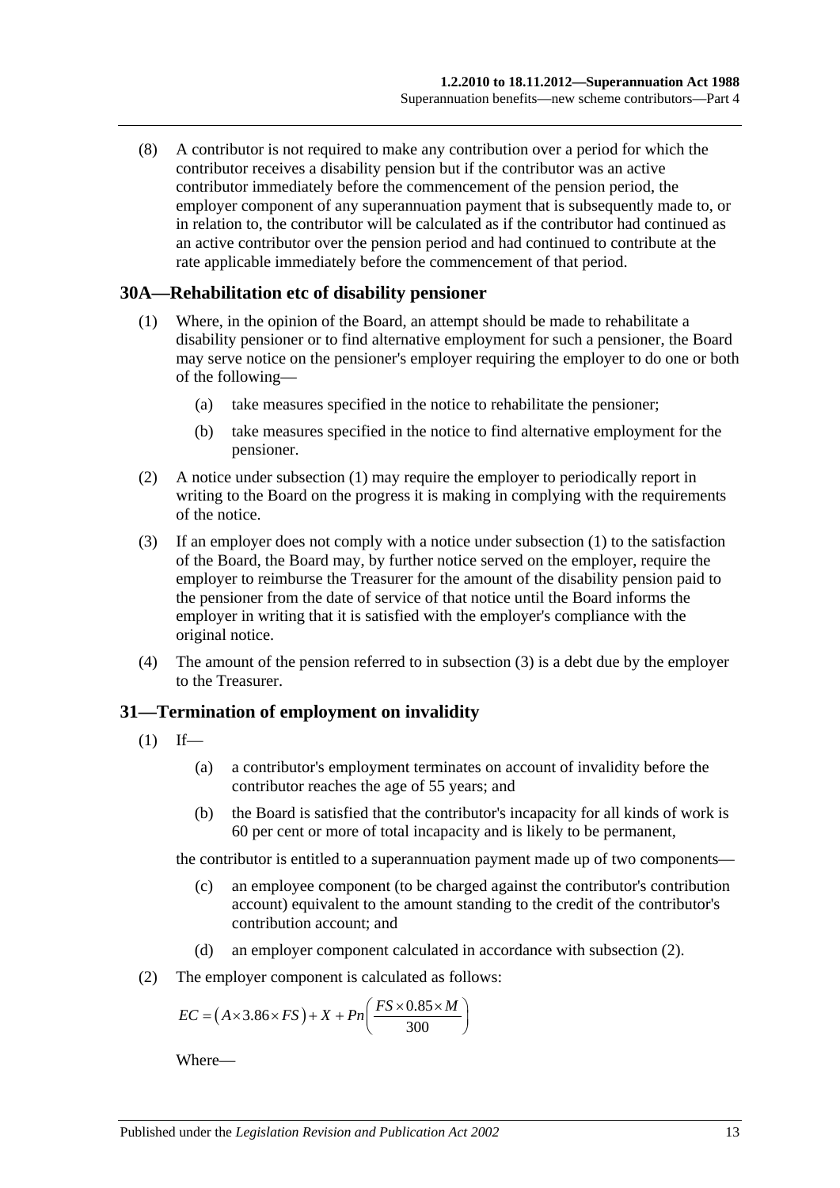(8) A contributor is not required to make any contribution over a period for which the contributor receives a disability pension but if the contributor was an active contributor immediately before the commencement of the pension period, the employer component of any superannuation payment that is subsequently made to, or in relation to, the contributor will be calculated as if the contributor had continued as an active contributor over the pension period and had continued to contribute at the rate applicable immediately before the commencement of that period.

## 30A—Rehabilitation etc of disability pensioner

(1) Where, in the opinion of the Board, an attempt should be made to rehabilitate a disability pensioner or to find alternative employment for such a pensioner, the Board may serve notice on the pensioner's employer requiring the employer to do one or both of the following—

(a) take measures specified in the notice to rehabilitate the pensioner;

(b) take measures specified in the notice to find alternative employment for the pensioner.

(2) A notice under subsection (1) may require the employer to periodically report in writing to the Board on the progress it is making in complying with the requirements of the notice.

(3) If an employer does not comply with a notice under subsection (1) to the satisfaction of the Board, the Board may, by further notice served on the employer, require the employer to reimburse the Treasurer for the amount of the disability pension paid to the pensioner from the date of service of that notice until the Board informs the employer in writing that it is satisfied with the employer's compliance with the original notice.

(4) The amount of the pension referred to in subsection (3) is a debt due by the employer to the Treasurer.

## 31—Termination of employment on invalidity

(1) If—

(a) a contributor's employment terminates on account of invalidity before the contributor reaches the age of 55 years; and

(b) the Board is satisfied that the contributor's incapacity for all kinds of work is 60 per cent or more of total incapacity and is likely to be permanent,

the contributor is entitled to a superannuation payment made up of two components—

(c) an employee component (to be charged against the contributor's contribution account) equivalent to the amount standing to the credit of the contributor's contribution account; and

(d) an employer component calculated in accordance with subsection (2).

(2) The employer component is calculated as follows:

$$EC = \left(A \times 3.86 \times FS\right) + X + Pn\left(\frac{FS \times 0.85 \times M}{300}\right)$$

Where—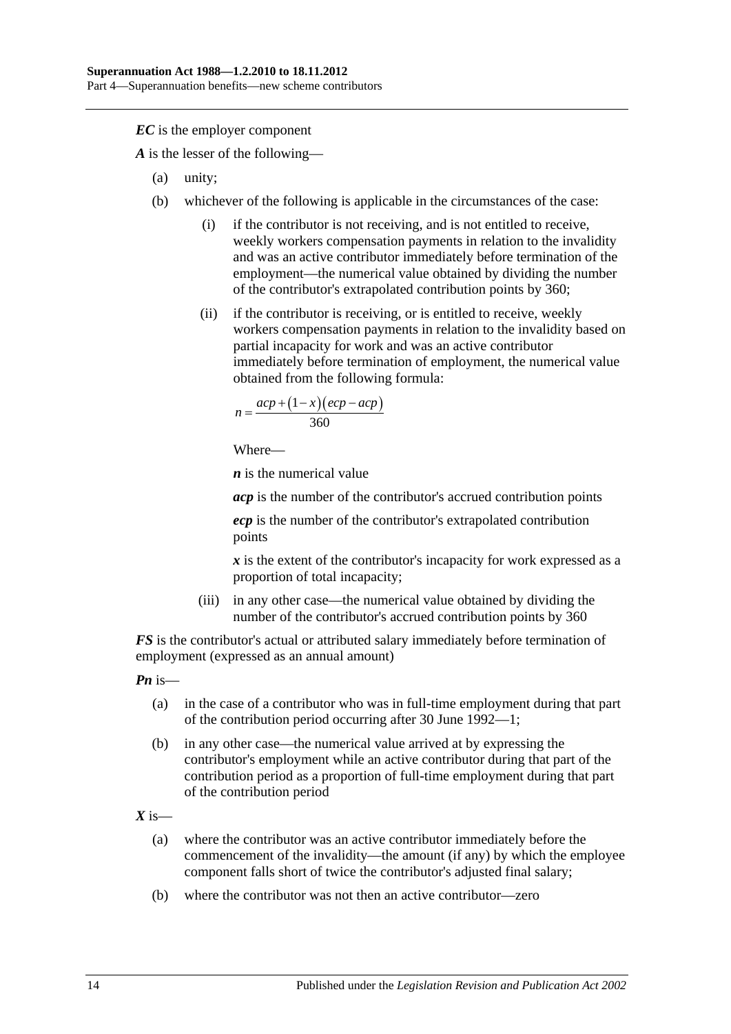***EC*** is the employer component

***A*** is the lesser of the following—

- (a) unity;
- (b) whichever of the following is applicable in the circumstances of the case:
  - (i) if the contributor is not receiving, and is not entitled to receive, weekly workers compensation payments in relation to the invalidity and was an active contributor immediately before termination of the employment—the numerical value obtained by dividing the number of the contributor's extrapolated contribution points by 360;
  - (ii) if the contributor is receiving, or is entitled to receive, weekly workers compensation payments in relation to the invalidity based on partial incapacity for work and was an active contributor immediately before termination of employment, the numerical value obtained from the following formula:

    $$n = \frac{acp + (1 - x)(ecp - acp)}{360}$$

    Where—

    ***n*** is the numerical value

    ***acp*** is the number of the contributor's accrued contribution points

    ***ecp*** is the number of the contributor's extrapolated contribution points

    ***x*** is the extent of the contributor's incapacity for work expressed as a proportion of total incapacity;
  - (iii) in any other case—the numerical value obtained by dividing the number of the contributor's accrued contribution points by 360

***FS*** is the contributor's actual or attributed salary immediately before termination of employment (expressed as an annual amount)

***Pn*** is—

- (a) in the case of a contributor who was in full-time employment during that part of the contribution period occurring after 30 June 1992—1;
- (b) in any other case—the numerical value arrived at by expressing the contributor's employment while an active contributor during that part of the contribution period as a proportion of full-time employment during that part of the contribution period

***X*** is—

- (a) where the contributor was an active contributor immediately before the commencement of the invalidity—the amount (if any) by which the employee component falls short of twice the contributor's adjusted final salary;
- (b) where the contributor was not then an active contributor—zero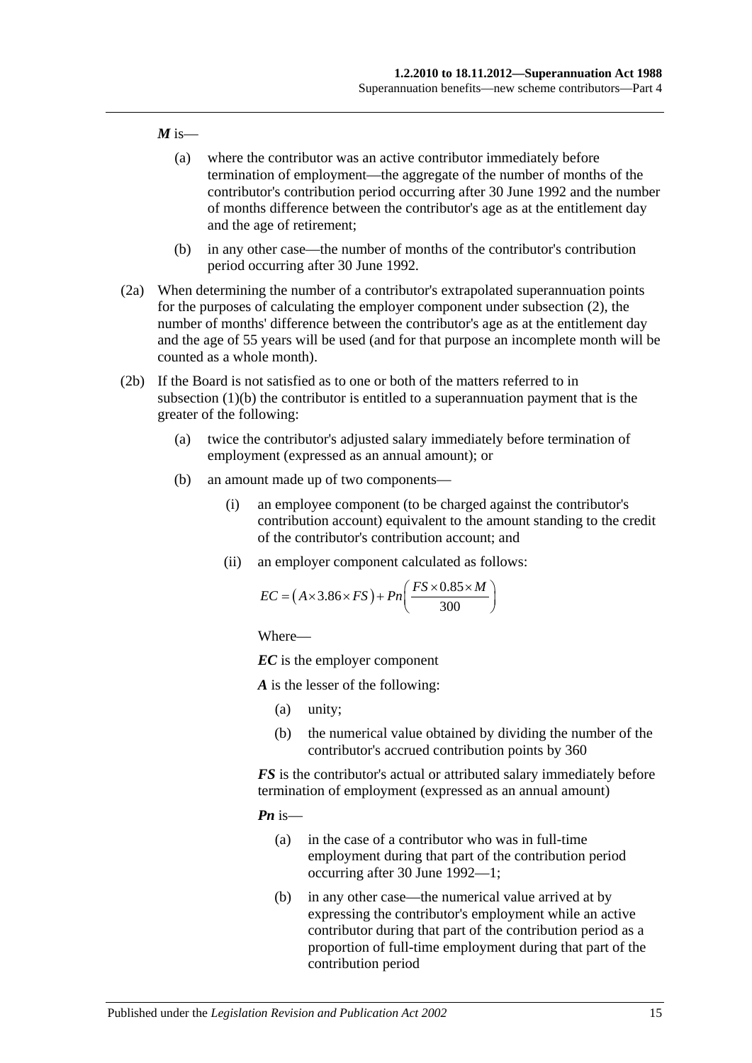***M*** is—

(a) where the contributor was an active contributor immediately before termination of employment—the aggregate of the number of months of the contributor's contribution period occurring after 30 June 1992 and the number of months difference between the contributor's age as at the entitlement day and the age of retirement;

(b) in any other case—the number of months of the contributor's contribution period occurring after 30 June 1992.

(2a) When determining the number of a contributor's extrapolated superannuation points for the purposes of calculating the employer component under subsection (2), the number of months' difference between the contributor's age as at the entitlement day and the age of 55 years will be used (and for that purpose an incomplete month will be counted as a whole month).

(2b) If the Board is not satisfied as to one or both of the matters referred to in subsection (1)(b) the contributor is entitled to a superannuation payment that is the greater of the following:

(a) twice the contributor's adjusted salary immediately before termination of employment (expressed as an annual amount); or

(b) an amount made up of two components—

(i) an employee component (to be charged against the contributor's contribution account) equivalent to the amount standing to the credit of the contributor's contribution account; and

(ii) an employer component calculated as follows:

$$EC = (A \times 3.86 \times FS) + Pn\left(\frac{FS \times 0.85 \times M}{300}\right)$$

Where—

***EC*** is the employer component

***A*** is the lesser of the following:

(a) unity;

(b) the numerical value obtained by dividing the number of the contributor's accrued contribution points by 360

***FS*** is the contributor's actual or attributed salary immediately before termination of employment (expressed as an annual amount)

***Pn*** is—

(a) in the case of a contributor who was in full-time employment during that part of the contribution period occurring after 30 June 1992—1;

(b) in any other case—the numerical value arrived at by expressing the contributor's employment while an active contributor during that part of the contribution period as a proportion of full-time employment during that part of the contribution period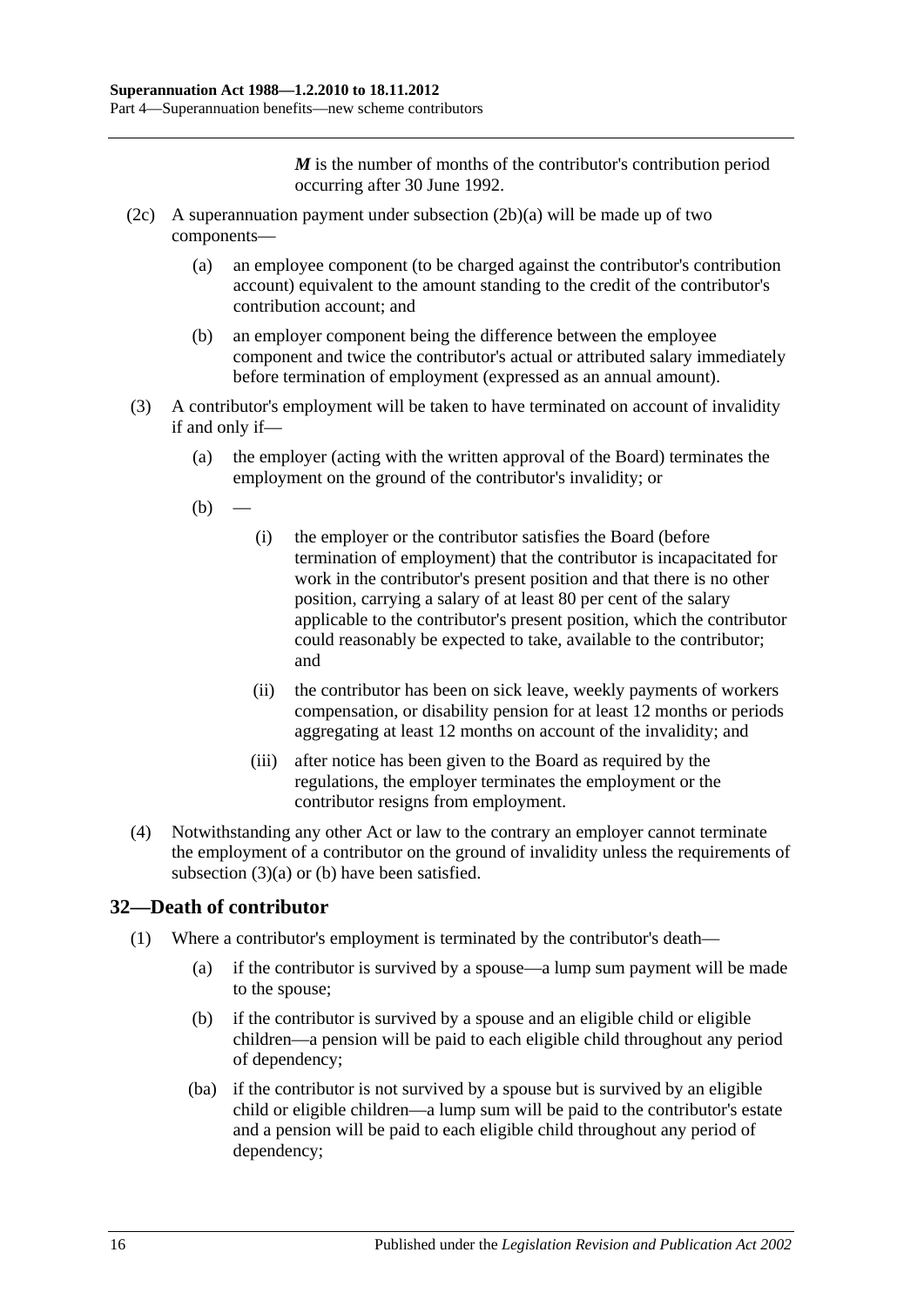***M*** is the number of months of the contributor's contribution period occurring after 30 June 1992.

(2c) A superannuation payment under subsection (2b)(a) will be made up of two components—

(a) an employee component (to be charged against the contributor's contribution account) equivalent to the amount standing to the credit of the contributor's contribution account; and

(b) an employer component being the difference between the employee component and twice the contributor's actual or attributed salary immediately before termination of employment (expressed as an annual amount).

(3) A contributor's employment will be taken to have terminated on account of invalidity if and only if—

(a) the employer (acting with the written approval of the Board) terminates the employment on the ground of the contributor's invalidity; or

(b) —

(i) the employer or the contributor satisfies the Board (before termination of employment) that the contributor is incapacitated for work in the contributor's present position and that there is no other position, carrying a salary of at least 80 per cent of the salary applicable to the contributor's present position, which the contributor could reasonably be expected to take, available to the contributor; and

(ii) the contributor has been on sick leave, weekly payments of workers compensation, or disability pension for at least 12 months or periods aggregating at least 12 months on account of the invalidity; and

(iii) after notice has been given to the Board as required by the regulations, the employer terminates the employment or the contributor resigns from employment.

(4) Notwithstanding any other Act or law to the contrary an employer cannot terminate the employment of a contributor on the ground of invalidity unless the requirements of subsection (3)(a) or (b) have been satisfied.

## 32—Death of contributor

(1) Where a contributor's employment is terminated by the contributor's death—

(a) if the contributor is survived by a spouse—a lump sum payment will be made to the spouse;

(b) if the contributor is survived by a spouse and an eligible child or eligible children—a pension will be paid to each eligible child throughout any period of dependency;

(ba) if the contributor is not survived by a spouse but is survived by an eligible child or eligible children—a lump sum will be paid to the contributor's estate and a pension will be paid to each eligible child throughout any period of dependency;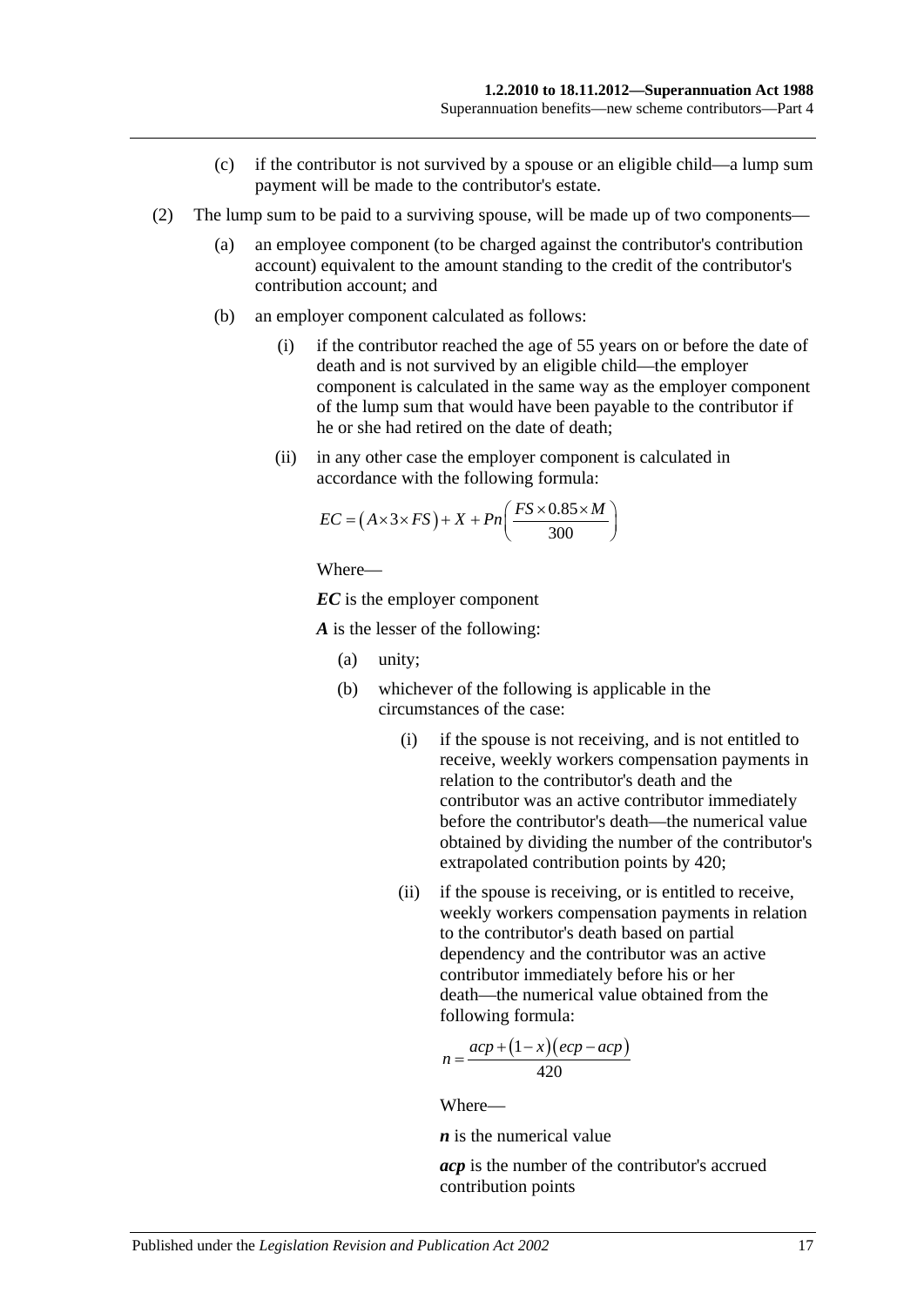(c) if the contributor is not survived by a spouse or an eligible child—a lump sum payment will be made to the contributor's estate.

(2) The lump sum to be paid to a surviving spouse, will be made up of two components—

(a) an employee component (to be charged against the contributor's contribution account) equivalent to the amount standing to the credit of the contributor's contribution account; and

(b) an employer component calculated as follows:

(i) if the contributor reached the age of 55 years on or before the date of death and is not survived by an eligible child—the employer component is calculated in the same way as the employer component of the lump sum that would have been payable to the contributor if he or she had retired on the date of death;

(ii) in any other case the employer component is calculated in accordance with the following formula:

$$EC = \left(A \times 3 \times FS\right) + X + Pn\left(\frac{FS \times 0.85 \times M}{300}\right)$$

Where—

***EC*** is the employer component

***A*** is the lesser of the following:

(a) unity;

(b) whichever of the following is applicable in the circumstances of the case:

(i) if the spouse is not receiving, and is not entitled to receive, weekly workers compensation payments in relation to the contributor's death and the contributor was an active contributor immediately before the contributor's death—the numerical value obtained by dividing the number of the contributor's extrapolated contribution points by 420;

(ii) if the spouse is receiving, or is entitled to receive, weekly workers compensation payments in relation to the contributor's death based on partial dependency and the contributor was an active contributor immediately before his or her death—the numerical value obtained from the following formula:

$$n = \frac{acp + \left(1 - x\right)\left(ecp - acp\right)}{420}$$

Where—

***n*** is the numerical value

***acp*** is the number of the contributor's accrued contribution points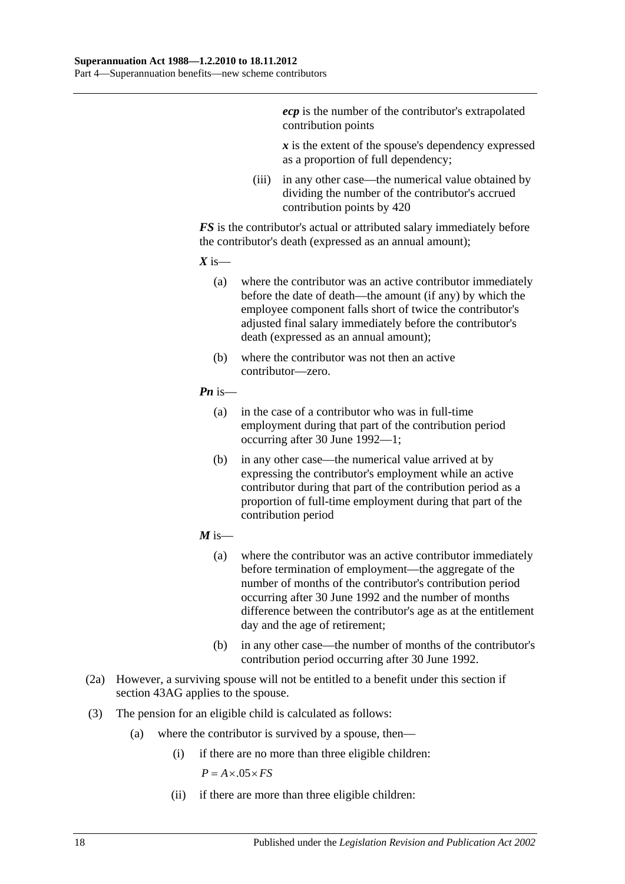***ecp*** is the number of the contributor's extrapolated contribution points

***x*** is the extent of the spouse's dependency expressed as a proportion of full dependency;

(iii) in any other case—the numerical value obtained by dividing the number of the contributor's accrued contribution points by 420

***FS*** is the contributor's actual or attributed salary immediately before the contributor's death (expressed as an annual amount);

***X*** is—

(a) where the contributor was an active contributor immediately before the date of death—the amount (if any) by which the employee component falls short of twice the contributor's adjusted final salary immediately before the contributor's death (expressed as an annual amount);

(b) where the contributor was not then an active contributor—zero.

***Pn*** is—

(a) in the case of a contributor who was in full-time employment during that part of the contribution period occurring after 30 June 1992—1;

(b) in any other case—the numerical value arrived at by expressing the contributor's employment while an active contributor during that part of the contribution period as a proportion of full-time employment during that part of the contribution period

***M*** is—

(a) where the contributor was an active contributor immediately before termination of employment—the aggregate of the number of months of the contributor's contribution period occurring after 30 June 1992 and the number of months difference between the contributor's age as at the entitlement day and the age of retirement;

(b) in any other case—the number of months of the contributor's contribution period occurring after 30 June 1992.

(2a) However, a surviving spouse will not be entitled to a benefit under this section if section 43AG applies to the spouse.

(3) The pension for an eligible child is calculated as follows:

(a) where the contributor is survived by a spouse, then—

(i) if there are no more than three eligible children:

$$P = A \times .05 \times FS$$

(ii) if there are more than three eligible children: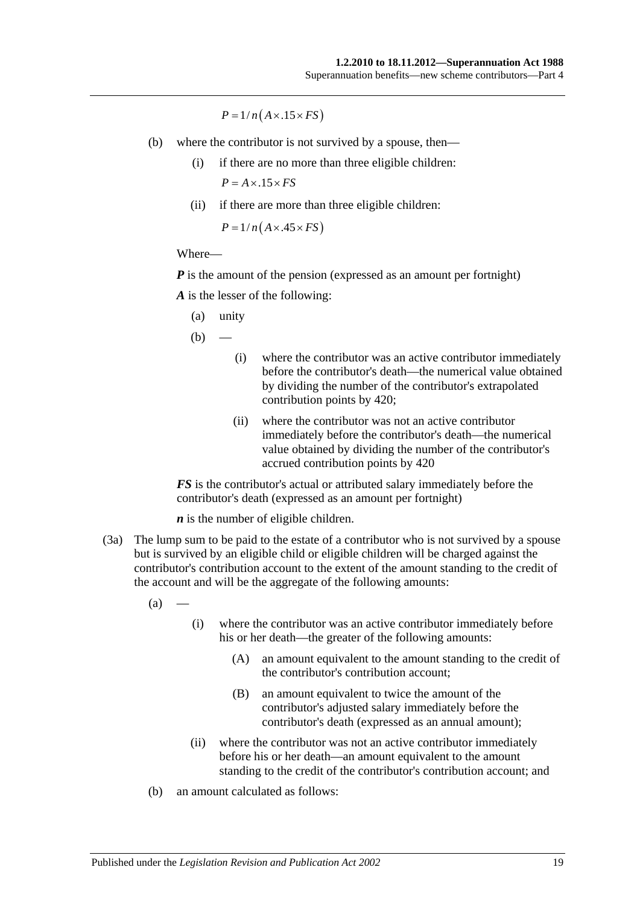$$P = 1/n\left(A \times .15 \times FS\right)$$

(b) where the contributor is not survived by a spouse, then—

(i) if there are no more than three eligible children:

$$P = A \times .15 \times FS$$

(ii) if there are more than three eligible children:

$$P = 1/n\left(A \times .45 \times FS\right)$$

Where—

***P*** is the amount of the pension (expressed as an amount per fortnight)

***A*** is the lesser of the following:

(a) unity

(b) —

(i) where the contributor was an active contributor immediately before the contributor's death—the numerical value obtained by dividing the number of the contributor's extrapolated contribution points by 420;

(ii) where the contributor was not an active contributor immediately before the contributor's death—the numerical value obtained by dividing the number of the contributor's accrued contribution points by 420

***FS*** is the contributor's actual or attributed salary immediately before the contributor's death (expressed as an amount per fortnight)

***n*** is the number of eligible children.

(3a) The lump sum to be paid to the estate of a contributor who is not survived by a spouse but is survived by an eligible child or eligible children will be charged against the contributor's contribution account to the extent of the amount standing to the credit of the account and will be the aggregate of the following amounts:

(a) —

(i) where the contributor was an active contributor immediately before his or her death—the greater of the following amounts:

(A) an amount equivalent to the amount standing to the credit of the contributor's contribution account;

(B) an amount equivalent to twice the amount of the contributor's adjusted salary immediately before the contributor's death (expressed as an annual amount);

(ii) where the contributor was not an active contributor immediately before his or her death—an amount equivalent to the amount standing to the credit of the contributor's contribution account; and

(b) an amount calculated as follows: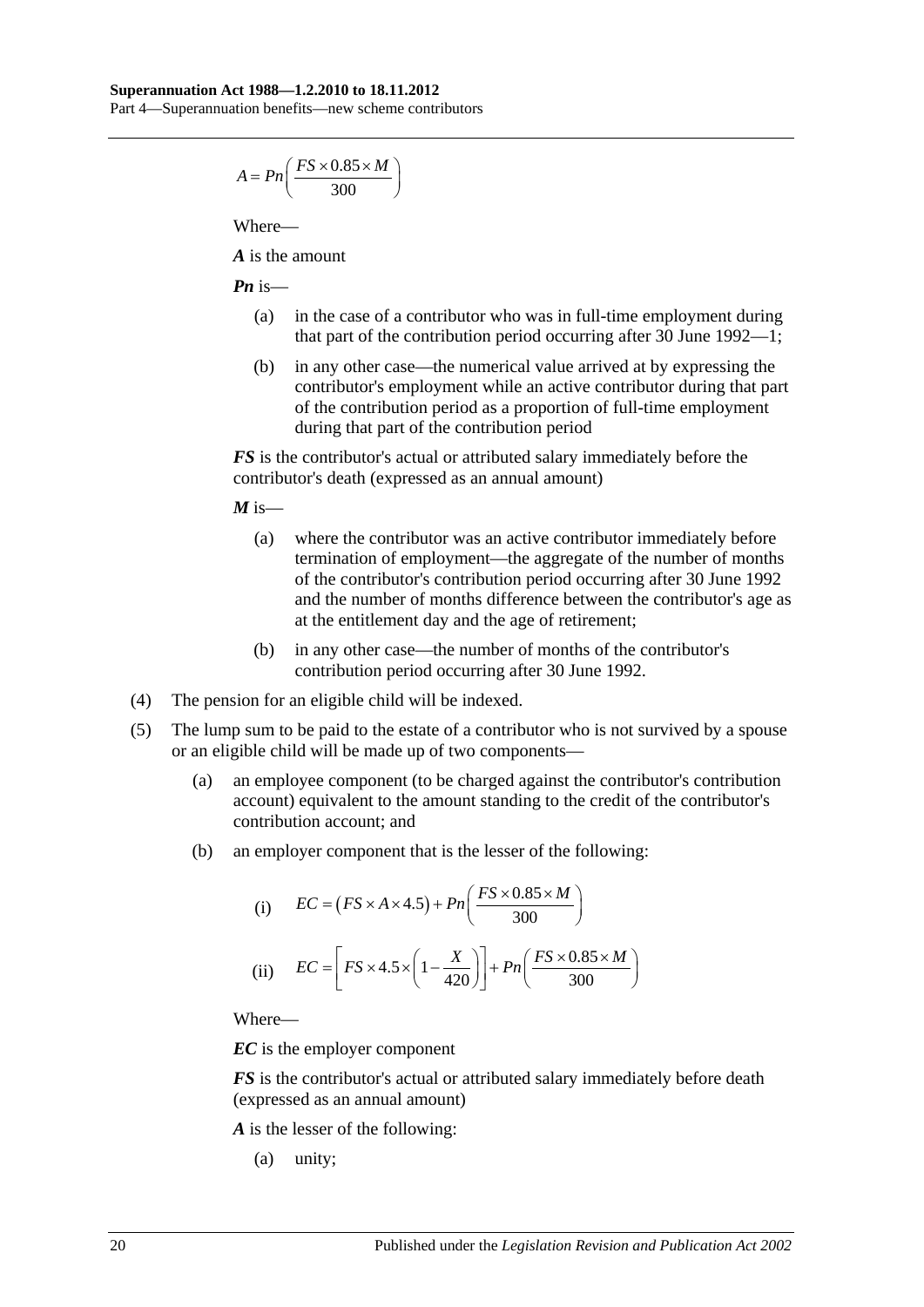$$A = Pn\left(\frac{FS \times 0.85 \times M}{300}\right)$$

Where—

***A*** is the amount

***Pn*** is—

(a) in the case of a contributor who was in full-time employment during that part of the contribution period occurring after 30 June 1992—1;

(b) in any other case—the numerical value arrived at by expressing the contributor's employment while an active contributor during that part of the contribution period as a proportion of full-time employment during that part of the contribution period

***FS*** is the contributor's actual or attributed salary immediately before the contributor's death (expressed as an annual amount)

***M*** is—

(a) where the contributor was an active contributor immediately before termination of employment—the aggregate of the number of months of the contributor's contribution period occurring after 30 June 1992 and the number of months difference between the contributor's age as at the entitlement day and the age of retirement;

(b) in any other case—the number of months of the contributor's contribution period occurring after 30 June 1992.

(4) The pension for an eligible child will be indexed.

(5) The lump sum to be paid to the estate of a contributor who is not survived by a spouse or an eligible child will be made up of two components—

(a) an employee component (to be charged against the contributor's contribution account) equivalent to the amount standing to the credit of the contributor's contribution account; and

(b) an employer component that is the lesser of the following:

(i) $$EC = (FS \times A \times 4.5) + Pn\left(\frac{FS \times 0.85 \times M}{300}\right)$$

(ii) $$EC = \left[FS \times 4.5 \times \left(1 - \frac{X}{420}\right)\right] + Pn\left(\frac{FS \times 0.85 \times M}{300}\right)$$

Where—

***EC*** is the employer component

***FS*** is the contributor's actual or attributed salary immediately before death (expressed as an annual amount)

***A*** is the lesser of the following:

(a) unity;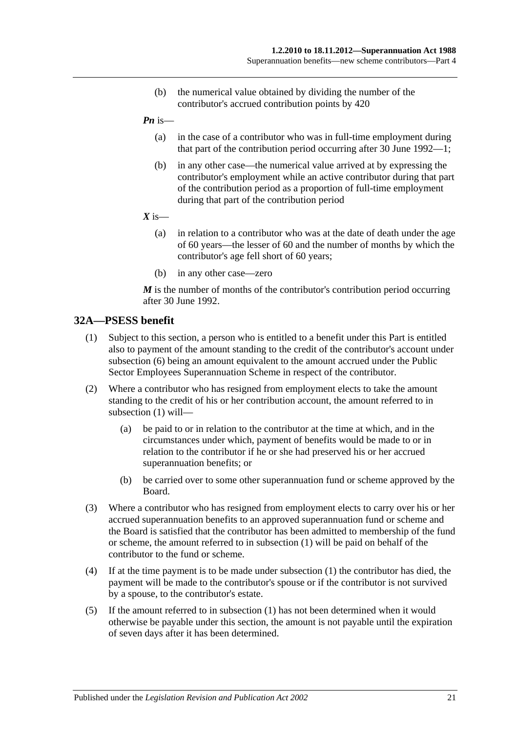(b) the numerical value obtained by dividing the number of the contributor's accrued contribution points by 420

***Pn*** is—

(a) in the case of a contributor who was in full-time employment during that part of the contribution period occurring after 30 June 1992—1;

(b) in any other case—the numerical value arrived at by expressing the contributor's employment while an active contributor during that part of the contribution period as a proportion of full-time employment during that part of the contribution period

***X*** is—

(a) in relation to a contributor who was at the date of death under the age of 60 years—the lesser of 60 and the number of months by which the contributor's age fell short of 60 years;

(b) in any other case—zero

***M*** is the number of months of the contributor's contribution period occurring after 30 June 1992.

## 32A—PSESS benefit

(1) Subject to this section, a person who is entitled to a benefit under this Part is entitled also to payment of the amount standing to the credit of the contributor's account under subsection (6) being an amount equivalent to the amount accrued under the Public Sector Employees Superannuation Scheme in respect of the contributor.

(2) Where a contributor who has resigned from employment elects to take the amount standing to the credit of his or her contribution account, the amount referred to in subsection (1) will—

(a) be paid to or in relation to the contributor at the time at which, and in the circumstances under which, payment of benefits would be made to or in relation to the contributor if he or she had preserved his or her accrued superannuation benefits; or

(b) be carried over to some other superannuation fund or scheme approved by the Board.

(3) Where a contributor who has resigned from employment elects to carry over his or her accrued superannuation benefits to an approved superannuation fund or scheme and the Board is satisfied that the contributor has been admitted to membership of the fund or scheme, the amount referred to in subsection (1) will be paid on behalf of the contributor to the fund or scheme.

(4) If at the time payment is to be made under subsection (1) the contributor has died, the payment will be made to the contributor's spouse or if the contributor is not survived by a spouse, to the contributor's estate.

(5) If the amount referred to in subsection (1) has not been determined when it would otherwise be payable under this section, the amount is not payable until the expiration of seven days after it has been determined.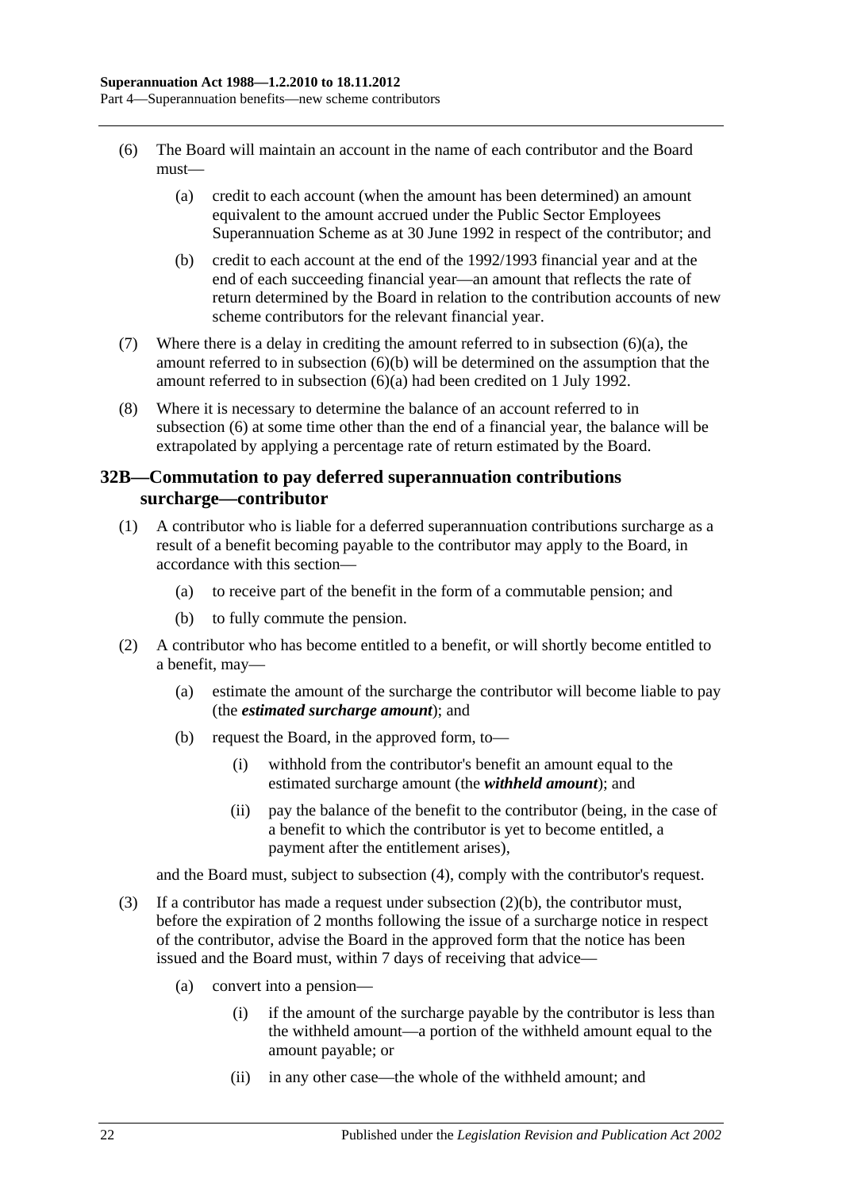(6) The Board will maintain an account in the name of each contributor and the Board must—

(a) credit to each account (when the amount has been determined) an amount equivalent to the amount accrued under the Public Sector Employees Superannuation Scheme as at 30 June 1992 in respect of the contributor; and

(b) credit to each account at the end of the 1992/1993 financial year and at the end of each succeeding financial year—an amount that reflects the rate of return determined by the Board in relation to the contribution accounts of new scheme contributors for the relevant financial year.

(7) Where there is a delay in crediting the amount referred to in subsection (6)(a), the amount referred to in subsection (6)(b) will be determined on the assumption that the amount referred to in subsection (6)(a) had been credited on 1 July 1992.

(8) Where it is necessary to determine the balance of an account referred to in subsection (6) at some time other than the end of a financial year, the balance will be extrapolated by applying a percentage rate of return estimated by the Board.

## 32B—Commutation to pay deferred superannuation contributions surcharge—contributor

(1) A contributor who is liable for a deferred superannuation contributions surcharge as a result of a benefit becoming payable to the contributor may apply to the Board, in accordance with this section—

(a) to receive part of the benefit in the form of a commutable pension; and

(b) to fully commute the pension.

(2) A contributor who has become entitled to a benefit, or will shortly become entitled to a benefit, may—

(a) estimate the amount of the surcharge the contributor will become liable to pay (the ***estimated surcharge amount***); and

(b) request the Board, in the approved form, to—

(i) withhold from the contributor's benefit an amount equal to the estimated surcharge amount (the ***withheld amount***); and

(ii) pay the balance of the benefit to the contributor (being, in the case of a benefit to which the contributor is yet to become entitled, a payment after the entitlement arises),

and the Board must, subject to subsection (4), comply with the contributor's request.

(3) If a contributor has made a request under subsection (2)(b), the contributor must, before the expiration of 2 months following the issue of a surcharge notice in respect of the contributor, advise the Board in the approved form that the notice has been issued and the Board must, within 7 days of receiving that advice—

(a) convert into a pension—

(i) if the amount of the surcharge payable by the contributor is less than the withheld amount—a portion of the withheld amount equal to the amount payable; or

(ii) in any other case—the whole of the withheld amount; and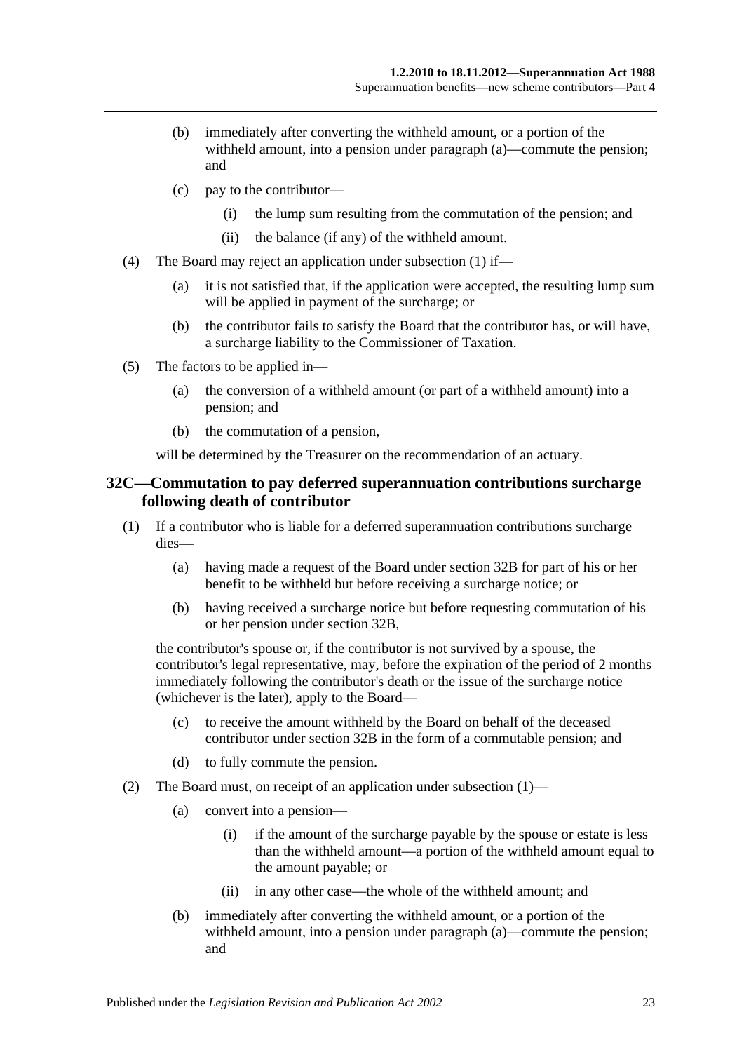(b) immediately after converting the withheld amount, or a portion of the withheld amount, into a pension under paragraph (a)—commute the pension; and

(c) pay to the contributor—

(i) the lump sum resulting from the commutation of the pension; and

(ii) the balance (if any) of the withheld amount.

(4) The Board may reject an application under subsection (1) if—

(a) it is not satisfied that, if the application were accepted, the resulting lump sum will be applied in payment of the surcharge; or

(b) the contributor fails to satisfy the Board that the contributor has, or will have, a surcharge liability to the Commissioner of Taxation.

(5) The factors to be applied in—

(a) the conversion of a withheld amount (or part of a withheld amount) into a pension; and

(b) the commutation of a pension,

will be determined by the Treasurer on the recommendation of an actuary.

## 32C—Commutation to pay deferred superannuation contributions surcharge following death of contributor

(1) If a contributor who is liable for a deferred superannuation contributions surcharge dies—

(a) having made a request of the Board under section 32B for part of his or her benefit to be withheld but before receiving a surcharge notice; or

(b) having received a surcharge notice but before requesting commutation of his or her pension under section 32B,

the contributor's spouse or, if the contributor is not survived by a spouse, the contributor's legal representative, may, before the expiration of the period of 2 months immediately following the contributor's death or the issue of the surcharge notice (whichever is the later), apply to the Board—

(c) to receive the amount withheld by the Board on behalf of the deceased contributor under section 32B in the form of a commutable pension; and

(d) to fully commute the pension.

(2) The Board must, on receipt of an application under subsection (1)—

(a) convert into a pension—

(i) if the amount of the surcharge payable by the spouse or estate is less than the withheld amount—a portion of the withheld amount equal to the amount payable; or

(ii) in any other case—the whole of the withheld amount; and

(b) immediately after converting the withheld amount, or a portion of the withheld amount, into a pension under paragraph (a)—commute the pension; and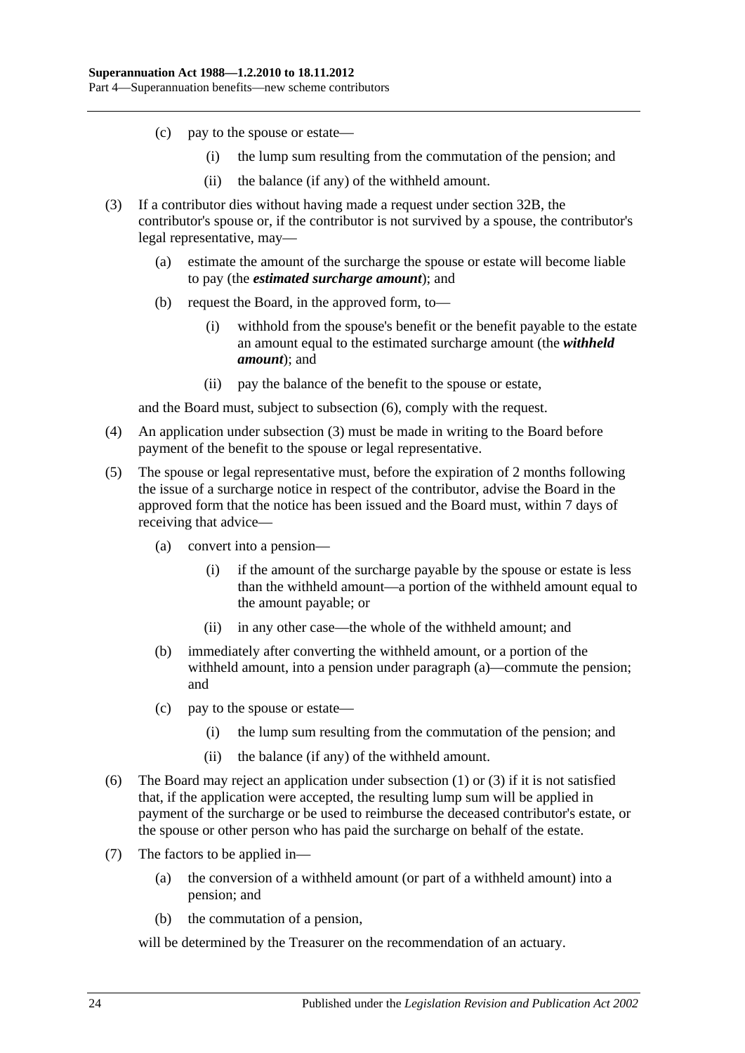(c) pay to the spouse or estate—

(i) the lump sum resulting from the commutation of the pension; and

(ii) the balance (if any) of the withheld amount.

(3) If a contributor dies without having made a request under section 32B, the contributor's spouse or, if the contributor is not survived by a spouse, the contributor's legal representative, may—

(a) estimate the amount of the surcharge the spouse or estate will become liable to pay (the ***estimated surcharge amount***); and

(b) request the Board, in the approved form, to—

(i) withhold from the spouse's benefit or the benefit payable to the estate an amount equal to the estimated surcharge amount (the ***withheld amount***); and

(ii) pay the balance of the benefit to the spouse or estate,

and the Board must, subject to subsection (6), comply with the request.

(4) An application under subsection (3) must be made in writing to the Board before payment of the benefit to the spouse or legal representative.

(5) The spouse or legal representative must, before the expiration of 2 months following the issue of a surcharge notice in respect of the contributor, advise the Board in the approved form that the notice has been issued and the Board must, within 7 days of receiving that advice—

(a) convert into a pension—

(i) if the amount of the surcharge payable by the spouse or estate is less than the withheld amount—a portion of the withheld amount equal to the amount payable; or

(ii) in any other case—the whole of the withheld amount; and

(b) immediately after converting the withheld amount, or a portion of the withheld amount, into a pension under paragraph (a)—commute the pension; and

(c) pay to the spouse or estate—

(i) the lump sum resulting from the commutation of the pension; and

(ii) the balance (if any) of the withheld amount.

(6) The Board may reject an application under subsection (1) or (3) if it is not satisfied that, if the application were accepted, the resulting lump sum will be applied in payment of the surcharge or be used to reimburse the deceased contributor's estate, or the spouse or other person who has paid the surcharge on behalf of the estate.

(7) The factors to be applied in—

(a) the conversion of a withheld amount (or part of a withheld amount) into a pension; and

(b) the commutation of a pension,

will be determined by the Treasurer on the recommendation of an actuary.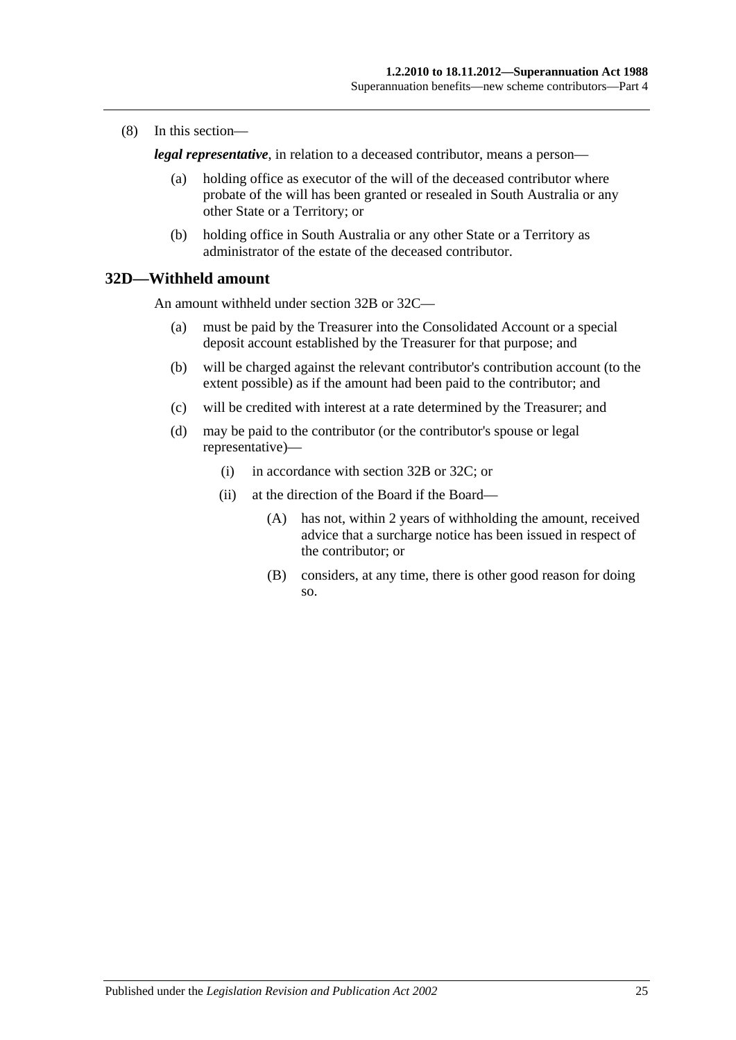(8) In this section—

***legal representative***, in relation to a deceased contributor, means a person—

(a) holding office as executor of the will of the deceased contributor where probate of the will has been granted or resealed in South Australia or any other State or a Territory; or

(b) holding office in South Australia or any other State or a Territory as administrator of the estate of the deceased contributor.

## 32D—Withheld amount

An amount withheld under section 32B or 32C—

(a) must be paid by the Treasurer into the Consolidated Account or a special deposit account established by the Treasurer for that purpose; and

(b) will be charged against the relevant contributor's contribution account (to the extent possible) as if the amount had been paid to the contributor; and

(c) will be credited with interest at a rate determined by the Treasurer; and

(d) may be paid to the contributor (or the contributor's spouse or legal representative)—

(i) in accordance with section 32B or 32C; or

(ii) at the direction of the Board if the Board—

(A) has not, within 2 years of withholding the amount, received advice that a surcharge notice has been issued in respect of the contributor; or

(B) considers, at any time, there is other good reason for doing so.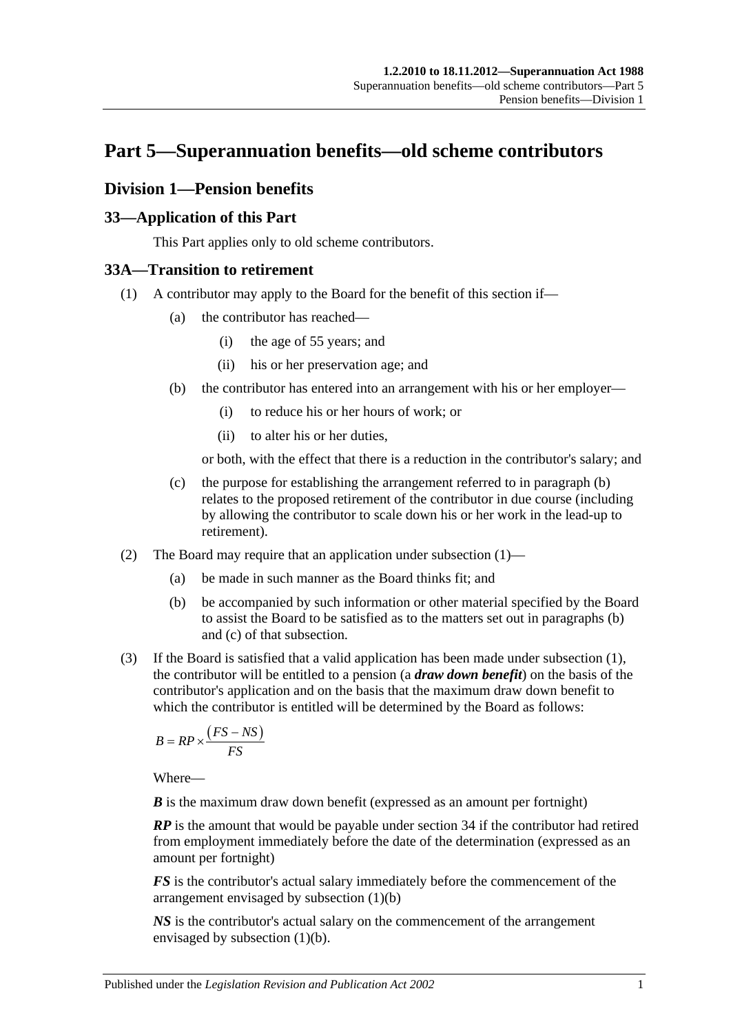# Part 5—Superannuation benefits—old scheme contributors

## Division 1—Pension benefits

### 33—Application of this Part

This Part applies only to old scheme contributors.

### 33A—Transition to retirement

(1) A contributor may apply to the Board for the benefit of this section if—

  (a) the contributor has reached—

    (i) the age of 55 years; and

    (ii) his or her preservation age; and

  (b) the contributor has entered into an arrangement with his or her employer—

    (i) to reduce his or her hours of work; or

    (ii) to alter his or her duties,

  or both, with the effect that there is a reduction in the contributor's salary; and

  (c) the purpose for establishing the arrangement referred to in paragraph (b) relates to the proposed retirement of the contributor in due course (including by allowing the contributor to scale down his or her work in the lead-up to retirement).

(2) The Board may require that an application under subsection (1)—

  (a) be made in such manner as the Board thinks fit; and

  (b) be accompanied by such information or other material specified by the Board to assist the Board to be satisfied as to the matters set out in paragraphs (b) and (c) of that subsection.

(3) If the Board is satisfied that a valid application has been made under subsection (1), the contributor will be entitled to a pension (a ***draw down benefit***) on the basis of the contributor's application and on the basis that the maximum draw down benefit to which the contributor is entitled will be determined by the Board as follows:

$$B = RP \times \frac{(FS - NS)}{FS}$$

Where—

***B*** is the maximum draw down benefit (expressed as an amount per fortnight)

***RP*** is the amount that would be payable under section 34 if the contributor had retired from employment immediately before the date of the determination (expressed as an amount per fortnight)

***FS*** is the contributor's actual salary immediately before the commencement of the arrangement envisaged by subsection (1)(b)

***NS*** is the contributor's actual salary on the commencement of the arrangement envisaged by subsection (1)(b).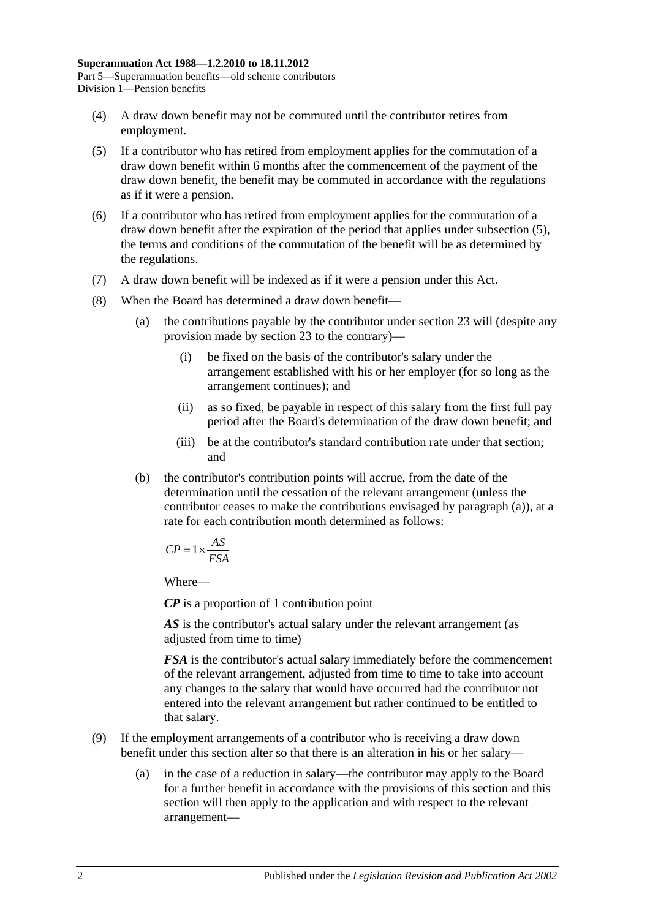(4) A draw down benefit may not be commuted until the contributor retires from employment.

(5) If a contributor who has retired from employment applies for the commutation of a draw down benefit within 6 months after the commencement of the payment of the draw down benefit, the benefit may be commuted in accordance with the regulations as if it were a pension.

(6) If a contributor who has retired from employment applies for the commutation of a draw down benefit after the expiration of the period that applies under subsection (5), the terms and conditions of the commutation of the benefit will be as determined by the regulations.

(7) A draw down benefit will be indexed as if it were a pension under this Act.

(8) When the Board has determined a draw down benefit—

(a) the contributions payable by the contributor under section 23 will (despite any provision made by section 23 to the contrary)—

(i) be fixed on the basis of the contributor's salary under the arrangement established with his or her employer (for so long as the arrangement continues); and

(ii) as so fixed, be payable in respect of this salary from the first full pay period after the Board's determination of the draw down benefit; and

(iii) be at the contributor's standard contribution rate under that section; and

(b) the contributor's contribution points will accrue, from the date of the determination until the cessation of the relevant arrangement (unless the contributor ceases to make the contributions envisaged by paragraph (a)), at a rate for each contribution month determined as follows:

$$CP = 1 \times \frac{AS}{FSA}$$

Where—

***CP*** is a proportion of 1 contribution point

***AS*** is the contributor's actual salary under the relevant arrangement (as adjusted from time to time)

***FSA*** is the contributor's actual salary immediately before the commencement of the relevant arrangement, adjusted from time to time to take into account any changes to the salary that would have occurred had the contributor not entered into the relevant arrangement but rather continued to be entitled to that salary.

(9) If the employment arrangements of a contributor who is receiving a draw down benefit under this section alter so that there is an alteration in his or her salary—

(a) in the case of a reduction in salary—the contributor may apply to the Board for a further benefit in accordance with the provisions of this section and this section will then apply to the application and with respect to the relevant arrangement—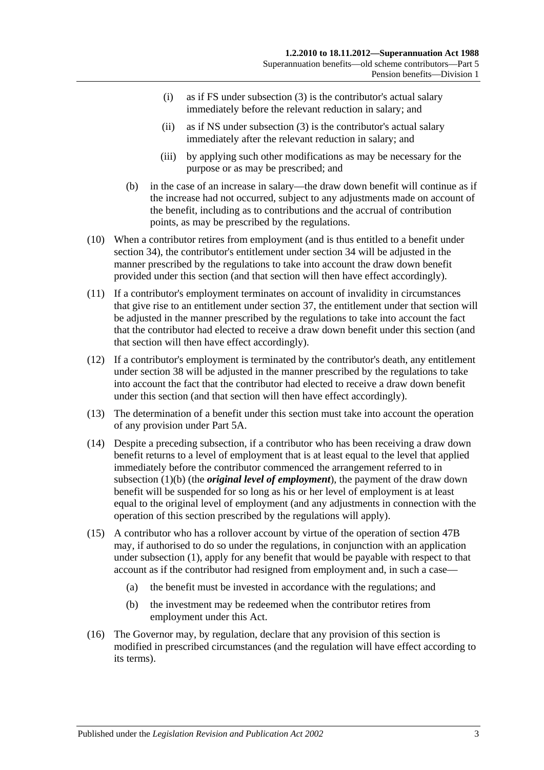(i) as if FS under subsection (3) is the contributor's actual salary immediately before the relevant reduction in salary; and

(ii) as if NS under subsection (3) is the contributor's actual salary immediately after the relevant reduction in salary; and

(iii) by applying such other modifications as may be necessary for the purpose or as may be prescribed; and

(b) in the case of an increase in salary—the draw down benefit will continue as if the increase had not occurred, subject to any adjustments made on account of the benefit, including as to contributions and the accrual of contribution points, as may be prescribed by the regulations.

(10) When a contributor retires from employment (and is thus entitled to a benefit under section 34), the contributor's entitlement under section 34 will be adjusted in the manner prescribed by the regulations to take into account the draw down benefit provided under this section (and that section will then have effect accordingly).

(11) If a contributor's employment terminates on account of invalidity in circumstances that give rise to an entitlement under section 37, the entitlement under that section will be adjusted in the manner prescribed by the regulations to take into account the fact that the contributor had elected to receive a draw down benefit under this section (and that section will then have effect accordingly).

(12) If a contributor's employment is terminated by the contributor's death, any entitlement under section 38 will be adjusted in the manner prescribed by the regulations to take into account the fact that the contributor had elected to receive a draw down benefit under this section (and that section will then have effect accordingly).

(13) The determination of a benefit under this section must take into account the operation of any provision under Part 5A.

(14) Despite a preceding subsection, if a contributor who has been receiving a draw down benefit returns to a level of employment that is at least equal to the level that applied immediately before the contributor commenced the arrangement referred to in subsection (1)(b) (the ***original level of employment***), the payment of the draw down benefit will be suspended for so long as his or her level of employment is at least equal to the original level of employment (and any adjustments in connection with the operation of this section prescribed by the regulations will apply).

(15) A contributor who has a rollover account by virtue of the operation of section 47B may, if authorised to do so under the regulations, in conjunction with an application under subsection (1), apply for any benefit that would be payable with respect to that account as if the contributor had resigned from employment and, in such a case—

(a) the benefit must be invested in accordance with the regulations; and

(b) the investment may be redeemed when the contributor retires from employment under this Act.

(16) The Governor may, by regulation, declare that any provision of this section is modified in prescribed circumstances (and the regulation will have effect according to its terms).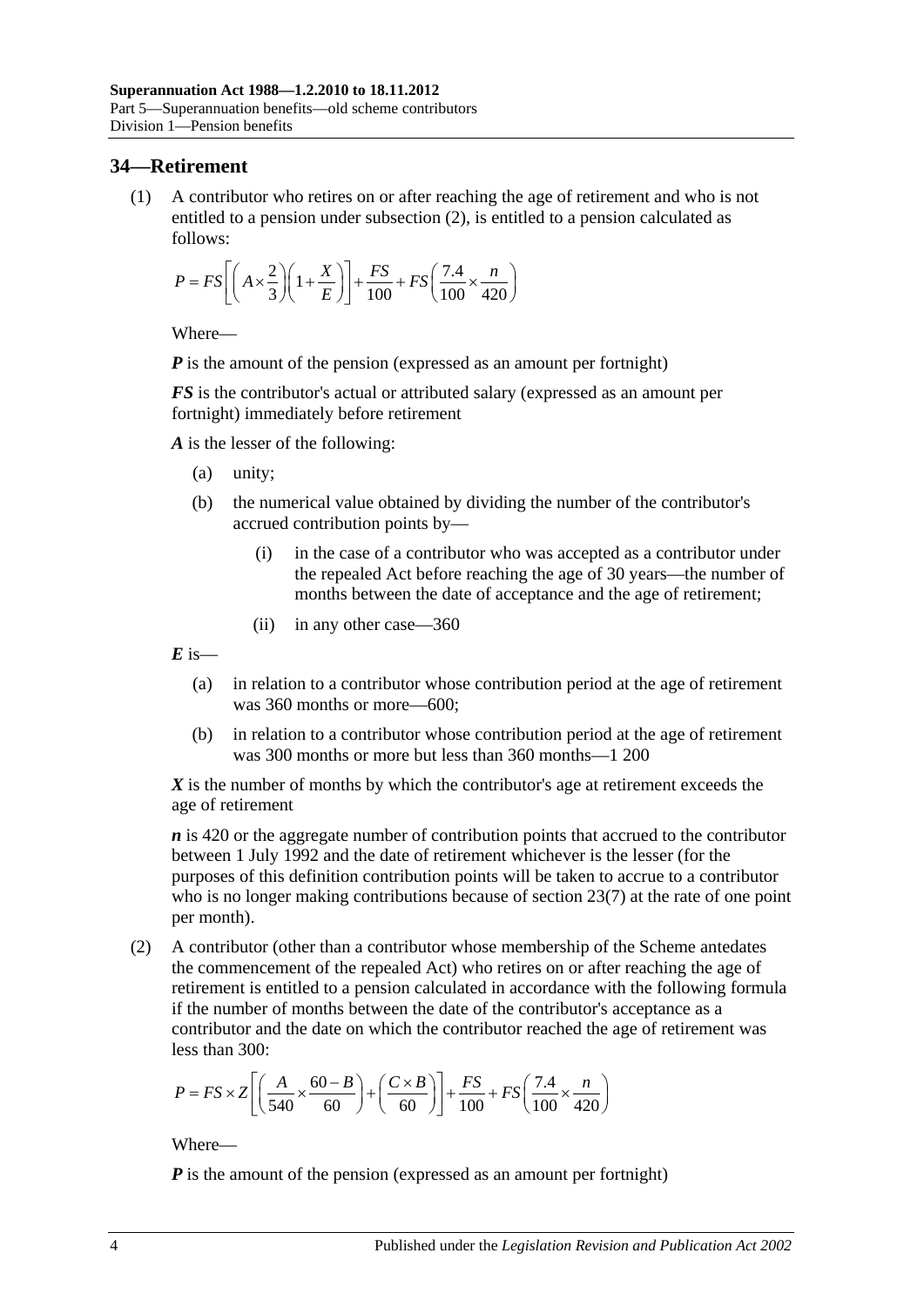## 34—Retirement

(1) A contributor who retires on or after reaching the age of retirement and who is not entitled to a pension under subsection (2), is entitled to a pension calculated as follows:

$$P = FS\left[\left(A \times \frac{2}{3}\right)\left(1 + \frac{X}{E}\right)\right] + \frac{FS}{100} + FS\left(\frac{7.4}{100} \times \frac{n}{420}\right)$$

Where—

***P*** is the amount of the pension (expressed as an amount per fortnight)

***FS*** is the contributor's actual or attributed salary (expressed as an amount per fortnight) immediately before retirement

***A*** is the lesser of the following:

(a) unity;

(b) the numerical value obtained by dividing the number of the contributor's accrued contribution points by—

(i) in the case of a contributor who was accepted as a contributor under the repealed Act before reaching the age of 30 years—the number of months between the date of acceptance and the age of retirement;

(ii) in any other case—360

***E*** is—

(a) in relation to a contributor whose contribution period at the age of retirement was 360 months or more—600;

(b) in relation to a contributor whose contribution period at the age of retirement was 300 months or more but less than 360 months—1 200

***X*** is the number of months by which the contributor's age at retirement exceeds the age of retirement

***n*** is 420 or the aggregate number of contribution points that accrued to the contributor between 1 July 1992 and the date of retirement whichever is the lesser (for the purposes of this definition contribution points will be taken to accrue to a contributor who is no longer making contributions because of section 23(7) at the rate of one point per month).

(2) A contributor (other than a contributor whose membership of the Scheme antedates the commencement of the repealed Act) who retires on or after reaching the age of retirement is entitled to a pension calculated in accordance with the following formula if the number of months between the date of the contributor's acceptance as a contributor and the date on which the contributor reached the age of retirement was less than 300:

$$P = FS \times Z\left[\left(\frac{A}{540} \times \frac{60 - B}{60}\right) + \left(\frac{C \times B}{60}\right)\right] + \frac{FS}{100} + FS\left(\frac{7.4}{100} \times \frac{n}{420}\right)$$

Where—

***P*** is the amount of the pension (expressed as an amount per fortnight)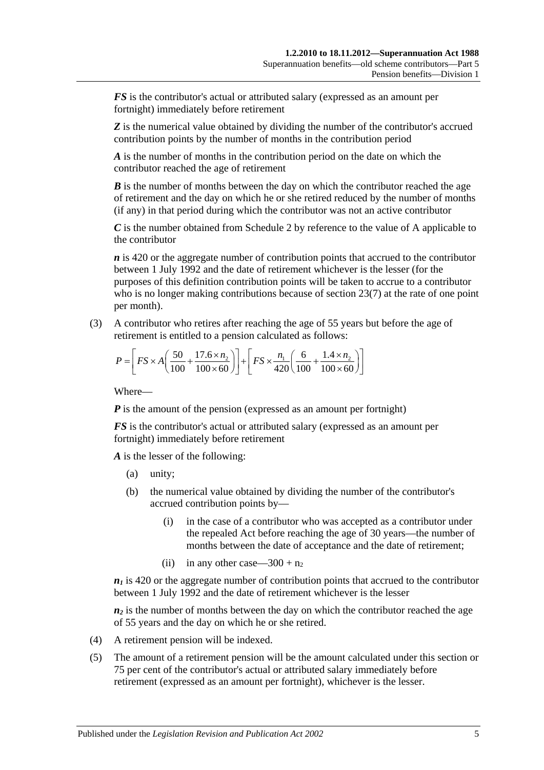***FS*** is the contributor's actual or attributed salary (expressed as an amount per fortnight) immediately before retirement

***Z*** is the numerical value obtained by dividing the number of the contributor's accrued contribution points by the number of months in the contribution period

***A*** is the number of months in the contribution period on the date on which the contributor reached the age of retirement

***B*** is the number of months between the day on which the contributor reached the age of retirement and the day on which he or she retired reduced by the number of months (if any) in that period during which the contributor was not an active contributor

***C*** is the number obtained from Schedule 2 by reference to the value of A applicable to the contributor

***n*** is 420 or the aggregate number of contribution points that accrued to the contributor between 1 July 1992 and the date of retirement whichever is the lesser (for the purposes of this definition contribution points will be taken to accrue to a contributor who is no longer making contributions because of section 23(7) at the rate of one point per month).

(3) A contributor who retires after reaching the age of 55 years but before the age of retirement is entitled to a pension calculated as follows:

$$P = \left[ FS \times A\left( \frac{50}{100} + \frac{17.6 \times n_2}{100 \times 60} \right) \right] + \left[ FS \times \frac{n_1}{420}\left( \frac{6}{100} + \frac{1.4 \times n_2}{100 \times 60} \right) \right]$$

Where—

***P*** is the amount of the pension (expressed as an amount per fortnight)

***FS*** is the contributor's actual or attributed salary (expressed as an amount per fortnight) immediately before retirement

***A*** is the lesser of the following:

- (a) unity;
- (b) the numerical value obtained by dividing the number of the contributor's accrued contribution points by—
  - (i) in the case of a contributor who was accepted as a contributor under the repealed Act before reaching the age of 30 years—the number of months between the date of acceptance and the date of retirement;
  - (ii) in any other case—$300 + n_2$

***$n_1$*** is 420 or the aggregate number of contribution points that accrued to the contributor between 1 July 1992 and the date of retirement whichever is the lesser

***$n_2$*** is the number of months between the day on which the contributor reached the age of 55 years and the day on which he or she retired.

(4) A retirement pension will be indexed.

(5) The amount of a retirement pension will be the amount calculated under this section or 75 per cent of the contributor's actual or attributed salary immediately before retirement (expressed as an amount per fortnight), whichever is the lesser.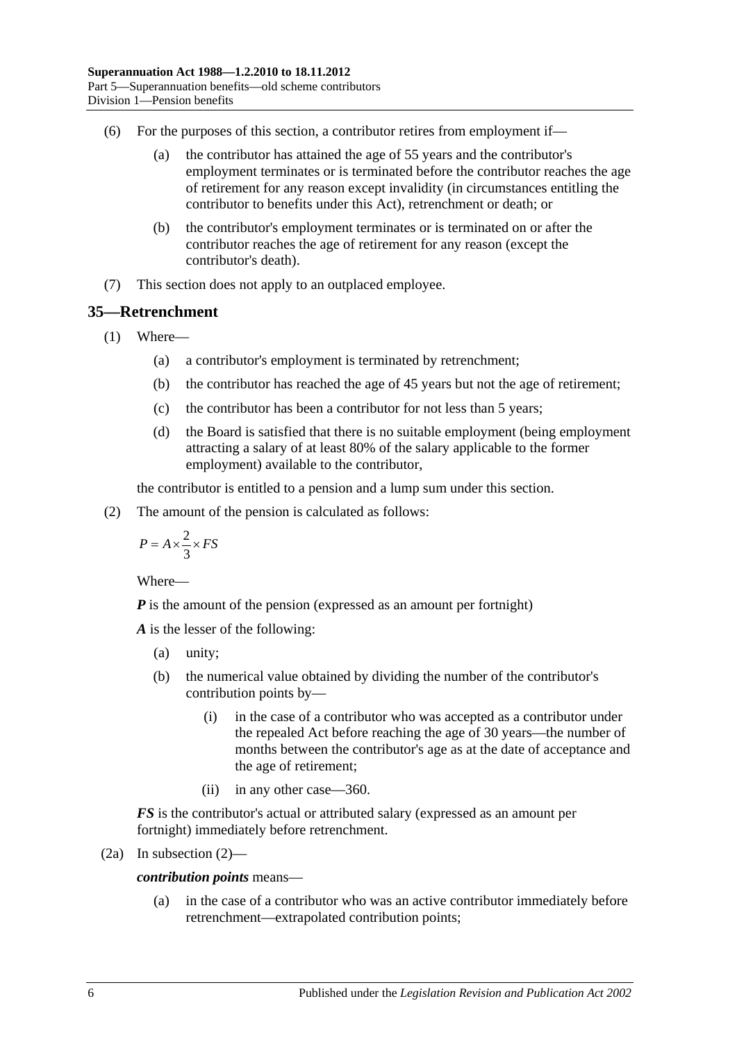(6) For the purposes of this section, a contributor retires from employment if—

(a) the contributor has attained the age of 55 years and the contributor's employment terminates or is terminated before the contributor reaches the age of retirement for any reason except invalidity (in circumstances entitling the contributor to benefits under this Act), retrenchment or death; or

(b) the contributor's employment terminates or is terminated on or after the contributor reaches the age of retirement for any reason (except the contributor's death).

(7) This section does not apply to an outplaced employee.

## 35—Retrenchment

(1) Where—

(a) a contributor's employment is terminated by retrenchment;

(b) the contributor has reached the age of 45 years but not the age of retirement;

(c) the contributor has been a contributor for not less than 5 years;

(d) the Board is satisfied that there is no suitable employment (being employment attracting a salary of at least 80% of the salary applicable to the former employment) available to the contributor,

the contributor is entitled to a pension and a lump sum under this section.

(2) The amount of the pension is calculated as follows:

$$P = A \times \frac{2}{3} \times FS$$

Where—

***P*** is the amount of the pension (expressed as an amount per fortnight)

***A*** is the lesser of the following:

(a) unity;

(b) the numerical value obtained by dividing the number of the contributor's contribution points by—

(i) in the case of a contributor who was accepted as a contributor under the repealed Act before reaching the age of 30 years—the number of months between the contributor's age as at the date of acceptance and the age of retirement;

(ii) in any other case—360.

***FS*** is the contributor's actual or attributed salary (expressed as an amount per fortnight) immediately before retrenchment.

(2a) In subsection (2)—

***contribution points*** means—

(a) in the case of a contributor who was an active contributor immediately before retrenchment—extrapolated contribution points;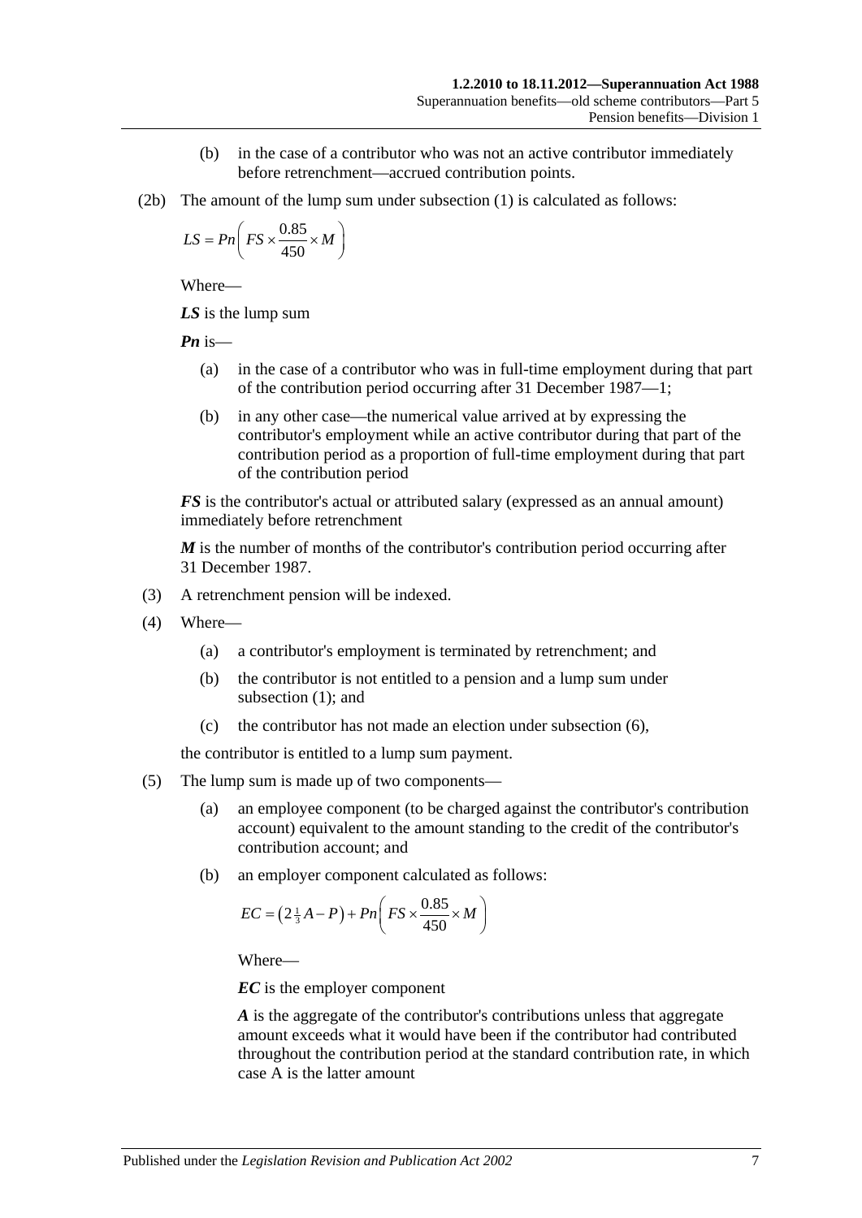(b) in the case of a contributor who was not an active contributor immediately before retrenchment—accrued contribution points.

(2b) The amount of the lump sum under subsection (1) is calculated as follows:

$$LS = Pn\left(FS \times \frac{0.85}{450} \times M\right)$$

Where—

***LS*** is the lump sum

***Pn*** is—

(a) in the case of a contributor who was in full-time employment during that part of the contribution period occurring after 31 December 1987—1;

(b) in any other case—the numerical value arrived at by expressing the contributor's employment while an active contributor during that part of the contribution period as a proportion of full-time employment during that part of the contribution period

***FS*** is the contributor's actual or attributed salary (expressed as an annual amount) immediately before retrenchment

***M*** is the number of months of the contributor's contribution period occurring after 31 December 1987.

(3) A retrenchment pension will be indexed.

(4) Where—

(a) a contributor's employment is terminated by retrenchment; and

(b) the contributor is not entitled to a pension and a lump sum under subsection (1); and

(c) the contributor has not made an election under subsection (6),

the contributor is entitled to a lump sum payment.

(5) The lump sum is made up of two components—

(a) an employee component (to be charged against the contributor's contribution account) equivalent to the amount standing to the credit of the contributor's contribution account; and

(b) an employer component calculated as follows:

$$EC = \left(2\tfrac{1}{3}A - P\right) + Pn\left(FS \times \frac{0.85}{450} \times M\right)$$

Where—

***EC*** is the employer component

***A*** is the aggregate of the contributor's contributions unless that aggregate amount exceeds what it would have been if the contributor had contributed throughout the contribution period at the standard contribution rate, in which case A is the latter amount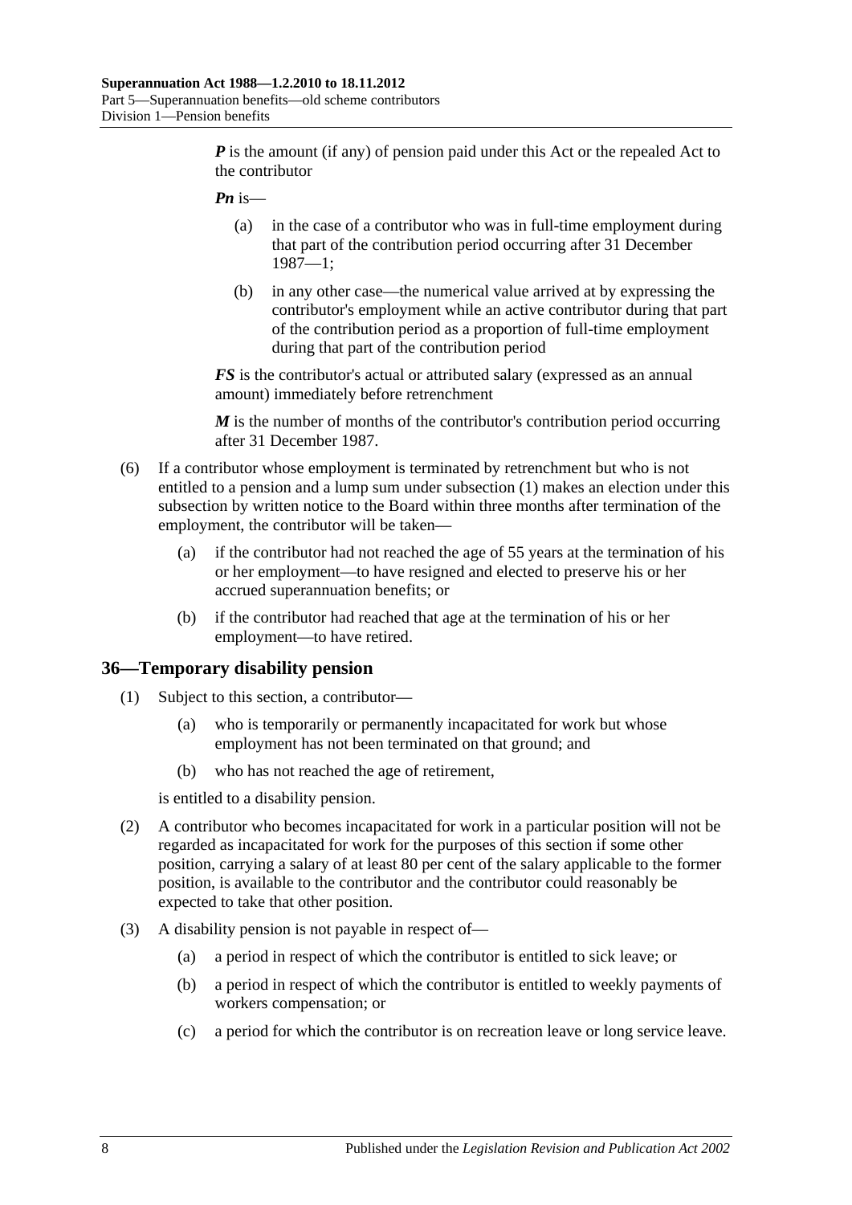***P*** is the amount (if any) of pension paid under this Act or the repealed Act to the contributor

***Pn*** is—

- (a) in the case of a contributor who was in full-time employment during that part of the contribution period occurring after 31 December 1987—1;
- (b) in any other case—the numerical value arrived at by expressing the contributor's employment while an active contributor during that part of the contribution period as a proportion of full-time employment during that part of the contribution period

***FS*** is the contributor's actual or attributed salary (expressed as an annual amount) immediately before retrenchment

***M*** is the number of months of the contributor's contribution period occurring after 31 December 1987.

(6) If a contributor whose employment is terminated by retrenchment but who is not entitled to a pension and a lump sum under subsection (1) makes an election under this subsection by written notice to the Board within three months after termination of the employment, the contributor will be taken—

- (a) if the contributor had not reached the age of 55 years at the termination of his or her employment—to have resigned and elected to preserve his or her accrued superannuation benefits; or
- (b) if the contributor had reached that age at the termination of his or her employment—to have retired.

## 36—Temporary disability pension

(1) Subject to this section, a contributor—

- (a) who is temporarily or permanently incapacitated for work but whose employment has not been terminated on that ground; and
- (b) who has not reached the age of retirement,

is entitled to a disability pension.

(2) A contributor who becomes incapacitated for work in a particular position will not be regarded as incapacitated for work for the purposes of this section if some other position, carrying a salary of at least 80 per cent of the salary applicable to the former position, is available to the contributor and the contributor could reasonably be expected to take that other position.

(3) A disability pension is not payable in respect of—

- (a) a period in respect of which the contributor is entitled to sick leave; or
- (b) a period in respect of which the contributor is entitled to weekly payments of workers compensation; or
- (c) a period for which the contributor is on recreation leave or long service leave.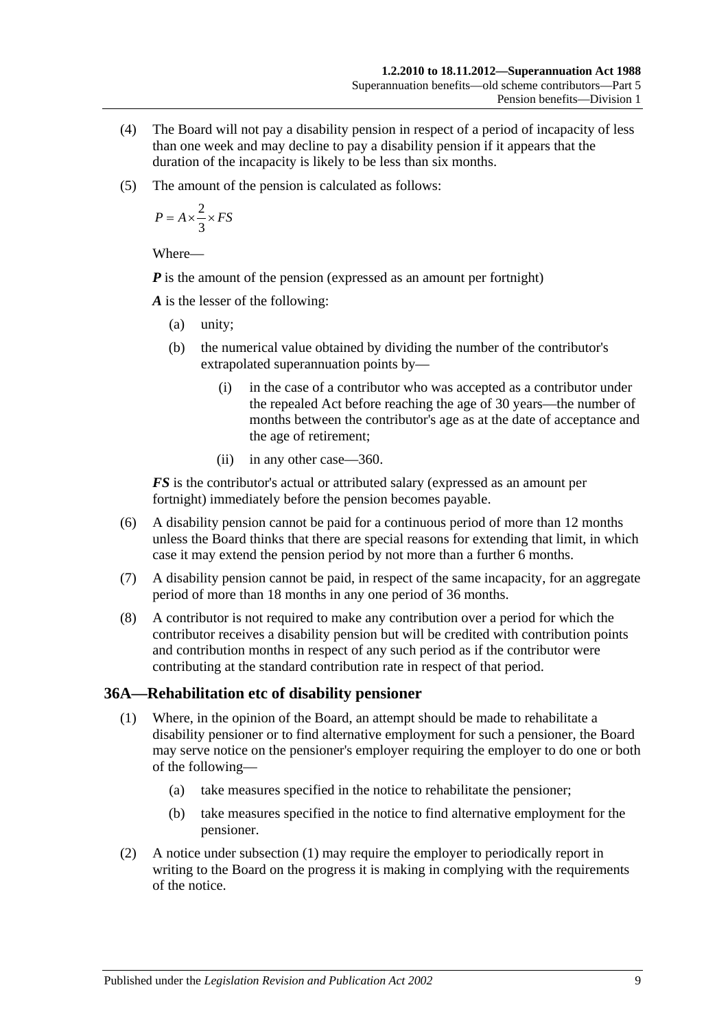(4) The Board will not pay a disability pension in respect of a period of incapacity of less than one week and may decline to pay a disability pension if it appears that the duration of the incapacity is likely to be less than six months.

(5) The amount of the pension is calculated as follows:

$$P = A \times \frac{2}{3} \times FS$$

Where—

***P*** is the amount of the pension (expressed as an amount per fortnight)

***A*** is the lesser of the following:

- (a) unity;
- (b) the numerical value obtained by dividing the number of the contributor's extrapolated superannuation points by—
  - (i) in the case of a contributor who was accepted as a contributor under the repealed Act before reaching the age of 30 years—the number of months between the contributor's age as at the date of acceptance and the age of retirement;
  - (ii) in any other case—360.

***FS*** is the contributor's actual or attributed salary (expressed as an amount per fortnight) immediately before the pension becomes payable.

(6) A disability pension cannot be paid for a continuous period of more than 12 months unless the Board thinks that there are special reasons for extending that limit, in which case it may extend the pension period by not more than a further 6 months.

(7) A disability pension cannot be paid, in respect of the same incapacity, for an aggregate period of more than 18 months in any one period of 36 months.

(8) A contributor is not required to make any contribution over a period for which the contributor receives a disability pension but will be credited with contribution points and contribution months in respect of any such period as if the contributor were contributing at the standard contribution rate in respect of that period.

## 36A—Rehabilitation etc of disability pensioner

(1) Where, in the opinion of the Board, an attempt should be made to rehabilitate a disability pensioner or to find alternative employment for such a pensioner, the Board may serve notice on the pensioner's employer requiring the employer to do one or both of the following—

- (a) take measures specified in the notice to rehabilitate the pensioner;
- (b) take measures specified in the notice to find alternative employment for the pensioner.

(2) A notice under subsection (1) may require the employer to periodically report in writing to the Board on the progress it is making in complying with the requirements of the notice.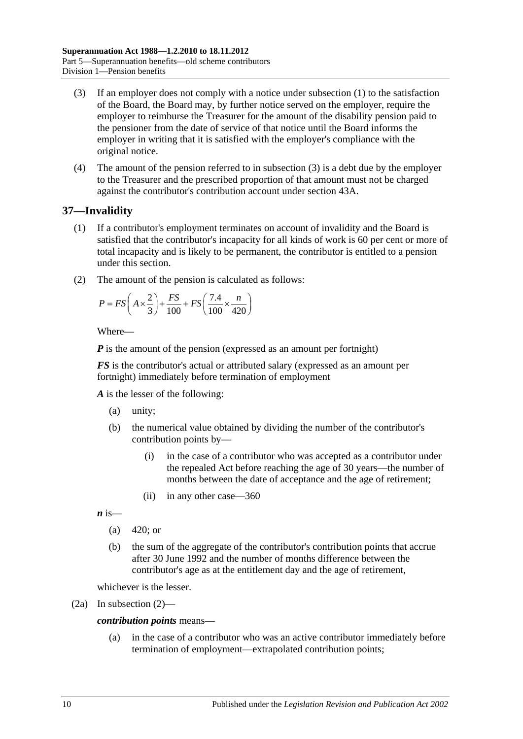(3) If an employer does not comply with a notice under subsection (1) to the satisfaction of the Board, the Board may, by further notice served on the employer, require the employer to reimburse the Treasurer for the amount of the disability pension paid to the pensioner from the date of service of that notice until the Board informs the employer in writing that it is satisfied with the employer's compliance with the original notice.

(4) The amount of the pension referred to in subsection (3) is a debt due by the employer to the Treasurer and the prescribed proportion of that amount must not be charged against the contributor's contribution account under section 43A.

## 37—Invalidity

(1) If a contributor's employment terminates on account of invalidity and the Board is satisfied that the contributor's incapacity for all kinds of work is 60 per cent or more of total incapacity and is likely to be permanent, the contributor is entitled to a pension under this section.

(2) The amount of the pension is calculated as follows:

$$P = FS\left(A \times \frac{2}{3}\right) + \frac{FS}{100} + FS\left(\frac{7.4}{100} \times \frac{n}{420}\right)$$

Where—

***P*** is the amount of the pension (expressed as an amount per fortnight)

***FS*** is the contributor's actual or attributed salary (expressed as an amount per fortnight) immediately before termination of employment

***A*** is the lesser of the following:

(a) unity;

(b) the numerical value obtained by dividing the number of the contributor's contribution points by—

(i) in the case of a contributor who was accepted as a contributor under the repealed Act before reaching the age of 30 years—the number of months between the date of acceptance and the age of retirement;

(ii) in any other case—360

***n*** is—

(a) 420; or

(b) the sum of the aggregate of the contributor's contribution points that accrue after 30 June 1992 and the number of months difference between the contributor's age as at the entitlement day and the age of retirement,

whichever is the lesser.

(2a) In subsection (2)—

***contribution points*** means—

(a) in the case of a contributor who was an active contributor immediately before termination of employment—extrapolated contribution points;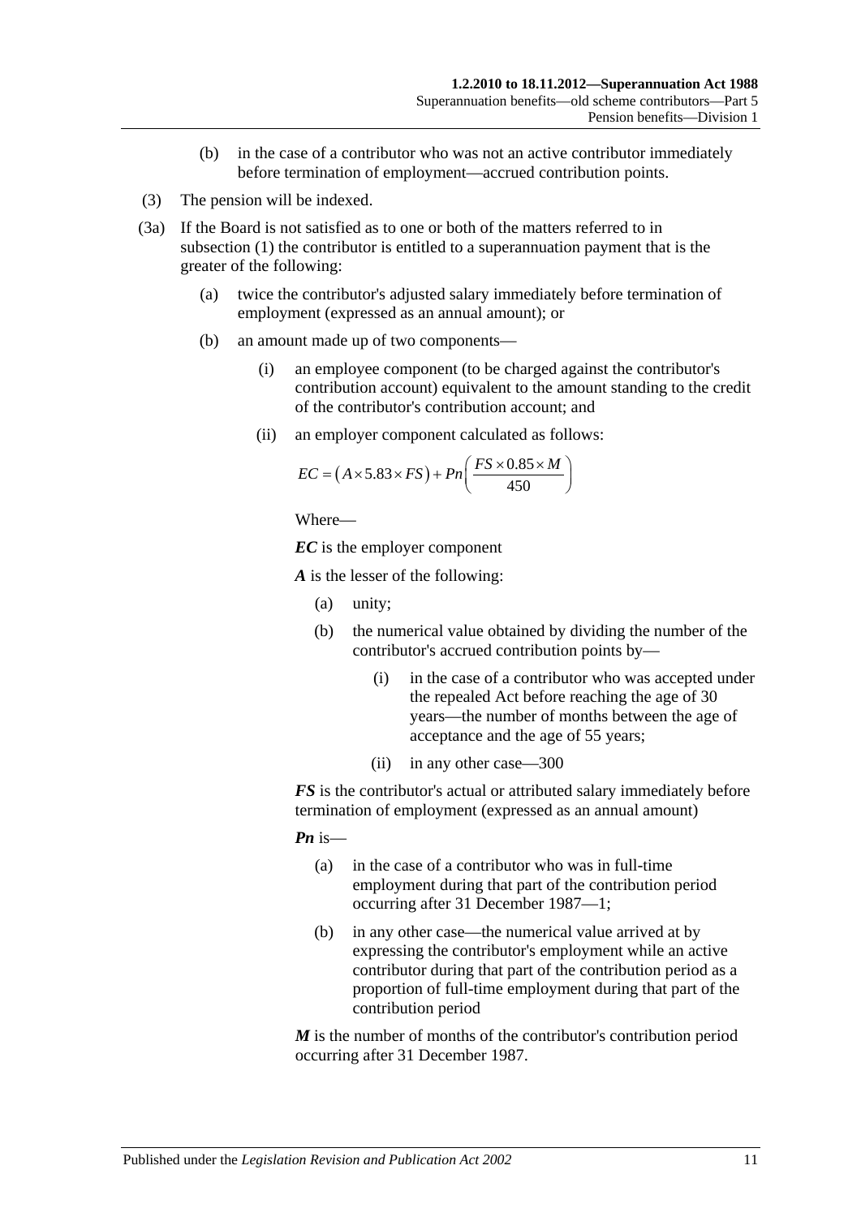(b) in the case of a contributor who was not an active contributor immediately before termination of employment—accrued contribution points.

(3) The pension will be indexed.

(3a) If the Board is not satisfied as to one or both of the matters referred to in subsection (1) the contributor is entitled to a superannuation payment that is the greater of the following:

(a) twice the contributor's adjusted salary immediately before termination of employment (expressed as an annual amount); or

(b) an amount made up of two components—

(i) an employee component (to be charged against the contributor's contribution account) equivalent to the amount standing to the credit of the contributor's contribution account; and

(ii) an employer component calculated as follows:

$$EC = \left(A \times 5.83 \times FS\right) + Pn\left(\frac{FS \times 0.85 \times M}{450}\right)$$

Where—

***EC*** is the employer component

***A*** is the lesser of the following:

(a) unity;

(b) the numerical value obtained by dividing the number of the contributor's accrued contribution points by—

(i) in the case of a contributor who was accepted under the repealed Act before reaching the age of 30 years—the number of months between the age of acceptance and the age of 55 years;

(ii) in any other case—300

***FS*** is the contributor's actual or attributed salary immediately before termination of employment (expressed as an annual amount)

***Pn*** is—

(a) in the case of a contributor who was in full-time employment during that part of the contribution period occurring after 31 December 1987—1;

(b) in any other case—the numerical value arrived at by expressing the contributor's employment while an active contributor during that part of the contribution period as a proportion of full-time employment during that part of the contribution period

***M*** is the number of months of the contributor's contribution period occurring after 31 December 1987.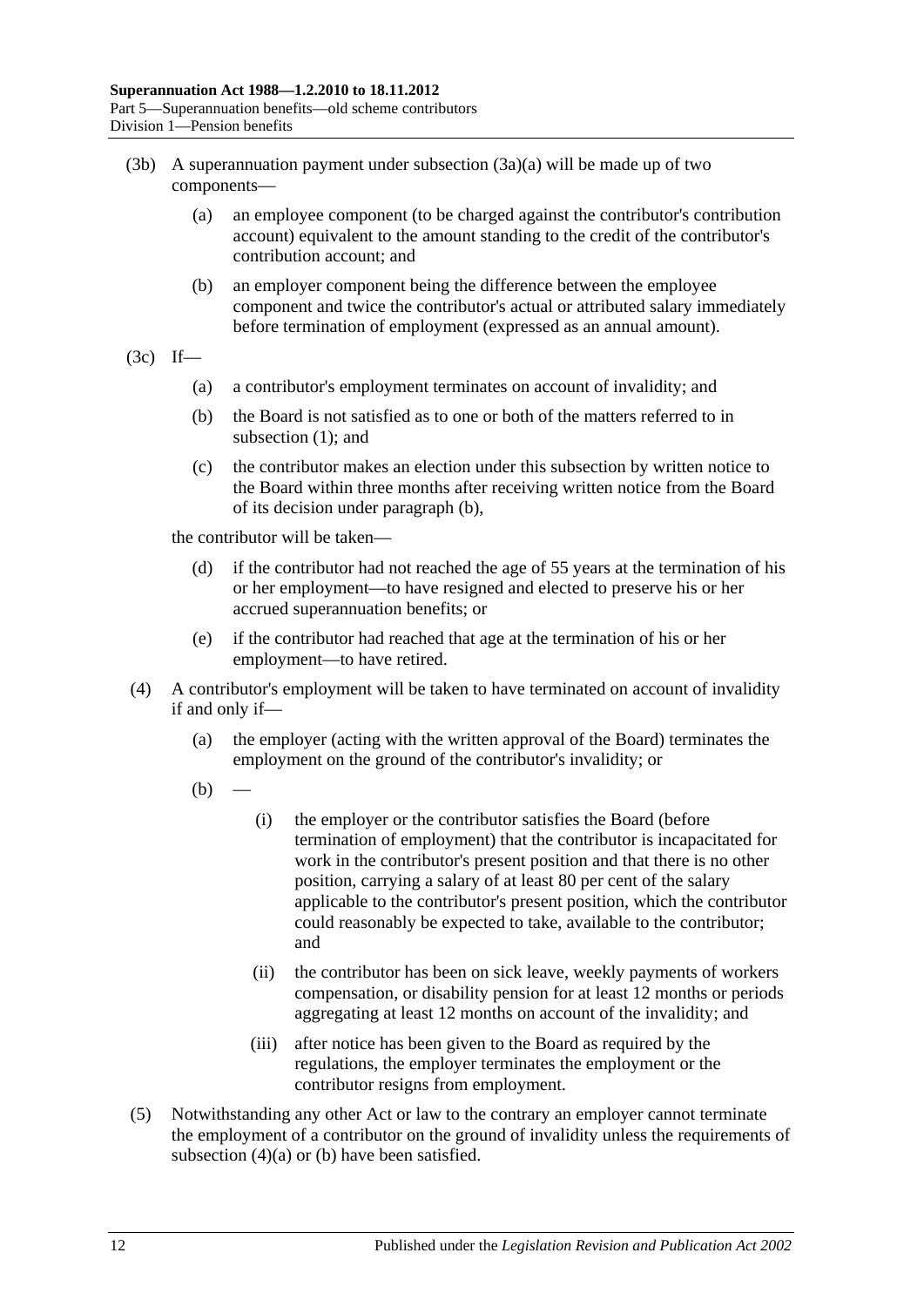(3b) A superannuation payment under subsection (3a)(a) will be made up of two components—

(a) an employee component (to be charged against the contributor's contribution account) equivalent to the amount standing to the credit of the contributor's contribution account; and

(b) an employer component being the difference between the employee component and twice the contributor's actual or attributed salary immediately before termination of employment (expressed as an annual amount).

(3c) If—

(a) a contributor's employment terminates on account of invalidity; and

(b) the Board is not satisfied as to one or both of the matters referred to in subsection (1); and

(c) the contributor makes an election under this subsection by written notice to the Board within three months after receiving written notice from the Board of its decision under paragraph (b),

the contributor will be taken—

(d) if the contributor had not reached the age of 55 years at the termination of his or her employment—to have resigned and elected to preserve his or her accrued superannuation benefits; or

(e) if the contributor had reached that age at the termination of his or her employment—to have retired.

(4) A contributor's employment will be taken to have terminated on account of invalidity if and only if—

(a) the employer (acting with the written approval of the Board) terminates the employment on the ground of the contributor's invalidity; or

(b) —

(i) the employer or the contributor satisfies the Board (before termination of employment) that the contributor is incapacitated for work in the contributor's present position and that there is no other position, carrying a salary of at least 80 per cent of the salary applicable to the contributor's present position, which the contributor could reasonably be expected to take, available to the contributor; and

(ii) the contributor has been on sick leave, weekly payments of workers compensation, or disability pension for at least 12 months or periods aggregating at least 12 months on account of the invalidity; and

(iii) after notice has been given to the Board as required by the regulations, the employer terminates the employment or the contributor resigns from employment.

(5) Notwithstanding any other Act or law to the contrary an employer cannot terminate the employment of a contributor on the ground of invalidity unless the requirements of subsection (4)(a) or (b) have been satisfied.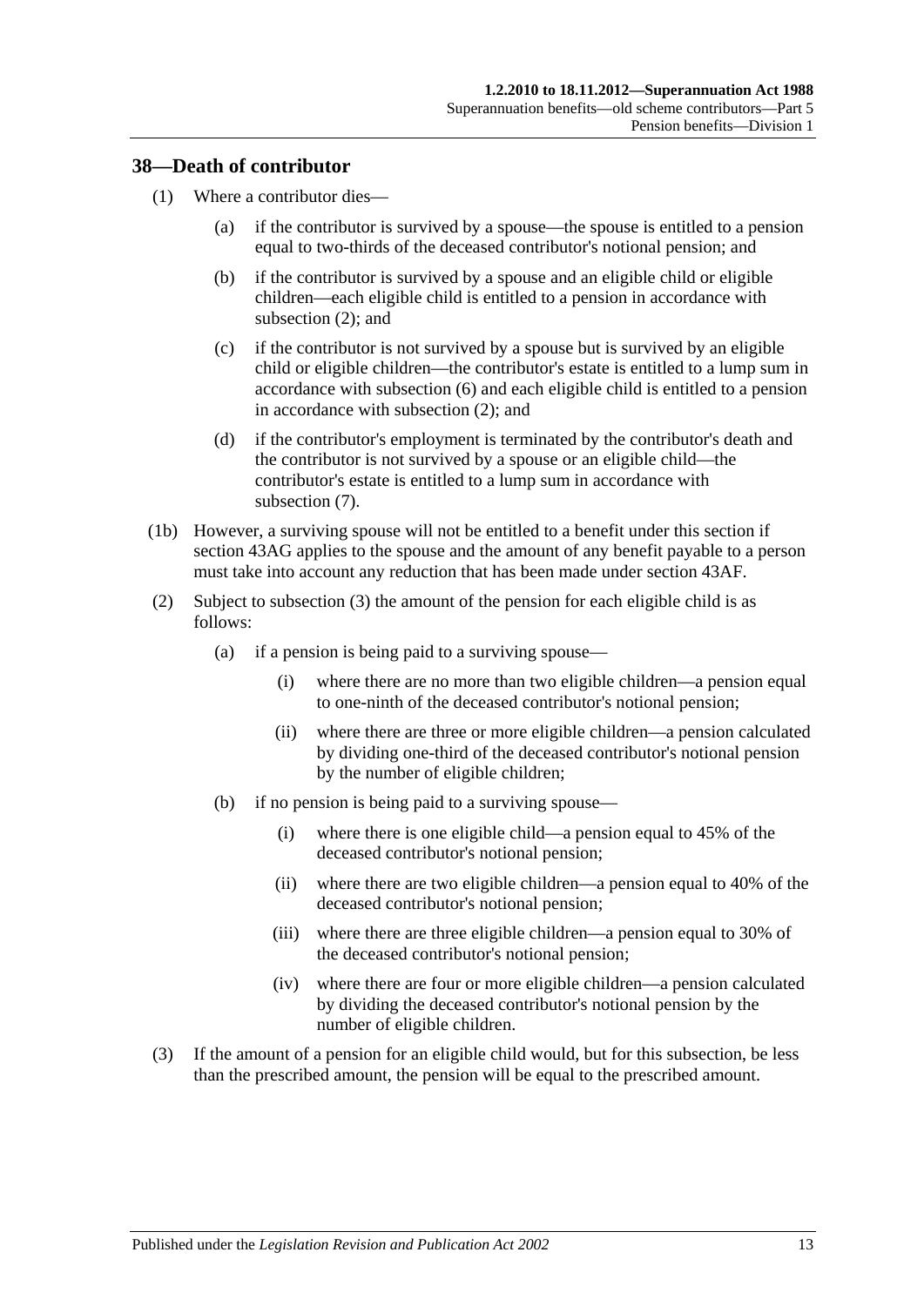## 38—Death of contributor

(1) Where a contributor dies—

(a) if the contributor is survived by a spouse—the spouse is entitled to a pension equal to two-thirds of the deceased contributor's notional pension; and

(b) if the contributor is survived by a spouse and an eligible child or eligible children—each eligible child is entitled to a pension in accordance with subsection (2); and

(c) if the contributor is not survived by a spouse but is survived by an eligible child or eligible children—the contributor's estate is entitled to a lump sum in accordance with subsection (6) and each eligible child is entitled to a pension in accordance with subsection (2); and

(d) if the contributor's employment is terminated by the contributor's death and the contributor is not survived by a spouse or an eligible child—the contributor's estate is entitled to a lump sum in accordance with subsection (7).

(1b) However, a surviving spouse will not be entitled to a benefit under this section if section 43AG applies to the spouse and the amount of any benefit payable to a person must take into account any reduction that has been made under section 43AF.

(2) Subject to subsection (3) the amount of the pension for each eligible child is as follows:

(a) if a pension is being paid to a surviving spouse—

(i) where there are no more than two eligible children—a pension equal to one-ninth of the deceased contributor's notional pension;

(ii) where there are three or more eligible children—a pension calculated by dividing one-third of the deceased contributor's notional pension by the number of eligible children;

(b) if no pension is being paid to a surviving spouse—

(i) where there is one eligible child—a pension equal to 45% of the deceased contributor's notional pension;

(ii) where there are two eligible children—a pension equal to 40% of the deceased contributor's notional pension;

(iii) where there are three eligible children—a pension equal to 30% of the deceased contributor's notional pension;

(iv) where there are four or more eligible children—a pension calculated by dividing the deceased contributor's notional pension by the number of eligible children.

(3) If the amount of a pension for an eligible child would, but for this subsection, be less than the prescribed amount, the pension will be equal to the prescribed amount.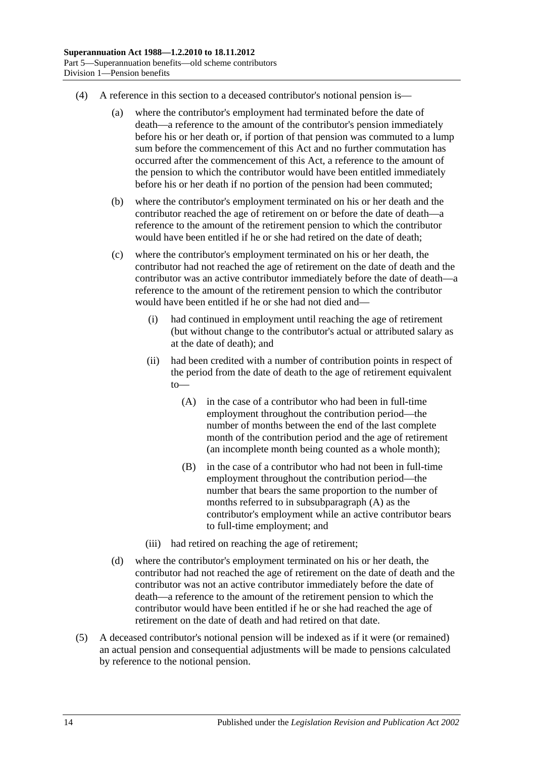(4) A reference in this section to a deceased contributor's notional pension is—

(a) where the contributor's employment had terminated before the date of death—a reference to the amount of the contributor's pension immediately before his or her death or, if portion of that pension was commuted to a lump sum before the commencement of this Act and no further commutation has occurred after the commencement of this Act, a reference to the amount of the pension to which the contributor would have been entitled immediately before his or her death if no portion of the pension had been commuted;

(b) where the contributor's employment terminated on his or her death and the contributor reached the age of retirement on or before the date of death—a reference to the amount of the retirement pension to which the contributor would have been entitled if he or she had retired on the date of death;

(c) where the contributor's employment terminated on his or her death, the contributor had not reached the age of retirement on the date of death and the contributor was an active contributor immediately before the date of death—a reference to the amount of the retirement pension to which the contributor would have been entitled if he or she had not died and—

(i) had continued in employment until reaching the age of retirement (but without change to the contributor's actual or attributed salary as at the date of death); and

(ii) had been credited with a number of contribution points in respect of the period from the date of death to the age of retirement equivalent to—

(A) in the case of a contributor who had been in full-time employment throughout the contribution period—the number of months between the end of the last complete month of the contribution period and the age of retirement (an incomplete month being counted as a whole month);

(B) in the case of a contributor who had not been in full-time employment throughout the contribution period—the number that bears the same proportion to the number of months referred to in subsubparagraph (A) as the contributor's employment while an active contributor bears to full-time employment; and

(iii) had retired on reaching the age of retirement;

(d) where the contributor's employment terminated on his or her death, the contributor had not reached the age of retirement on the date of death and the contributor was not an active contributor immediately before the date of death—a reference to the amount of the retirement pension to which the contributor would have been entitled if he or she had reached the age of retirement on the date of death and had retired on that date.

(5) A deceased contributor's notional pension will be indexed as if it were (or remained) an actual pension and consequential adjustments will be made to pensions calculated by reference to the notional pension.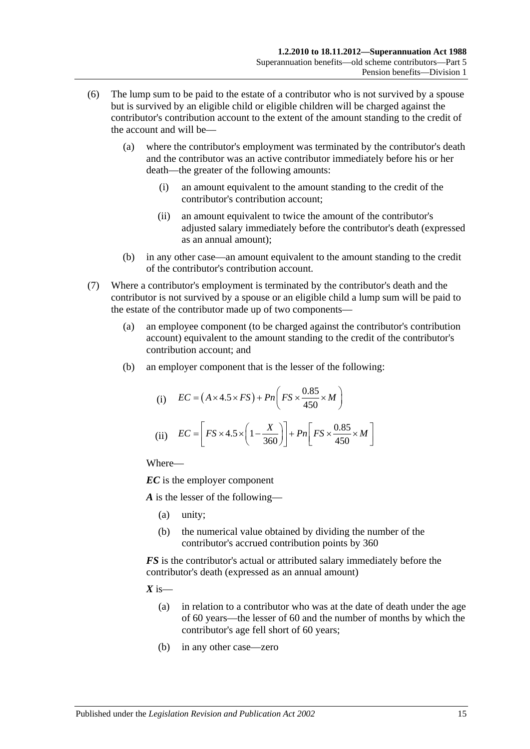(6) The lump sum to be paid to the estate of a contributor who is not survived by a spouse but is survived by an eligible child or eligible children will be charged against the contributor's contribution account to the extent of the amount standing to the credit of the account and will be—

(a) where the contributor's employment was terminated by the contributor's death and the contributor was an active contributor immediately before his or her death—the greater of the following amounts:

(i) an amount equivalent to the amount standing to the credit of the contributor's contribution account;

(ii) an amount equivalent to twice the amount of the contributor's adjusted salary immediately before the contributor's death (expressed as an annual amount);

(b) in any other case—an amount equivalent to the amount standing to the credit of the contributor's contribution account.

(7) Where a contributor's employment is terminated by the contributor's death and the contributor is not survived by a spouse or an eligible child a lump sum will be paid to the estate of the contributor made up of two components—

(a) an employee component (to be charged against the contributor's contribution account) equivalent to the amount standing to the credit of the contributor's contribution account; and

(b) an employer component that is the lesser of the following:

(i) $$EC = \left(A \times 4.5 \times FS\right) + Pn\left(FS \times \frac{0.85}{450} \times M\right)$$

(ii) $$EC = \left[FS \times 4.5 \times \left(1 - \frac{X}{360}\right)\right] + Pn\left[FS \times \frac{0.85}{450} \times M\right]$$

Where—

***EC*** is the employer component

***A*** is the lesser of the following—

(a) unity;

(b) the numerical value obtained by dividing the number of the contributor's accrued contribution points by 360

***FS*** is the contributor's actual or attributed salary immediately before the contributor's death (expressed as an annual amount)

***X*** is—

(a) in relation to a contributor who was at the date of death under the age of 60 years—the lesser of 60 and the number of months by which the contributor's age fell short of 60 years;

(b) in any other case—zero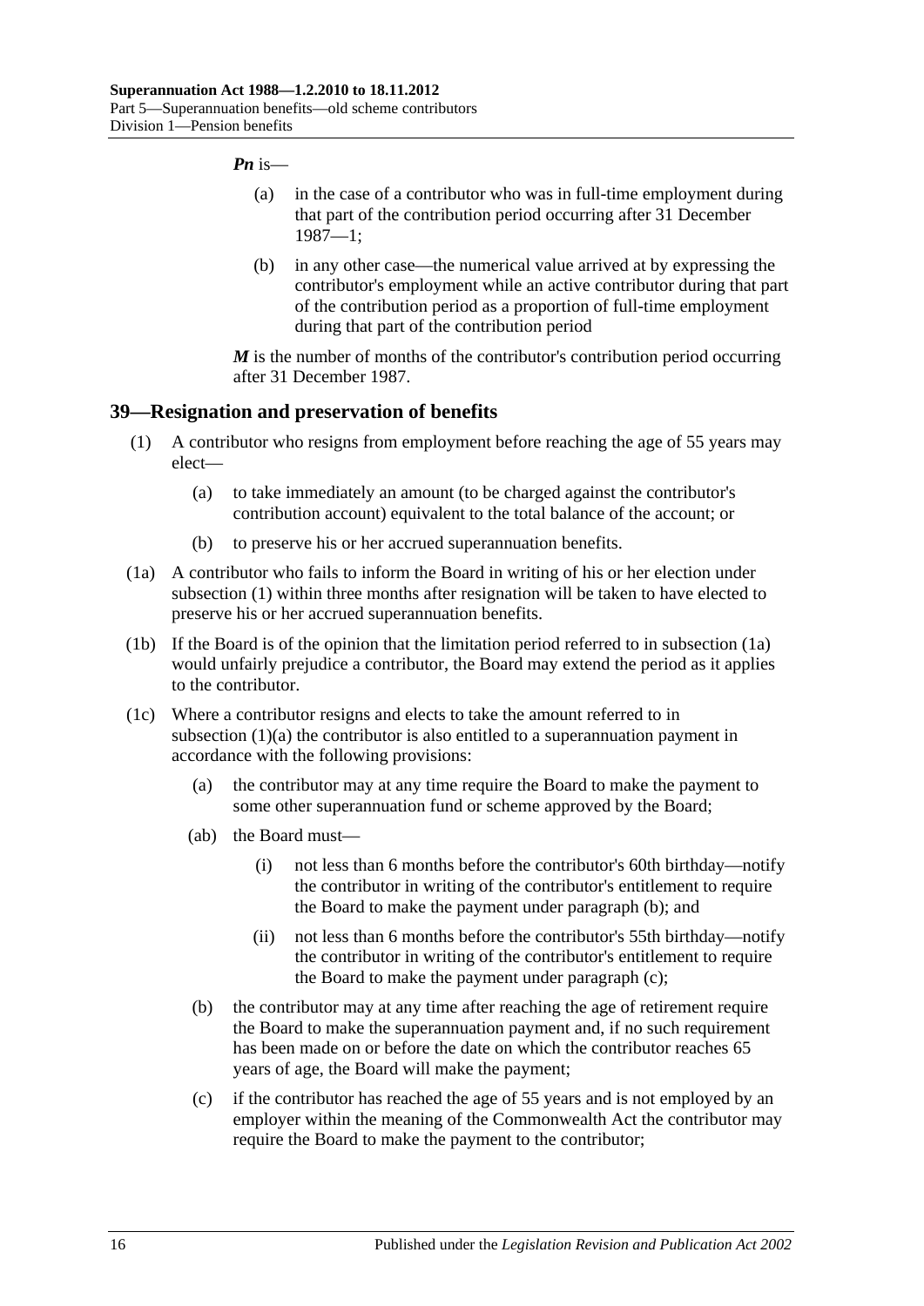***Pn*** is—

(a) in the case of a contributor who was in full-time employment during that part of the contribution period occurring after 31 December 1987—1;

(b) in any other case—the numerical value arrived at by expressing the contributor's employment while an active contributor during that part of the contribution period as a proportion of full-time employment during that part of the contribution period

***M*** is the number of months of the contributor's contribution period occurring after 31 December 1987.

## 39—Resignation and preservation of benefits

(1) A contributor who resigns from employment before reaching the age of 55 years may elect—

(a) to take immediately an amount (to be charged against the contributor's contribution account) equivalent to the total balance of the account; or

(b) to preserve his or her accrued superannuation benefits.

(1a) A contributor who fails to inform the Board in writing of his or her election under subsection (1) within three months after resignation will be taken to have elected to preserve his or her accrued superannuation benefits.

(1b) If the Board is of the opinion that the limitation period referred to in subsection (1a) would unfairly prejudice a contributor, the Board may extend the period as it applies to the contributor.

(1c) Where a contributor resigns and elects to take the amount referred to in subsection (1)(a) the contributor is also entitled to a superannuation payment in accordance with the following provisions:

(a) the contributor may at any time require the Board to make the payment to some other superannuation fund or scheme approved by the Board;

(ab) the Board must—

(i) not less than 6 months before the contributor's 60th birthday—notify the contributor in writing of the contributor's entitlement to require the Board to make the payment under paragraph (b); and

(ii) not less than 6 months before the contributor's 55th birthday—notify the contributor in writing of the contributor's entitlement to require the Board to make the payment under paragraph (c);

(b) the contributor may at any time after reaching the age of retirement require the Board to make the superannuation payment and, if no such requirement has been made on or before the date on which the contributor reaches 65 years of age, the Board will make the payment;

(c) if the contributor has reached the age of 55 years and is not employed by an employer within the meaning of the Commonwealth Act the contributor may require the Board to make the payment to the contributor;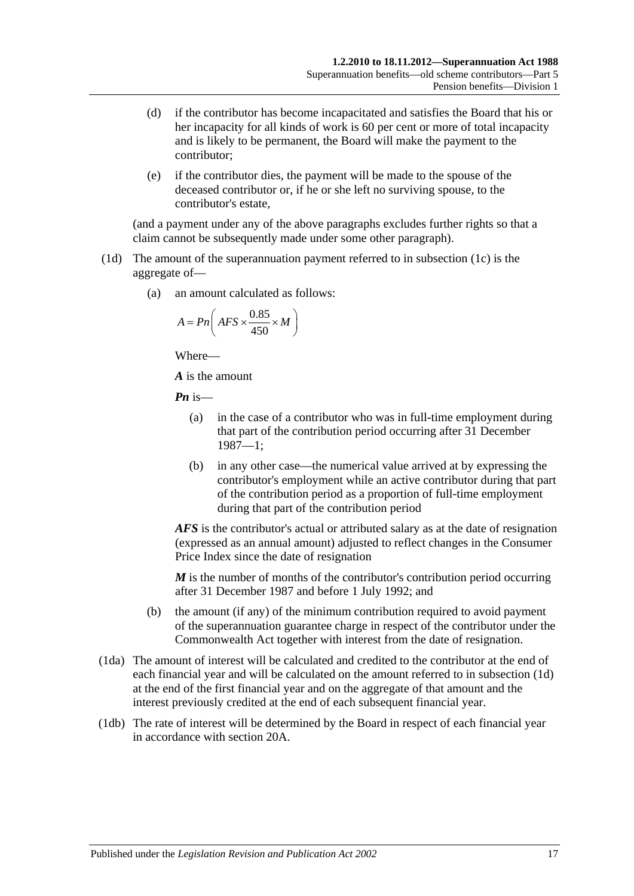(d) if the contributor has become incapacitated and satisfies the Board that his or her incapacity for all kinds of work is 60 per cent or more of total incapacity and is likely to be permanent, the Board will make the payment to the contributor;

(e) if the contributor dies, the payment will be made to the spouse of the deceased contributor or, if he or she left no surviving spouse, to the contributor's estate,

(and a payment under any of the above paragraphs excludes further rights so that a claim cannot be subsequently made under some other paragraph).

(1d) The amount of the superannuation payment referred to in subsection (1c) is the aggregate of—

(a) an amount calculated as follows:

$$A = Pn\left(AFS \times \frac{0.85}{450} \times M\right)$$

Where—

***A*** is the amount

***Pn*** is—

(a) in the case of a contributor who was in full-time employment during that part of the contribution period occurring after 31 December 1987—1;

(b) in any other case—the numerical value arrived at by expressing the contributor's employment while an active contributor during that part of the contribution period as a proportion of full-time employment during that part of the contribution period

***AFS*** is the contributor's actual or attributed salary as at the date of resignation (expressed as an annual amount) adjusted to reflect changes in the Consumer Price Index since the date of resignation

***M*** is the number of months of the contributor's contribution period occurring after 31 December 1987 and before 1 July 1992; and

(b) the amount (if any) of the minimum contribution required to avoid payment of the superannuation guarantee charge in respect of the contributor under the Commonwealth Act together with interest from the date of resignation.

(1da) The amount of interest will be calculated and credited to the contributor at the end of each financial year and will be calculated on the amount referred to in subsection (1d) at the end of the first financial year and on the aggregate of that amount and the interest previously credited at the end of each subsequent financial year.

(1db) The rate of interest will be determined by the Board in respect of each financial year in accordance with section 20A.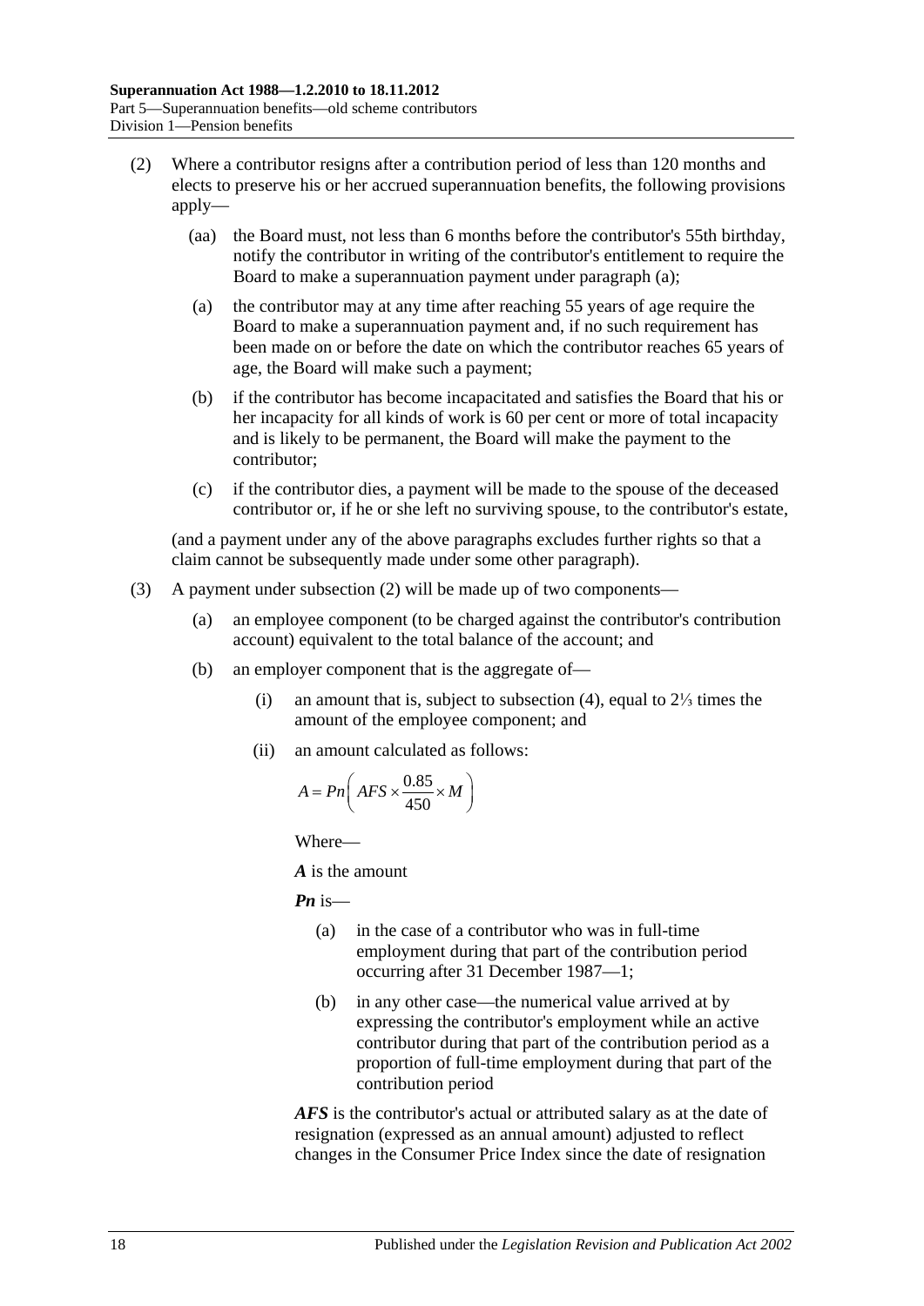(2) Where a contributor resigns after a contribution period of less than 120 months and elects to preserve his or her accrued superannuation benefits, the following provisions apply—

(aa) the Board must, not less than 6 months before the contributor's 55th birthday, notify the contributor in writing of the contributor's entitlement to require the Board to make a superannuation payment under paragraph (a);

(a) the contributor may at any time after reaching 55 years of age require the Board to make a superannuation payment and, if no such requirement has been made on or before the date on which the contributor reaches 65 years of age, the Board will make such a payment;

(b) if the contributor has become incapacitated and satisfies the Board that his or her incapacity for all kinds of work is 60 per cent or more of total incapacity and is likely to be permanent, the Board will make the payment to the contributor;

(c) if the contributor dies, a payment will be made to the spouse of the deceased contributor or, if he or she left no surviving spouse, to the contributor's estate,

(and a payment under any of the above paragraphs excludes further rights so that a claim cannot be subsequently made under some other paragraph).

(3) A payment under subsection (2) will be made up of two components—

(a) an employee component (to be charged against the contributor's contribution account) equivalent to the total balance of the account; and

(b) an employer component that is the aggregate of—

(i) an amount that is, subject to subsection (4), equal to 2⅓ times the amount of the employee component; and

(ii) an amount calculated as follows:

$$A = Pn\left( AFS \times \frac{0.85}{450} \times M \right)$$

Where—

***A*** is the amount

***Pn*** is—

(a) in the case of a contributor who was in full-time employment during that part of the contribution period occurring after 31 December 1987—1;

(b) in any other case—the numerical value arrived at by expressing the contributor's employment while an active contributor during that part of the contribution period as a proportion of full-time employment during that part of the contribution period

***AFS*** is the contributor's actual or attributed salary as at the date of resignation (expressed as an annual amount) adjusted to reflect changes in the Consumer Price Index since the date of resignation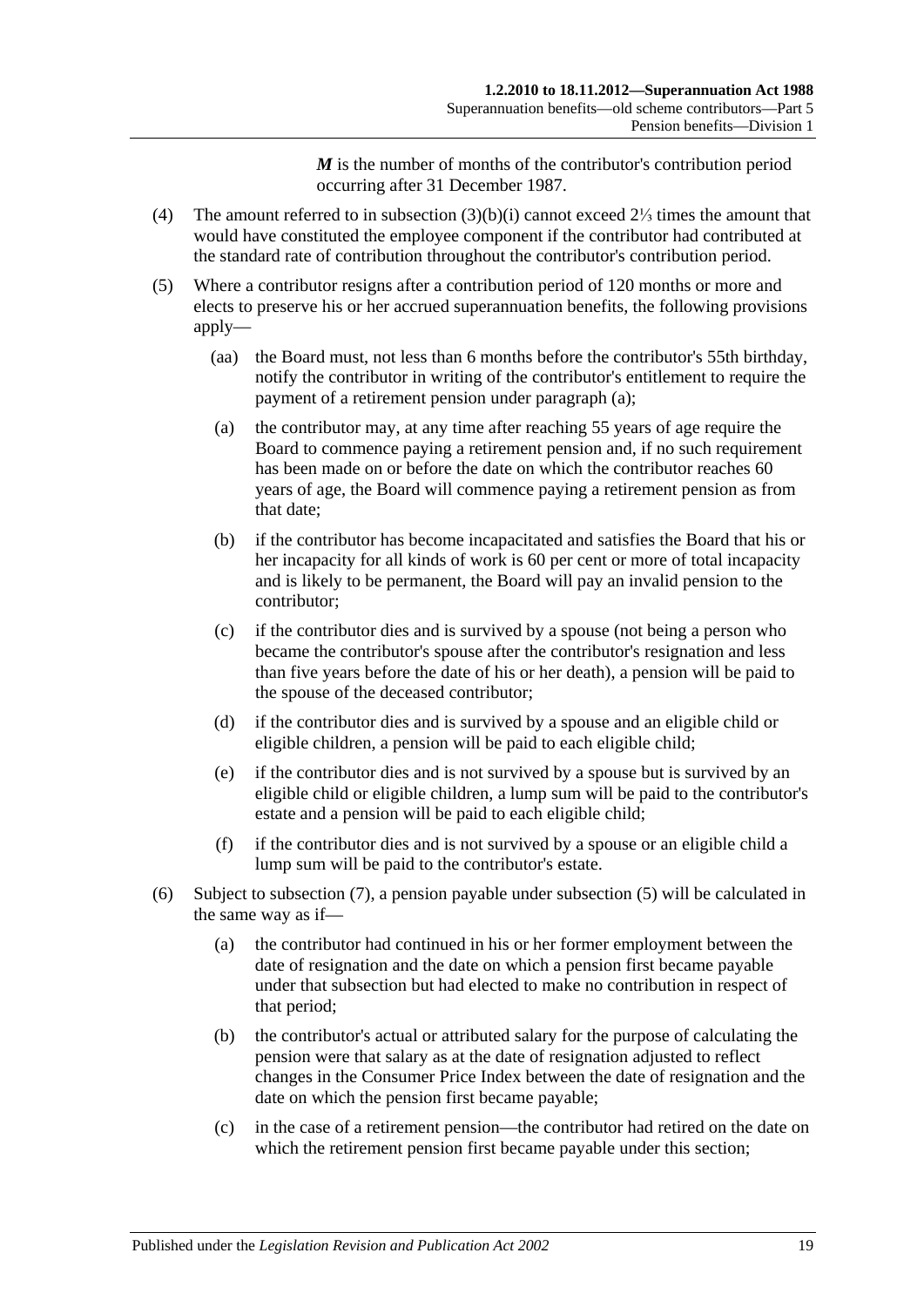***M*** is the number of months of the contributor's contribution period occurring after 31 December 1987.

(4) The amount referred to in subsection (3)(b)(i) cannot exceed 2⅓ times the amount that would have constituted the employee component if the contributor had contributed at the standard rate of contribution throughout the contributor's contribution period.

(5) Where a contributor resigns after a contribution period of 120 months or more and elects to preserve his or her accrued superannuation benefits, the following provisions apply—

(aa) the Board must, not less than 6 months before the contributor's 55th birthday, notify the contributor in writing of the contributor's entitlement to require the payment of a retirement pension under paragraph (a);

(a) the contributor may, at any time after reaching 55 years of age require the Board to commence paying a retirement pension and, if no such requirement has been made on or before the date on which the contributor reaches 60 years of age, the Board will commence paying a retirement pension as from that date;

(b) if the contributor has become incapacitated and satisfies the Board that his or her incapacity for all kinds of work is 60 per cent or more of total incapacity and is likely to be permanent, the Board will pay an invalid pension to the contributor;

(c) if the contributor dies and is survived by a spouse (not being a person who became the contributor's spouse after the contributor's resignation and less than five years before the date of his or her death), a pension will be paid to the spouse of the deceased contributor;

(d) if the contributor dies and is survived by a spouse and an eligible child or eligible children, a pension will be paid to each eligible child;

(e) if the contributor dies and is not survived by a spouse but is survived by an eligible child or eligible children, a lump sum will be paid to the contributor's estate and a pension will be paid to each eligible child;

(f) if the contributor dies and is not survived by a spouse or an eligible child a lump sum will be paid to the contributor's estate.

(6) Subject to subsection (7), a pension payable under subsection (5) will be calculated in the same way as if—

(a) the contributor had continued in his or her former employment between the date of resignation and the date on which a pension first became payable under that subsection but had elected to make no contribution in respect of that period;

(b) the contributor's actual or attributed salary for the purpose of calculating the pension were that salary as at the date of resignation adjusted to reflect changes in the Consumer Price Index between the date of resignation and the date on which the pension first became payable;

(c) in the case of a retirement pension—the contributor had retired on the date on which the retirement pension first became payable under this section;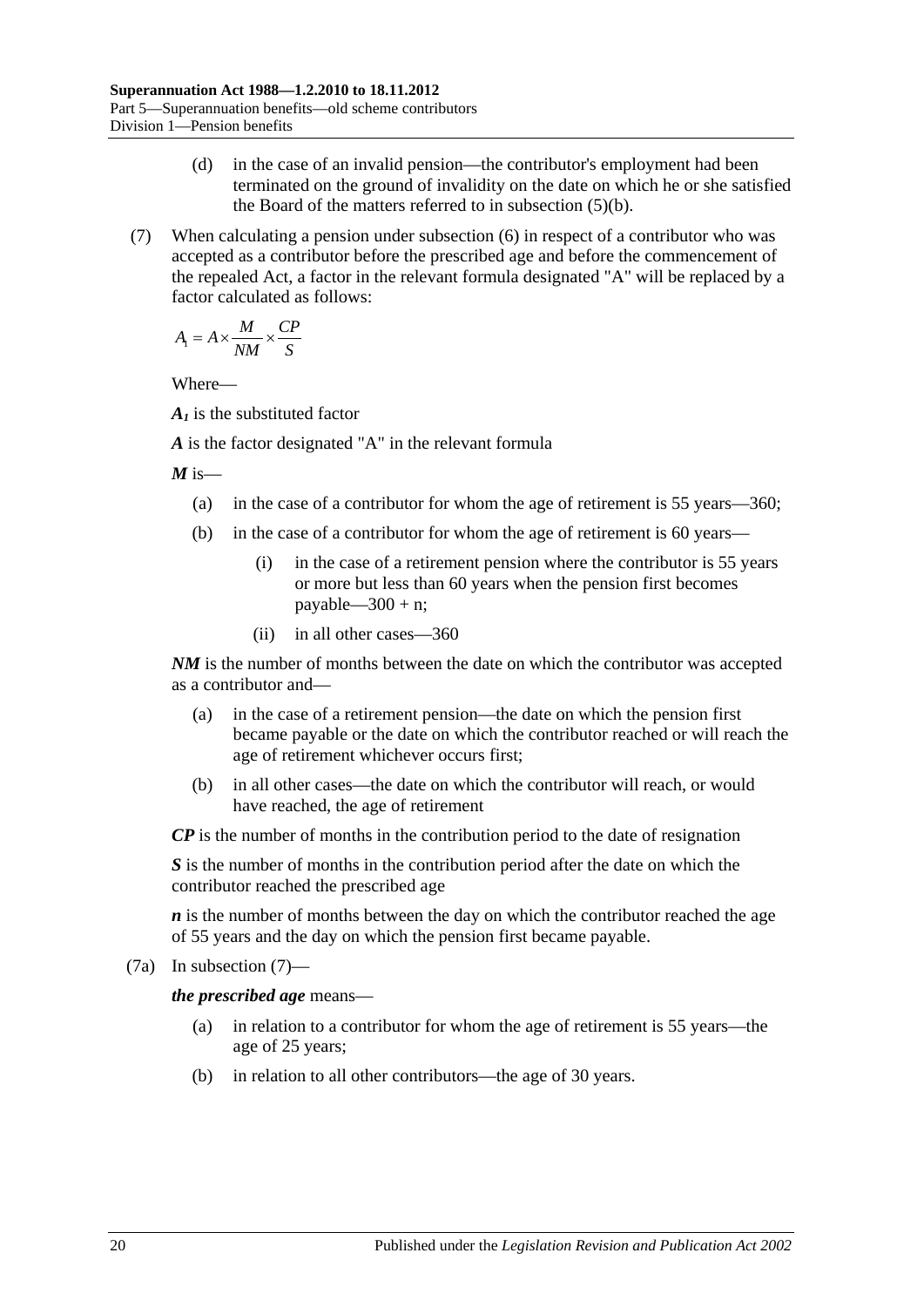(d) in the case of an invalid pension—the contributor's employment had been terminated on the ground of invalidity on the date on which he or she satisfied the Board of the matters referred to in subsection (5)(b).

(7) When calculating a pension under subsection (6) in respect of a contributor who was accepted as a contributor before the prescribed age and before the commencement of the repealed Act, a factor in the relevant formula designated "A" will be replaced by a factor calculated as follows:

$$A_1 = A \times \frac{M}{NM} \times \frac{CP}{S}$$

Where—

***$A_1$*** is the substituted factor

***A*** is the factor designated "A" in the relevant formula

***M*** is—

(a) in the case of a contributor for whom the age of retirement is 55 years—360;

(b) in the case of a contributor for whom the age of retirement is 60 years—

(i) in the case of a retirement pension where the contributor is 55 years or more but less than 60 years when the pension first becomes payable—300 + n;

(ii) in all other cases—360

***NM*** is the number of months between the date on which the contributor was accepted as a contributor and—

(a) in the case of a retirement pension—the date on which the pension first became payable or the date on which the contributor reached or will reach the age of retirement whichever occurs first;

(b) in all other cases—the date on which the contributor will reach, or would have reached, the age of retirement

***CP*** is the number of months in the contribution period to the date of resignation

***S*** is the number of months in the contribution period after the date on which the contributor reached the prescribed age

***n*** is the number of months between the day on which the contributor reached the age of 55 years and the day on which the pension first became payable.

(7a) In subsection (7)—

***the prescribed age*** means—

(a) in relation to a contributor for whom the age of retirement is 55 years—the age of 25 years;

(b) in relation to all other contributors—the age of 30 years.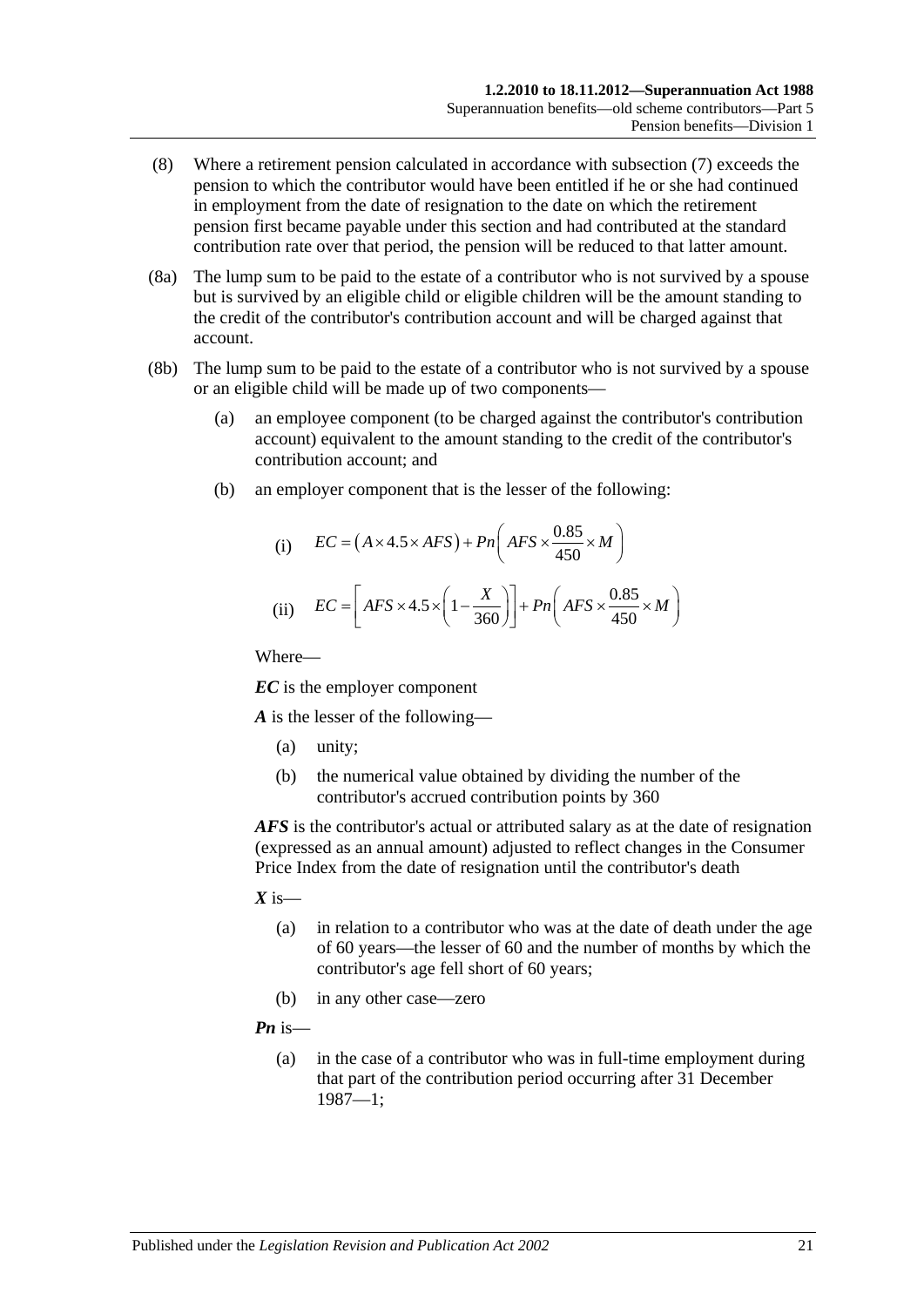(8) Where a retirement pension calculated in accordance with subsection (7) exceeds the pension to which the contributor would have been entitled if he or she had continued in employment from the date of resignation to the date on which the retirement pension first became payable under this section and had contributed at the standard contribution rate over that period, the pension will be reduced to that latter amount.

(8a) The lump sum to be paid to the estate of a contributor who is not survived by a spouse but is survived by an eligible child or eligible children will be the amount standing to the credit of the contributor's contribution account and will be charged against that account.

(8b) The lump sum to be paid to the estate of a contributor who is not survived by a spouse or an eligible child will be made up of two components—

(a) an employee component (to be charged against the contributor's contribution account) equivalent to the amount standing to the credit of the contributor's contribution account; and

(b) an employer component that is the lesser of the following:

(i) $$EC = \left(A \times 4.5 \times AFS\right) + Pn\left(AFS \times \frac{0.85}{450} \times M\right)$$

(ii) $$EC = \left[AFS \times 4.5 \times \left(1 - \frac{X}{360}\right)\right] + Pn\left(AFS \times \frac{0.85}{450} \times M\right)$$

Where—

***EC*** is the employer component

***A*** is the lesser of the following—

(a) unity;

(b) the numerical value obtained by dividing the number of the contributor's accrued contribution points by 360

***AFS*** is the contributor's actual or attributed salary as at the date of resignation (expressed as an annual amount) adjusted to reflect changes in the Consumer Price Index from the date of resignation until the contributor's death

***X*** is—

(a) in relation to a contributor who was at the date of death under the age of 60 years—the lesser of 60 and the number of months by which the contributor's age fell short of 60 years;

(b) in any other case—zero

***Pn*** is—

(a) in the case of a contributor who was in full-time employment during that part of the contribution period occurring after 31 December 1987—1;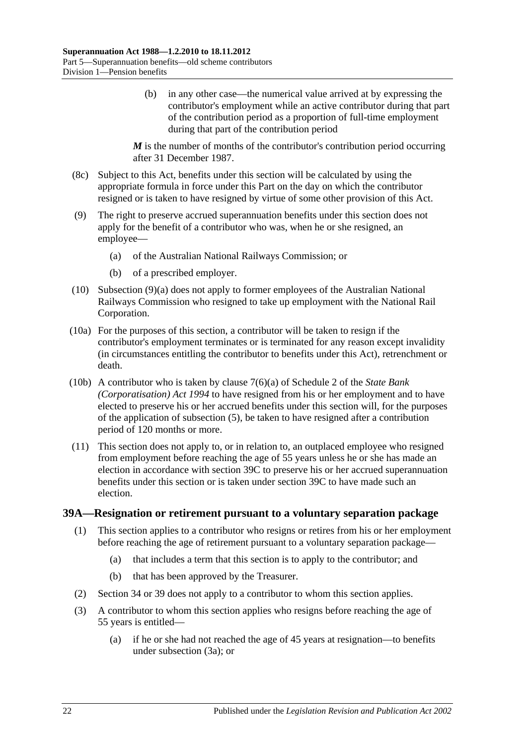(b) in any other case—the numerical value arrived at by expressing the contributor's employment while an active contributor during that part of the contribution period as a proportion of full-time employment during that part of the contribution period

***M*** is the number of months of the contributor's contribution period occurring after 31 December 1987.

(8c) Subject to this Act, benefits under this section will be calculated by using the appropriate formula in force under this Part on the day on which the contributor resigned or is taken to have resigned by virtue of some other provision of this Act.

(9) The right to preserve accrued superannuation benefits under this section does not apply for the benefit of a contributor who was, when he or she resigned, an employee—

(a) of the Australian National Railways Commission; or

(b) of a prescribed employer.

(10) Subsection (9)(a) does not apply to former employees of the Australian National Railways Commission who resigned to take up employment with the National Rail Corporation.

(10a) For the purposes of this section, a contributor will be taken to resign if the contributor's employment terminates or is terminated for any reason except invalidity (in circumstances entitling the contributor to benefits under this Act), retrenchment or death.

(10b) A contributor who is taken by clause 7(6)(a) of Schedule 2 of the *State Bank (Corporatisation) Act 1994* to have resigned from his or her employment and to have elected to preserve his or her accrued benefits under this section will, for the purposes of the application of subsection (5), be taken to have resigned after a contribution period of 120 months or more.

(11) This section does not apply to, or in relation to, an outplaced employee who resigned from employment before reaching the age of 55 years unless he or she has made an election in accordance with section 39C to preserve his or her accrued superannuation benefits under this section or is taken under section 39C to have made such an election.

### 39A—Resignation or retirement pursuant to a voluntary separation package

(1) This section applies to a contributor who resigns or retires from his or her employment before reaching the age of retirement pursuant to a voluntary separation package—

(a) that includes a term that this section is to apply to the contributor; and

(b) that has been approved by the Treasurer.

(2) Section 34 or 39 does not apply to a contributor to whom this section applies.

(3) A contributor to whom this section applies who resigns before reaching the age of 55 years is entitled—

(a) if he or she had not reached the age of 45 years at resignation—to benefits under subsection (3a); or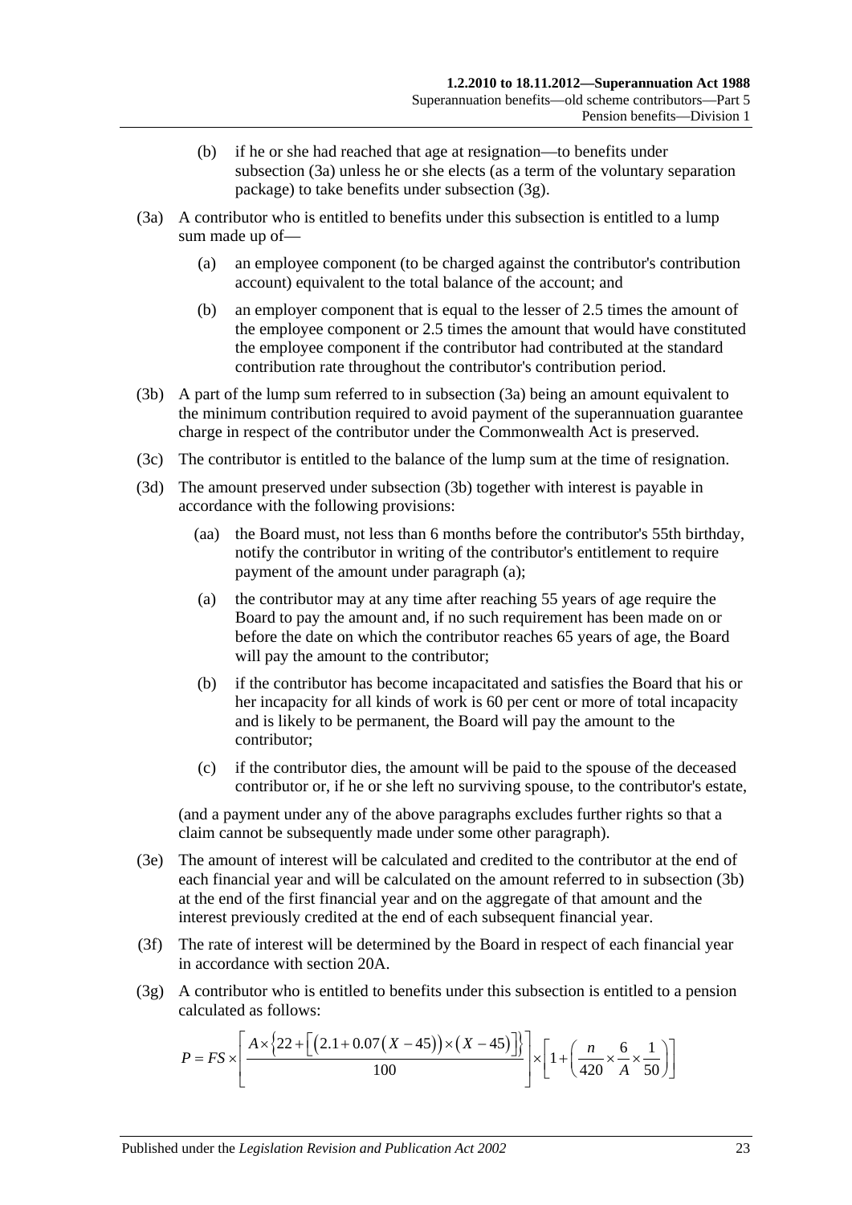(b) if he or she had reached that age at resignation—to benefits under subsection (3a) unless he or she elects (as a term of the voluntary separation package) to take benefits under subsection (3g).

(3a) A contributor who is entitled to benefits under this subsection is entitled to a lump sum made up of—

(a) an employee component (to be charged against the contributor's contribution account) equivalent to the total balance of the account; and

(b) an employer component that is equal to the lesser of 2.5 times the amount of the employee component or 2.5 times the amount that would have constituted the employee component if the contributor had contributed at the standard contribution rate throughout the contributor's contribution period.

(3b) A part of the lump sum referred to in subsection (3a) being an amount equivalent to the minimum contribution required to avoid payment of the superannuation guarantee charge in respect of the contributor under the Commonwealth Act is preserved.

(3c) The contributor is entitled to the balance of the lump sum at the time of resignation.

(3d) The amount preserved under subsection (3b) together with interest is payable in accordance with the following provisions:

(aa) the Board must, not less than 6 months before the contributor's 55th birthday, notify the contributor in writing of the contributor's entitlement to require payment of the amount under paragraph (a);

(a) the contributor may at any time after reaching 55 years of age require the Board to pay the amount and, if no such requirement has been made on or before the date on which the contributor reaches 65 years of age, the Board will pay the amount to the contributor;

(b) if the contributor has become incapacitated and satisfies the Board that his or her incapacity for all kinds of work is 60 per cent or more of total incapacity and is likely to be permanent, the Board will pay the amount to the contributor;

(c) if the contributor dies, the amount will be paid to the spouse of the deceased contributor or, if he or she left no surviving spouse, to the contributor's estate,

(and a payment under any of the above paragraphs excludes further rights so that a claim cannot be subsequently made under some other paragraph).

(3e) The amount of interest will be calculated and credited to the contributor at the end of each financial year and will be calculated on the amount referred to in subsection (3b) at the end of the first financial year and on the aggregate of that amount and the interest previously credited at the end of each subsequent financial year.

(3f) The rate of interest will be determined by the Board in respect of each financial year in accordance with section 20A.

(3g) A contributor who is entitled to benefits under this subsection is entitled to a pension calculated as follows:

$$P = FS \times \left[ \frac{A \times \left\{ 22 + \left[ \left( 2.1 + 0.07\left( X - 45 \right) \right) \times \left( X - 45 \right) \right] \right\}}{100} \right] \times \left[ 1 + \left( \frac{n}{420} \times \frac{6}{A} \times \frac{1}{50} \right) \right]$$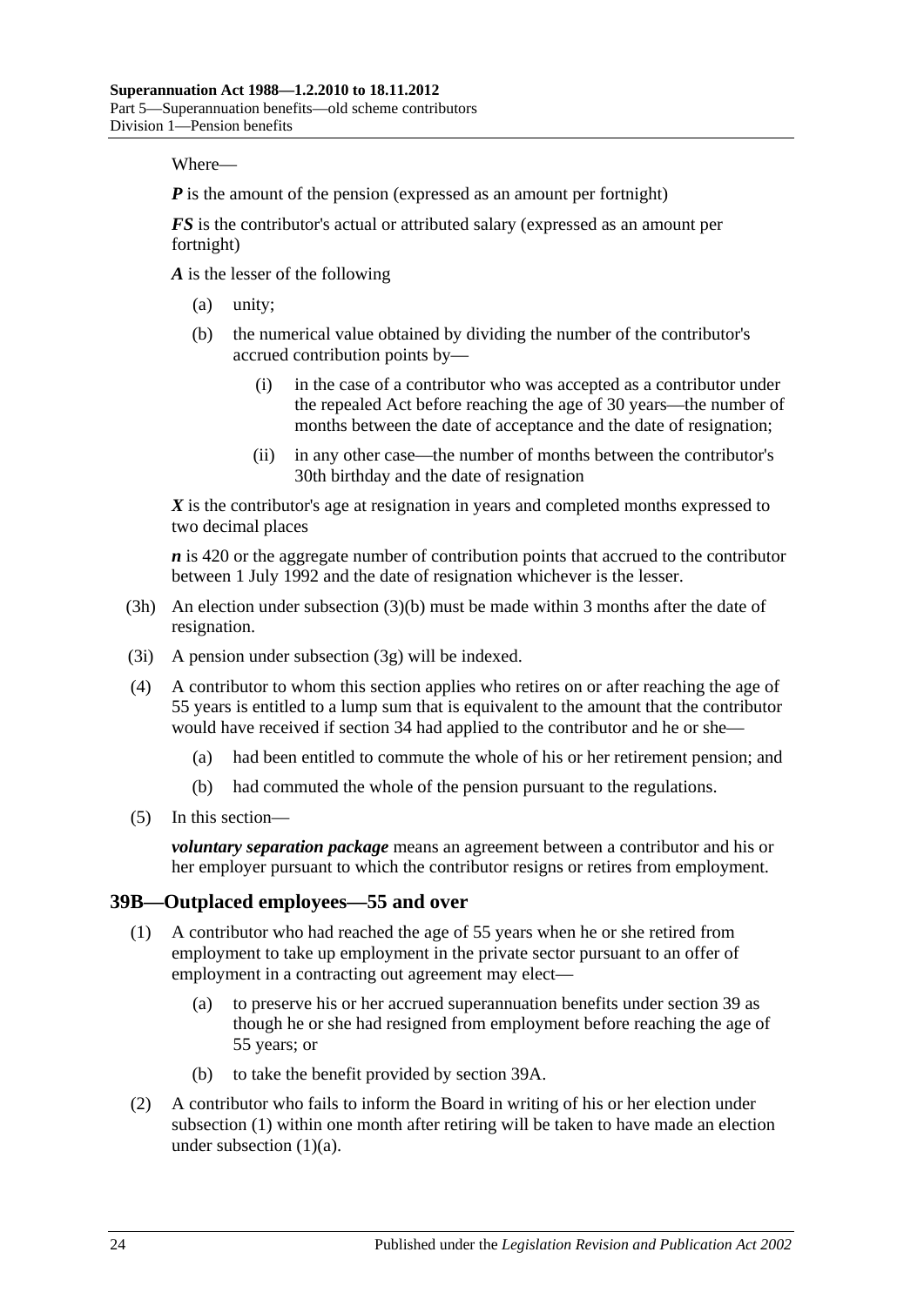Where—

$P$ is the amount of the pension (expressed as an amount per fortnight)

$FS$ is the contributor's actual or attributed salary (expressed as an amount per fortnight)

$A$ is the lesser of the following

- (a) unity;
- (b) the numerical value obtained by dividing the number of the contributor's accrued contribution points by—
    - (i) in the case of a contributor who was accepted as a contributor under the repealed Act before reaching the age of 30 years—the number of months between the date of acceptance and the date of resignation;
    - (ii) in any other case—the number of months between the contributor's 30th birthday and the date of resignation

$X$ is the contributor's age at resignation in years and completed months expressed to two decimal places

$n$ is 420 or the aggregate number of contribution points that accrued to the contributor between 1 July 1992 and the date of resignation whichever is the lesser.

(3h) An election under subsection (3)(b) must be made within 3 months after the date of resignation.

(3i) A pension under subsection (3g) will be indexed.

(4) A contributor to whom this section applies who retires on or after reaching the age of 55 years is entitled to a lump sum that is equivalent to the amount that the contributor would have received if section 34 had applied to the contributor and he or she—

- (a) had been entitled to commute the whole of his or her retirement pension; and
- (b) had commuted the whole of the pension pursuant to the regulations.

(5) In this section—

***voluntary separation package*** means an agreement between a contributor and his or her employer pursuant to which the contributor resigns or retires from employment.

## 39B—Outplaced employees—55 and over

(1) A contributor who had reached the age of 55 years when he or she retired from employment to take up employment in the private sector pursuant to an offer of employment in a contracting out agreement may elect—

- (a) to preserve his or her accrued superannuation benefits under section 39 as though he or she had resigned from employment before reaching the age of 55 years; or
- (b) to take the benefit provided by section 39A.

(2) A contributor who fails to inform the Board in writing of his or her election under subsection (1) within one month after retiring will be taken to have made an election under subsection (1)(a).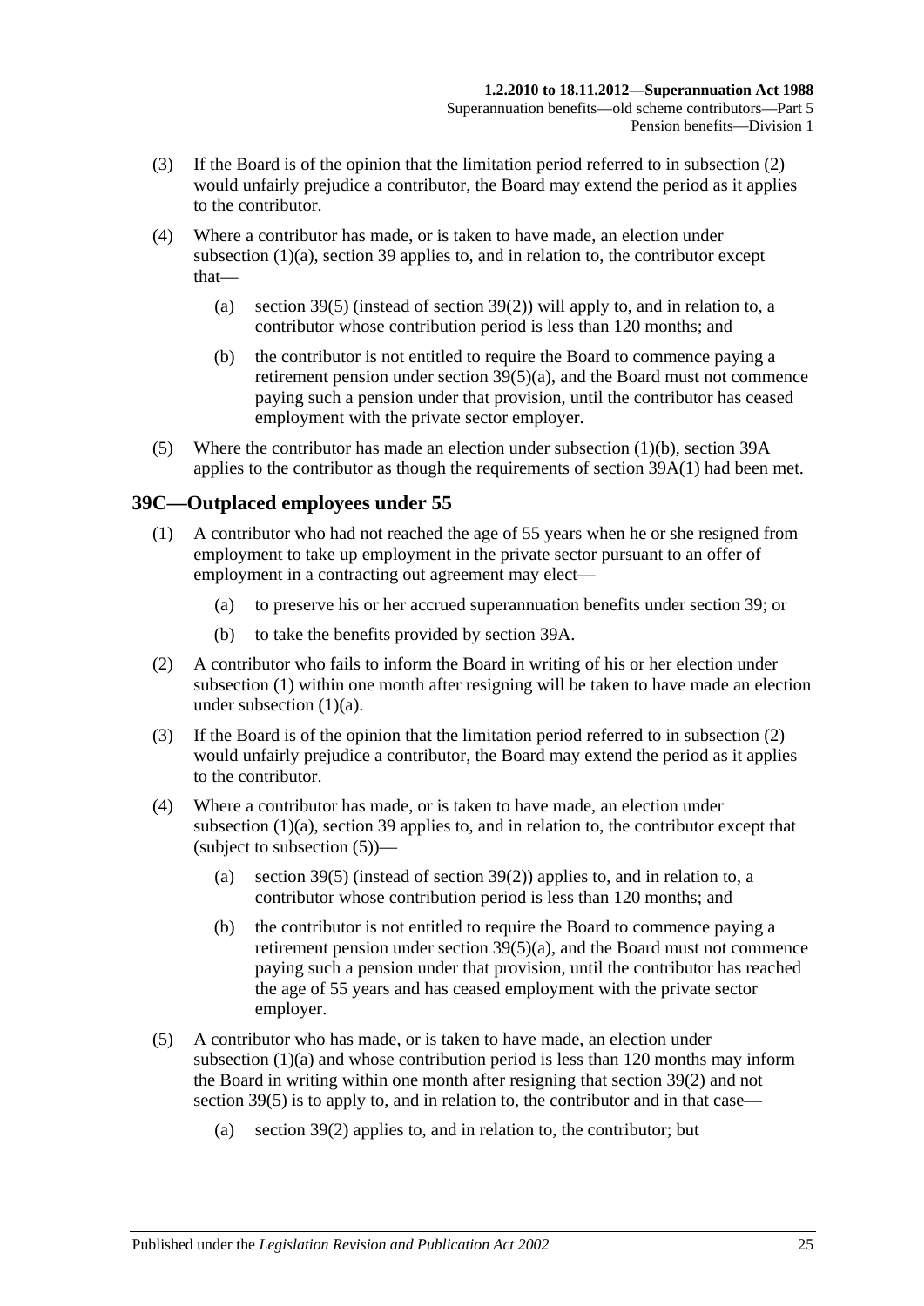(3) If the Board is of the opinion that the limitation period referred to in subsection (2) would unfairly prejudice a contributor, the Board may extend the period as it applies to the contributor.

(4) Where a contributor has made, or is taken to have made, an election under subsection (1)(a), section 39 applies to, and in relation to, the contributor except that—

(a) section 39(5) (instead of section 39(2)) will apply to, and in relation to, a contributor whose contribution period is less than 120 months; and

(b) the contributor is not entitled to require the Board to commence paying a retirement pension under section 39(5)(a), and the Board must not commence paying such a pension under that provision, until the contributor has ceased employment with the private sector employer.

(5) Where the contributor has made an election under subsection (1)(b), section 39A applies to the contributor as though the requirements of section 39A(1) had been met.

## 39C—Outplaced employees under 55

(1) A contributor who had not reached the age of 55 years when he or she resigned from employment to take up employment in the private sector pursuant to an offer of employment in a contracting out agreement may elect—

(a) to preserve his or her accrued superannuation benefits under section 39; or

(b) to take the benefits provided by section 39A.

(2) A contributor who fails to inform the Board in writing of his or her election under subsection (1) within one month after resigning will be taken to have made an election under subsection (1)(a).

(3) If the Board is of the opinion that the limitation period referred to in subsection (2) would unfairly prejudice a contributor, the Board may extend the period as it applies to the contributor.

(4) Where a contributor has made, or is taken to have made, an election under subsection (1)(a), section 39 applies to, and in relation to, the contributor except that (subject to subsection (5))—

(a) section 39(5) (instead of section 39(2)) applies to, and in relation to, a contributor whose contribution period is less than 120 months; and

(b) the contributor is not entitled to require the Board to commence paying a retirement pension under section 39(5)(a), and the Board must not commence paying such a pension under that provision, until the contributor has reached the age of 55 years and has ceased employment with the private sector employer.

(5) A contributor who has made, or is taken to have made, an election under subsection (1)(a) and whose contribution period is less than 120 months may inform the Board in writing within one month after resigning that section 39(2) and not section 39(5) is to apply to, and in relation to, the contributor and in that case—

(a) section 39(2) applies to, and in relation to, the contributor; but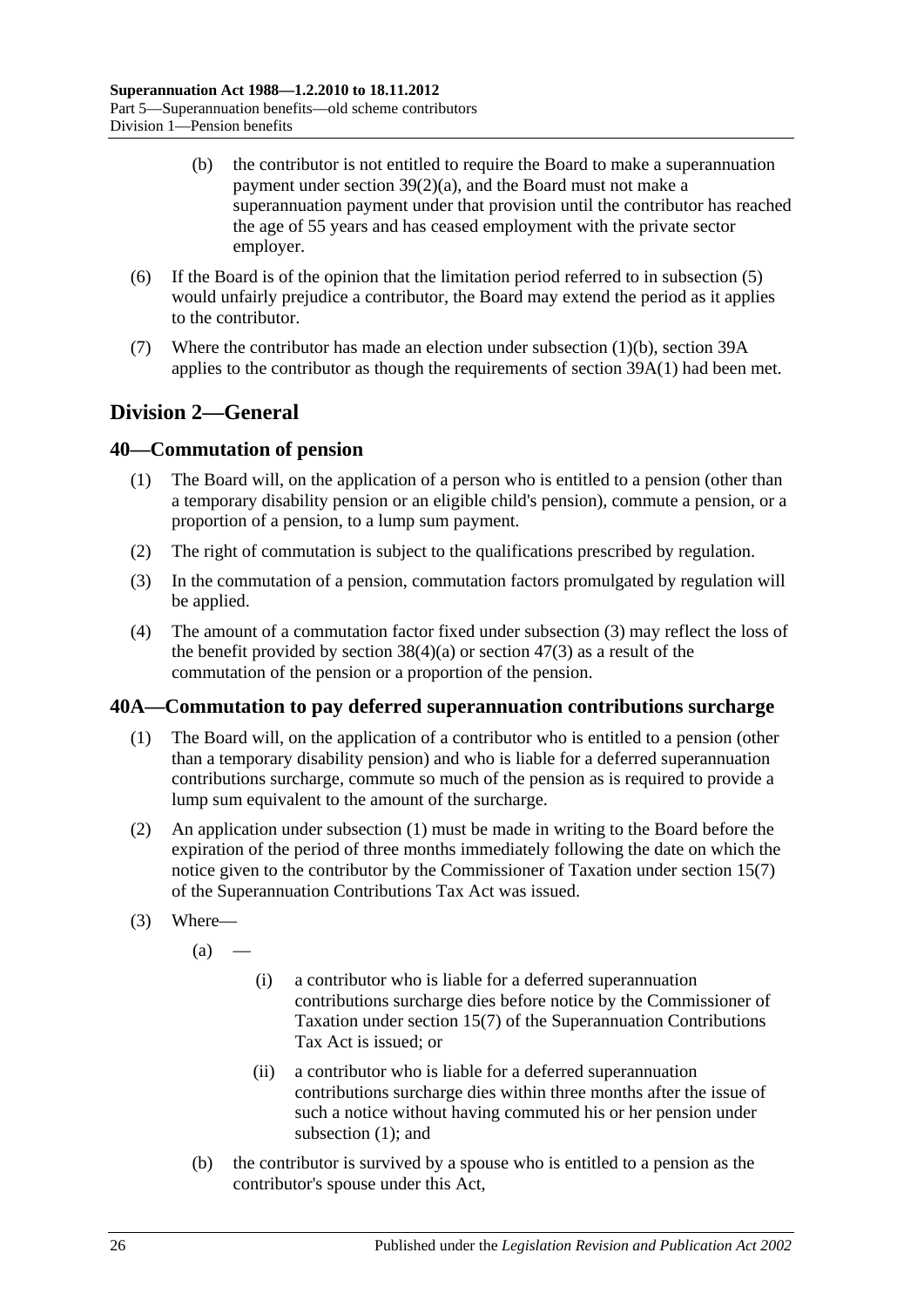(b) the contributor is not entitled to require the Board to make a superannuation payment under section 39(2)(a), and the Board must not make a superannuation payment under that provision until the contributor has reached the age of 55 years and has ceased employment with the private sector employer.

(6) If the Board is of the opinion that the limitation period referred to in subsection (5) would unfairly prejudice a contributor, the Board may extend the period as it applies to the contributor.

(7) Where the contributor has made an election under subsection (1)(b), section 39A applies to the contributor as though the requirements of section 39A(1) had been met.

## Division 2—General

### 40—Commutation of pension

(1) The Board will, on the application of a person who is entitled to a pension (other than a temporary disability pension or an eligible child's pension), commute a pension, or a proportion of a pension, to a lump sum payment.

(2) The right of commutation is subject to the qualifications prescribed by regulation.

(3) In the commutation of a pension, commutation factors promulgated by regulation will be applied.

(4) The amount of a commutation factor fixed under subsection (3) may reflect the loss of the benefit provided by section 38(4)(a) or section 47(3) as a result of the commutation of the pension or a proportion of the pension.

### 40A—Commutation to pay deferred superannuation contributions surcharge

(1) The Board will, on the application of a contributor who is entitled to a pension (other than a temporary disability pension) and who is liable for a deferred superannuation contributions surcharge, commute so much of the pension as is required to provide a lump sum equivalent to the amount of the surcharge.

(2) An application under subsection (1) must be made in writing to the Board before the expiration of the period of three months immediately following the date on which the notice given to the contributor by the Commissioner of Taxation under section 15(7) of the Superannuation Contributions Tax Act was issued.

(3) Where—

(a) —

(i) a contributor who is liable for a deferred superannuation contributions surcharge dies before notice by the Commissioner of Taxation under section 15(7) of the Superannuation Contributions Tax Act is issued; or

(ii) a contributor who is liable for a deferred superannuation contributions surcharge dies within three months after the issue of such a notice without having commuted his or her pension under subsection (1); and

(b) the contributor is survived by a spouse who is entitled to a pension as the contributor's spouse under this Act,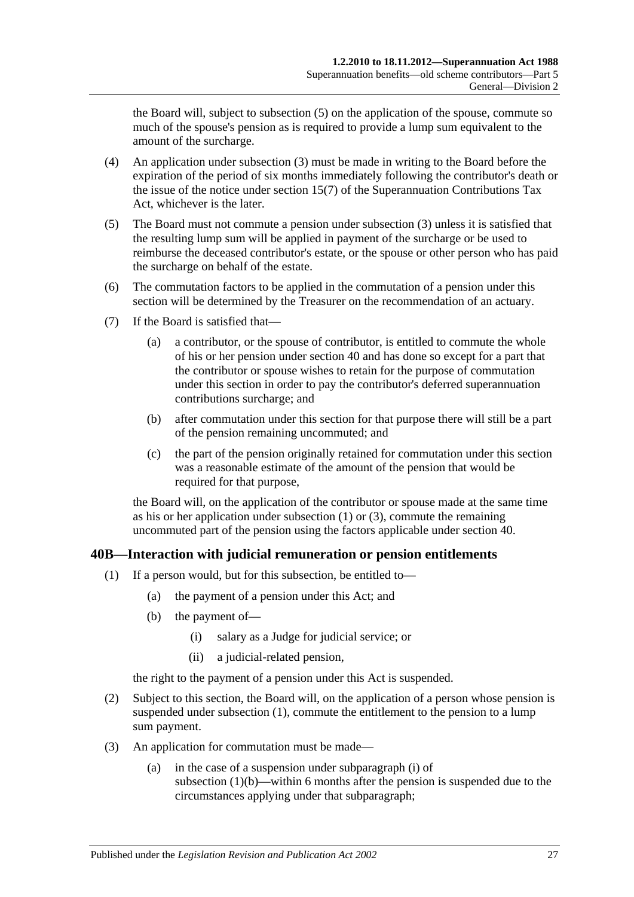the Board will, subject to subsection (5) on the application of the spouse, commute so much of the spouse's pension as is required to provide a lump sum equivalent to the amount of the surcharge.

(4) An application under subsection (3) must be made in writing to the Board before the expiration of the period of six months immediately following the contributor's death or the issue of the notice under section 15(7) of the Superannuation Contributions Tax Act, whichever is the later.

(5) The Board must not commute a pension under subsection (3) unless it is satisfied that the resulting lump sum will be applied in payment of the surcharge or be used to reimburse the deceased contributor's estate, or the spouse or other person who has paid the surcharge on behalf of the estate.

(6) The commutation factors to be applied in the commutation of a pension under this section will be determined by the Treasurer on the recommendation of an actuary.

(7) If the Board is satisfied that—

(a) a contributor, or the spouse of contributor, is entitled to commute the whole of his or her pension under section 40 and has done so except for a part that the contributor or spouse wishes to retain for the purpose of commutation under this section in order to pay the contributor's deferred superannuation contributions surcharge; and

(b) after commutation under this section for that purpose there will still be a part of the pension remaining uncommuted; and

(c) the part of the pension originally retained for commutation under this section was a reasonable estimate of the amount of the pension that would be required for that purpose,

the Board will, on the application of the contributor or spouse made at the same time as his or her application under subsection (1) or (3), commute the remaining uncommuted part of the pension using the factors applicable under section 40.

## 40B—Interaction with judicial remuneration or pension entitlements

(1) If a person would, but for this subsection, be entitled to—

(a) the payment of a pension under this Act; and

(b) the payment of—

(i) salary as a Judge for judicial service; or

(ii) a judicial-related pension,

the right to the payment of a pension under this Act is suspended.

(2) Subject to this section, the Board will, on the application of a person whose pension is suspended under subsection (1), commute the entitlement to the pension to a lump sum payment.

(3) An application for commutation must be made—

(a) in the case of a suspension under subparagraph (i) of subsection (1)(b)—within 6 months after the pension is suspended due to the circumstances applying under that subparagraph;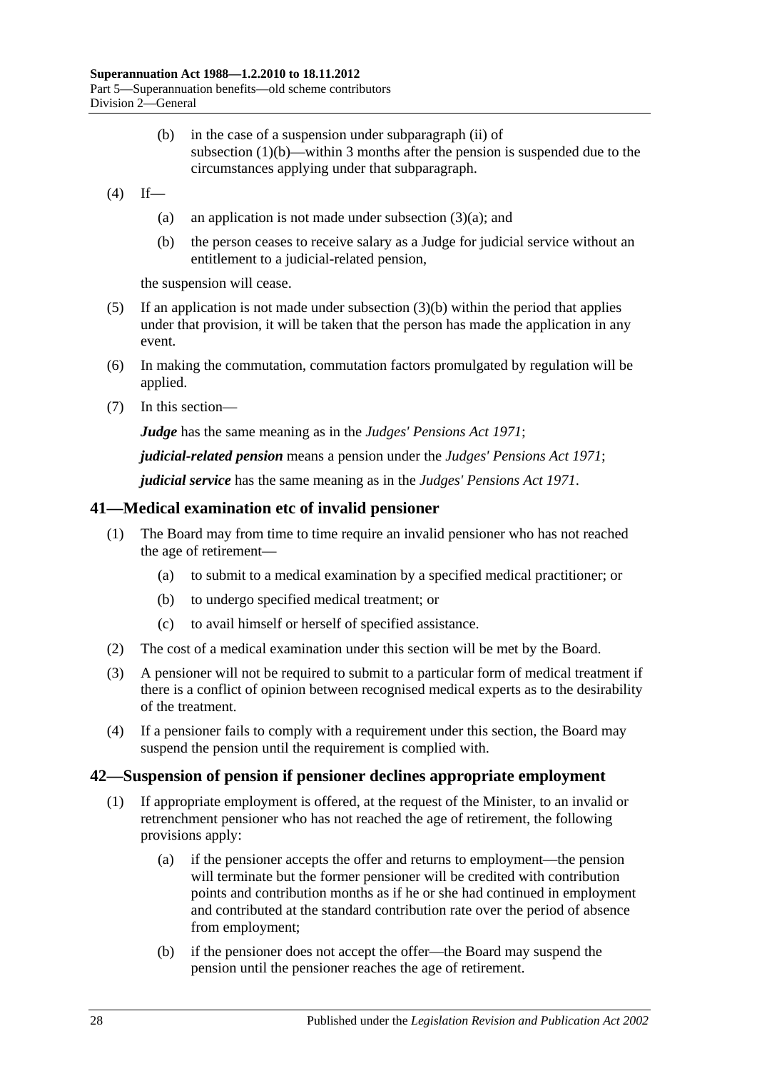(b) in the case of a suspension under subparagraph (ii) of subsection (1)(b)—within 3 months after the pension is suspended due to the circumstances applying under that subparagraph.

(4) If—

(a) an application is not made under subsection (3)(a); and

(b) the person ceases to receive salary as a Judge for judicial service without an entitlement to a judicial-related pension,

the suspension will cease.

(5) If an application is not made under subsection (3)(b) within the period that applies under that provision, it will be taken that the person has made the application in any event.

(6) In making the commutation, commutation factors promulgated by regulation will be applied.

(7) In this section—

***Judge*** has the same meaning as in the *Judges' Pensions Act 1971*;

***judicial-related pension*** means a pension under the *Judges' Pensions Act 1971*;

***judicial service*** has the same meaning as in the *Judges' Pensions Act 1971*.

## 41—Medical examination etc of invalid pensioner

(1) The Board may from time to time require an invalid pensioner who has not reached the age of retirement—

(a) to submit to a medical examination by a specified medical practitioner; or

(b) to undergo specified medical treatment; or

(c) to avail himself or herself of specified assistance.

(2) The cost of a medical examination under this section will be met by the Board.

(3) A pensioner will not be required to submit to a particular form of medical treatment if there is a conflict of opinion between recognised medical experts as to the desirability of the treatment.

(4) If a pensioner fails to comply with a requirement under this section, the Board may suspend the pension until the requirement is complied with.

## 42—Suspension of pension if pensioner declines appropriate employment

(1) If appropriate employment is offered, at the request of the Minister, to an invalid or retrenchment pensioner who has not reached the age of retirement, the following provisions apply:

(a) if the pensioner accepts the offer and returns to employment—the pension will terminate but the former pensioner will be credited with contribution points and contribution months as if he or she had continued in employment and contributed at the standard contribution rate over the period of absence from employment;

(b) if the pensioner does not accept the offer—the Board may suspend the pension until the pensioner reaches the age of retirement.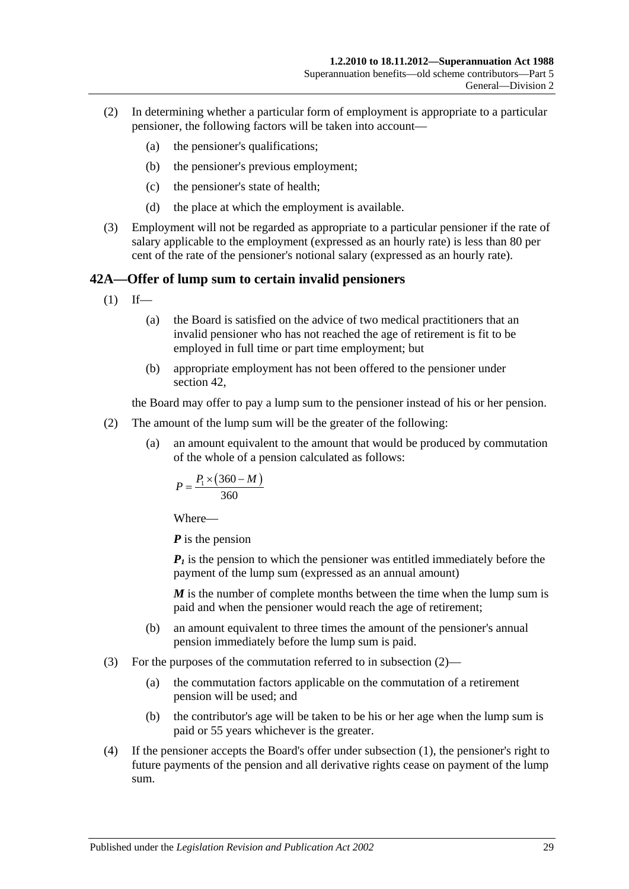(2) In determining whether a particular form of employment is appropriate to a particular pensioner, the following factors will be taken into account—

(a) the pensioner's qualifications;

(b) the pensioner's previous employment;

(c) the pensioner's state of health;

(d) the place at which the employment is available.

(3) Employment will not be regarded as appropriate to a particular pensioner if the rate of salary applicable to the employment (expressed as an hourly rate) is less than 80 per cent of the rate of the pensioner's notional salary (expressed as an hourly rate).

## 42A—Offer of lump sum to certain invalid pensioners

(1) If—

(a) the Board is satisfied on the advice of two medical practitioners that an invalid pensioner who has not reached the age of retirement is fit to be employed in full time or part time employment; but

(b) appropriate employment has not been offered to the pensioner under section 42,

the Board may offer to pay a lump sum to the pensioner instead of his or her pension.

(2) The amount of the lump sum will be the greater of the following:

(a) an amount equivalent to the amount that would be produced by commutation of the whole of a pension calculated as follows:

$$P = \frac{P_1 \times (360 - M)}{360}$$

Where—

***P*** is the pension

$\boldsymbol{P_1}$ is the pension to which the pensioner was entitled immediately before the payment of the lump sum (expressed as an annual amount)

***M*** is the number of complete months between the time when the lump sum is paid and when the pensioner would reach the age of retirement;

(b) an amount equivalent to three times the amount of the pensioner's annual pension immediately before the lump sum is paid.

(3) For the purposes of the commutation referred to in subsection (2)—

(a) the commutation factors applicable on the commutation of a retirement pension will be used; and

(b) the contributor's age will be taken to be his or her age when the lump sum is paid or 55 years whichever is the greater.

(4) If the pensioner accepts the Board's offer under subsection (1), the pensioner's right to future payments of the pension and all derivative rights cease on payment of the lump sum.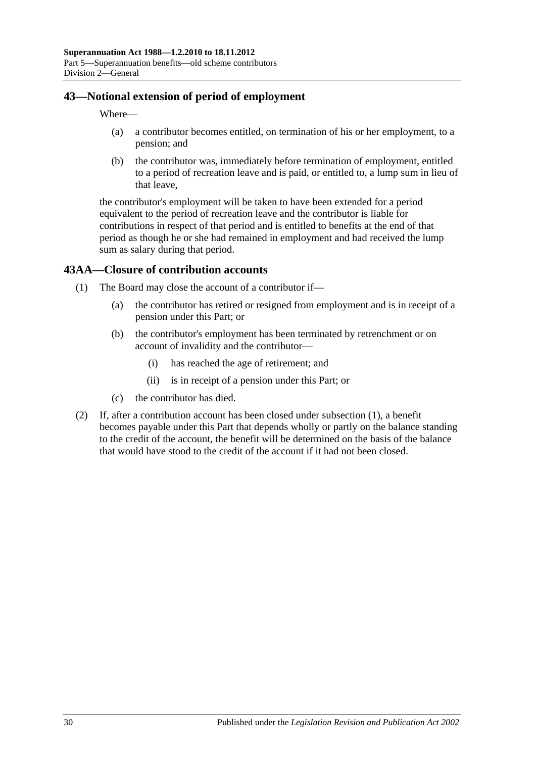## 43—Notional extension of period of employment

Where—

(a) a contributor becomes entitled, on termination of his or her employment, to a pension; and

(b) the contributor was, immediately before termination of employment, entitled to a period of recreation leave and is paid, or entitled to, a lump sum in lieu of that leave,

the contributor's employment will be taken to have been extended for a period equivalent to the period of recreation leave and the contributor is liable for contributions in respect of that period and is entitled to benefits at the end of that period as though he or she had remained in employment and had received the lump sum as salary during that period.

## 43AA—Closure of contribution accounts

(1) The Board may close the account of a contributor if—

(a) the contributor has retired or resigned from employment and is in receipt of a pension under this Part; or

(b) the contributor's employment has been terminated by retrenchment or on account of invalidity and the contributor—

(i) has reached the age of retirement; and

(ii) is in receipt of a pension under this Part; or

(c) the contributor has died.

(2) If, after a contribution account has been closed under subsection (1), a benefit becomes payable under this Part that depends wholly or partly on the balance standing to the credit of the account, the benefit will be determined on the basis of the balance that would have stood to the credit of the account if it had not been closed.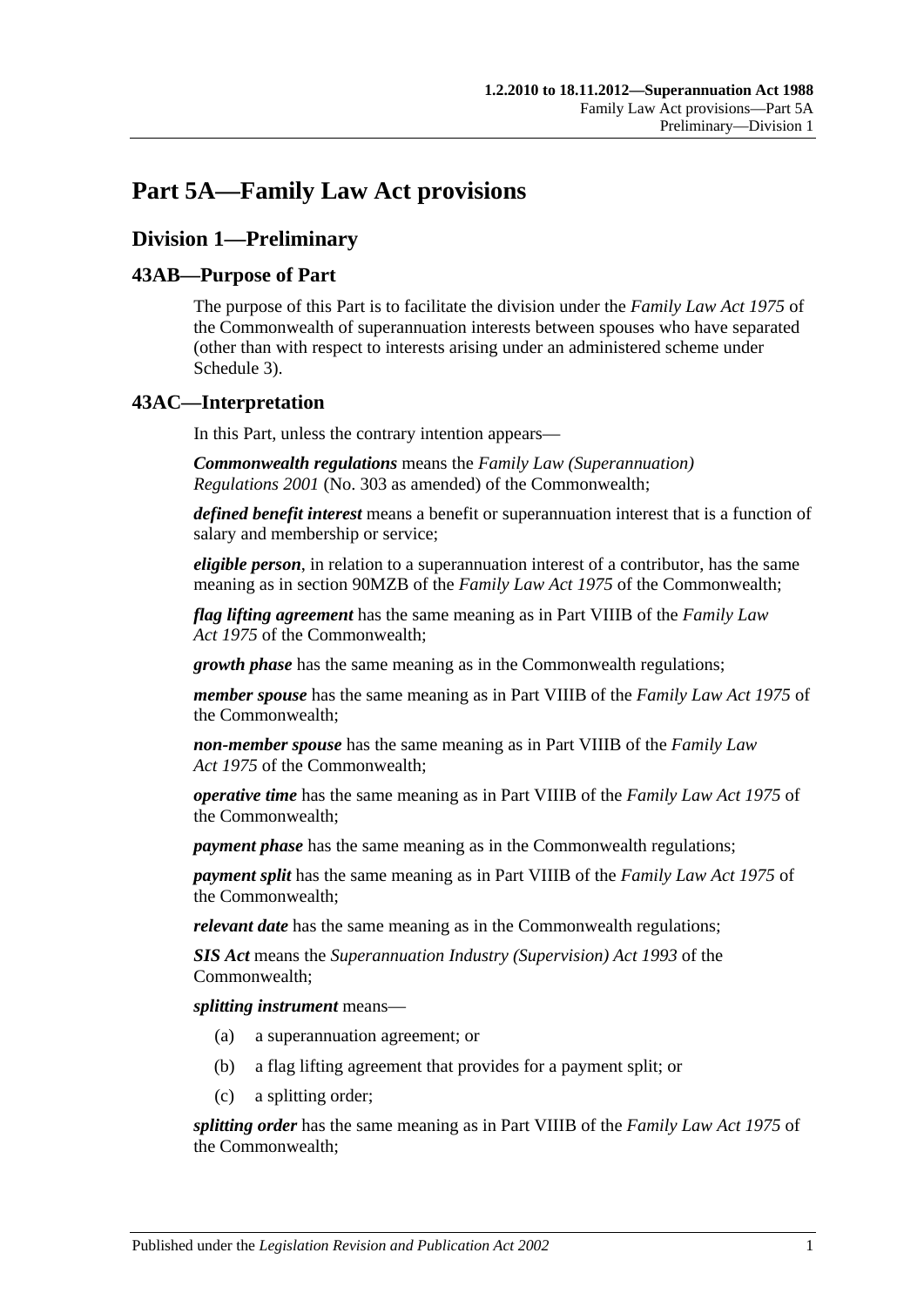# Part 5A—Family Law Act provisions

## Division 1—Preliminary

### 43AB—Purpose of Part

The purpose of this Part is to facilitate the division under the *Family Law Act 1975* of the Commonwealth of superannuation interests between spouses who have separated (other than with respect to interests arising under an administered scheme under Schedule 3).

### 43AC—Interpretation

In this Part, unless the contrary intention appears—

***Commonwealth regulations*** means the *Family Law (Superannuation) Regulations 2001* (No. 303 as amended) of the Commonwealth;

***defined benefit interest*** means a benefit or superannuation interest that is a function of salary and membership or service;

***eligible person***, in relation to a superannuation interest of a contributor, has the same meaning as in section 90MZB of the *Family Law Act 1975* of the Commonwealth;

***flag lifting agreement*** has the same meaning as in Part VIIIB of the *Family Law Act 1975* of the Commonwealth;

***growth phase*** has the same meaning as in the Commonwealth regulations;

***member spouse*** has the same meaning as in Part VIIIB of the *Family Law Act 1975* of the Commonwealth;

***non-member spouse*** has the same meaning as in Part VIIIB of the *Family Law Act 1975* of the Commonwealth;

***operative time*** has the same meaning as in Part VIIIB of the *Family Law Act 1975* of the Commonwealth;

***payment phase*** has the same meaning as in the Commonwealth regulations;

***payment split*** has the same meaning as in Part VIIIB of the *Family Law Act 1975* of the Commonwealth;

***relevant date*** has the same meaning as in the Commonwealth regulations;

***SIS Act*** means the *Superannuation Industry (Supervision) Act 1993* of the Commonwealth;

***splitting instrument*** means—

(a) a superannuation agreement; or

(b) a flag lifting agreement that provides for a payment split; or

(c) a splitting order;

***splitting order*** has the same meaning as in Part VIIIB of the *Family Law Act 1975* of the Commonwealth;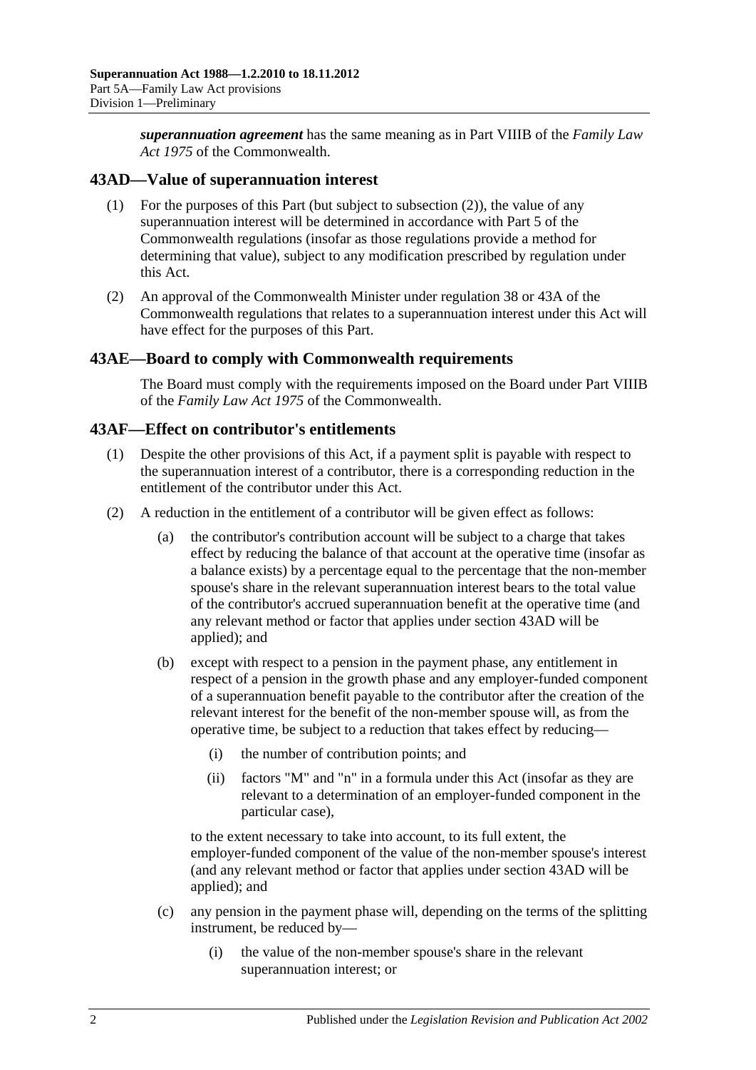***superannuation agreement*** has the same meaning as in Part VIIIB of the *Family Law Act 1975* of the Commonwealth.

## 43AD—Value of superannuation interest

(1) For the purposes of this Part (but subject to subsection (2)), the value of any superannuation interest will be determined in accordance with Part 5 of the Commonwealth regulations (insofar as those regulations provide a method for determining that value), subject to any modification prescribed by regulation under this Act.

(2) An approval of the Commonwealth Minister under regulation 38 or 43A of the Commonwealth regulations that relates to a superannuation interest under this Act will have effect for the purposes of this Part.

## 43AE—Board to comply with Commonwealth requirements

The Board must comply with the requirements imposed on the Board under Part VIIIB of the *Family Law Act 1975* of the Commonwealth.

## 43AF—Effect on contributor's entitlements

(1) Despite the other provisions of this Act, if a payment split is payable with respect to the superannuation interest of a contributor, there is a corresponding reduction in the entitlement of the contributor under this Act.

(2) A reduction in the entitlement of a contributor will be given effect as follows:

(a) the contributor's contribution account will be subject to a charge that takes effect by reducing the balance of that account at the operative time (insofar as a balance exists) by a percentage equal to the percentage that the non-member spouse's share in the relevant superannuation interest bears to the total value of the contributor's accrued superannuation benefit at the operative time (and any relevant method or factor that applies under section 43AD will be applied); and

(b) except with respect to a pension in the payment phase, any entitlement in respect of a pension in the growth phase and any employer-funded component of a superannuation benefit payable to the contributor after the creation of the relevant interest for the benefit of the non-member spouse will, as from the operative time, be subject to a reduction that takes effect by reducing—

(i) the number of contribution points; and

(ii) factors "M" and "n" in a formula under this Act (insofar as they are relevant to a determination of an employer-funded component in the particular case),

to the extent necessary to take into account, to its full extent, the employer-funded component of the value of the non-member spouse's interest (and any relevant method or factor that applies under section 43AD will be applied); and

(c) any pension in the payment phase will, depending on the terms of the splitting instrument, be reduced by—

(i) the value of the non-member spouse's share in the relevant superannuation interest; or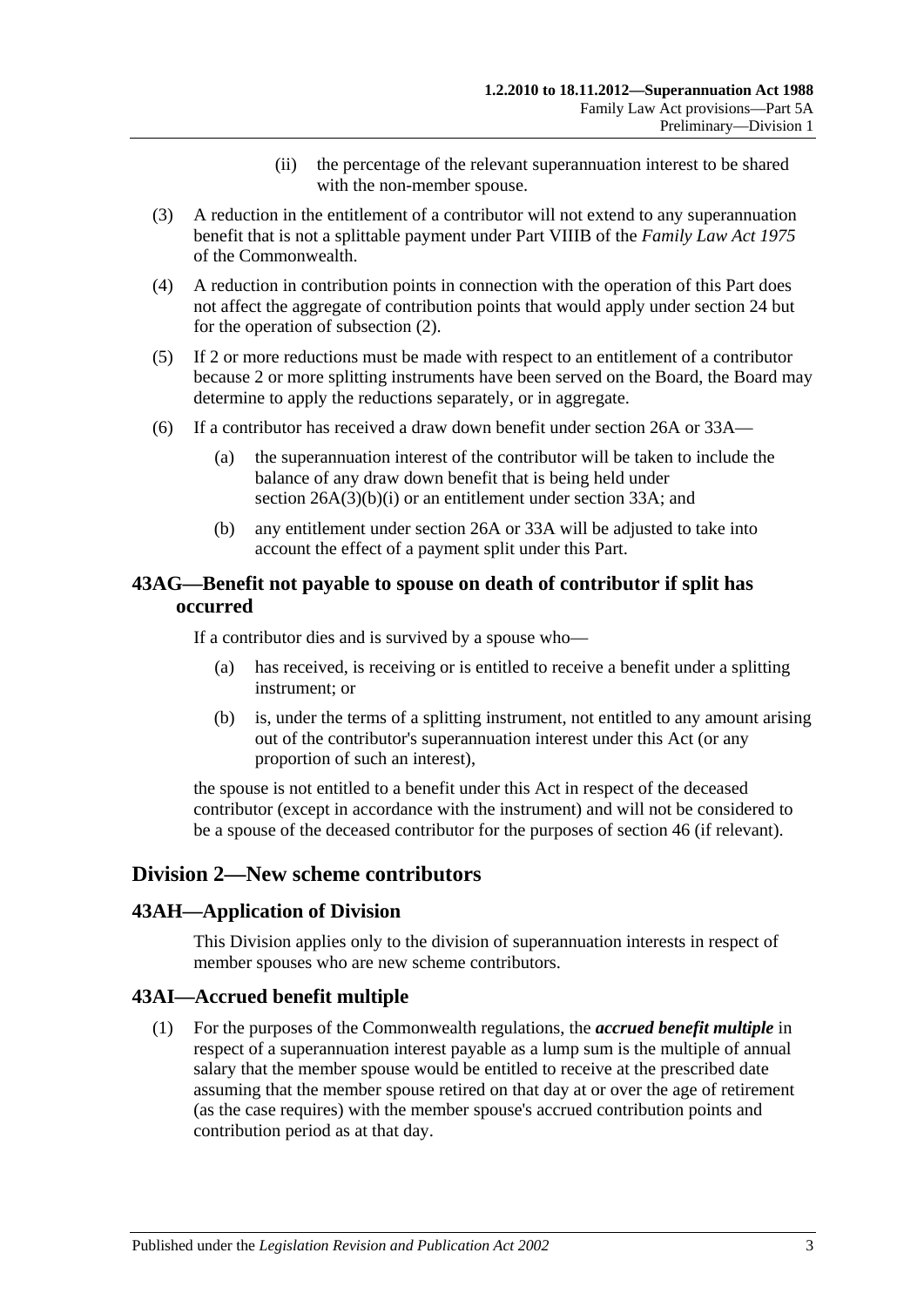(ii) the percentage of the relevant superannuation interest to be shared with the non-member spouse.

(3) A reduction in the entitlement of a contributor will not extend to any superannuation benefit that is not a splittable payment under Part VIIIB of the *Family Law Act 1975* of the Commonwealth.

(4) A reduction in contribution points in connection with the operation of this Part does not affect the aggregate of contribution points that would apply under section 24 but for the operation of subsection (2).

(5) If 2 or more reductions must be made with respect to an entitlement of a contributor because 2 or more splitting instruments have been served on the Board, the Board may determine to apply the reductions separately, or in aggregate.

(6) If a contributor has received a draw down benefit under section 26A or 33A—

(a) the superannuation interest of the contributor will be taken to include the balance of any draw down benefit that is being held under section 26A(3)(b)(i) or an entitlement under section 33A; and

(b) any entitlement under section 26A or 33A will be adjusted to take into account the effect of a payment split under this Part.

## 43AG—Benefit not payable to spouse on death of contributor if split has occurred

If a contributor dies and is survived by a spouse who—

(a) has received, is receiving or is entitled to receive a benefit under a splitting instrument; or

(b) is, under the terms of a splitting instrument, not entitled to any amount arising out of the contributor's superannuation interest under this Act (or any proportion of such an interest),

the spouse is not entitled to a benefit under this Act in respect of the deceased contributor (except in accordance with the instrument) and will not be considered to be a spouse of the deceased contributor for the purposes of section 46 (if relevant).

# Division 2—New scheme contributors

## 43AH—Application of Division

This Division applies only to the division of superannuation interests in respect of member spouses who are new scheme contributors.

## 43AI—Accrued benefit multiple

(1) For the purposes of the Commonwealth regulations, the ***accrued benefit multiple*** in respect of a superannuation interest payable as a lump sum is the multiple of annual salary that the member spouse would be entitled to receive at the prescribed date assuming that the member spouse retired on that day at or over the age of retirement (as the case requires) with the member spouse's accrued contribution points and contribution period as at that day.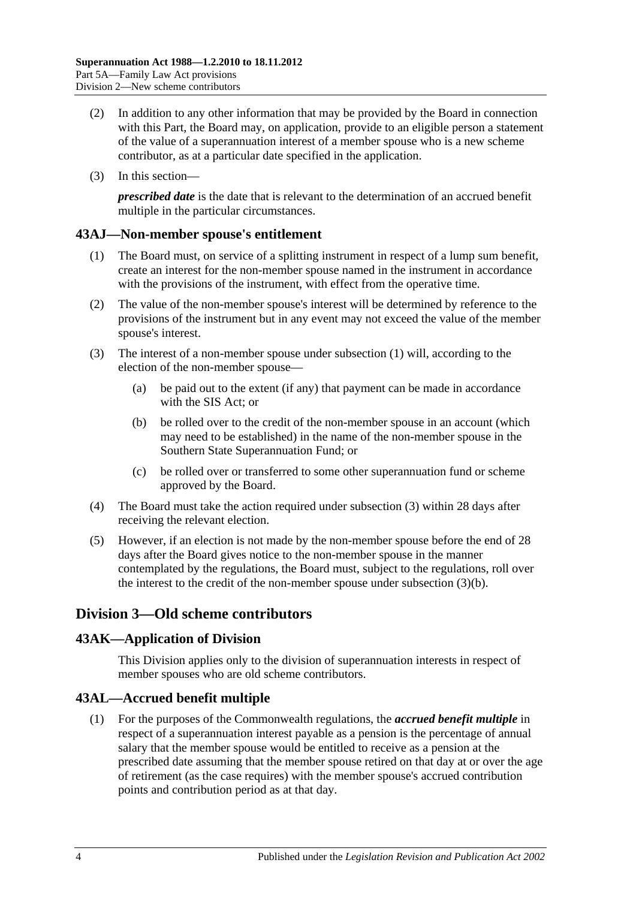(2) In addition to any other information that may be provided by the Board in connection with this Part, the Board may, on application, provide to an eligible person a statement of the value of a superannuation interest of a member spouse who is a new scheme contributor, as at a particular date specified in the application.

(3) In this section—

***prescribed date*** is the date that is relevant to the determination of an accrued benefit multiple in the particular circumstances.

## 43AJ—Non-member spouse's entitlement

(1) The Board must, on service of a splitting instrument in respect of a lump sum benefit, create an interest for the non-member spouse named in the instrument in accordance with the provisions of the instrument, with effect from the operative time.

(2) The value of the non-member spouse's interest will be determined by reference to the provisions of the instrument but in any event may not exceed the value of the member spouse's interest.

(3) The interest of a non-member spouse under subsection (1) will, according to the election of the non-member spouse—

(a) be paid out to the extent (if any) that payment can be made in accordance with the SIS Act; or

(b) be rolled over to the credit of the non-member spouse in an account (which may need to be established) in the name of the non-member spouse in the Southern State Superannuation Fund; or

(c) be rolled over or transferred to some other superannuation fund or scheme approved by the Board.

(4) The Board must take the action required under subsection (3) within 28 days after receiving the relevant election.

(5) However, if an election is not made by the non-member spouse before the end of 28 days after the Board gives notice to the non-member spouse in the manner contemplated by the regulations, the Board must, subject to the regulations, roll over the interest to the credit of the non-member spouse under subsection (3)(b).

# Division 3—Old scheme contributors

## 43AK—Application of Division

This Division applies only to the division of superannuation interests in respect of member spouses who are old scheme contributors.

## 43AL—Accrued benefit multiple

(1) For the purposes of the Commonwealth regulations, the ***accrued benefit multiple*** in respect of a superannuation interest payable as a pension is the percentage of annual salary that the member spouse would be entitled to receive as a pension at the prescribed date assuming that the member spouse retired on that day at or over the age of retirement (as the case requires) with the member spouse's accrued contribution points and contribution period as at that day.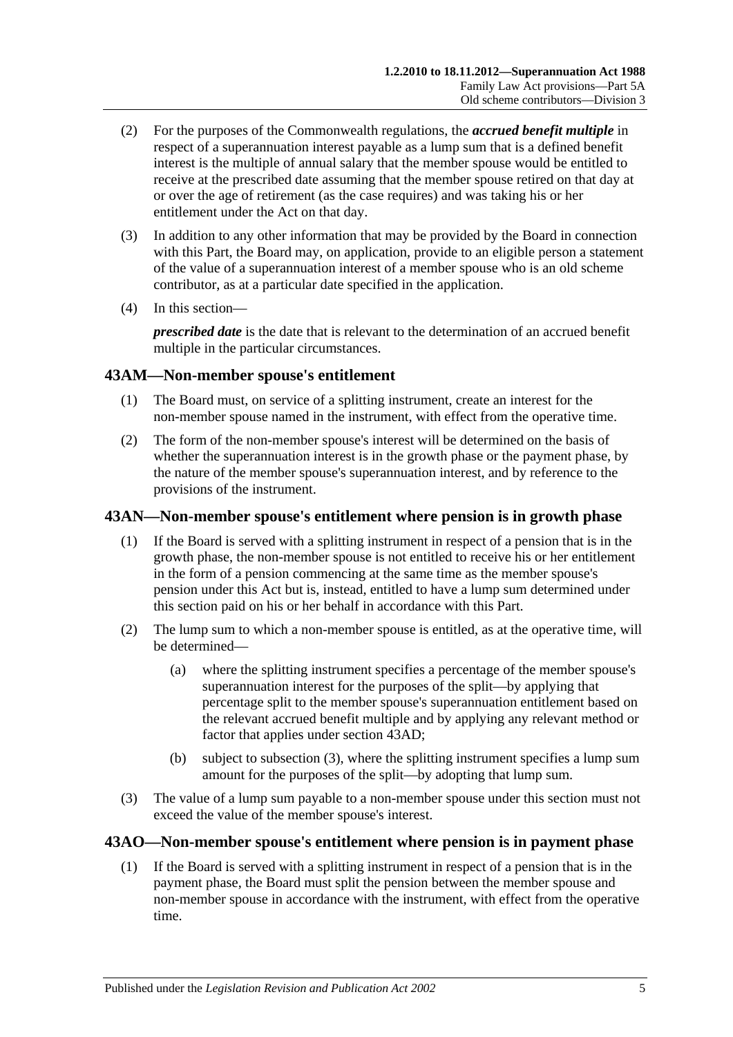(2) For the purposes of the Commonwealth regulations, the ***accrued benefit multiple*** in respect of a superannuation interest payable as a lump sum that is a defined benefit interest is the multiple of annual salary that the member spouse would be entitled to receive at the prescribed date assuming that the member spouse retired on that day at or over the age of retirement (as the case requires) and was taking his or her entitlement under the Act on that day.

(3) In addition to any other information that may be provided by the Board in connection with this Part, the Board may, on application, provide to an eligible person a statement of the value of a superannuation interest of a member spouse who is an old scheme contributor, as at a particular date specified in the application.

(4) In this section—

***prescribed date*** is the date that is relevant to the determination of an accrued benefit multiple in the particular circumstances.

## 43AM—Non-member spouse's entitlement

(1) The Board must, on service of a splitting instrument, create an interest for the non-member spouse named in the instrument, with effect from the operative time.

(2) The form of the non-member spouse's interest will be determined on the basis of whether the superannuation interest is in the growth phase or the payment phase, by the nature of the member spouse's superannuation interest, and by reference to the provisions of the instrument.

## 43AN—Non-member spouse's entitlement where pension is in growth phase

(1) If the Board is served with a splitting instrument in respect of a pension that is in the growth phase, the non-member spouse is not entitled to receive his or her entitlement in the form of a pension commencing at the same time as the member spouse's pension under this Act but is, instead, entitled to have a lump sum determined under this section paid on his or her behalf in accordance with this Part.

(2) The lump sum to which a non-member spouse is entitled, as at the operative time, will be determined—

(a) where the splitting instrument specifies a percentage of the member spouse's superannuation interest for the purposes of the split—by applying that percentage split to the member spouse's superannuation entitlement based on the relevant accrued benefit multiple and by applying any relevant method or factor that applies under section 43AD;

(b) subject to subsection (3), where the splitting instrument specifies a lump sum amount for the purposes of the split—by adopting that lump sum.

(3) The value of a lump sum payable to a non-member spouse under this section must not exceed the value of the member spouse's interest.

## 43AO—Non-member spouse's entitlement where pension is in payment phase

(1) If the Board is served with a splitting instrument in respect of a pension that is in the payment phase, the Board must split the pension between the member spouse and non-member spouse in accordance with the instrument, with effect from the operative time.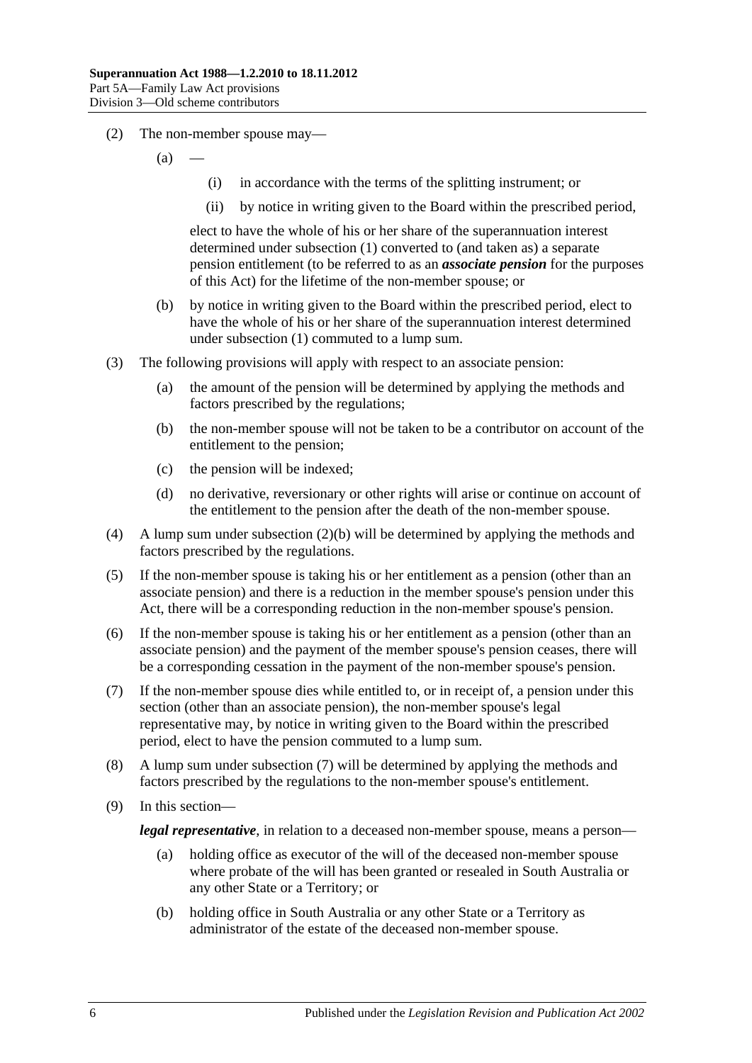(2) The non-member spouse may—

(a) —

(i) in accordance with the terms of the splitting instrument; or

(ii) by notice in writing given to the Board within the prescribed period,

elect to have the whole of his or her share of the superannuation interest determined under subsection (1) converted to (and taken as) a separate pension entitlement (to be referred to as an ***associate pension*** for the purposes of this Act) for the lifetime of the non-member spouse; or

(b) by notice in writing given to the Board within the prescribed period, elect to have the whole of his or her share of the superannuation interest determined under subsection (1) commuted to a lump sum.

(3) The following provisions will apply with respect to an associate pension:

(a) the amount of the pension will be determined by applying the methods and factors prescribed by the regulations;

(b) the non-member spouse will not be taken to be a contributor on account of the entitlement to the pension;

(c) the pension will be indexed;

(d) no derivative, reversionary or other rights will arise or continue on account of the entitlement to the pension after the death of the non-member spouse.

(4) A lump sum under subsection (2)(b) will be determined by applying the methods and factors prescribed by the regulations.

(5) If the non-member spouse is taking his or her entitlement as a pension (other than an associate pension) and there is a reduction in the member spouse's pension under this Act, there will be a corresponding reduction in the non-member spouse's pension.

(6) If the non-member spouse is taking his or her entitlement as a pension (other than an associate pension) and the payment of the member spouse's pension ceases, there will be a corresponding cessation in the payment of the non-member spouse's pension.

(7) If the non-member spouse dies while entitled to, or in receipt of, a pension under this section (other than an associate pension), the non-member spouse's legal representative may, by notice in writing given to the Board within the prescribed period, elect to have the pension commuted to a lump sum.

(8) A lump sum under subsection (7) will be determined by applying the methods and factors prescribed by the regulations to the non-member spouse's entitlement.

(9) In this section—

***legal representative***, in relation to a deceased non-member spouse, means a person—

(a) holding office as executor of the will of the deceased non-member spouse where probate of the will has been granted or resealed in South Australia or any other State or a Territory; or

(b) holding office in South Australia or any other State or a Territory as administrator of the estate of the deceased non-member spouse.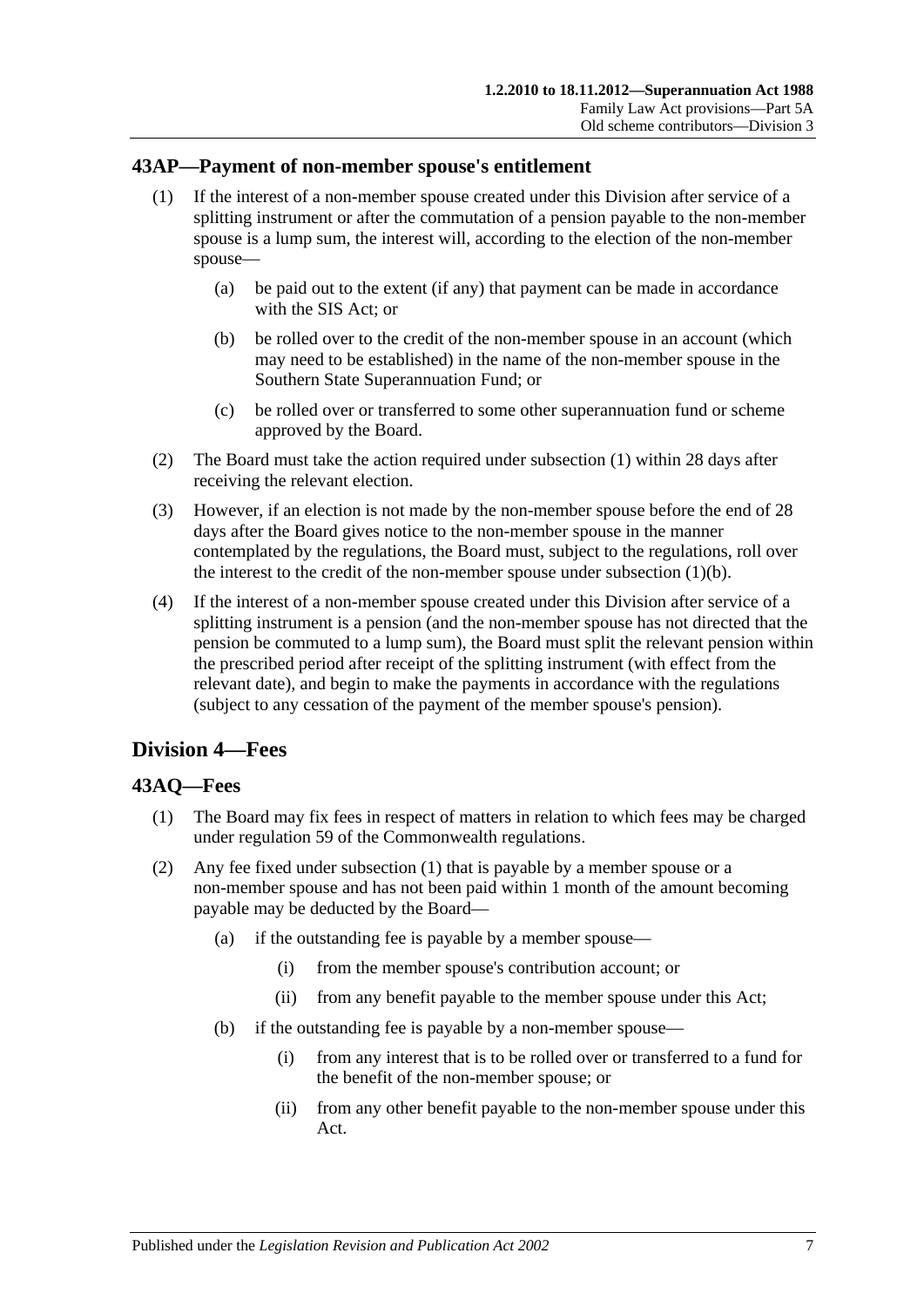## 43AP—Payment of non-member spouse's entitlement

(1) If the interest of a non-member spouse created under this Division after service of a splitting instrument or after the commutation of a pension payable to the non-member spouse is a lump sum, the interest will, according to the election of the non-member spouse—

(a) be paid out to the extent (if any) that payment can be made in accordance with the SIS Act; or

(b) be rolled over to the credit of the non-member spouse in an account (which may need to be established) in the name of the non-member spouse in the Southern State Superannuation Fund; or

(c) be rolled over or transferred to some other superannuation fund or scheme approved by the Board.

(2) The Board must take the action required under subsection (1) within 28 days after receiving the relevant election.

(3) However, if an election is not made by the non-member spouse before the end of 28 days after the Board gives notice to the non-member spouse in the manner contemplated by the regulations, the Board must, subject to the regulations, roll over the interest to the credit of the non-member spouse under subsection (1)(b).

(4) If the interest of a non-member spouse created under this Division after service of a splitting instrument is a pension (and the non-member spouse has not directed that the pension be commuted to a lump sum), the Board must split the relevant pension within the prescribed period after receipt of the splitting instrument (with effect from the relevant date), and begin to make the payments in accordance with the regulations (subject to any cessation of the payment of the member spouse's pension).

# Division 4—Fees

## 43AQ—Fees

(1) The Board may fix fees in respect of matters in relation to which fees may be charged under regulation 59 of the Commonwealth regulations.

(2) Any fee fixed under subsection (1) that is payable by a member spouse or a non-member spouse and has not been paid within 1 month of the amount becoming payable may be deducted by the Board—

(a) if the outstanding fee is payable by a member spouse—

(i) from the member spouse's contribution account; or

(ii) from any benefit payable to the member spouse under this Act;

(b) if the outstanding fee is payable by a non-member spouse—

(i) from any interest that is to be rolled over or transferred to a fund for the benefit of the non-member spouse; or

(ii) from any other benefit payable to the non-member spouse under this Act.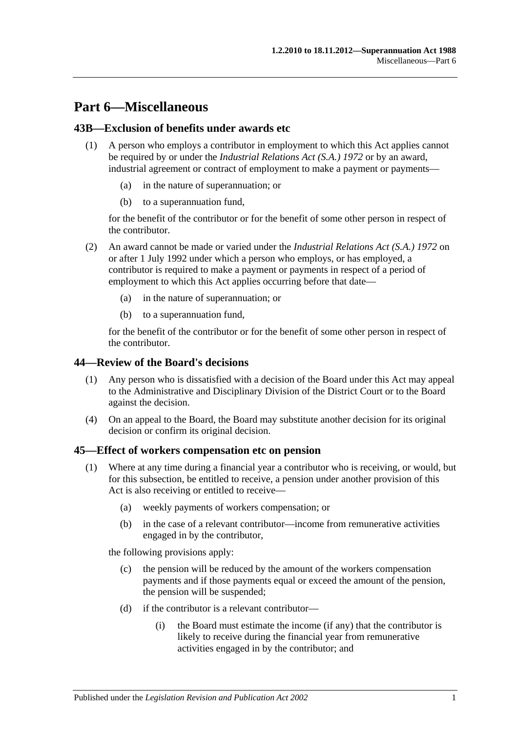# Part 6—Miscellaneous

## 43B—Exclusion of benefits under awards etc

(1) A person who employs a contributor in employment to which this Act applies cannot be required by or under the *Industrial Relations Act (S.A.) 1972* or by an award, industrial agreement or contract of employment to make a payment or payments—

(a) in the nature of superannuation; or

(b) to a superannuation fund,

for the benefit of the contributor or for the benefit of some other person in respect of the contributor.

(2) An award cannot be made or varied under the *Industrial Relations Act (S.A.) 1972* on or after 1 July 1992 under which a person who employs, or has employed, a contributor is required to make a payment or payments in respect of a period of employment to which this Act applies occurring before that date—

(a) in the nature of superannuation; or

(b) to a superannuation fund,

for the benefit of the contributor or for the benefit of some other person in respect of the contributor.

## 44—Review of the Board's decisions

(1) Any person who is dissatisfied with a decision of the Board under this Act may appeal to the Administrative and Disciplinary Division of the District Court or to the Board against the decision.

(4) On an appeal to the Board, the Board may substitute another decision for its original decision or confirm its original decision.

## 45—Effect of workers compensation etc on pension

(1) Where at any time during a financial year a contributor who is receiving, or would, but for this subsection, be entitled to receive, a pension under another provision of this Act is also receiving or entitled to receive—

(a) weekly payments of workers compensation; or

(b) in the case of a relevant contributor—income from remunerative activities engaged in by the contributor,

the following provisions apply:

(c) the pension will be reduced by the amount of the workers compensation payments and if those payments equal or exceed the amount of the pension, the pension will be suspended;

(d) if the contributor is a relevant contributor—

(i) the Board must estimate the income (if any) that the contributor is likely to receive during the financial year from remunerative activities engaged in by the contributor; and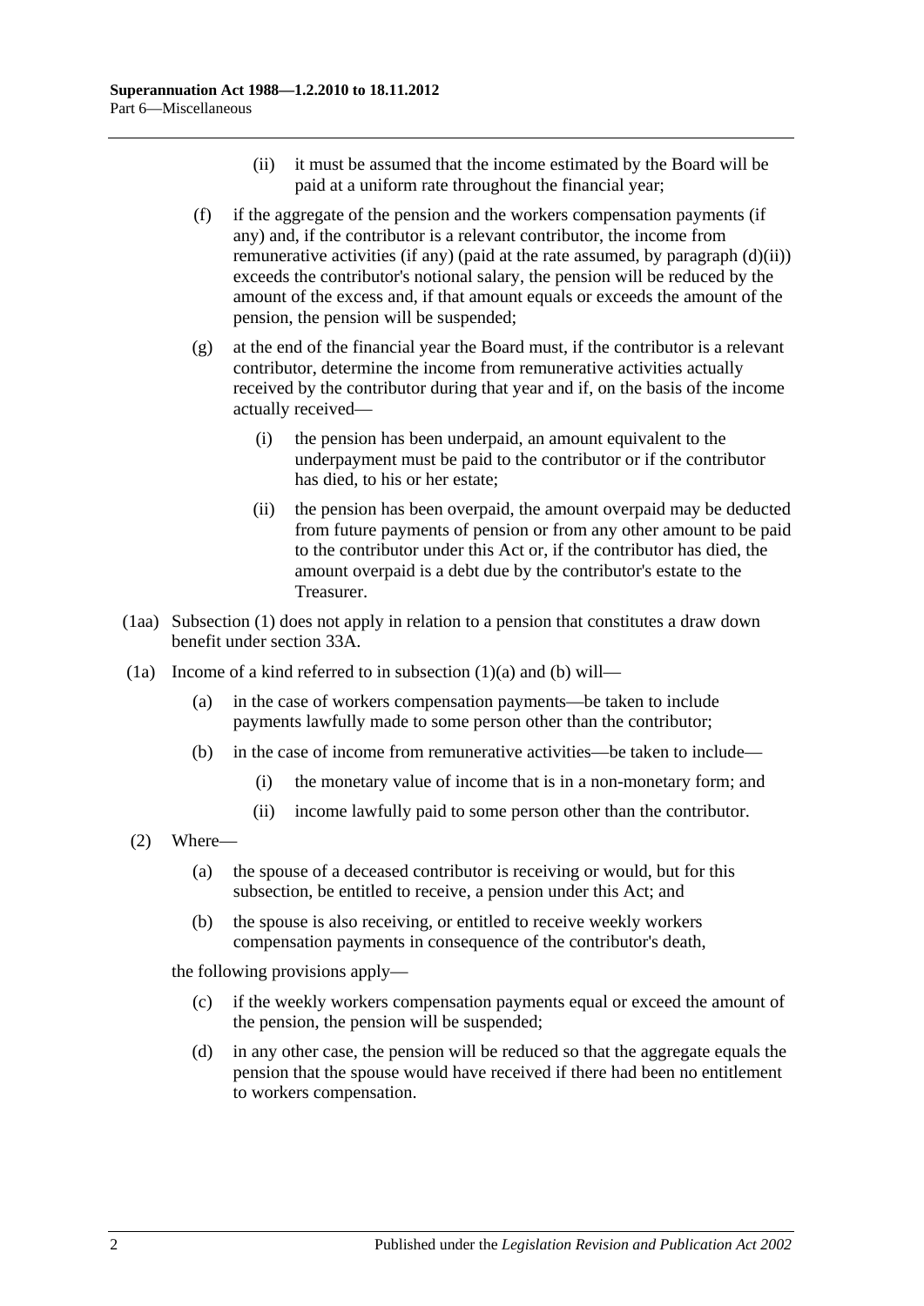(ii) it must be assumed that the income estimated by the Board will be paid at a uniform rate throughout the financial year;

(f) if the aggregate of the pension and the workers compensation payments (if any) and, if the contributor is a relevant contributor, the income from remunerative activities (if any) (paid at the rate assumed, by paragraph (d)(ii)) exceeds the contributor's notional salary, the pension will be reduced by the amount of the excess and, if that amount equals or exceeds the amount of the pension, the pension will be suspended;

(g) at the end of the financial year the Board must, if the contributor is a relevant contributor, determine the income from remunerative activities actually received by the contributor during that year and if, on the basis of the income actually received—

(i) the pension has been underpaid, an amount equivalent to the underpayment must be paid to the contributor or if the contributor has died, to his or her estate;

(ii) the pension has been overpaid, the amount overpaid may be deducted from future payments of pension or from any other amount to be paid to the contributor under this Act or, if the contributor has died, the amount overpaid is a debt due by the contributor's estate to the Treasurer.

(1aa) Subsection (1) does not apply in relation to a pension that constitutes a draw down benefit under section 33A.

(1a) Income of a kind referred to in subsection (1)(a) and (b) will—

(a) in the case of workers compensation payments—be taken to include payments lawfully made to some person other than the contributor;

(b) in the case of income from remunerative activities—be taken to include—

(i) the monetary value of income that is in a non-monetary form; and

(ii) income lawfully paid to some person other than the contributor.

(2) Where—

(a) the spouse of a deceased contributor is receiving or would, but for this subsection, be entitled to receive, a pension under this Act; and

(b) the spouse is also receiving, or entitled to receive weekly workers compensation payments in consequence of the contributor's death,

the following provisions apply—

(c) if the weekly workers compensation payments equal or exceed the amount of the pension, the pension will be suspended;

(d) in any other case, the pension will be reduced so that the aggregate equals the pension that the spouse would have received if there had been no entitlement to workers compensation.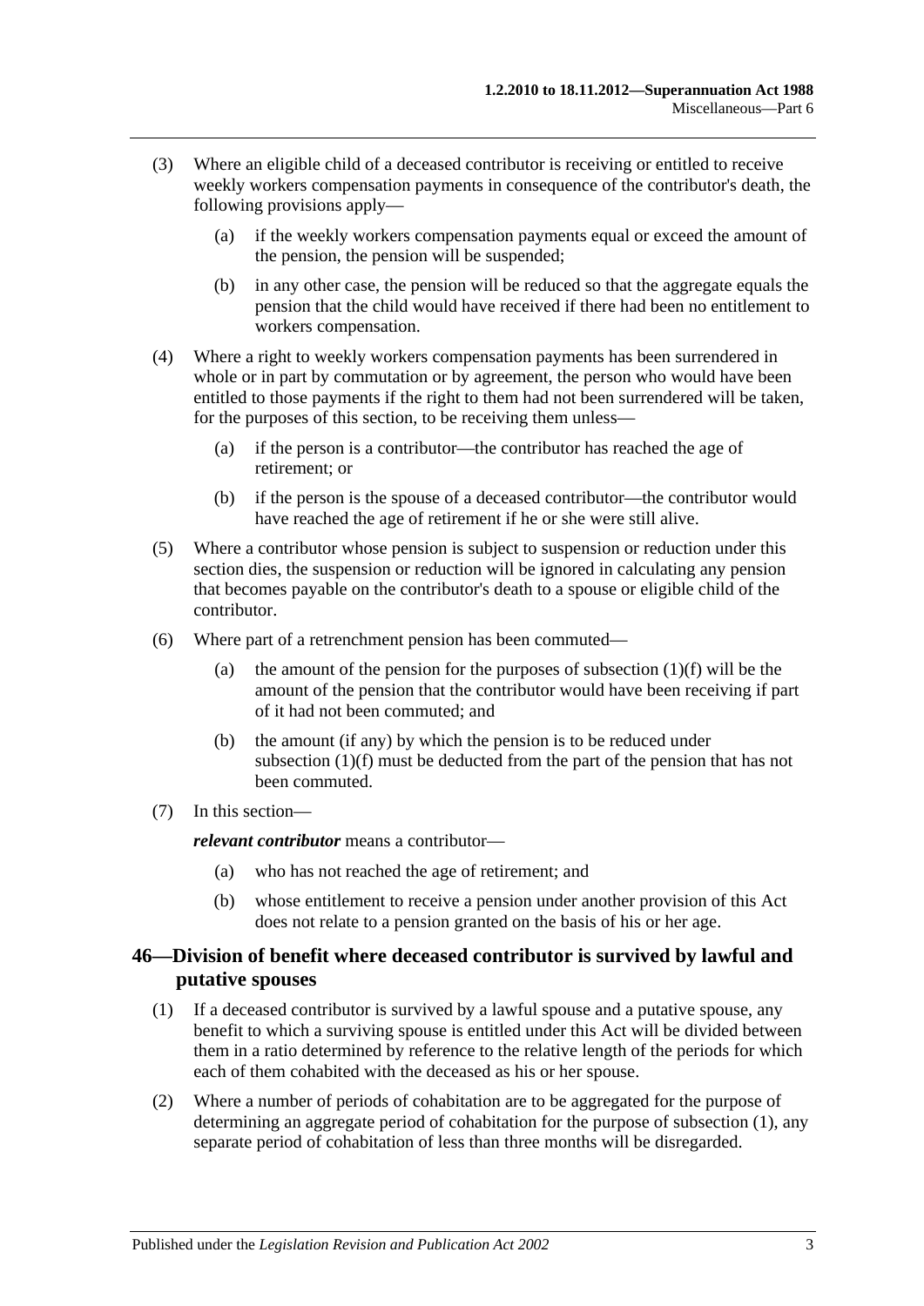(3) Where an eligible child of a deceased contributor is receiving or entitled to receive weekly workers compensation payments in consequence of the contributor's death, the following provisions apply—

(a) if the weekly workers compensation payments equal or exceed the amount of the pension, the pension will be suspended;

(b) in any other case, the pension will be reduced so that the aggregate equals the pension that the child would have received if there had been no entitlement to workers compensation.

(4) Where a right to weekly workers compensation payments has been surrendered in whole or in part by commutation or by agreement, the person who would have been entitled to those payments if the right to them had not been surrendered will be taken, for the purposes of this section, to be receiving them unless—

(a) if the person is a contributor—the contributor has reached the age of retirement; or

(b) if the person is the spouse of a deceased contributor—the contributor would have reached the age of retirement if he or she were still alive.

(5) Where a contributor whose pension is subject to suspension or reduction under this section dies, the suspension or reduction will be ignored in calculating any pension that becomes payable on the contributor's death to a spouse or eligible child of the contributor.

(6) Where part of a retrenchment pension has been commuted—

(a) the amount of the pension for the purposes of subsection (1)(f) will be the amount of the pension that the contributor would have been receiving if part of it had not been commuted; and

(b) the amount (if any) by which the pension is to be reduced under subsection (1)(f) must be deducted from the part of the pension that has not been commuted.

(7) In this section—

***relevant contributor*** means a contributor—

(a) who has not reached the age of retirement; and

(b) whose entitlement to receive a pension under another provision of this Act does not relate to a pension granted on the basis of his or her age.

## 46—Division of benefit where deceased contributor is survived by lawful and putative spouses

(1) If a deceased contributor is survived by a lawful spouse and a putative spouse, any benefit to which a surviving spouse is entitled under this Act will be divided between them in a ratio determined by reference to the relative length of the periods for which each of them cohabited with the deceased as his or her spouse.

(2) Where a number of periods of cohabitation are to be aggregated for the purpose of determining an aggregate period of cohabitation for the purpose of subsection (1), any separate period of cohabitation of less than three months will be disregarded.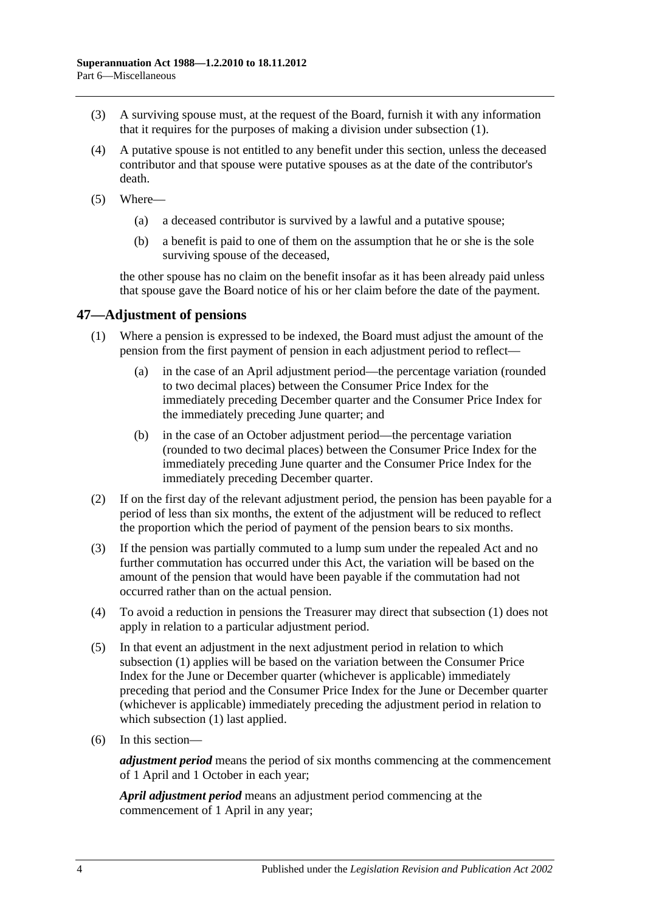(3) A surviving spouse must, at the request of the Board, furnish it with any information that it requires for the purposes of making a division under subsection (1).

(4) A putative spouse is not entitled to any benefit under this section, unless the deceased contributor and that spouse were putative spouses as at the date of the contributor's death.

(5) Where—

(a) a deceased contributor is survived by a lawful and a putative spouse;

(b) a benefit is paid to one of them on the assumption that he or she is the sole surviving spouse of the deceased,

the other spouse has no claim on the benefit insofar as it has been already paid unless that spouse gave the Board notice of his or her claim before the date of the payment.

## 47—Adjustment of pensions

(1) Where a pension is expressed to be indexed, the Board must adjust the amount of the pension from the first payment of pension in each adjustment period to reflect—

(a) in the case of an April adjustment period—the percentage variation (rounded to two decimal places) between the Consumer Price Index for the immediately preceding December quarter and the Consumer Price Index for the immediately preceding June quarter; and

(b) in the case of an October adjustment period—the percentage variation (rounded to two decimal places) between the Consumer Price Index for the immediately preceding June quarter and the Consumer Price Index for the immediately preceding December quarter.

(2) If on the first day of the relevant adjustment period, the pension has been payable for a period of less than six months, the extent of the adjustment will be reduced to reflect the proportion which the period of payment of the pension bears to six months.

(3) If the pension was partially commuted to a lump sum under the repealed Act and no further commutation has occurred under this Act, the variation will be based on the amount of the pension that would have been payable if the commutation had not occurred rather than on the actual pension.

(4) To avoid a reduction in pensions the Treasurer may direct that subsection (1) does not apply in relation to a particular adjustment period.

(5) In that event an adjustment in the next adjustment period in relation to which subsection (1) applies will be based on the variation between the Consumer Price Index for the June or December quarter (whichever is applicable) immediately preceding that period and the Consumer Price Index for the June or December quarter (whichever is applicable) immediately preceding the adjustment period in relation to which subsection (1) last applied.

(6) In this section—

***adjustment period*** means the period of six months commencing at the commencement of 1 April and 1 October in each year;

***April adjustment period*** means an adjustment period commencing at the commencement of 1 April in any year;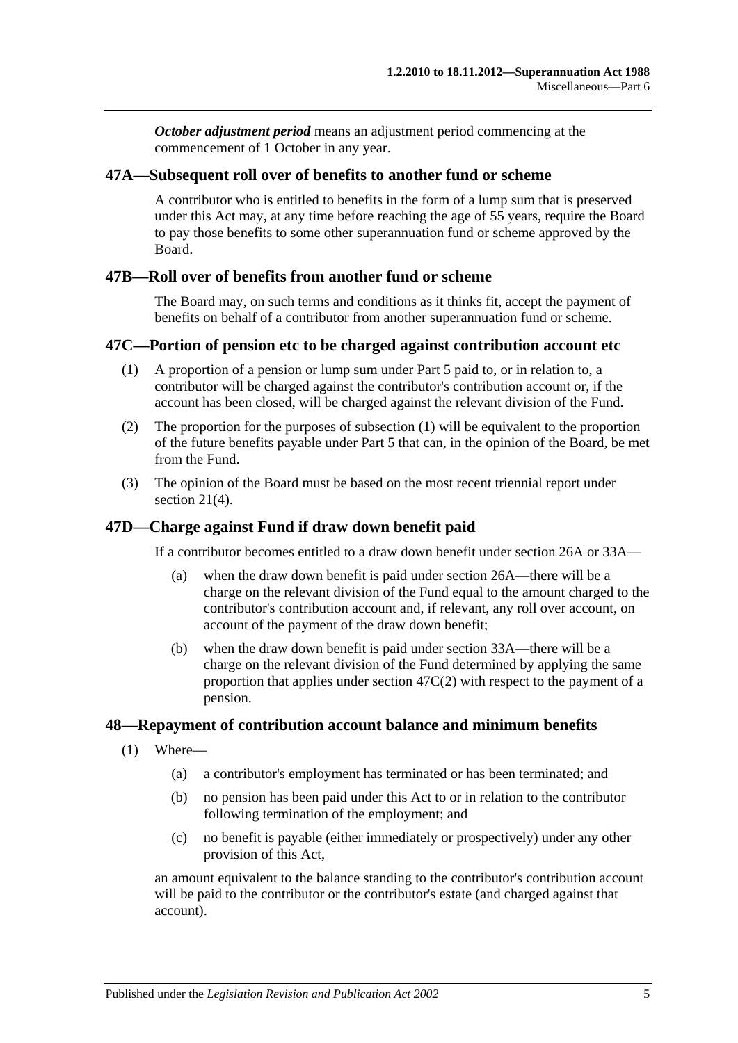***October adjustment period*** means an adjustment period commencing at the commencement of 1 October in any year.

## 47A—Subsequent roll over of benefits to another fund or scheme

A contributor who is entitled to benefits in the form of a lump sum that is preserved under this Act may, at any time before reaching the age of 55 years, require the Board to pay those benefits to some other superannuation fund or scheme approved by the Board.

## 47B—Roll over of benefits from another fund or scheme

The Board may, on such terms and conditions as it thinks fit, accept the payment of benefits on behalf of a contributor from another superannuation fund or scheme.

## 47C—Portion of pension etc to be charged against contribution account etc

(1) A proportion of a pension or lump sum under Part 5 paid to, or in relation to, a contributor will be charged against the contributor's contribution account or, if the account has been closed, will be charged against the relevant division of the Fund.

(2) The proportion for the purposes of subsection (1) will be equivalent to the proportion of the future benefits payable under Part 5 that can, in the opinion of the Board, be met from the Fund.

(3) The opinion of the Board must be based on the most recent triennial report under section 21(4).

## 47D—Charge against Fund if draw down benefit paid

If a contributor becomes entitled to a draw down benefit under section 26A or 33A—

(a) when the draw down benefit is paid under section 26A—there will be a charge on the relevant division of the Fund equal to the amount charged to the contributor's contribution account and, if relevant, any roll over account, on account of the payment of the draw down benefit;

(b) when the draw down benefit is paid under section 33A—there will be a charge on the relevant division of the Fund determined by applying the same proportion that applies under section 47C(2) with respect to the payment of a pension.

## 48—Repayment of contribution account balance and minimum benefits

(1) Where—

(a) a contributor's employment has terminated or has been terminated; and

(b) no pension has been paid under this Act to or in relation to the contributor following termination of the employment; and

(c) no benefit is payable (either immediately or prospectively) under any other provision of this Act,

an amount equivalent to the balance standing to the contributor's contribution account will be paid to the contributor or the contributor's estate (and charged against that account).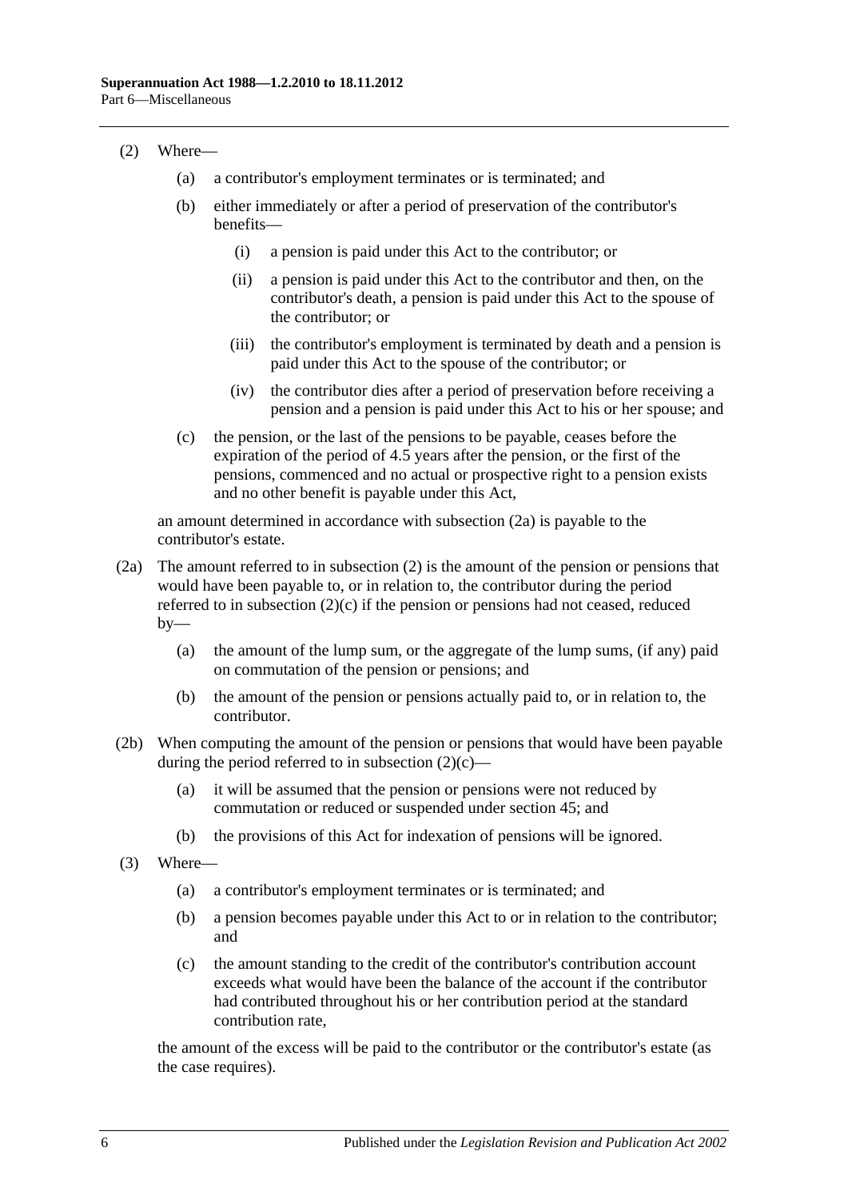(2) Where—

(a) a contributor's employment terminates or is terminated; and

(b) either immediately or after a period of preservation of the contributor's benefits—

(i) a pension is paid under this Act to the contributor; or

(ii) a pension is paid under this Act to the contributor and then, on the contributor's death, a pension is paid under this Act to the spouse of the contributor; or

(iii) the contributor's employment is terminated by death and a pension is paid under this Act to the spouse of the contributor; or

(iv) the contributor dies after a period of preservation before receiving a pension and a pension is paid under this Act to his or her spouse; and

(c) the pension, or the last of the pensions to be payable, ceases before the expiration of the period of 4.5 years after the pension, or the first of the pensions, commenced and no actual or prospective right to a pension exists and no other benefit is payable under this Act,

an amount determined in accordance with subsection (2a) is payable to the contributor's estate.

(2a) The amount referred to in subsection (2) is the amount of the pension or pensions that would have been payable to, or in relation to, the contributor during the period referred to in subsection (2)(c) if the pension or pensions had not ceased, reduced by—

(a) the amount of the lump sum, or the aggregate of the lump sums, (if any) paid on commutation of the pension or pensions; and

(b) the amount of the pension or pensions actually paid to, or in relation to, the contributor.

(2b) When computing the amount of the pension or pensions that would have been payable during the period referred to in subsection (2)(c)—

(a) it will be assumed that the pension or pensions were not reduced by commutation or reduced or suspended under section 45; and

(b) the provisions of this Act for indexation of pensions will be ignored.

(3) Where—

(a) a contributor's employment terminates or is terminated; and

(b) a pension becomes payable under this Act to or in relation to the contributor; and

(c) the amount standing to the credit of the contributor's contribution account exceeds what would have been the balance of the account if the contributor had contributed throughout his or her contribution period at the standard contribution rate,

the amount of the excess will be paid to the contributor or the contributor's estate (as the case requires).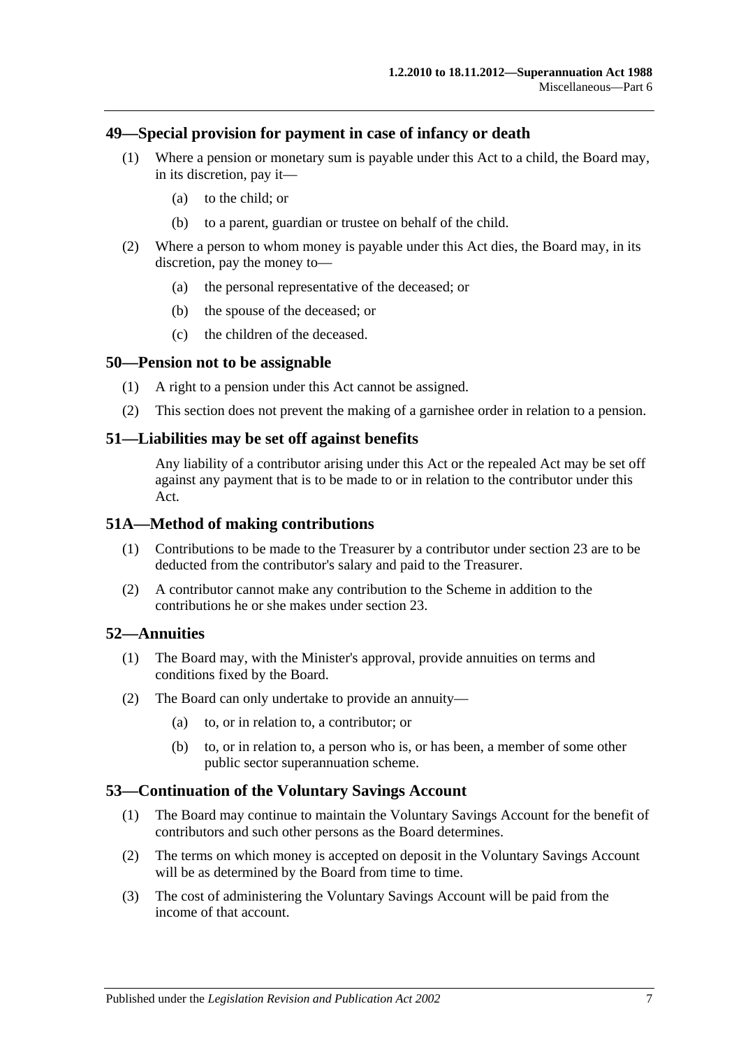## 49—Special provision for payment in case of infancy or death

(1) Where a pension or monetary sum is payable under this Act to a child, the Board may, in its discretion, pay it—

(a) to the child; or

(b) to a parent, guardian or trustee on behalf of the child.

(2) Where a person to whom money is payable under this Act dies, the Board may, in its discretion, pay the money to—

(a) the personal representative of the deceased; or

(b) the spouse of the deceased; or

(c) the children of the deceased.

## 50—Pension not to be assignable

(1) A right to a pension under this Act cannot be assigned.

(2) This section does not prevent the making of a garnishee order in relation to a pension.

## 51—Liabilities may be set off against benefits

Any liability of a contributor arising under this Act or the repealed Act may be set off against any payment that is to be made to or in relation to the contributor under this Act.

## 51A—Method of making contributions

(1) Contributions to be made to the Treasurer by a contributor under section 23 are to be deducted from the contributor's salary and paid to the Treasurer.

(2) A contributor cannot make any contribution to the Scheme in addition to the contributions he or she makes under section 23.

## 52—Annuities

(1) The Board may, with the Minister's approval, provide annuities on terms and conditions fixed by the Board.

(2) The Board can only undertake to provide an annuity—

(a) to, or in relation to, a contributor; or

(b) to, or in relation to, a person who is, or has been, a member of some other public sector superannuation scheme.

## 53—Continuation of the Voluntary Savings Account

(1) The Board may continue to maintain the Voluntary Savings Account for the benefit of contributors and such other persons as the Board determines.

(2) The terms on which money is accepted on deposit in the Voluntary Savings Account will be as determined by the Board from time to time.

(3) The cost of administering the Voluntary Savings Account will be paid from the income of that account.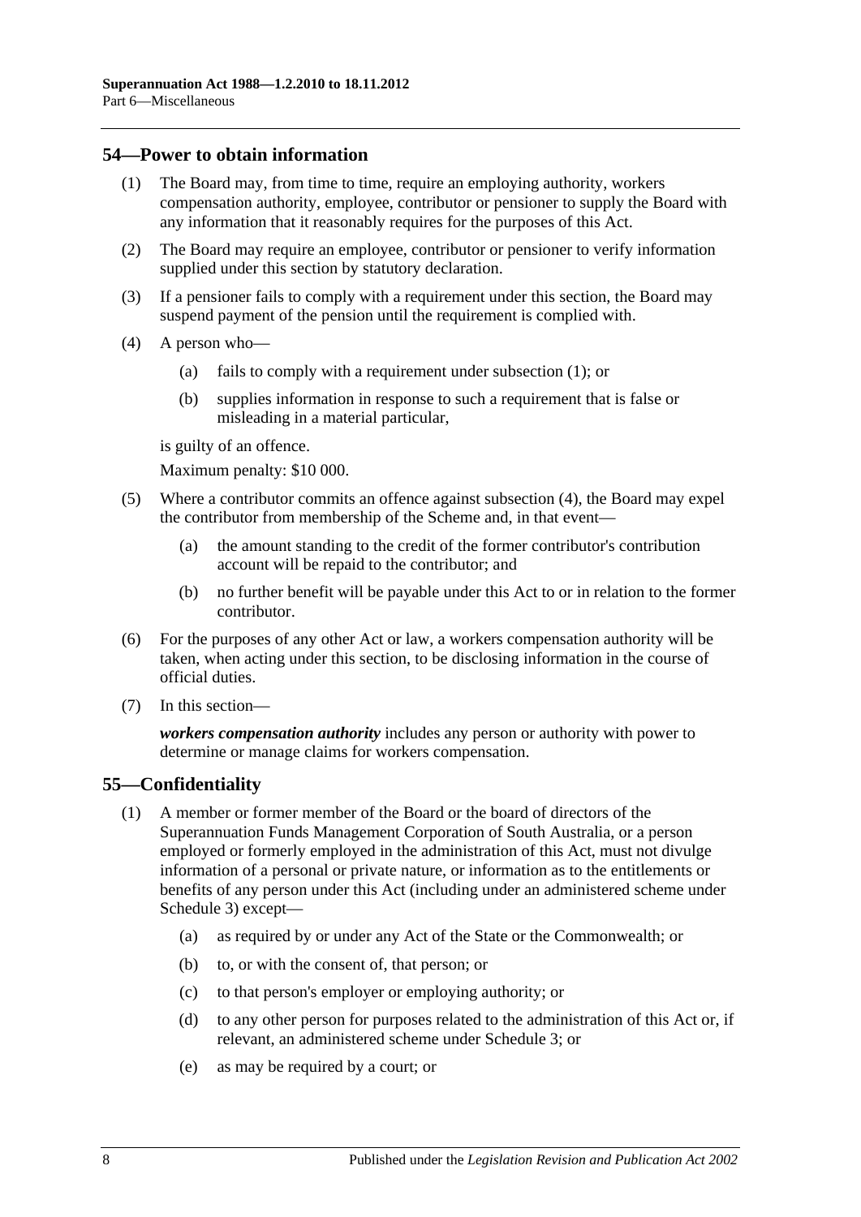## 54—Power to obtain information

(1) The Board may, from time to time, require an employing authority, workers compensation authority, employee, contributor or pensioner to supply the Board with any information that it reasonably requires for the purposes of this Act.

(2) The Board may require an employee, contributor or pensioner to verify information supplied under this section by statutory declaration.

(3) If a pensioner fails to comply with a requirement under this section, the Board may suspend payment of the pension until the requirement is complied with.

(4) A person who—

  (a) fails to comply with a requirement under subsection (1); or

  (b) supplies information in response to such a requirement that is false or misleading in a material particular,

is guilty of an offence.

Maximum penalty: $10 000.

(5) Where a contributor commits an offence against subsection (4), the Board may expel the contributor from membership of the Scheme and, in that event—

  (a) the amount standing to the credit of the former contributor's contribution account will be repaid to the contributor; and

  (b) no further benefit will be payable under this Act to or in relation to the former contributor.

(6) For the purposes of any other Act or law, a workers compensation authority will be taken, when acting under this section, to be disclosing information in the course of official duties.

(7) In this section—

***workers compensation authority*** includes any person or authority with power to determine or manage claims for workers compensation.

## 55—Confidentiality

(1) A member or former member of the Board or the board of directors of the Superannuation Funds Management Corporation of South Australia, or a person employed or formerly employed in the administration of this Act, must not divulge information of a personal or private nature, or information as to the entitlements or benefits of any person under this Act (including under an administered scheme under Schedule 3) except—

  (a) as required by or under any Act of the State or the Commonwealth; or

  (b) to, or with the consent of, that person; or

  (c) to that person's employer or employing authority; or

  (d) to any other person for purposes related to the administration of this Act or, if relevant, an administered scheme under Schedule 3; or

  (e) as may be required by a court; or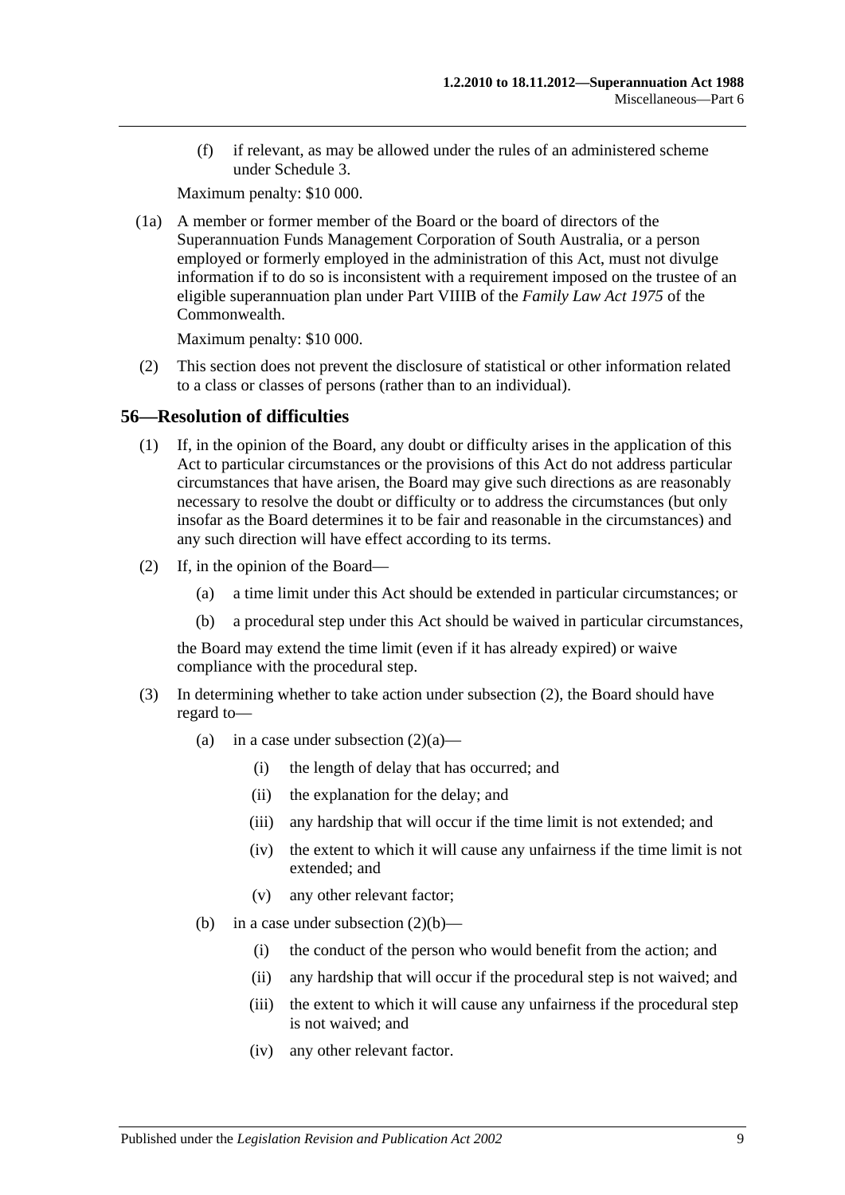(f) if relevant, as may be allowed under the rules of an administered scheme under Schedule 3.

Maximum penalty: $10 000.

(1a) A member or former member of the Board or the board of directors of the Superannuation Funds Management Corporation of South Australia, or a person employed or formerly employed in the administration of this Act, must not divulge information if to do so is inconsistent with a requirement imposed on the trustee of an eligible superannuation plan under Part VIIIB of the *Family Law Act 1975* of the Commonwealth.

Maximum penalty: $10 000.

(2) This section does not prevent the disclosure of statistical or other information related to a class or classes of persons (rather than to an individual).

## 56—Resolution of difficulties

(1) If, in the opinion of the Board, any doubt or difficulty arises in the application of this Act to particular circumstances or the provisions of this Act do not address particular circumstances that have arisen, the Board may give such directions as are reasonably necessary to resolve the doubt or difficulty or to address the circumstances (but only insofar as the Board determines it to be fair and reasonable in the circumstances) and any such direction will have effect according to its terms.

(2) If, in the opinion of the Board—

(a) a time limit under this Act should be extended in particular circumstances; or

(b) a procedural step under this Act should be waived in particular circumstances,

the Board may extend the time limit (even if it has already expired) or waive compliance with the procedural step.

(3) In determining whether to take action under subsection (2), the Board should have regard to—

(a) in a case under subsection (2)(a)—

(i) the length of delay that has occurred; and

(ii) the explanation for the delay; and

(iii) any hardship that will occur if the time limit is not extended; and

(iv) the extent to which it will cause any unfairness if the time limit is not extended; and

(v) any other relevant factor;

(b) in a case under subsection (2)(b)—

(i) the conduct of the person who would benefit from the action; and

(ii) any hardship that will occur if the procedural step is not waived; and

(iii) the extent to which it will cause any unfairness if the procedural step is not waived; and

(iv) any other relevant factor.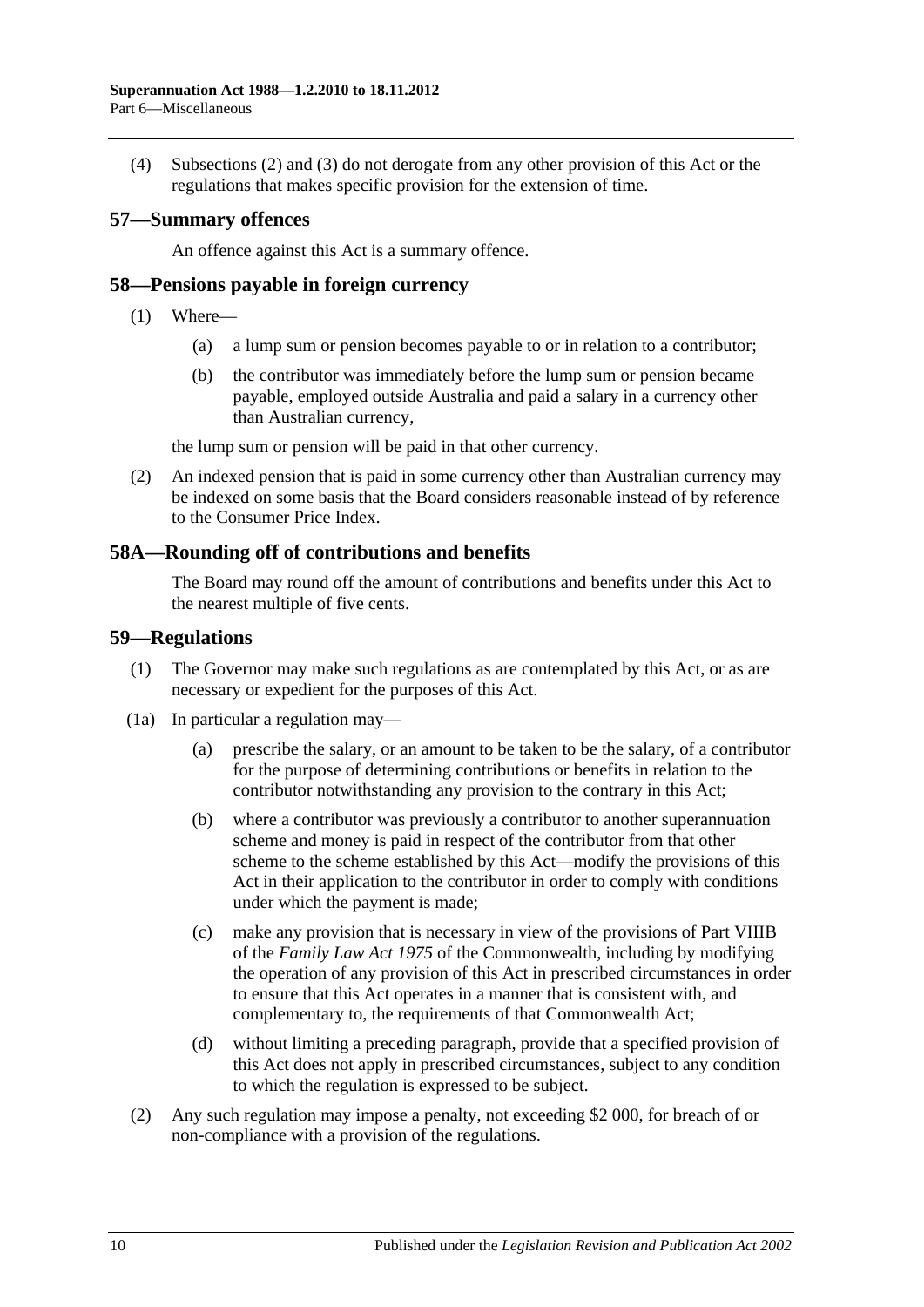(4) Subsections (2) and (3) do not derogate from any other provision of this Act or the regulations that makes specific provision for the extension of time.

## 57—Summary offences

An offence against this Act is a summary offence.

## 58—Pensions payable in foreign currency

(1) Where—

(a) a lump sum or pension becomes payable to or in relation to a contributor;

(b) the contributor was immediately before the lump sum or pension became payable, employed outside Australia and paid a salary in a currency other than Australian currency,

the lump sum or pension will be paid in that other currency.

(2) An indexed pension that is paid in some currency other than Australian currency may be indexed on some basis that the Board considers reasonable instead of by reference to the Consumer Price Index.

## 58A—Rounding off of contributions and benefits

The Board may round off the amount of contributions and benefits under this Act to the nearest multiple of five cents.

## 59—Regulations

(1) The Governor may make such regulations as are contemplated by this Act, or as are necessary or expedient for the purposes of this Act.

(1a) In particular a regulation may—

(a) prescribe the salary, or an amount to be taken to be the salary, of a contributor for the purpose of determining contributions or benefits in relation to the contributor notwithstanding any provision to the contrary in this Act;

(b) where a contributor was previously a contributor to another superannuation scheme and money is paid in respect of the contributor from that other scheme to the scheme established by this Act—modify the provisions of this Act in their application to the contributor in order to comply with conditions under which the payment is made;

(c) make any provision that is necessary in view of the provisions of Part VIIIB of the *Family Law Act 1975* of the Commonwealth, including by modifying the operation of any provision of this Act in prescribed circumstances in order to ensure that this Act operates in a manner that is consistent with, and complementary to, the requirements of that Commonwealth Act;

(d) without limiting a preceding paragraph, provide that a specified provision of this Act does not apply in prescribed circumstances, subject to any condition to which the regulation is expressed to be subject.

(2) Any such regulation may impose a penalty, not exceeding $2 000, for breach of or non-compliance with a provision of the regulations.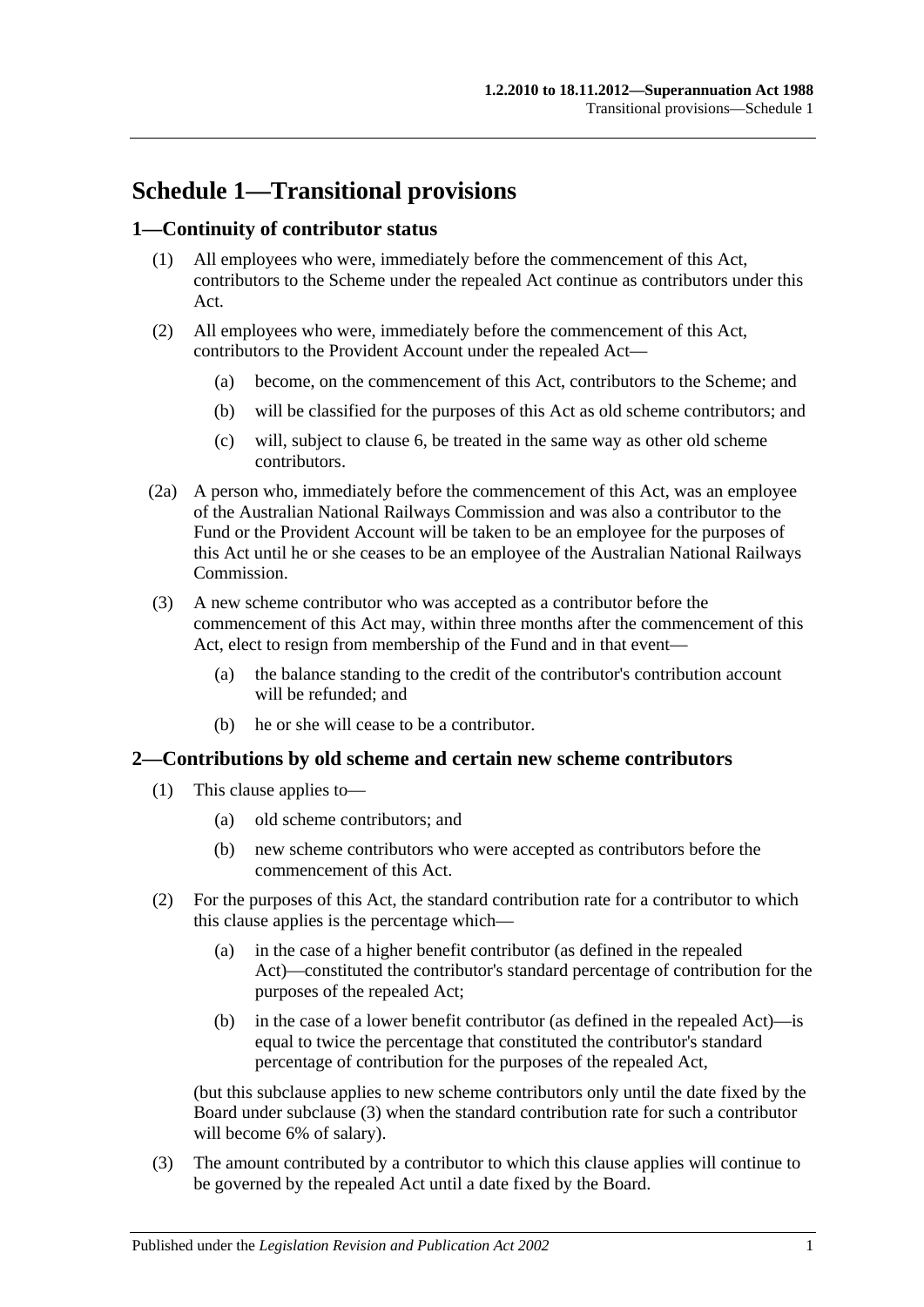# Schedule 1—Transitional provisions

## 1—Continuity of contributor status

(1) All employees who were, immediately before the commencement of this Act, contributors to the Scheme under the repealed Act continue as contributors under this Act.

(2) All employees who were, immediately before the commencement of this Act, contributors to the Provident Account under the repealed Act—

(a) become, on the commencement of this Act, contributors to the Scheme; and

(b) will be classified for the purposes of this Act as old scheme contributors; and

(c) will, subject to clause 6, be treated in the same way as other old scheme contributors.

(2a) A person who, immediately before the commencement of this Act, was an employee of the Australian National Railways Commission and was also a contributor to the Fund or the Provident Account will be taken to be an employee for the purposes of this Act until he or she ceases to be an employee of the Australian National Railways Commission.

(3) A new scheme contributor who was accepted as a contributor before the commencement of this Act may, within three months after the commencement of this Act, elect to resign from membership of the Fund and in that event—

(a) the balance standing to the credit of the contributor's contribution account will be refunded; and

(b) he or she will cease to be a contributor.

## 2—Contributions by old scheme and certain new scheme contributors

(1) This clause applies to—

(a) old scheme contributors; and

(b) new scheme contributors who were accepted as contributors before the commencement of this Act.

(2) For the purposes of this Act, the standard contribution rate for a contributor to which this clause applies is the percentage which—

(a) in the case of a higher benefit contributor (as defined in the repealed Act)—constituted the contributor's standard percentage of contribution for the purposes of the repealed Act;

(b) in the case of a lower benefit contributor (as defined in the repealed Act)—is equal to twice the percentage that constituted the contributor's standard percentage of contribution for the purposes of the repealed Act,

(but this subclause applies to new scheme contributors only until the date fixed by the Board under subclause (3) when the standard contribution rate for such a contributor will become 6% of salary).

(3) The amount contributed by a contributor to which this clause applies will continue to be governed by the repealed Act until a date fixed by the Board.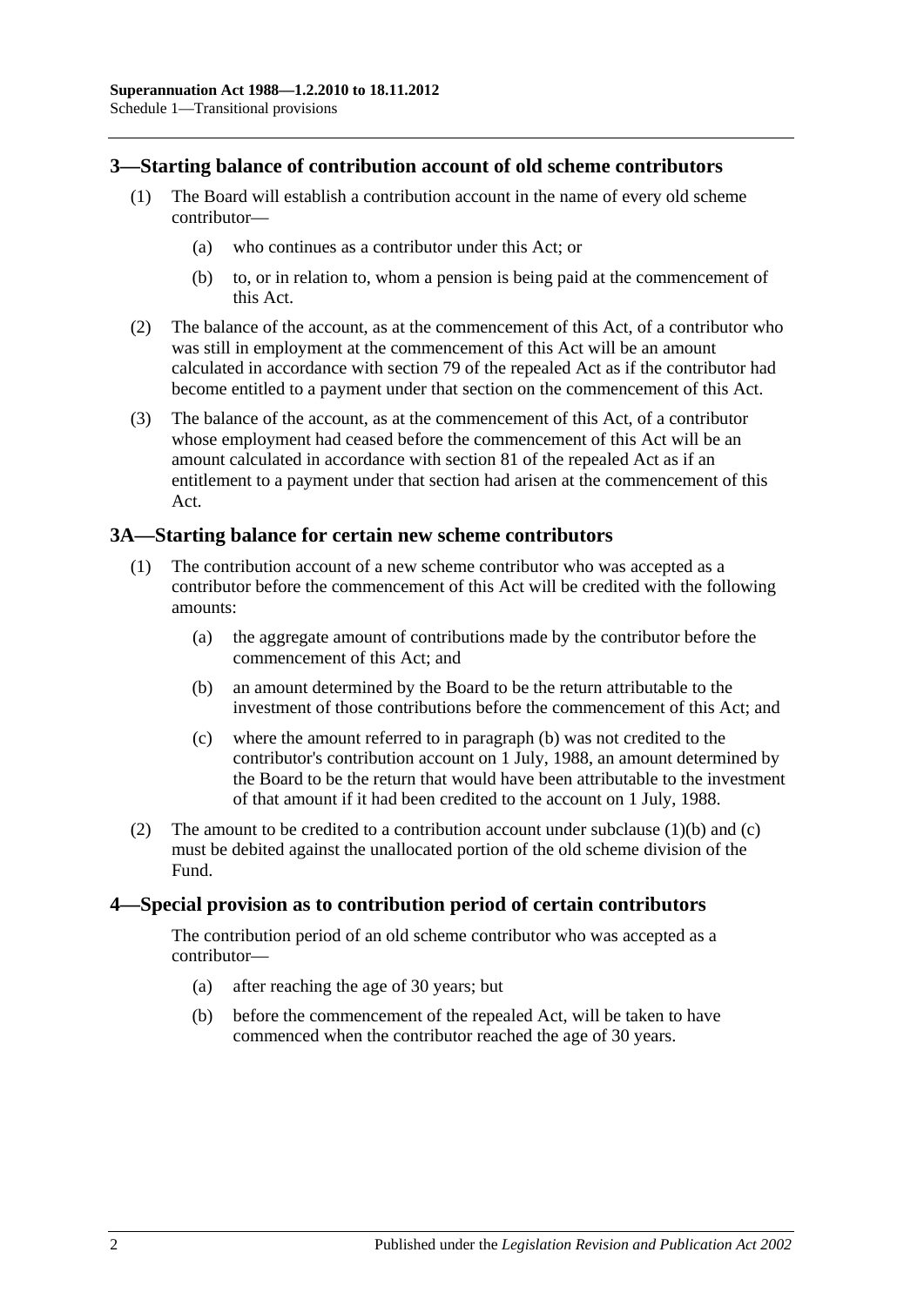## 3—Starting balance of contribution account of old scheme contributors

(1) The Board will establish a contribution account in the name of every old scheme contributor—

(a) who continues as a contributor under this Act; or

(b) to, or in relation to, whom a pension is being paid at the commencement of this Act.

(2) The balance of the account, as at the commencement of this Act, of a contributor who was still in employment at the commencement of this Act will be an amount calculated in accordance with section 79 of the repealed Act as if the contributor had become entitled to a payment under that section on the commencement of this Act.

(3) The balance of the account, as at the commencement of this Act, of a contributor whose employment had ceased before the commencement of this Act will be an amount calculated in accordance with section 81 of the repealed Act as if an entitlement to a payment under that section had arisen at the commencement of this Act.

## 3A—Starting balance for certain new scheme contributors

(1) The contribution account of a new scheme contributor who was accepted as a contributor before the commencement of this Act will be credited with the following amounts:

(a) the aggregate amount of contributions made by the contributor before the commencement of this Act; and

(b) an amount determined by the Board to be the return attributable to the investment of those contributions before the commencement of this Act; and

(c) where the amount referred to in paragraph (b) was not credited to the contributor's contribution account on 1 July, 1988, an amount determined by the Board to be the return that would have been attributable to the investment of that amount if it had been credited to the account on 1 July, 1988.

(2) The amount to be credited to a contribution account under subclause (1)(b) and (c) must be debited against the unallocated portion of the old scheme division of the Fund.

## 4—Special provision as to contribution period of certain contributors

The contribution period of an old scheme contributor who was accepted as a contributor—

(a) after reaching the age of 30 years; but

(b) before the commencement of the repealed Act, will be taken to have commenced when the contributor reached the age of 30 years.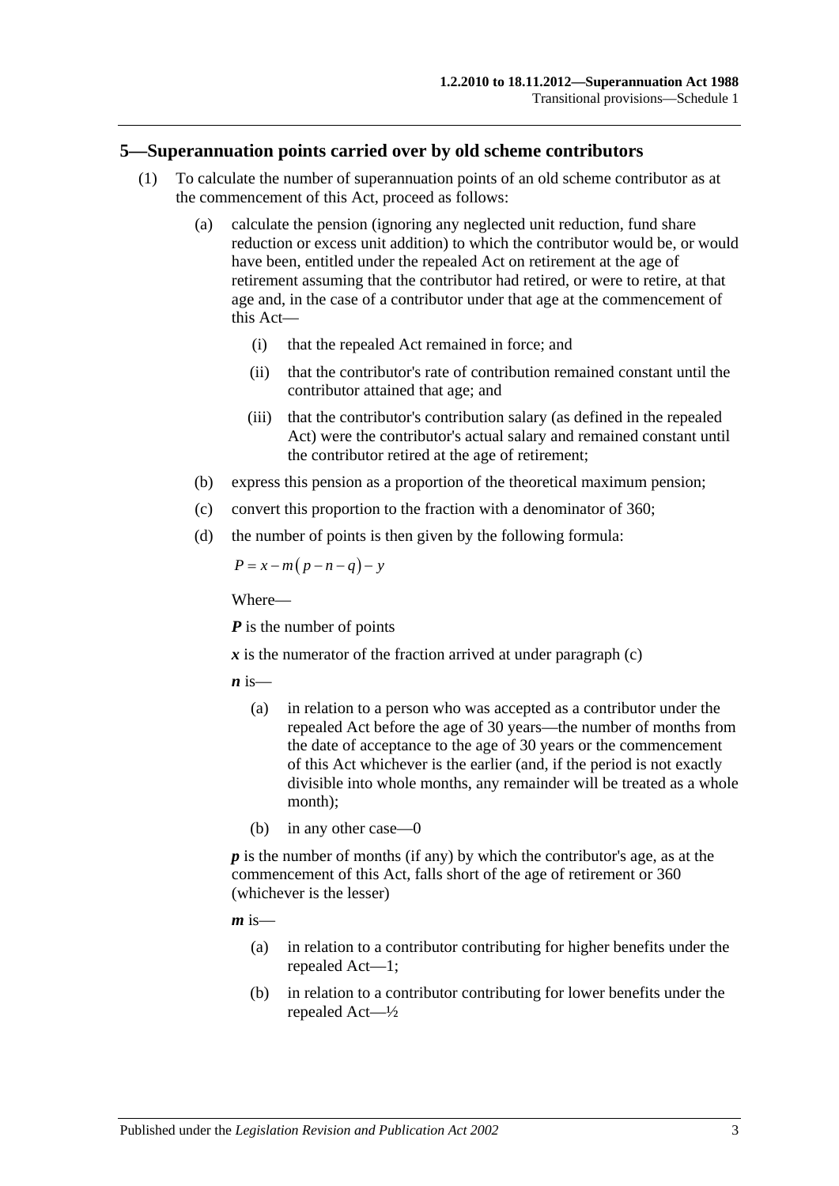## 5—Superannuation points carried over by old scheme contributors

(1) To calculate the number of superannuation points of an old scheme contributor as at the commencement of this Act, proceed as follows:

(a) calculate the pension (ignoring any neglected unit reduction, fund share reduction or excess unit addition) to which the contributor would be, or would have been, entitled under the repealed Act on retirement at the age of retirement assuming that the contributor had retired, or were to retire, at that age and, in the case of a contributor under that age at the commencement of this Act—

(i) that the repealed Act remained in force; and

(ii) that the contributor's rate of contribution remained constant until the contributor attained that age; and

(iii) that the contributor's contribution salary (as defined in the repealed Act) were the contributor's actual salary and remained constant until the contributor retired at the age of retirement;

(b) express this pension as a proportion of the theoretical maximum pension;

(c) convert this proportion to the fraction with a denominator of 360;

(d) the number of points is then given by the following formula:

$$P = x - m(p - n - q) - y$$

Where—

***P*** is the number of points

***x*** is the numerator of the fraction arrived at under paragraph (c)

***n*** is—

(a) in relation to a person who was accepted as a contributor under the repealed Act before the age of 30 years—the number of months from the date of acceptance to the age of 30 years or the commencement of this Act whichever is the earlier (and, if the period is not exactly divisible into whole months, any remainder will be treated as a whole month);

(b) in any other case—0

***p*** is the number of months (if any) by which the contributor's age, as at the commencement of this Act, falls short of the age of retirement or 360 (whichever is the lesser)

***m*** is—

(a) in relation to a contributor contributing for higher benefits under the repealed Act—1;

(b) in relation to a contributor contributing for lower benefits under the repealed Act—½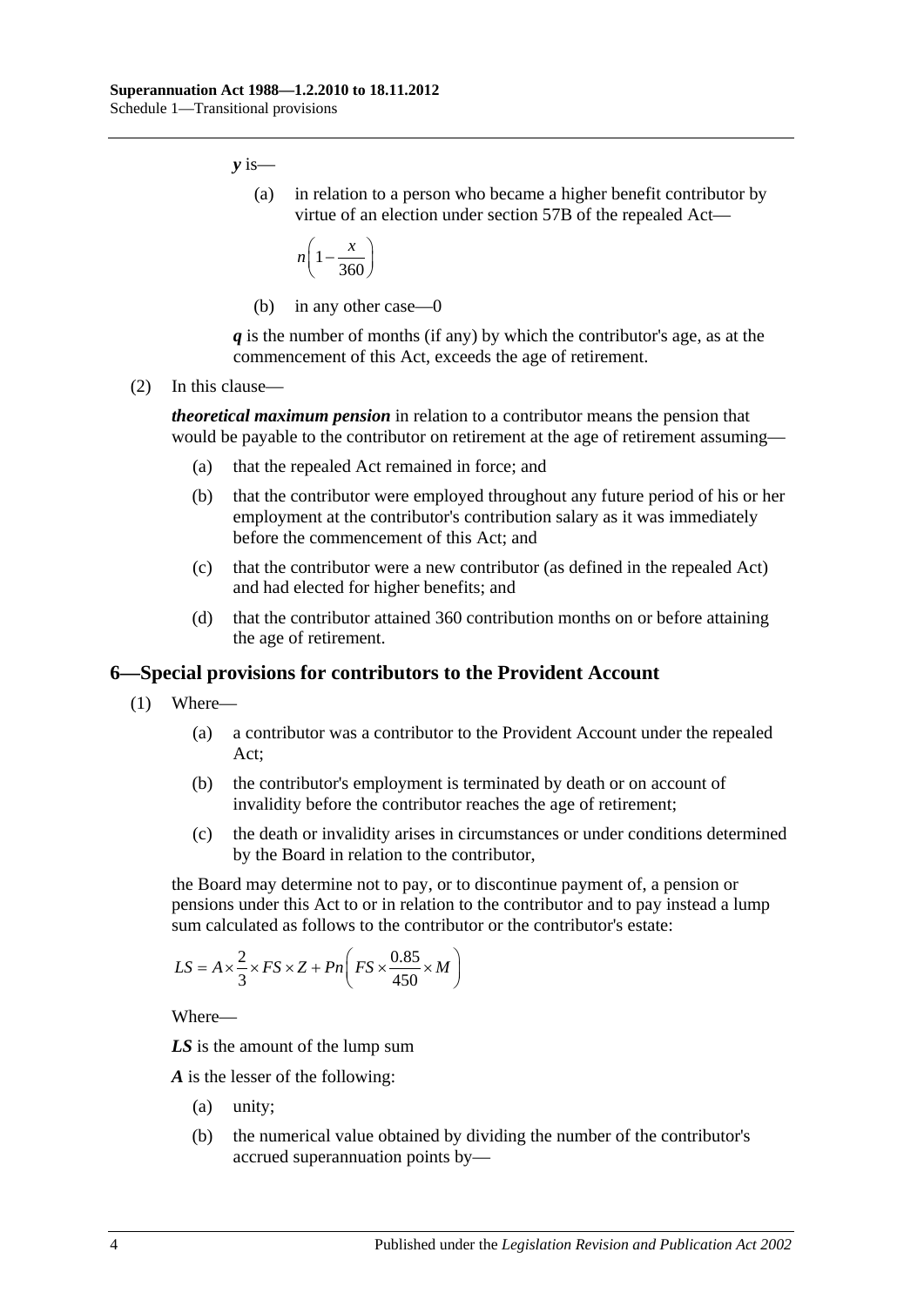***y*** is—

(a) in relation to a person who became a higher benefit contributor by virtue of an election under section 57B of the repealed Act—

$$n\left(1-\frac{x}{360}\right)$$

(b) in any other case—0

***q*** is the number of months (if any) by which the contributor's age, as at the commencement of this Act, exceeds the age of retirement.

(2) In this clause—

***theoretical maximum pension*** in relation to a contributor means the pension that would be payable to the contributor on retirement at the age of retirement assuming—

(a) that the repealed Act remained in force; and

(b) that the contributor were employed throughout any future period of his or her employment at the contributor's contribution salary as it was immediately before the commencement of this Act; and

(c) that the contributor were a new contributor (as defined in the repealed Act) and had elected for higher benefits; and

(d) that the contributor attained 360 contribution months on or before attaining the age of retirement.

## 6—Special provisions for contributors to the Provident Account

(1) Where—

(a) a contributor was a contributor to the Provident Account under the repealed Act;

(b) the contributor's employment is terminated by death or on account of invalidity before the contributor reaches the age of retirement;

(c) the death or invalidity arises in circumstances or under conditions determined by the Board in relation to the contributor,

the Board may determine not to pay, or to discontinue payment of, a pension or pensions under this Act to or in relation to the contributor and to pay instead a lump sum calculated as follows to the contributor or the contributor's estate:

$$LS = A \times \frac{2}{3} \times FS \times Z + Pn\left(FS \times \frac{0.85}{450} \times M\right)$$

Where—

***LS*** is the amount of the lump sum

***A*** is the lesser of the following:

(a) unity;

(b) the numerical value obtained by dividing the number of the contributor's accrued superannuation points by—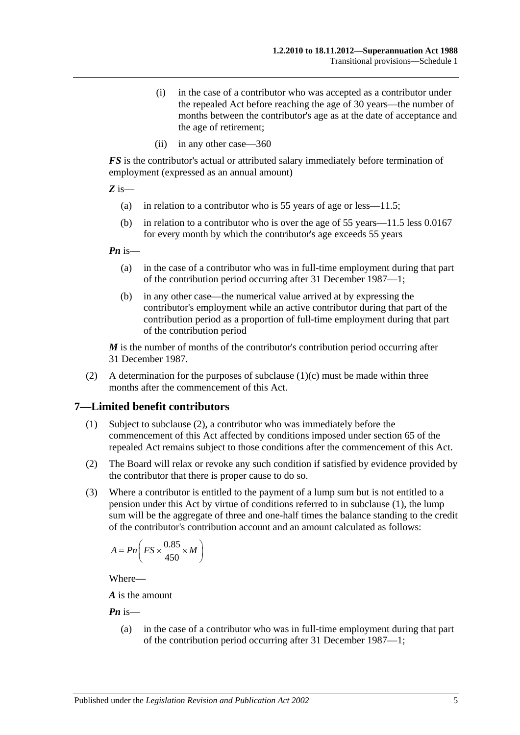(i) in the case of a contributor who was accepted as a contributor under the repealed Act before reaching the age of 30 years—the number of months between the contributor's age as at the date of acceptance and the age of retirement;

(ii) in any other case—360

***FS*** is the contributor's actual or attributed salary immediately before termination of employment (expressed as an annual amount)

***Z*** is—

(a) in relation to a contributor who is 55 years of age or less—11.5;

(b) in relation to a contributor who is over the age of 55 years—11.5 less 0.0167 for every month by which the contributor's age exceeds 55 years

***Pn*** is—

(a) in the case of a contributor who was in full-time employment during that part of the contribution period occurring after 31 December 1987—1;

(b) in any other case—the numerical value arrived at by expressing the contributor's employment while an active contributor during that part of the contribution period as a proportion of full-time employment during that part of the contribution period

***M*** is the number of months of the contributor's contribution period occurring after 31 December 1987.

(2) A determination for the purposes of subclause (1)(c) must be made within three months after the commencement of this Act.

## 7—Limited benefit contributors

(1) Subject to subclause (2), a contributor who was immediately before the commencement of this Act affected by conditions imposed under section 65 of the repealed Act remains subject to those conditions after the commencement of this Act.

(2) The Board will relax or revoke any such condition if satisfied by evidence provided by the contributor that there is proper cause to do so.

(3) Where a contributor is entitled to the payment of a lump sum but is not entitled to a pension under this Act by virtue of conditions referred to in subclause (1), the lump sum will be the aggregate of three and one-half times the balance standing to the credit of the contributor's contribution account and an amount calculated as follows:

$$A = Pn\left(FS \times \frac{0.85}{450} \times M\right)$$

Where—

***A*** is the amount

***Pn*** is—

(a) in the case of a contributor who was in full-time employment during that part of the contribution period occurring after 31 December 1987—1;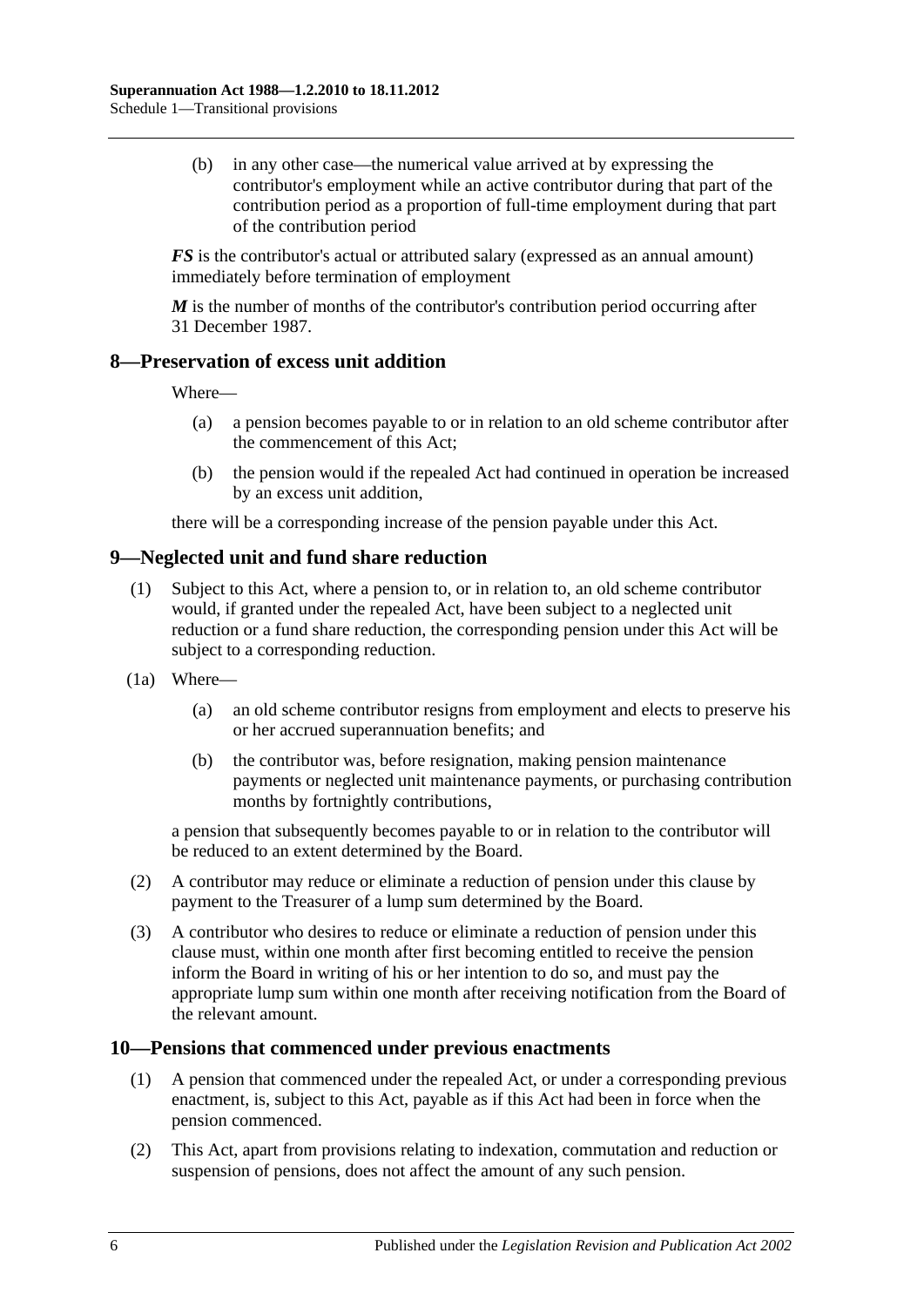(b) in any other case—the numerical value arrived at by expressing the contributor's employment while an active contributor during that part of the contribution period as a proportion of full-time employment during that part of the contribution period

***FS*** is the contributor's actual or attributed salary (expressed as an annual amount) immediately before termination of employment

***M*** is the number of months of the contributor's contribution period occurring after 31 December 1987.

## 8—Preservation of excess unit addition

Where—

(a) a pension becomes payable to or in relation to an old scheme contributor after the commencement of this Act;

(b) the pension would if the repealed Act had continued in operation be increased by an excess unit addition,

there will be a corresponding increase of the pension payable under this Act.

## 9—Neglected unit and fund share reduction

(1) Subject to this Act, where a pension to, or in relation to, an old scheme contributor would, if granted under the repealed Act, have been subject to a neglected unit reduction or a fund share reduction, the corresponding pension under this Act will be subject to a corresponding reduction.

(1a) Where—

(a) an old scheme contributor resigns from employment and elects to preserve his or her accrued superannuation benefits; and

(b) the contributor was, before resignation, making pension maintenance payments or neglected unit maintenance payments, or purchasing contribution months by fortnightly contributions,

a pension that subsequently becomes payable to or in relation to the contributor will be reduced to an extent determined by the Board.

(2) A contributor may reduce or eliminate a reduction of pension under this clause by payment to the Treasurer of a lump sum determined by the Board.

(3) A contributor who desires to reduce or eliminate a reduction of pension under this clause must, within one month after first becoming entitled to receive the pension inform the Board in writing of his or her intention to do so, and must pay the appropriate lump sum within one month after receiving notification from the Board of the relevant amount.

## 10—Pensions that commenced under previous enactments

(1) A pension that commenced under the repealed Act, or under a corresponding previous enactment, is, subject to this Act, payable as if this Act had been in force when the pension commenced.

(2) This Act, apart from provisions relating to indexation, commutation and reduction or suspension of pensions, does not affect the amount of any such pension.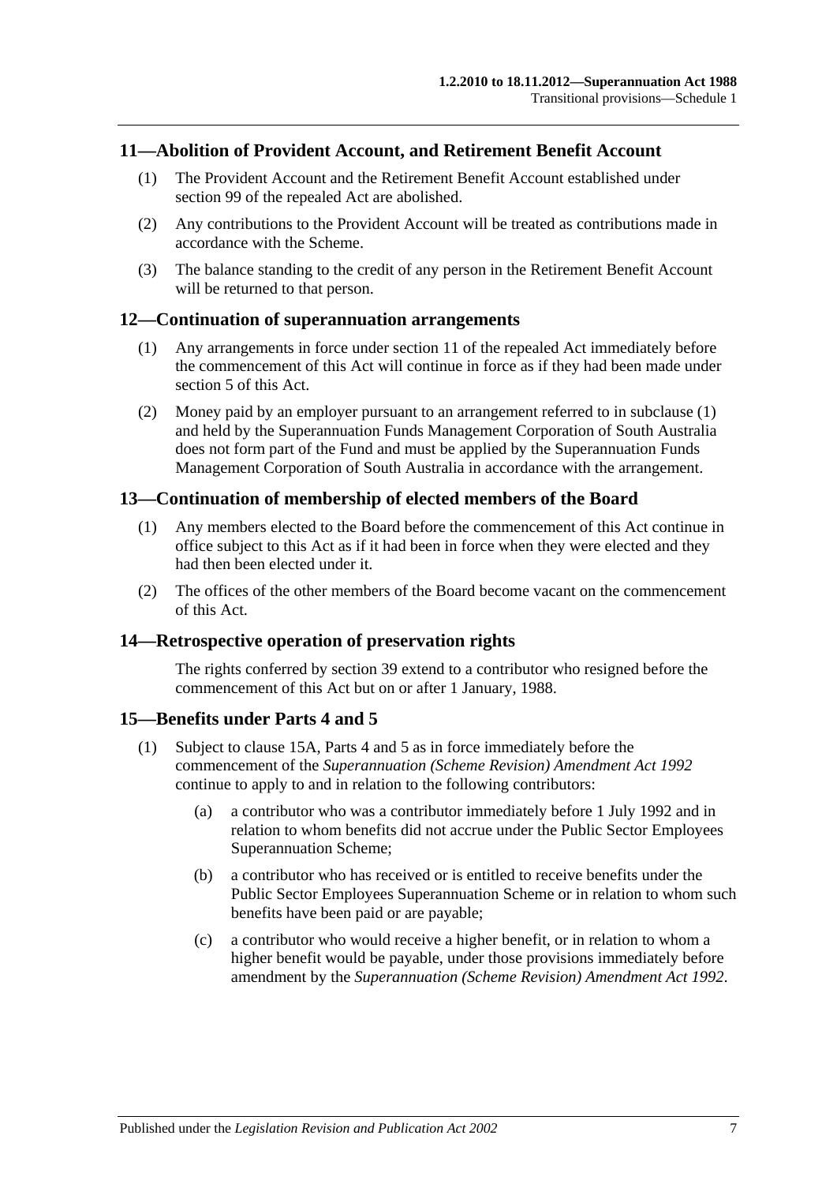## 11—Abolition of Provident Account, and Retirement Benefit Account

(1) The Provident Account and the Retirement Benefit Account established under section 99 of the repealed Act are abolished.

(2) Any contributions to the Provident Account will be treated as contributions made in accordance with the Scheme.

(3) The balance standing to the credit of any person in the Retirement Benefit Account will be returned to that person.

## 12—Continuation of superannuation arrangements

(1) Any arrangements in force under section 11 of the repealed Act immediately before the commencement of this Act will continue in force as if they had been made under section 5 of this Act.

(2) Money paid by an employer pursuant to an arrangement referred to in subclause (1) and held by the Superannuation Funds Management Corporation of South Australia does not form part of the Fund and must be applied by the Superannuation Funds Management Corporation of South Australia in accordance with the arrangement.

## 13—Continuation of membership of elected members of the Board

(1) Any members elected to the Board before the commencement of this Act continue in office subject to this Act as if it had been in force when they were elected and they had then been elected under it.

(2) The offices of the other members of the Board become vacant on the commencement of this Act.

## 14—Retrospective operation of preservation rights

The rights conferred by section 39 extend to a contributor who resigned before the commencement of this Act but on or after 1 January, 1988.

## 15—Benefits under Parts 4 and 5

(1) Subject to clause 15A, Parts 4 and 5 as in force immediately before the commencement of the *Superannuation (Scheme Revision) Amendment Act 1992* continue to apply to and in relation to the following contributors:

- (a) a contributor who was a contributor immediately before 1 July 1992 and in relation to whom benefits did not accrue under the Public Sector Employees Superannuation Scheme;
- (b) a contributor who has received or is entitled to receive benefits under the Public Sector Employees Superannuation Scheme or in relation to whom such benefits have been paid or are payable;
- (c) a contributor who would receive a higher benefit, or in relation to whom a higher benefit would be payable, under those provisions immediately before amendment by the *Superannuation (Scheme Revision) Amendment Act 1992*.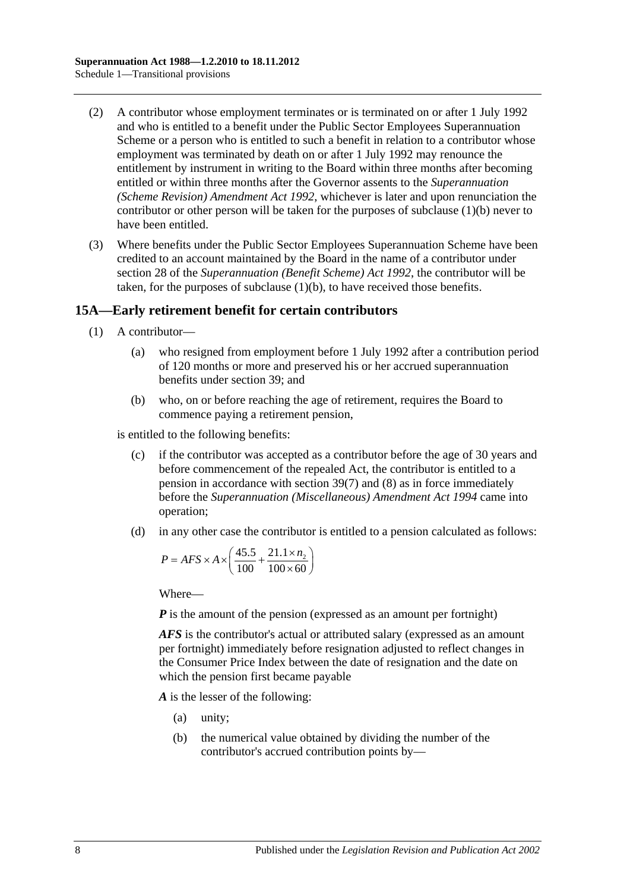(2) A contributor whose employment terminates or is terminated on or after 1 July 1992 and who is entitled to a benefit under the Public Sector Employees Superannuation Scheme or a person who is entitled to such a benefit in relation to a contributor whose employment was terminated by death on or after 1 July 1992 may renounce the entitlement by instrument in writing to the Board within three months after becoming entitled or within three months after the Governor assents to the *Superannuation (Scheme Revision) Amendment Act 1992*, whichever is later and upon renunciation the contributor or other person will be taken for the purposes of subclause (1)(b) never to have been entitled.

(3) Where benefits under the Public Sector Employees Superannuation Scheme have been credited to an account maintained by the Board in the name of a contributor under section 28 of the *Superannuation (Benefit Scheme) Act 1992*, the contributor will be taken, for the purposes of subclause (1)(b), to have received those benefits.

## 15A—Early retirement benefit for certain contributors

(1) A contributor—

(a) who resigned from employment before 1 July 1992 after a contribution period of 120 months or more and preserved his or her accrued superannuation benefits under section 39; and

(b) who, on or before reaching the age of retirement, requires the Board to commence paying a retirement pension,

is entitled to the following benefits:

(c) if the contributor was accepted as a contributor before the age of 30 years and before commencement of the repealed Act, the contributor is entitled to a pension in accordance with section 39(7) and (8) as in force immediately before the *Superannuation (Miscellaneous) Amendment Act 1994* came into operation;

(d) in any other case the contributor is entitled to a pension calculated as follows:

$$P = AFS \times A \times \left( \frac{45.5}{100} + \frac{21.1 \times n_2}{100 \times 60} \right)$$

Where—

***P*** is the amount of the pension (expressed as an amount per fortnight)

***AFS*** is the contributor's actual or attributed salary (expressed as an amount per fortnight) immediately before resignation adjusted to reflect changes in the Consumer Price Index between the date of resignation and the date on which the pension first became payable

***A*** is the lesser of the following:

(a) unity;

(b) the numerical value obtained by dividing the number of the contributor's accrued contribution points by—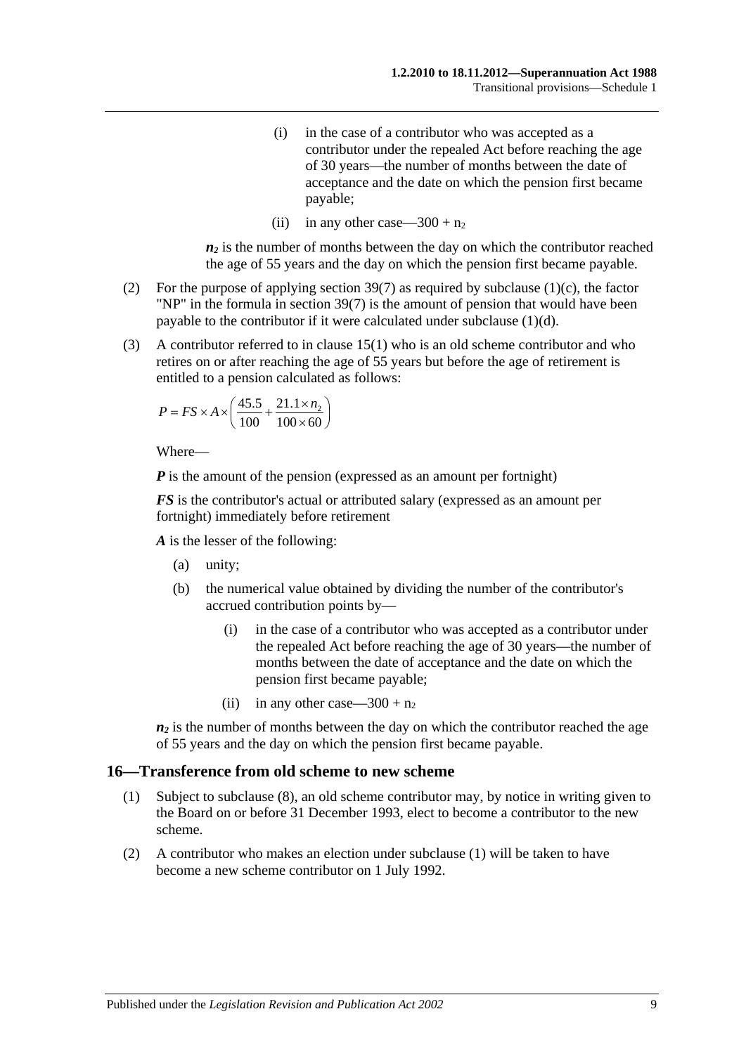(i) in the case of a contributor who was accepted as a contributor under the repealed Act before reaching the age of 30 years—the number of months between the date of acceptance and the date on which the pension first became payable;

(ii) in any other case—$300 + n_2$

$n_2$ is the number of months between the day on which the contributor reached the age of 55 years and the day on which the pension first became payable.

(2) For the purpose of applying section 39(7) as required by subclause (1)(c), the factor "NP" in the formula in section 39(7) is the amount of pension that would have been payable to the contributor if it were calculated under subclause (1)(d).

(3) A contributor referred to in clause 15(1) who is an old scheme contributor and who retires on or after reaching the age of 55 years but before the age of retirement is entitled to a pension calculated as follows:

$$P = FS \times A \times \left( \frac{45.5}{100} + \frac{21.1 \times n_2}{100 \times 60} \right)$$

Where—

***P*** is the amount of the pension (expressed as an amount per fortnight)

***FS*** is the contributor's actual or attributed salary (expressed as an amount per fortnight) immediately before retirement

***A*** is the lesser of the following:

(a) unity;

(b) the numerical value obtained by dividing the number of the contributor's accrued contribution points by—

(i) in the case of a contributor who was accepted as a contributor under the repealed Act before reaching the age of 30 years—the number of months between the date of acceptance and the date on which the pension first became payable;

(ii) in any other case—$300 + n_2$

$n_2$ is the number of months between the day on which the contributor reached the age of 55 years and the day on which the pension first became payable.

## 16—Transference from old scheme to new scheme

(1) Subject to subclause (8), an old scheme contributor may, by notice in writing given to the Board on or before 31 December 1993, elect to become a contributor to the new scheme.

(2) A contributor who makes an election under subclause (1) will be taken to have become a new scheme contributor on 1 July 1992.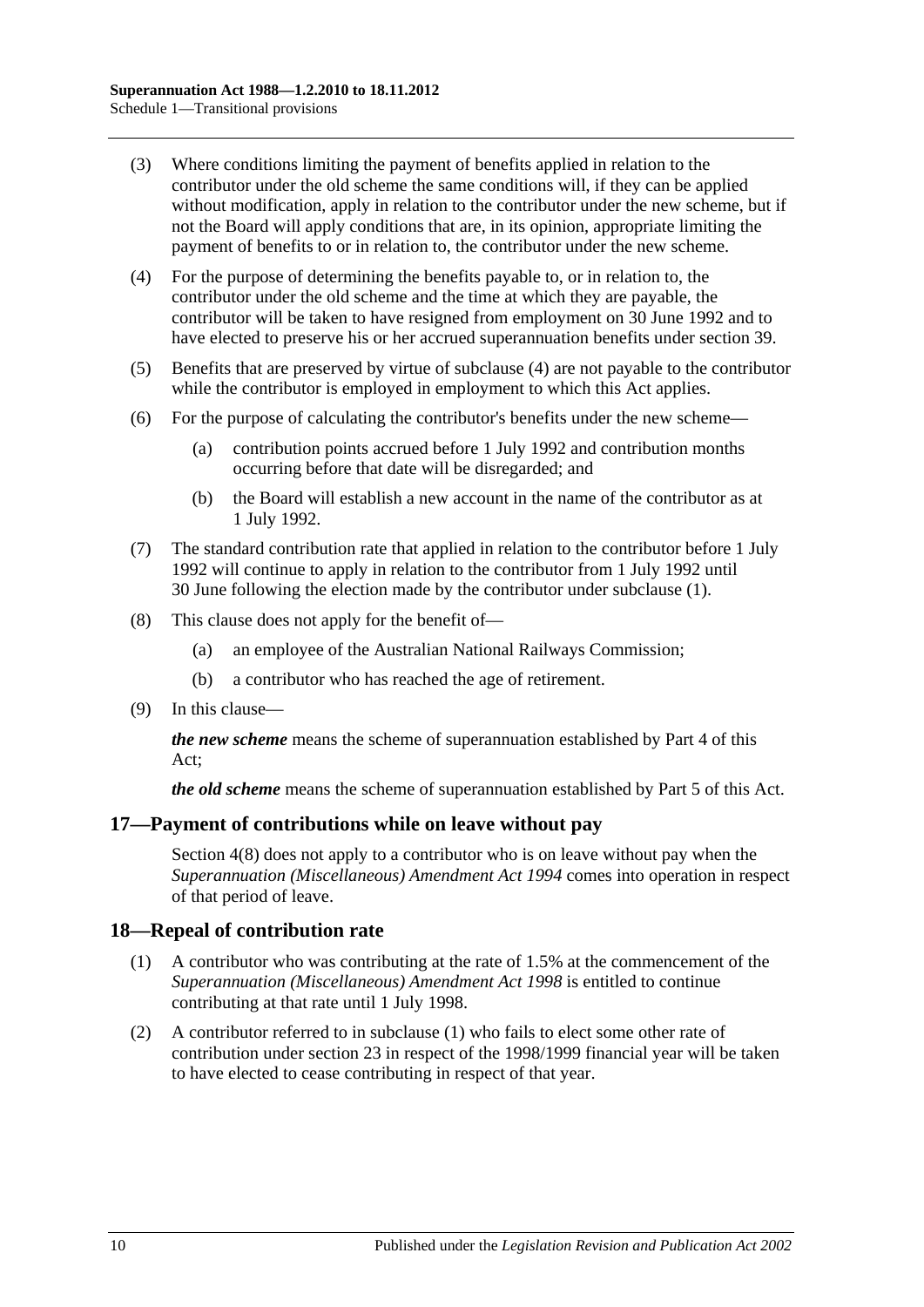(3) Where conditions limiting the payment of benefits applied in relation to the contributor under the old scheme the same conditions will, if they can be applied without modification, apply in relation to the contributor under the new scheme, but if not the Board will apply conditions that are, in its opinion, appropriate limiting the payment of benefits to or in relation to, the contributor under the new scheme.

(4) For the purpose of determining the benefits payable to, or in relation to, the contributor under the old scheme and the time at which they are payable, the contributor will be taken to have resigned from employment on 30 June 1992 and to have elected to preserve his or her accrued superannuation benefits under section 39.

(5) Benefits that are preserved by virtue of subclause (4) are not payable to the contributor while the contributor is employed in employment to which this Act applies.

(6) For the purpose of calculating the contributor's benefits under the new scheme—

(a) contribution points accrued before 1 July 1992 and contribution months occurring before that date will be disregarded; and

(b) the Board will establish a new account in the name of the contributor as at 1 July 1992.

(7) The standard contribution rate that applied in relation to the contributor before 1 July 1992 will continue to apply in relation to the contributor from 1 July 1992 until 30 June following the election made by the contributor under subclause (1).

(8) This clause does not apply for the benefit of—

(a) an employee of the Australian National Railways Commission;

(b) a contributor who has reached the age of retirement.

(9) In this clause—

***the new scheme*** means the scheme of superannuation established by Part 4 of this Act;

***the old scheme*** means the scheme of superannuation established by Part 5 of this Act.

## 17—Payment of contributions while on leave without pay

Section 4(8) does not apply to a contributor who is on leave without pay when the *Superannuation (Miscellaneous) Amendment Act 1994* comes into operation in respect of that period of leave.

## 18—Repeal of contribution rate

(1) A contributor who was contributing at the rate of 1.5% at the commencement of the *Superannuation (Miscellaneous) Amendment Act 1998* is entitled to continue contributing at that rate until 1 July 1998.

(2) A contributor referred to in subclause (1) who fails to elect some other rate of contribution under section 23 in respect of the 1998/1999 financial year will be taken to have elected to cease contributing in respect of that year.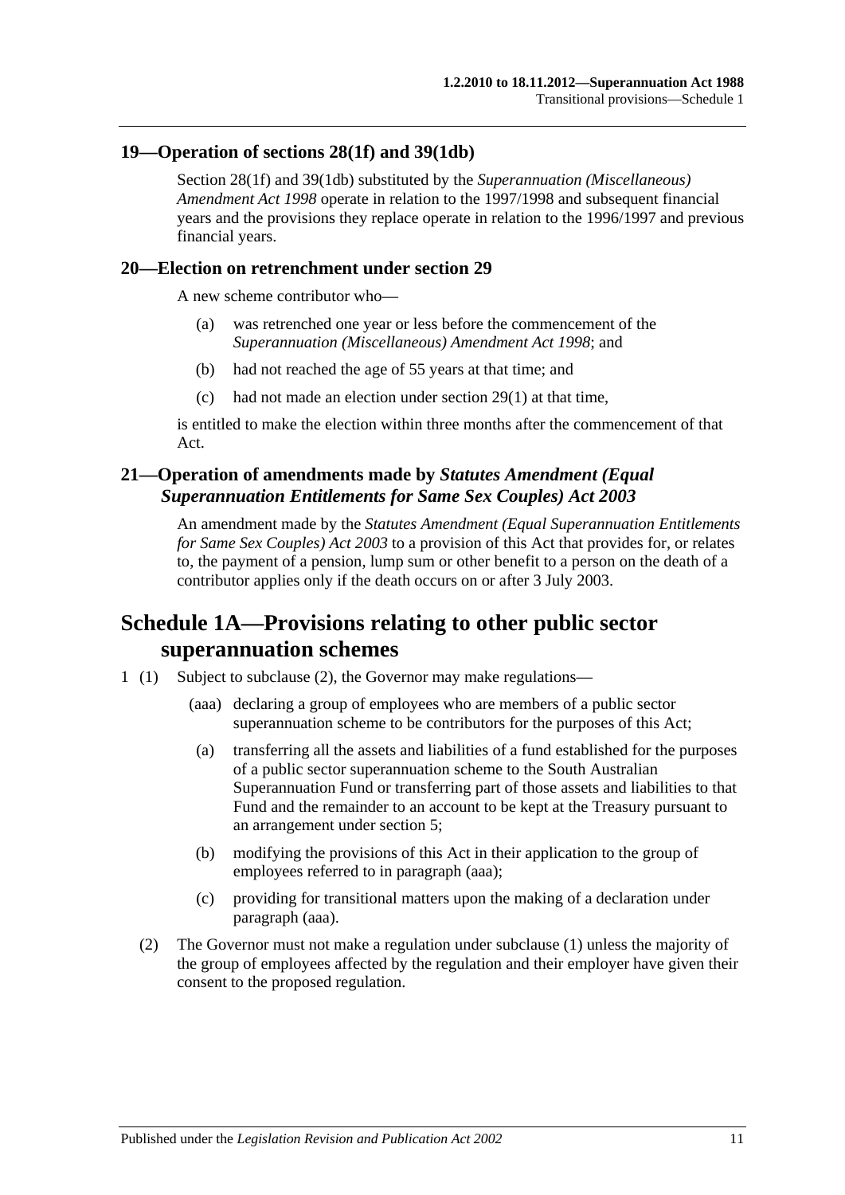## 19—Operation of sections 28(1f) and 39(1db)

Section 28(1f) and 39(1db) substituted by the *Superannuation (Miscellaneous) Amendment Act 1998* operate in relation to the 1997/1998 and subsequent financial years and the provisions they replace operate in relation to the 1996/1997 and previous financial years.

## 20—Election on retrenchment under section 29

A new scheme contributor who—

(a) was retrenched one year or less before the commencement of the *Superannuation (Miscellaneous) Amendment Act 1998*; and

(b) had not reached the age of 55 years at that time; and

(c) had not made an election under section 29(1) at that time,

is entitled to make the election within three months after the commencement of that Act.

## 21—Operation of amendments made by *Statutes Amendment (Equal Superannuation Entitlements for Same Sex Couples) Act 2003*

An amendment made by the *Statutes Amendment (Equal Superannuation Entitlements for Same Sex Couples) Act 2003* to a provision of this Act that provides for, or relates to, the payment of a pension, lump sum or other benefit to a person on the death of a contributor applies only if the death occurs on or after 3 July 2003.

# Schedule 1A—Provisions relating to other public sector superannuation schemes

1 (1) Subject to subclause (2), the Governor may make regulations—

(aaa) declaring a group of employees who are members of a public sector superannuation scheme to be contributors for the purposes of this Act;

(a) transferring all the assets and liabilities of a fund established for the purposes of a public sector superannuation scheme to the South Australian Superannuation Fund or transferring part of those assets and liabilities to that Fund and the remainder to an account to be kept at the Treasury pursuant to an arrangement under section 5;

(b) modifying the provisions of this Act in their application to the group of employees referred to in paragraph (aaa);

(c) providing for transitional matters upon the making of a declaration under paragraph (aaa).

(2) The Governor must not make a regulation under subclause (1) unless the majority of the group of employees affected by the regulation and their employer have given their consent to the proposed regulation.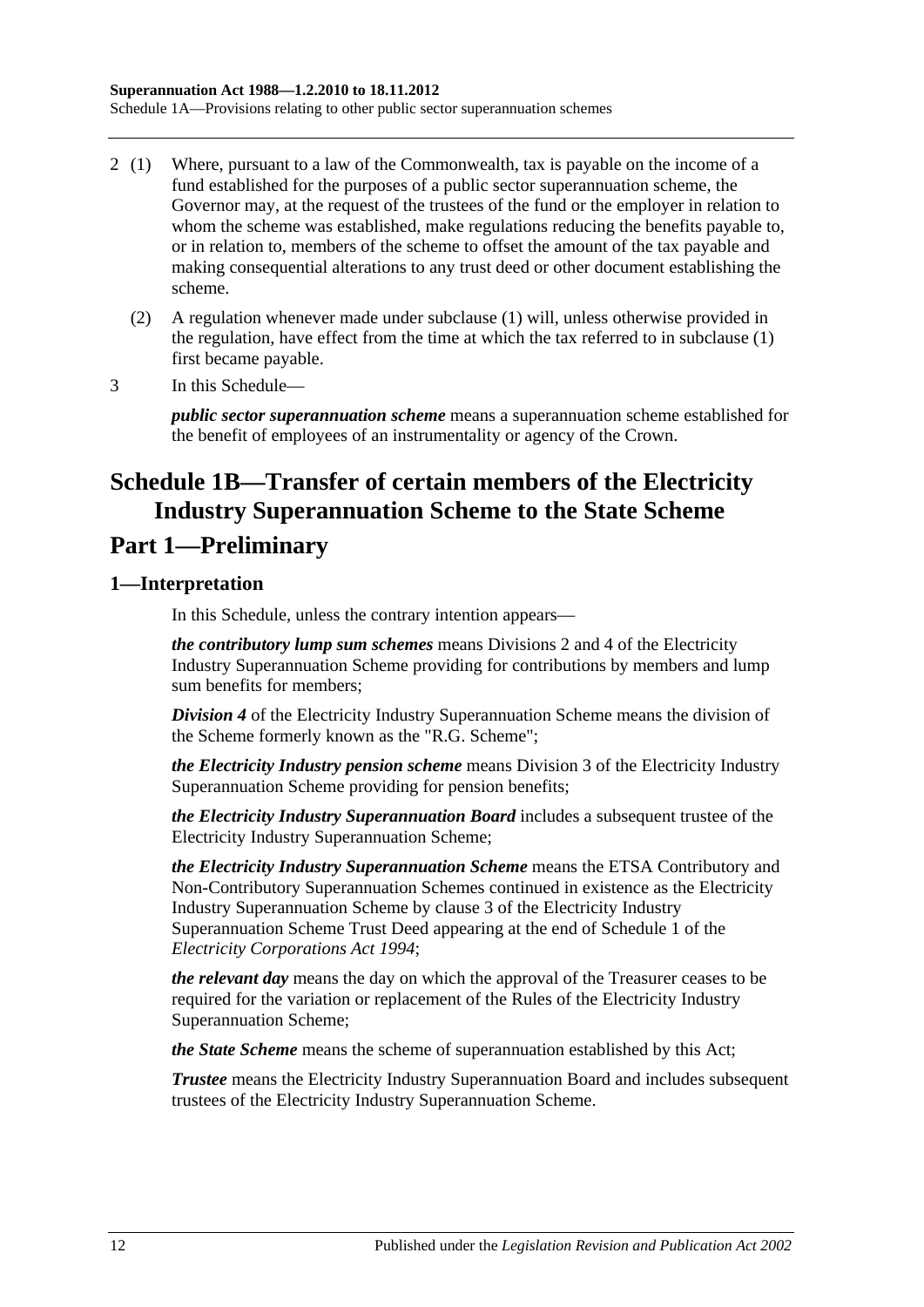2 (1) Where, pursuant to a law of the Commonwealth, tax is payable on the income of a fund established for the purposes of a public sector superannuation scheme, the Governor may, at the request of the trustees of the fund or the employer in relation to whom the scheme was established, make regulations reducing the benefits payable to, or in relation to, members of the scheme to offset the amount of the tax payable and making consequential alterations to any trust deed or other document establishing the scheme.

(2) A regulation whenever made under subclause (1) will, unless otherwise provided in the regulation, have effect from the time at which the tax referred to in subclause (1) first became payable.

3 In this Schedule—

***public sector superannuation scheme*** means a superannuation scheme established for the benefit of employees of an instrumentality or agency of the Crown.

# Schedule 1B—Transfer of certain members of the Electricity Industry Superannuation Scheme to the State Scheme

## Part 1—Preliminary

### 1—Interpretation

In this Schedule, unless the contrary intention appears—

***the contributory lump sum schemes*** means Divisions 2 and 4 of the Electricity Industry Superannuation Scheme providing for contributions by members and lump sum benefits for members;

***Division 4*** of the Electricity Industry Superannuation Scheme means the division of the Scheme formerly known as the "R.G. Scheme";

***the Electricity Industry pension scheme*** means Division 3 of the Electricity Industry Superannuation Scheme providing for pension benefits;

***the Electricity Industry Superannuation Board*** includes a subsequent trustee of the Electricity Industry Superannuation Scheme;

***the Electricity Industry Superannuation Scheme*** means the ETSA Contributory and Non-Contributory Superannuation Schemes continued in existence as the Electricity Industry Superannuation Scheme by clause 3 of the Electricity Industry Superannuation Scheme Trust Deed appearing at the end of Schedule 1 of the *Electricity Corporations Act 1994*;

***the relevant day*** means the day on which the approval of the Treasurer ceases to be required for the variation or replacement of the Rules of the Electricity Industry Superannuation Scheme;

***the State Scheme*** means the scheme of superannuation established by this Act;

***Trustee*** means the Electricity Industry Superannuation Board and includes subsequent trustees of the Electricity Industry Superannuation Scheme.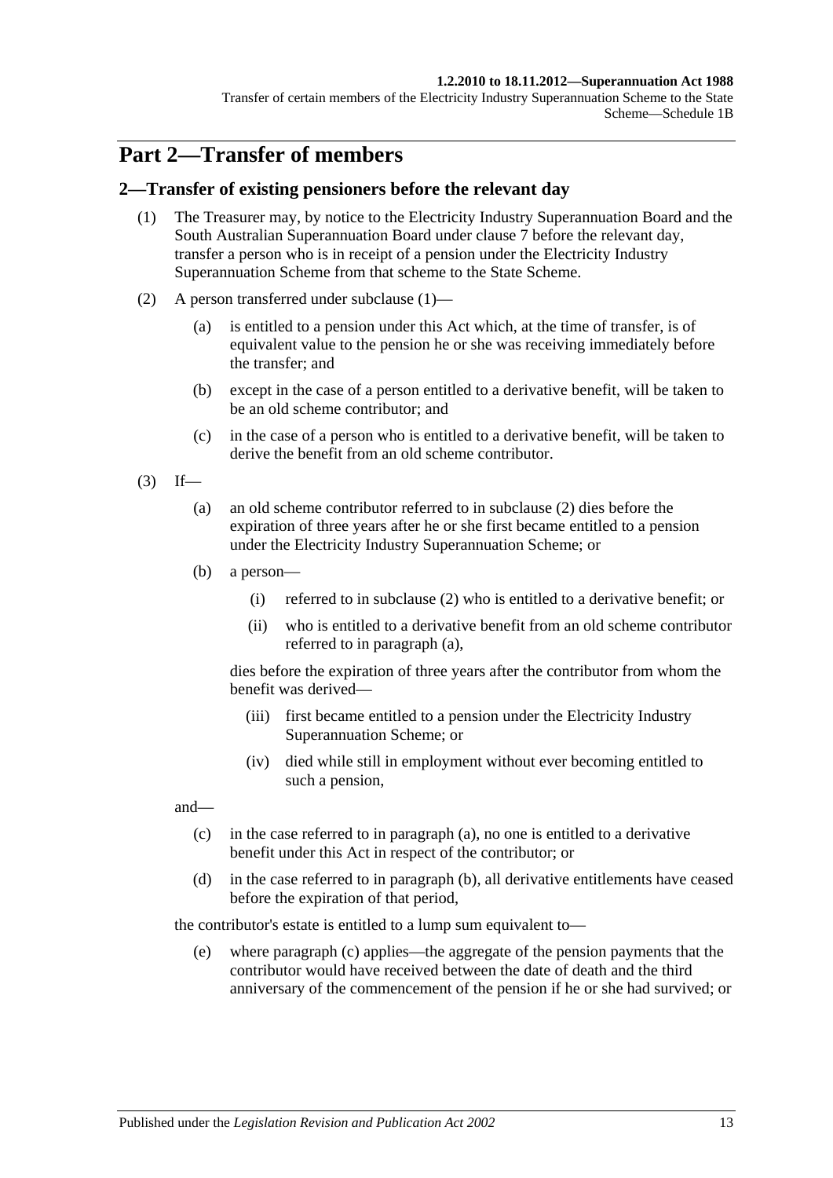## Part 2—Transfer of members

### 2—Transfer of existing pensioners before the relevant day

(1) The Treasurer may, by notice to the Electricity Industry Superannuation Board and the South Australian Superannuation Board under clause 7 before the relevant day, transfer a person who is in receipt of a pension under the Electricity Industry Superannuation Scheme from that scheme to the State Scheme.

(2) A person transferred under subclause (1)—

- (a) is entitled to a pension under this Act which, at the time of transfer, is of equivalent value to the pension he or she was receiving immediately before the transfer; and
- (b) except in the case of a person entitled to a derivative benefit, will be taken to be an old scheme contributor; and
- (c) in the case of a person who is entitled to a derivative benefit, will be taken to derive the benefit from an old scheme contributor.

(3) If—

- (a) an old scheme contributor referred to in subclause (2) dies before the expiration of three years after he or she first became entitled to a pension under the Electricity Industry Superannuation Scheme; or
- (b) a person—
    - (i) referred to in subclause (2) who is entitled to a derivative benefit; or
    - (ii) who is entitled to a derivative benefit from an old scheme contributor referred to in paragraph (a),

    dies before the expiration of three years after the contributor from whom the benefit was derived—

    - (iii) first became entitled to a pension under the Electricity Industry Superannuation Scheme; or
    - (iv) died while still in employment without ever becoming entitled to such a pension,

and—

- (c) in the case referred to in paragraph (a), no one is entitled to a derivative benefit under this Act in respect of the contributor; or
- (d) in the case referred to in paragraph (b), all derivative entitlements have ceased before the expiration of that period,

the contributor's estate is entitled to a lump sum equivalent to—

- (e) where paragraph (c) applies—the aggregate of the pension payments that the contributor would have received between the date of death and the third anniversary of the commencement of the pension if he or she had survived; or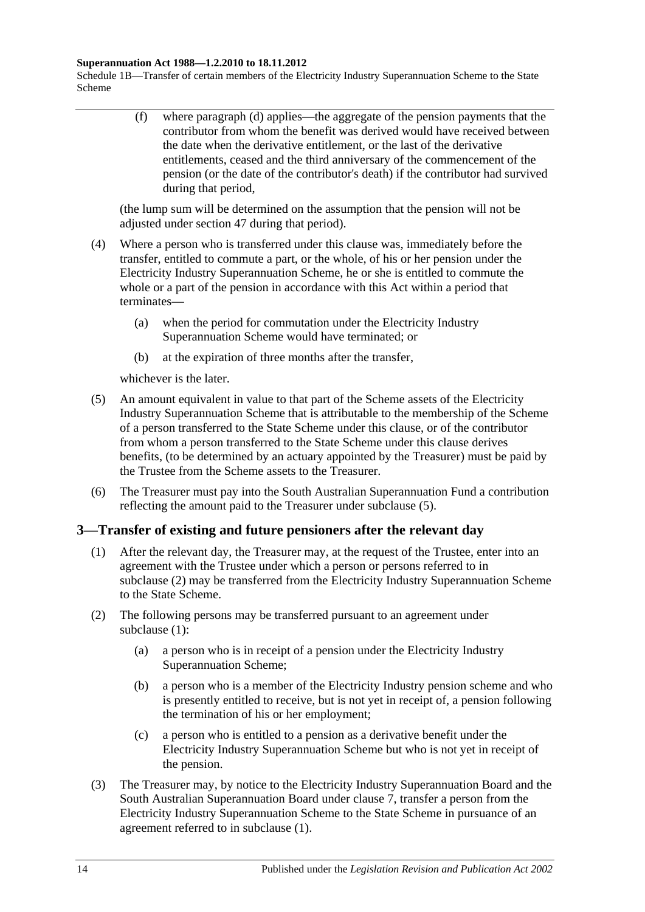(f) where paragraph (d) applies—the aggregate of the pension payments that the contributor from whom the benefit was derived would have received between the date when the derivative entitlement, or the last of the derivative entitlements, ceased and the third anniversary of the commencement of the pension (or the date of the contributor's death) if the contributor had survived during that period,

(the lump sum will be determined on the assumption that the pension will not be adjusted under section 47 during that period).

(4) Where a person who is transferred under this clause was, immediately before the transfer, entitled to commute a part, or the whole, of his or her pension under the Electricity Industry Superannuation Scheme, he or she is entitled to commute the whole or a part of the pension in accordance with this Act within a period that terminates—

(a) when the period for commutation under the Electricity Industry Superannuation Scheme would have terminated; or

(b) at the expiration of three months after the transfer,

whichever is the later.

(5) An amount equivalent in value to that part of the Scheme assets of the Electricity Industry Superannuation Scheme that is attributable to the membership of the Scheme of a person transferred to the State Scheme under this clause, or of the contributor from whom a person transferred to the State Scheme under this clause derives benefits, (to be determined by an actuary appointed by the Treasurer) must be paid by the Trustee from the Scheme assets to the Treasurer.

(6) The Treasurer must pay into the South Australian Superannuation Fund a contribution reflecting the amount paid to the Treasurer under subclause (5).

## 3—Transfer of existing and future pensioners after the relevant day

(1) After the relevant day, the Treasurer may, at the request of the Trustee, enter into an agreement with the Trustee under which a person or persons referred to in subclause (2) may be transferred from the Electricity Industry Superannuation Scheme to the State Scheme.

(2) The following persons may be transferred pursuant to an agreement under subclause (1):

(a) a person who is in receipt of a pension under the Electricity Industry Superannuation Scheme;

(b) a person who is a member of the Electricity Industry pension scheme and who is presently entitled to receive, but is not yet in receipt of, a pension following the termination of his or her employment;

(c) a person who is entitled to a pension as a derivative benefit under the Electricity Industry Superannuation Scheme but who is not yet in receipt of the pension.

(3) The Treasurer may, by notice to the Electricity Industry Superannuation Board and the South Australian Superannuation Board under clause 7, transfer a person from the Electricity Industry Superannuation Scheme to the State Scheme in pursuance of an agreement referred to in subclause (1).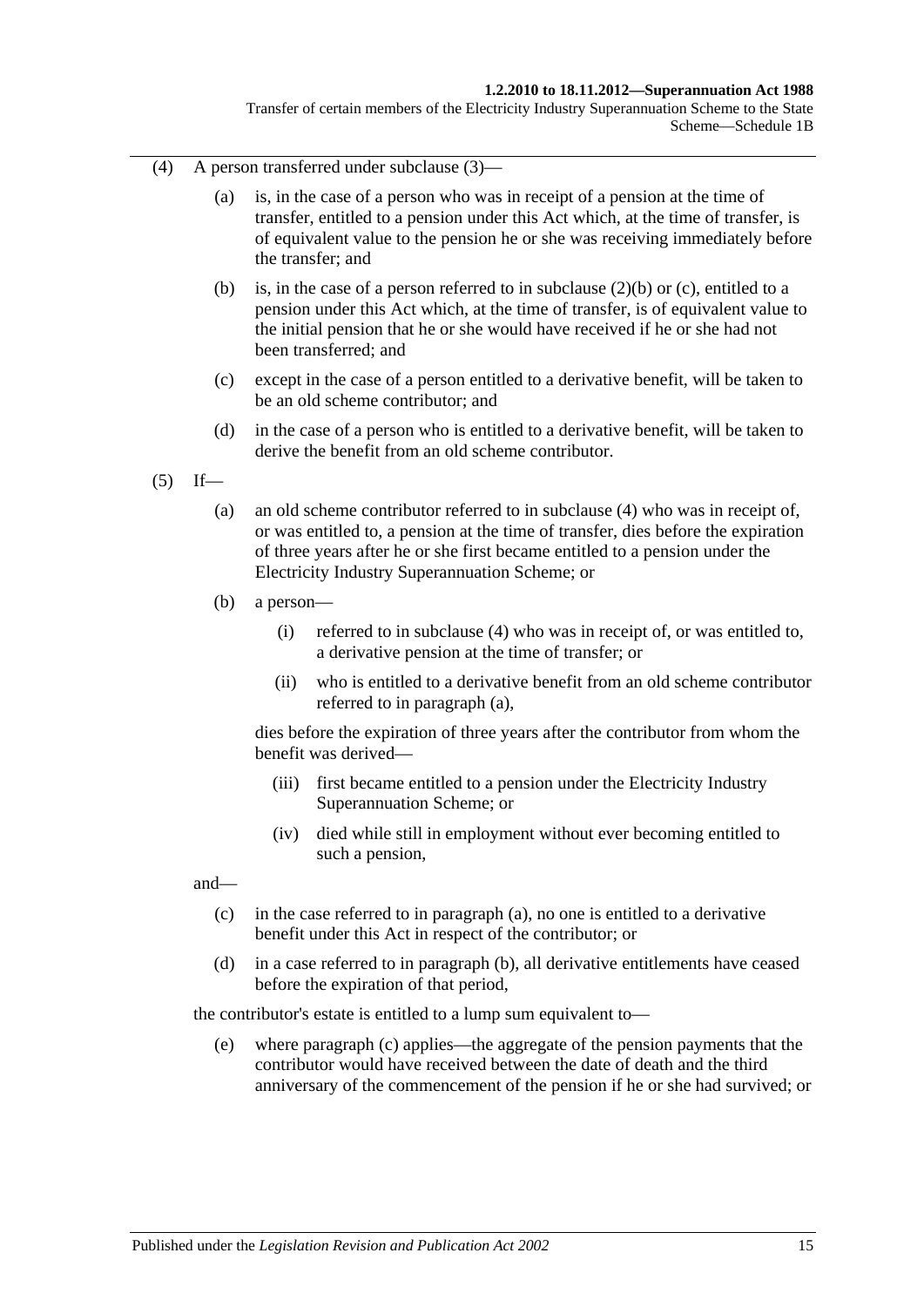(4) A person transferred under subclause (3)—

(a) is, in the case of a person who was in receipt of a pension at the time of transfer, entitled to a pension under this Act which, at the time of transfer, is of equivalent value to the pension he or she was receiving immediately before the transfer; and

(b) is, in the case of a person referred to in subclause (2)(b) or (c), entitled to a pension under this Act which, at the time of transfer, is of equivalent value to the initial pension that he or she would have received if he or she had not been transferred; and

(c) except in the case of a person entitled to a derivative benefit, will be taken to be an old scheme contributor; and

(d) in the case of a person who is entitled to a derivative benefit, will be taken to derive the benefit from an old scheme contributor.

(5) If—

(a) an old scheme contributor referred to in subclause (4) who was in receipt of, or was entitled to, a pension at the time of transfer, dies before the expiration of three years after he or she first became entitled to a pension under the Electricity Industry Superannuation Scheme; or

(b) a person—

(i) referred to in subclause (4) who was in receipt of, or was entitled to, a derivative pension at the time of transfer; or

(ii) who is entitled to a derivative benefit from an old scheme contributor referred to in paragraph (a),

dies before the expiration of three years after the contributor from whom the benefit was derived—

(iii) first became entitled to a pension under the Electricity Industry Superannuation Scheme; or

(iv) died while still in employment without ever becoming entitled to such a pension,

and—

(c) in the case referred to in paragraph (a), no one is entitled to a derivative benefit under this Act in respect of the contributor; or

(d) in a case referred to in paragraph (b), all derivative entitlements have ceased before the expiration of that period,

the contributor's estate is entitled to a lump sum equivalent to—

(e) where paragraph (c) applies—the aggregate of the pension payments that the contributor would have received between the date of death and the third anniversary of the commencement of the pension if he or she had survived; or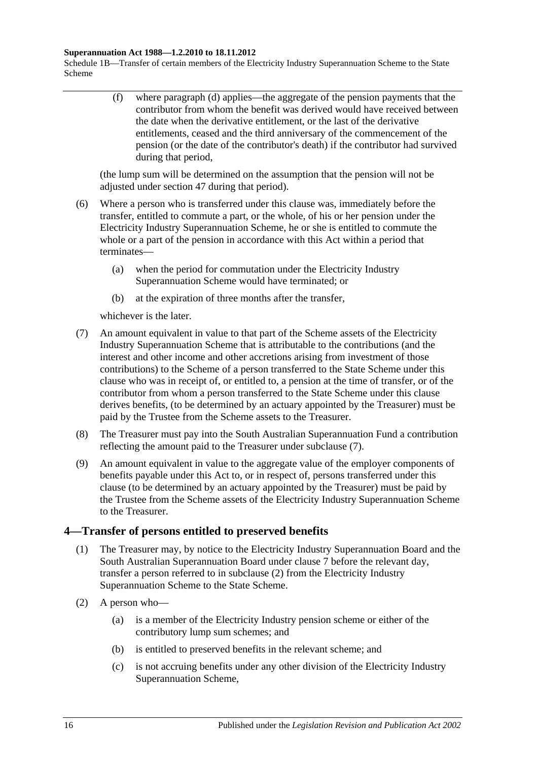(f) where paragraph (d) applies—the aggregate of the pension payments that the contributor from whom the benefit was derived would have received between the date when the derivative entitlement, or the last of the derivative entitlements, ceased and the third anniversary of the commencement of the pension (or the date of the contributor's death) if the contributor had survived during that period,

(the lump sum will be determined on the assumption that the pension will not be adjusted under section 47 during that period).

(6) Where a person who is transferred under this clause was, immediately before the transfer, entitled to commute a part, or the whole, of his or her pension under the Electricity Industry Superannuation Scheme, he or she is entitled to commute the whole or a part of the pension in accordance with this Act within a period that terminates—

(a) when the period for commutation under the Electricity Industry Superannuation Scheme would have terminated; or

(b) at the expiration of three months after the transfer,

whichever is the later.

(7) An amount equivalent in value to that part of the Scheme assets of the Electricity Industry Superannuation Scheme that is attributable to the contributions (and the interest and other income and other accretions arising from investment of those contributions) to the Scheme of a person transferred to the State Scheme under this clause who was in receipt of, or entitled to, a pension at the time of transfer, or of the contributor from whom a person transferred to the State Scheme under this clause derives benefits, (to be determined by an actuary appointed by the Treasurer) must be paid by the Trustee from the Scheme assets to the Treasurer.

(8) The Treasurer must pay into the South Australian Superannuation Fund a contribution reflecting the amount paid to the Treasurer under subclause (7).

(9) An amount equivalent in value to the aggregate value of the employer components of benefits payable under this Act to, or in respect of, persons transferred under this clause (to be determined by an actuary appointed by the Treasurer) must be paid by the Trustee from the Scheme assets of the Electricity Industry Superannuation Scheme to the Treasurer.

## 4—Transfer of persons entitled to preserved benefits

(1) The Treasurer may, by notice to the Electricity Industry Superannuation Board and the South Australian Superannuation Board under clause 7 before the relevant day, transfer a person referred to in subclause (2) from the Electricity Industry Superannuation Scheme to the State Scheme.

(2) A person who—

(a) is a member of the Electricity Industry pension scheme or either of the contributory lump sum schemes; and

(b) is entitled to preserved benefits in the relevant scheme; and

(c) is not accruing benefits under any other division of the Electricity Industry Superannuation Scheme,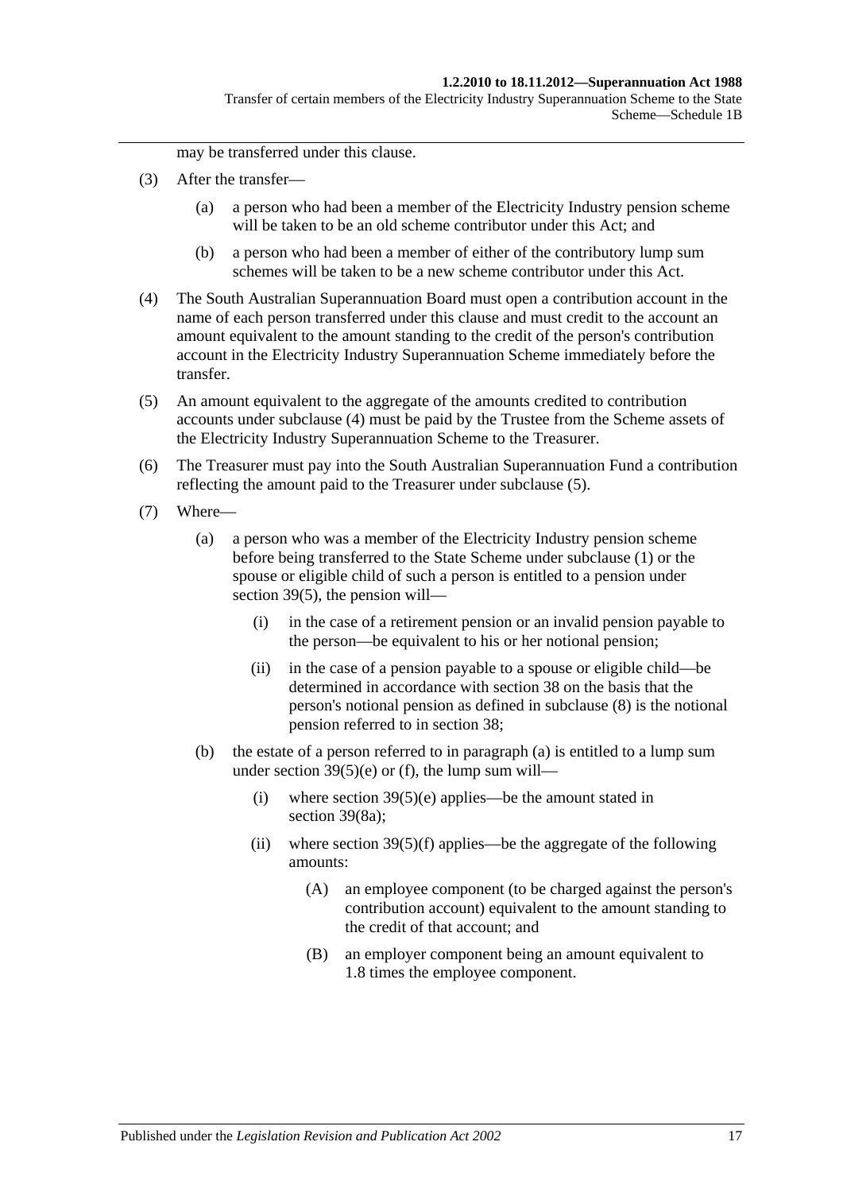may be transferred under this clause.

(3) After the transfer—

(a) a person who had been a member of the Electricity Industry pension scheme will be taken to be an old scheme contributor under this Act; and

(b) a person who had been a member of either of the contributory lump sum schemes will be taken to be a new scheme contributor under this Act.

(4) The South Australian Superannuation Board must open a contribution account in the name of each person transferred under this clause and must credit to the account an amount equivalent to the amount standing to the credit of the person's contribution account in the Electricity Industry Superannuation Scheme immediately before the transfer.

(5) An amount equivalent to the aggregate of the amounts credited to contribution accounts under subclause (4) must be paid by the Trustee from the Scheme assets of the Electricity Industry Superannuation Scheme to the Treasurer.

(6) The Treasurer must pay into the South Australian Superannuation Fund a contribution reflecting the amount paid to the Treasurer under subclause (5).

(7) Where—

(a) a person who was a member of the Electricity Industry pension scheme before being transferred to the State Scheme under subclause (1) or the spouse or eligible child of such a person is entitled to a pension under section 39(5), the pension will—

(i) in the case of a retirement pension or an invalid pension payable to the person—be equivalent to his or her notional pension;

(ii) in the case of a pension payable to a spouse or eligible child—be determined in accordance with section 38 on the basis that the person's notional pension as defined in subclause (8) is the notional pension referred to in section 38;

(b) the estate of a person referred to in paragraph (a) is entitled to a lump sum under section 39(5)(e) or (f), the lump sum will—

(i) where section 39(5)(e) applies—be the amount stated in section 39(8a);

(ii) where section 39(5)(f) applies—be the aggregate of the following amounts:

(A) an employee component (to be charged against the person's contribution account) equivalent to the amount standing to the credit of that account; and

(B) an employer component being an amount equivalent to 1.8 times the employee component.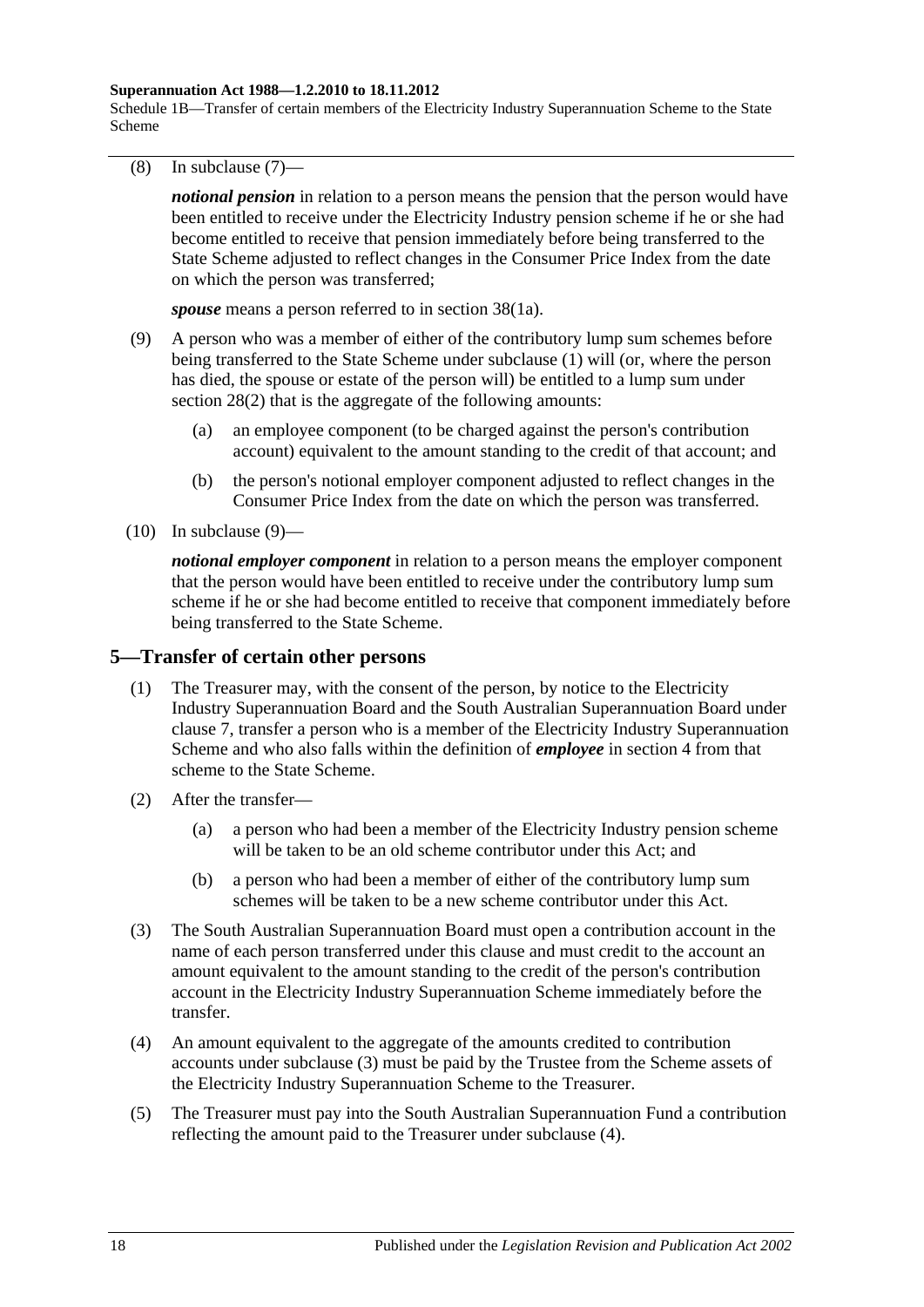(8) In subclause (7)—

***notional pension*** in relation to a person means the pension that the person would have been entitled to receive under the Electricity Industry pension scheme if he or she had become entitled to receive that pension immediately before being transferred to the State Scheme adjusted to reflect changes in the Consumer Price Index from the date on which the person was transferred;

***spouse*** means a person referred to in section 38(1a).

(9) A person who was a member of either of the contributory lump sum schemes before being transferred to the State Scheme under subclause (1) will (or, where the person has died, the spouse or estate of the person will) be entitled to a lump sum under section 28(2) that is the aggregate of the following amounts:

(a) an employee component (to be charged against the person's contribution account) equivalent to the amount standing to the credit of that account; and

(b) the person's notional employer component adjusted to reflect changes in the Consumer Price Index from the date on which the person was transferred.

(10) In subclause (9)—

***notional employer component*** in relation to a person means the employer component that the person would have been entitled to receive under the contributory lump sum scheme if he or she had become entitled to receive that component immediately before being transferred to the State Scheme.

## 5—Transfer of certain other persons

(1) The Treasurer may, with the consent of the person, by notice to the Electricity Industry Superannuation Board and the South Australian Superannuation Board under clause 7, transfer a person who is a member of the Electricity Industry Superannuation Scheme and who also falls within the definition of ***employee*** in section 4 from that scheme to the State Scheme.

(2) After the transfer—

(a) a person who had been a member of the Electricity Industry pension scheme will be taken to be an old scheme contributor under this Act; and

(b) a person who had been a member of either of the contributory lump sum schemes will be taken to be a new scheme contributor under this Act.

(3) The South Australian Superannuation Board must open a contribution account in the name of each person transferred under this clause and must credit to the account an amount equivalent to the amount standing to the credit of the person's contribution account in the Electricity Industry Superannuation Scheme immediately before the transfer.

(4) An amount equivalent to the aggregate of the amounts credited to contribution accounts under subclause (3) must be paid by the Trustee from the Scheme assets of the Electricity Industry Superannuation Scheme to the Treasurer.

(5) The Treasurer must pay into the South Australian Superannuation Fund a contribution reflecting the amount paid to the Treasurer under subclause (4).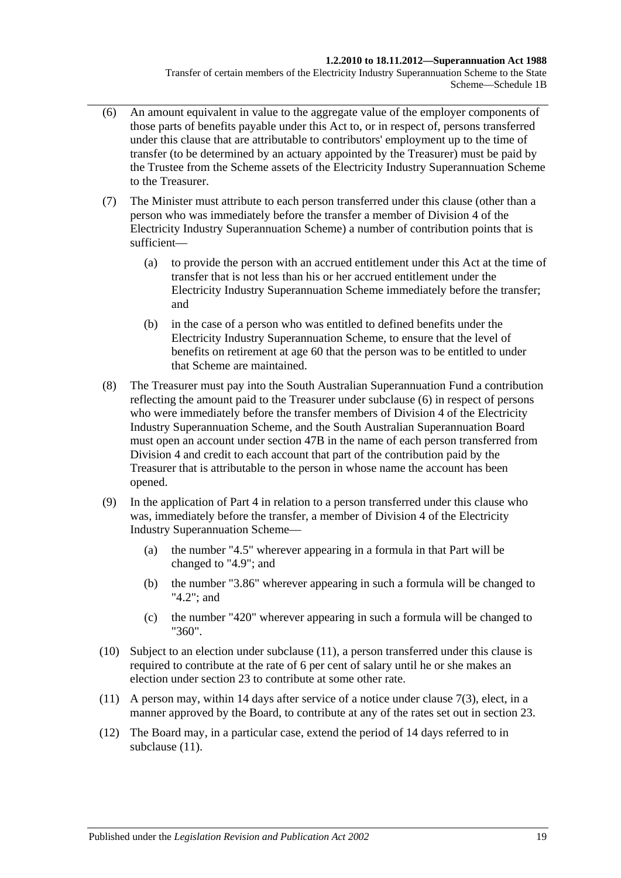(6) An amount equivalent in value to the aggregate value of the employer components of those parts of benefits payable under this Act to, or in respect of, persons transferred under this clause that are attributable to contributors' employment up to the time of transfer (to be determined by an actuary appointed by the Treasurer) must be paid by the Trustee from the Scheme assets of the Electricity Industry Superannuation Scheme to the Treasurer.

(7) The Minister must attribute to each person transferred under this clause (other than a person who was immediately before the transfer a member of Division 4 of the Electricity Industry Superannuation Scheme) a number of contribution points that is sufficient—

(a) to provide the person with an accrued entitlement under this Act at the time of transfer that is not less than his or her accrued entitlement under the Electricity Industry Superannuation Scheme immediately before the transfer; and

(b) in the case of a person who was entitled to defined benefits under the Electricity Industry Superannuation Scheme, to ensure that the level of benefits on retirement at age 60 that the person was to be entitled to under that Scheme are maintained.

(8) The Treasurer must pay into the South Australian Superannuation Fund a contribution reflecting the amount paid to the Treasurer under subclause (6) in respect of persons who were immediately before the transfer members of Division 4 of the Electricity Industry Superannuation Scheme, and the South Australian Superannuation Board must open an account under section 47B in the name of each person transferred from Division 4 and credit to each account that part of the contribution paid by the Treasurer that is attributable to the person in whose name the account has been opened.

(9) In the application of Part 4 in relation to a person transferred under this clause who was, immediately before the transfer, a member of Division 4 of the Electricity Industry Superannuation Scheme—

(a) the number "4.5" wherever appearing in a formula in that Part will be changed to "4.9"; and

(b) the number "3.86" wherever appearing in such a formula will be changed to "4.2"; and

(c) the number "420" wherever appearing in such a formula will be changed to "360".

(10) Subject to an election under subclause (11), a person transferred under this clause is required to contribute at the rate of 6 per cent of salary until he or she makes an election under section 23 to contribute at some other rate.

(11) A person may, within 14 days after service of a notice under clause 7(3), elect, in a manner approved by the Board, to contribute at any of the rates set out in section 23.

(12) The Board may, in a particular case, extend the period of 14 days referred to in subclause (11).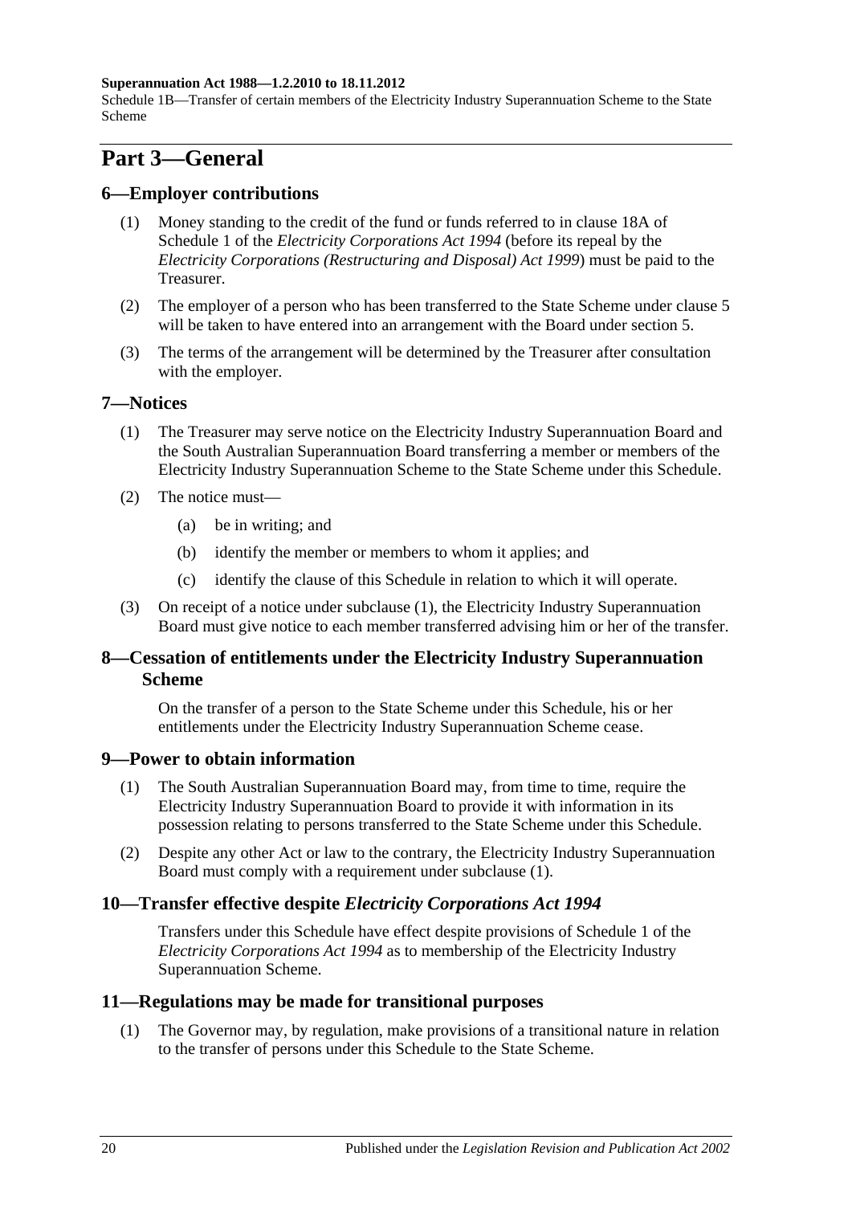# Part 3—General

## 6—Employer contributions

(1) Money standing to the credit of the fund or funds referred to in clause 18A of Schedule 1 of the *Electricity Corporations Act 1994* (before its repeal by the *Electricity Corporations (Restructuring and Disposal) Act 1999*) must be paid to the Treasurer.

(2) The employer of a person who has been transferred to the State Scheme under clause 5 will be taken to have entered into an arrangement with the Board under section 5.

(3) The terms of the arrangement will be determined by the Treasurer after consultation with the employer.

## 7—Notices

(1) The Treasurer may serve notice on the Electricity Industry Superannuation Board and the South Australian Superannuation Board transferring a member or members of the Electricity Industry Superannuation Scheme to the State Scheme under this Schedule.

(2) The notice must—

- (a) be in writing; and
- (b) identify the member or members to whom it applies; and
- (c) identify the clause of this Schedule in relation to which it will operate.

(3) On receipt of a notice under subclause (1), the Electricity Industry Superannuation Board must give notice to each member transferred advising him or her of the transfer.

## 8—Cessation of entitlements under the Electricity Industry Superannuation Scheme

On the transfer of a person to the State Scheme under this Schedule, his or her entitlements under the Electricity Industry Superannuation Scheme cease.

## 9—Power to obtain information

(1) The South Australian Superannuation Board may, from time to time, require the Electricity Industry Superannuation Board to provide it with information in its possession relating to persons transferred to the State Scheme under this Schedule.

(2) Despite any other Act or law to the contrary, the Electricity Industry Superannuation Board must comply with a requirement under subclause (1).

## 10—Transfer effective despite *Electricity Corporations Act 1994*

Transfers under this Schedule have effect despite provisions of Schedule 1 of the *Electricity Corporations Act 1994* as to membership of the Electricity Industry Superannuation Scheme.

## 11—Regulations may be made for transitional purposes

(1) The Governor may, by regulation, make provisions of a transitional nature in relation to the transfer of persons under this Schedule to the State Scheme.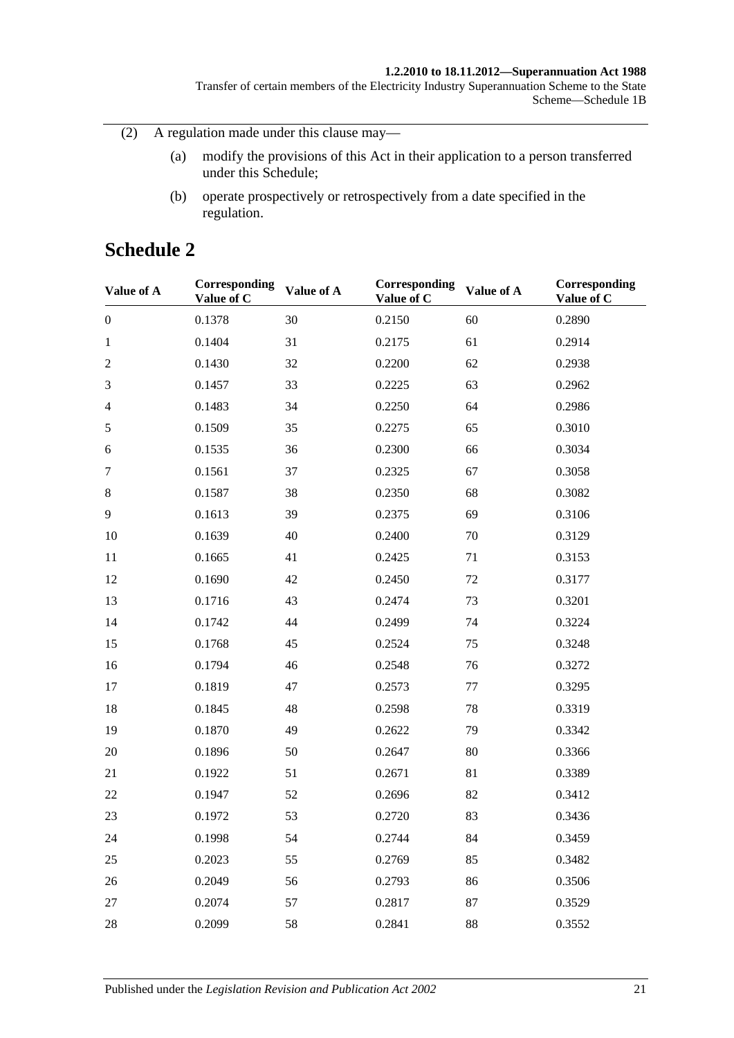(2) A regulation made under this clause may—

(a) modify the provisions of this Act in their application to a person transferred under this Schedule;

(b) operate prospectively or retrospectively from a date specified in the regulation.

# Schedule 2

| Value of A | Corresponding Value of C | Value of A | Corresponding Value of C | Value of A | Corresponding Value of C |
|---|---|---|---|---|---|
| 0 | 0.1378 | 30 | 0.2150 | 60 | 0.2890 |
| 1 | 0.1404 | 31 | 0.2175 | 61 | 0.2914 |
| 2 | 0.1430 | 32 | 0.2200 | 62 | 0.2938 |
| 3 | 0.1457 | 33 | 0.2225 | 63 | 0.2962 |
| 4 | 0.1483 | 34 | 0.2250 | 64 | 0.2986 |
| 5 | 0.1509 | 35 | 0.2275 | 65 | 0.3010 |
| 6 | 0.1535 | 36 | 0.2300 | 66 | 0.3034 |
| 7 | 0.1561 | 37 | 0.2325 | 67 | 0.3058 |
| 8 | 0.1587 | 38 | 0.2350 | 68 | 0.3082 |
| 9 | 0.1613 | 39 | 0.2375 | 69 | 0.3106 |
| 10 | 0.1639 | 40 | 0.2400 | 70 | 0.3129 |
| 11 | 0.1665 | 41 | 0.2425 | 71 | 0.3153 |
| 12 | 0.1690 | 42 | 0.2450 | 72 | 0.3177 |
| 13 | 0.1716 | 43 | 0.2474 | 73 | 0.3201 |
| 14 | 0.1742 | 44 | 0.2499 | 74 | 0.3224 |
| 15 | 0.1768 | 45 | 0.2524 | 75 | 0.3248 |
| 16 | 0.1794 | 46 | 0.2548 | 76 | 0.3272 |
| 17 | 0.1819 | 47 | 0.2573 | 77 | 0.3295 |
| 18 | 0.1845 | 48 | 0.2598 | 78 | 0.3319 |
| 19 | 0.1870 | 49 | 0.2622 | 79 | 0.3342 |
| 20 | 0.1896 | 50 | 0.2647 | 80 | 0.3366 |
| 21 | 0.1922 | 51 | 0.2671 | 81 | 0.3389 |
| 22 | 0.1947 | 52 | 0.2696 | 82 | 0.3412 |
| 23 | 0.1972 | 53 | 0.2720 | 83 | 0.3436 |
| 24 | 0.1998 | 54 | 0.2744 | 84 | 0.3459 |
| 25 | 0.2023 | 55 | 0.2769 | 85 | 0.3482 |
| 26 | 0.2049 | 56 | 0.2793 | 86 | 0.3506 |
| 27 | 0.2074 | 57 | 0.2817 | 87 | 0.3529 |
| 28 | 0.2099 | 58 | 0.2841 | 88 | 0.3552 |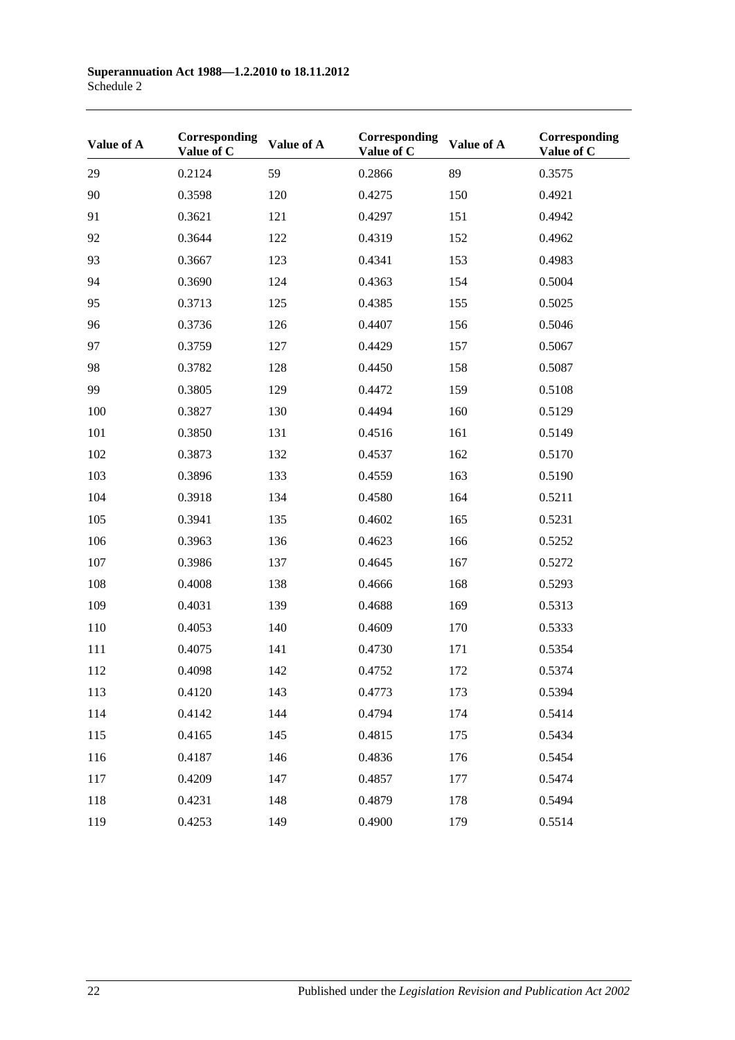| Value of A | Corresponding Value of C | Value of A | Corresponding Value of C | Value of A | Corresponding Value of C |
|---|---|---|---|---|---|
| 29 | 0.2124 | 59 | 0.2866 | 89 | 0.3575 |
| 90 | 0.3598 | 120 | 0.4275 | 150 | 0.4921 |
| 91 | 0.3621 | 121 | 0.4297 | 151 | 0.4942 |
| 92 | 0.3644 | 122 | 0.4319 | 152 | 0.4962 |
| 93 | 0.3667 | 123 | 0.4341 | 153 | 0.4983 |
| 94 | 0.3690 | 124 | 0.4363 | 154 | 0.5004 |
| 95 | 0.3713 | 125 | 0.4385 | 155 | 0.5025 |
| 96 | 0.3736 | 126 | 0.4407 | 156 | 0.5046 |
| 97 | 0.3759 | 127 | 0.4429 | 157 | 0.5067 |
| 98 | 0.3782 | 128 | 0.4450 | 158 | 0.5087 |
| 99 | 0.3805 | 129 | 0.4472 | 159 | 0.5108 |
| 100 | 0.3827 | 130 | 0.4494 | 160 | 0.5129 |
| 101 | 0.3850 | 131 | 0.4516 | 161 | 0.5149 |
| 102 | 0.3873 | 132 | 0.4537 | 162 | 0.5170 |
| 103 | 0.3896 | 133 | 0.4559 | 163 | 0.5190 |
| 104 | 0.3918 | 134 | 0.4580 | 164 | 0.5211 |
| 105 | 0.3941 | 135 | 0.4602 | 165 | 0.5231 |
| 106 | 0.3963 | 136 | 0.4623 | 166 | 0.5252 |
| 107 | 0.3986 | 137 | 0.4645 | 167 | 0.5272 |
| 108 | 0.4008 | 138 | 0.4666 | 168 | 0.5293 |
| 109 | 0.4031 | 139 | 0.4688 | 169 | 0.5313 |
| 110 | 0.4053 | 140 | 0.4609 | 170 | 0.5333 |
| 111 | 0.4075 | 141 | 0.4730 | 171 | 0.5354 |
| 112 | 0.4098 | 142 | 0.4752 | 172 | 0.5374 |
| 113 | 0.4120 | 143 | 0.4773 | 173 | 0.5394 |
| 114 | 0.4142 | 144 | 0.4794 | 174 | 0.5414 |
| 115 | 0.4165 | 145 | 0.4815 | 175 | 0.5434 |
| 116 | 0.4187 | 146 | 0.4836 | 176 | 0.5454 |
| 117 | 0.4209 | 147 | 0.4857 | 177 | 0.5474 |
| 118 | 0.4231 | 148 | 0.4879 | 178 | 0.5494 |
| 119 | 0.4253 | 149 | 0.4900 | 179 | 0.5514 |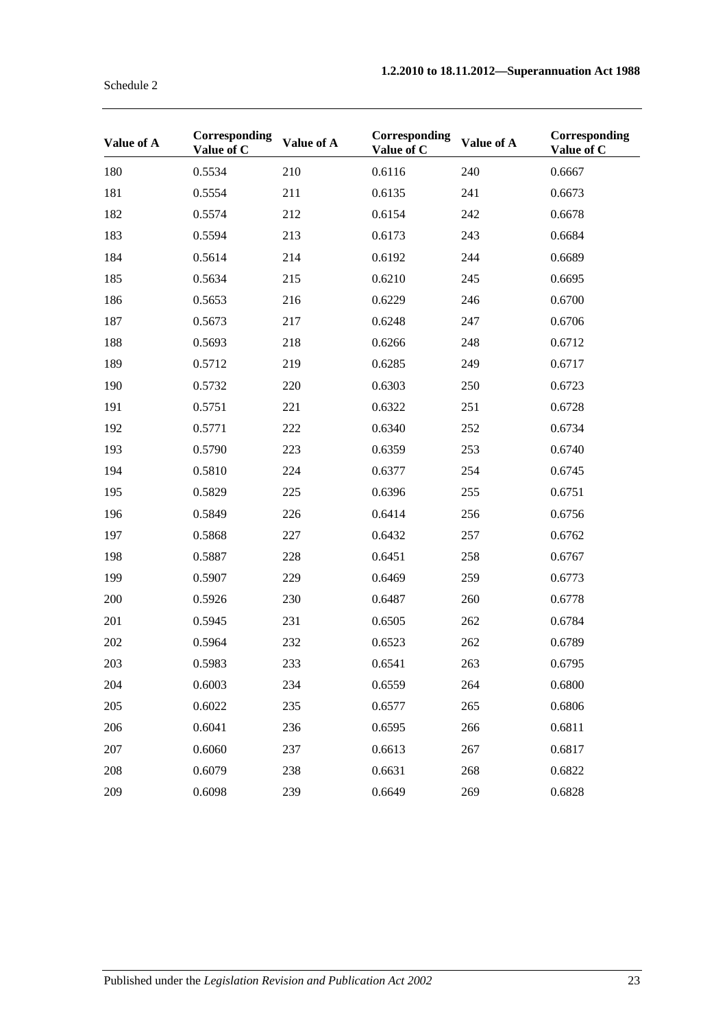| Value of A | Corresponding Value of C | Value of A | Corresponding Value of C | Value of A | Corresponding Value of C |
|---|---|---|---|---|---|
| 180 | 0.5534 | 210 | 0.6116 | 240 | 0.6667 |
| 181 | 0.5554 | 211 | 0.6135 | 241 | 0.6673 |
| 182 | 0.5574 | 212 | 0.6154 | 242 | 0.6678 |
| 183 | 0.5594 | 213 | 0.6173 | 243 | 0.6684 |
| 184 | 0.5614 | 214 | 0.6192 | 244 | 0.6689 |
| 185 | 0.5634 | 215 | 0.6210 | 245 | 0.6695 |
| 186 | 0.5653 | 216 | 0.6229 | 246 | 0.6700 |
| 187 | 0.5673 | 217 | 0.6248 | 247 | 0.6706 |
| 188 | 0.5693 | 218 | 0.6266 | 248 | 0.6712 |
| 189 | 0.5712 | 219 | 0.6285 | 249 | 0.6717 |
| 190 | 0.5732 | 220 | 0.6303 | 250 | 0.6723 |
| 191 | 0.5751 | 221 | 0.6322 | 251 | 0.6728 |
| 192 | 0.5771 | 222 | 0.6340 | 252 | 0.6734 |
| 193 | 0.5790 | 223 | 0.6359 | 253 | 0.6740 |
| 194 | 0.5810 | 224 | 0.6377 | 254 | 0.6745 |
| 195 | 0.5829 | 225 | 0.6396 | 255 | 0.6751 |
| 196 | 0.5849 | 226 | 0.6414 | 256 | 0.6756 |
| 197 | 0.5868 | 227 | 0.6432 | 257 | 0.6762 |
| 198 | 0.5887 | 228 | 0.6451 | 258 | 0.6767 |
| 199 | 0.5907 | 229 | 0.6469 | 259 | 0.6773 |
| 200 | 0.5926 | 230 | 0.6487 | 260 | 0.6778 |
| 201 | 0.5945 | 231 | 0.6505 | 262 | 0.6784 |
| 202 | 0.5964 | 232 | 0.6523 | 262 | 0.6789 |
| 203 | 0.5983 | 233 | 0.6541 | 263 | 0.6795 |
| 204 | 0.6003 | 234 | 0.6559 | 264 | 0.6800 |
| 205 | 0.6022 | 235 | 0.6577 | 265 | 0.6806 |
| 206 | 0.6041 | 236 | 0.6595 | 266 | 0.6811 |
| 207 | 0.6060 | 237 | 0.6613 | 267 | 0.6817 |
| 208 | 0.6079 | 238 | 0.6631 | 268 | 0.6822 |
| 209 | 0.6098 | 239 | 0.6649 | 269 | 0.6828 |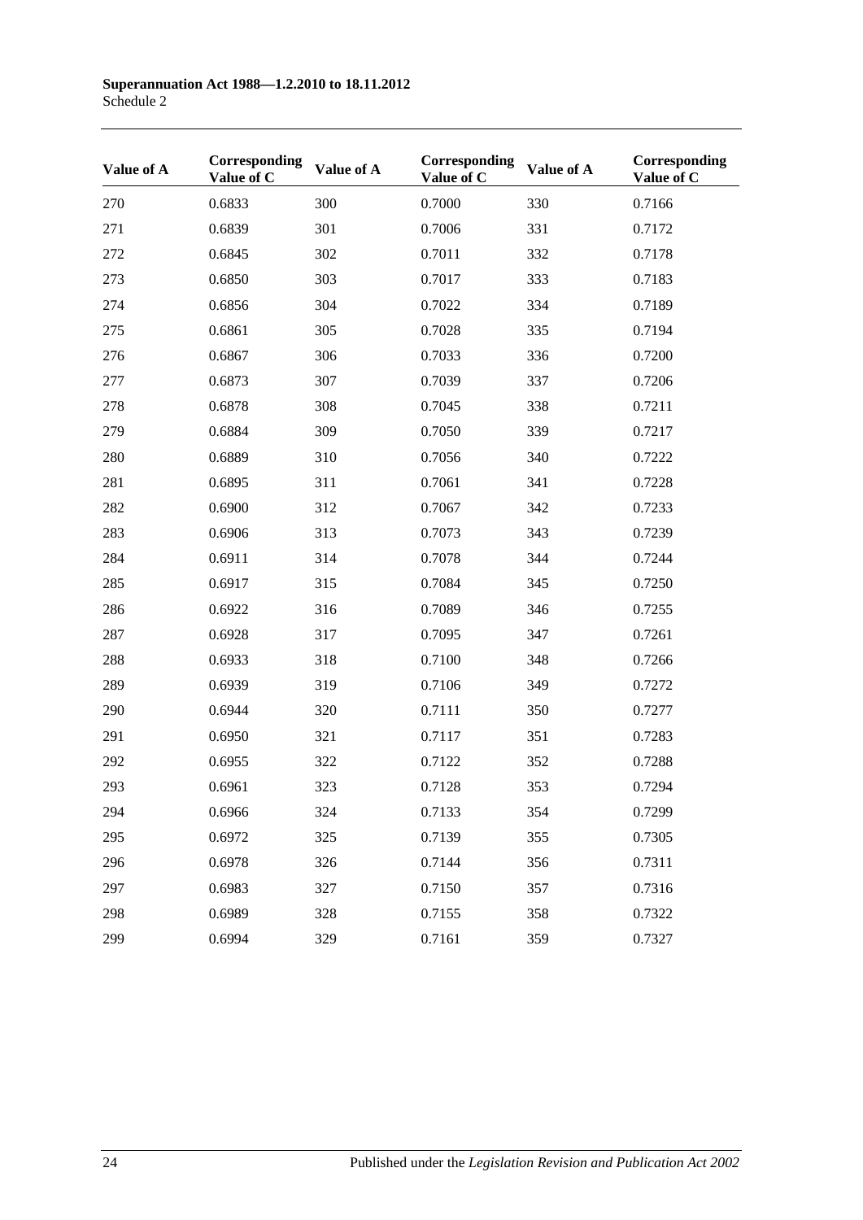| Value of A | Corresponding Value of C | Value of A | Corresponding Value of C | Value of A | Corresponding Value of C |
|---|---|---|---|---|---|
| 270 | 0.6833 | 300 | 0.7000 | 330 | 0.7166 |
| 271 | 0.6839 | 301 | 0.7006 | 331 | 0.7172 |
| 272 | 0.6845 | 302 | 0.7011 | 332 | 0.7178 |
| 273 | 0.6850 | 303 | 0.7017 | 333 | 0.7183 |
| 274 | 0.6856 | 304 | 0.7022 | 334 | 0.7189 |
| 275 | 0.6861 | 305 | 0.7028 | 335 | 0.7194 |
| 276 | 0.6867 | 306 | 0.7033 | 336 | 0.7200 |
| 277 | 0.6873 | 307 | 0.7039 | 337 | 0.7206 |
| 278 | 0.6878 | 308 | 0.7045 | 338 | 0.7211 |
| 279 | 0.6884 | 309 | 0.7050 | 339 | 0.7217 |
| 280 | 0.6889 | 310 | 0.7056 | 340 | 0.7222 |
| 281 | 0.6895 | 311 | 0.7061 | 341 | 0.7228 |
| 282 | 0.6900 | 312 | 0.7067 | 342 | 0.7233 |
| 283 | 0.6906 | 313 | 0.7073 | 343 | 0.7239 |
| 284 | 0.6911 | 314 | 0.7078 | 344 | 0.7244 |
| 285 | 0.6917 | 315 | 0.7084 | 345 | 0.7250 |
| 286 | 0.6922 | 316 | 0.7089 | 346 | 0.7255 |
| 287 | 0.6928 | 317 | 0.7095 | 347 | 0.7261 |
| 288 | 0.6933 | 318 | 0.7100 | 348 | 0.7266 |
| 289 | 0.6939 | 319 | 0.7106 | 349 | 0.7272 |
| 290 | 0.6944 | 320 | 0.7111 | 350 | 0.7277 |
| 291 | 0.6950 | 321 | 0.7117 | 351 | 0.7283 |
| 292 | 0.6955 | 322 | 0.7122 | 352 | 0.7288 |
| 293 | 0.6961 | 323 | 0.7128 | 353 | 0.7294 |
| 294 | 0.6966 | 324 | 0.7133 | 354 | 0.7299 |
| 295 | 0.6972 | 325 | 0.7139 | 355 | 0.7305 |
| 296 | 0.6978 | 326 | 0.7144 | 356 | 0.7311 |
| 297 | 0.6983 | 327 | 0.7150 | 357 | 0.7316 |
| 298 | 0.6989 | 328 | 0.7155 | 358 | 0.7322 |
| 299 | 0.6994 | 329 | 0.7161 | 359 | 0.7327 |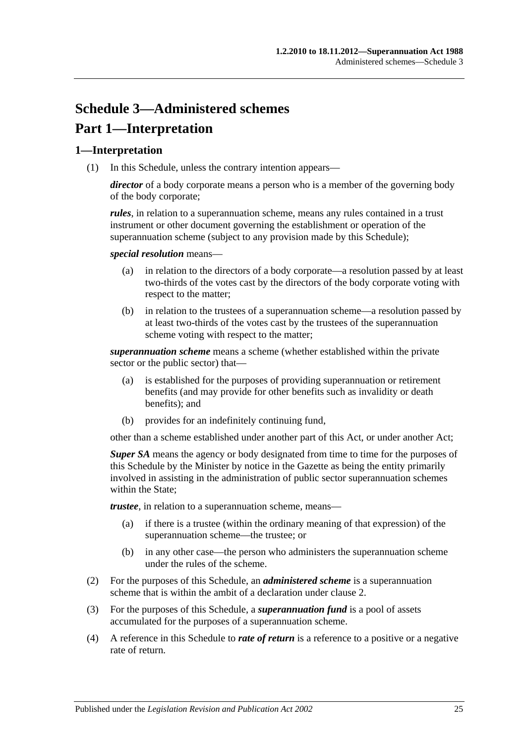# Schedule 3—Administered schemes

# Part 1—Interpretation

## 1—Interpretation

(1) In this Schedule, unless the contrary intention appears—

***director*** of a body corporate means a person who is a member of the governing body of the body corporate;

***rules***, in relation to a superannuation scheme, means any rules contained in a trust instrument or other document governing the establishment or operation of the superannuation scheme (subject to any provision made by this Schedule);

***special resolution*** means—

(a) in relation to the directors of a body corporate—a resolution passed by at least two-thirds of the votes cast by the directors of the body corporate voting with respect to the matter;

(b) in relation to the trustees of a superannuation scheme—a resolution passed by at least two-thirds of the votes cast by the trustees of the superannuation scheme voting with respect to the matter;

***superannuation scheme*** means a scheme (whether established within the private sector or the public sector) that—

(a) is established for the purposes of providing superannuation or retirement benefits (and may provide for other benefits such as invalidity or death benefits); and

(b) provides for an indefinitely continuing fund,

other than a scheme established under another part of this Act, or under another Act;

***Super SA*** means the agency or body designated from time to time for the purposes of this Schedule by the Minister by notice in the Gazette as being the entity primarily involved in assisting in the administration of public sector superannuation schemes within the State;

***trustee***, in relation to a superannuation scheme, means—

(a) if there is a trustee (within the ordinary meaning of that expression) of the superannuation scheme—the trustee; or

(b) in any other case—the person who administers the superannuation scheme under the rules of the scheme.

(2) For the purposes of this Schedule, an ***administered scheme*** is a superannuation scheme that is within the ambit of a declaration under clause 2.

(3) For the purposes of this Schedule, a ***superannuation fund*** is a pool of assets accumulated for the purposes of a superannuation scheme.

(4) A reference in this Schedule to ***rate of return*** is a reference to a positive or a negative rate of return.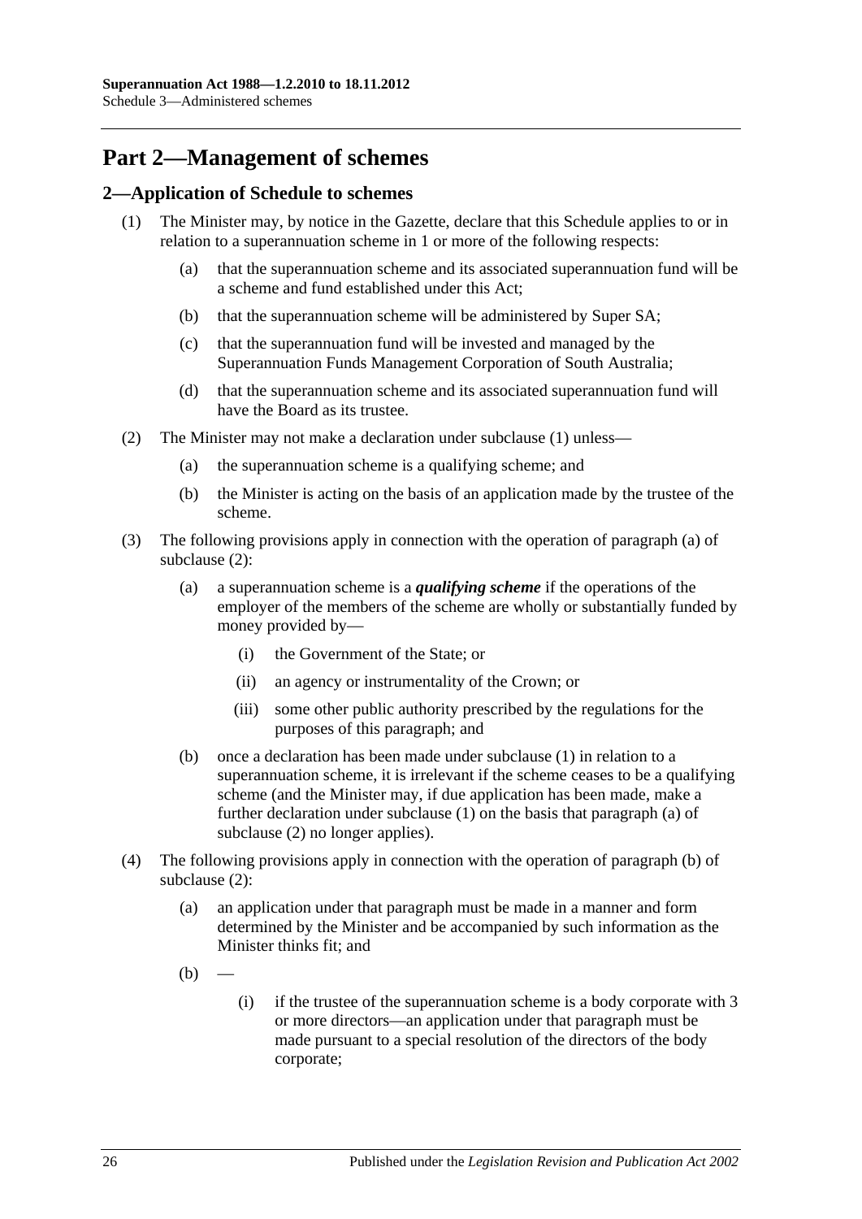# Part 2—Management of schemes

## 2—Application of Schedule to schemes

(1) The Minister may, by notice in the Gazette, declare that this Schedule applies to or in relation to a superannuation scheme in 1 or more of the following respects:

(a) that the superannuation scheme and its associated superannuation fund will be a scheme and fund established under this Act;

(b) that the superannuation scheme will be administered by Super SA;

(c) that the superannuation fund will be invested and managed by the Superannuation Funds Management Corporation of South Australia;

(d) that the superannuation scheme and its associated superannuation fund will have the Board as its trustee.

(2) The Minister may not make a declaration under subclause (1) unless—

(a) the superannuation scheme is a qualifying scheme; and

(b) the Minister is acting on the basis of an application made by the trustee of the scheme.

(3) The following provisions apply in connection with the operation of paragraph (a) of subclause (2):

(a) a superannuation scheme is a ***qualifying scheme*** if the operations of the employer of the members of the scheme are wholly or substantially funded by money provided by—

(i) the Government of the State; or

(ii) an agency or instrumentality of the Crown; or

(iii) some other public authority prescribed by the regulations for the purposes of this paragraph; and

(b) once a declaration has been made under subclause (1) in relation to a superannuation scheme, it is irrelevant if the scheme ceases to be a qualifying scheme (and the Minister may, if due application has been made, make a further declaration under subclause (1) on the basis that paragraph (a) of subclause (2) no longer applies).

(4) The following provisions apply in connection with the operation of paragraph (b) of subclause (2):

(a) an application under that paragraph must be made in a manner and form determined by the Minister and be accompanied by such information as the Minister thinks fit; and

(b) —

(i) if the trustee of the superannuation scheme is a body corporate with 3 or more directors—an application under that paragraph must be made pursuant to a special resolution of the directors of the body corporate;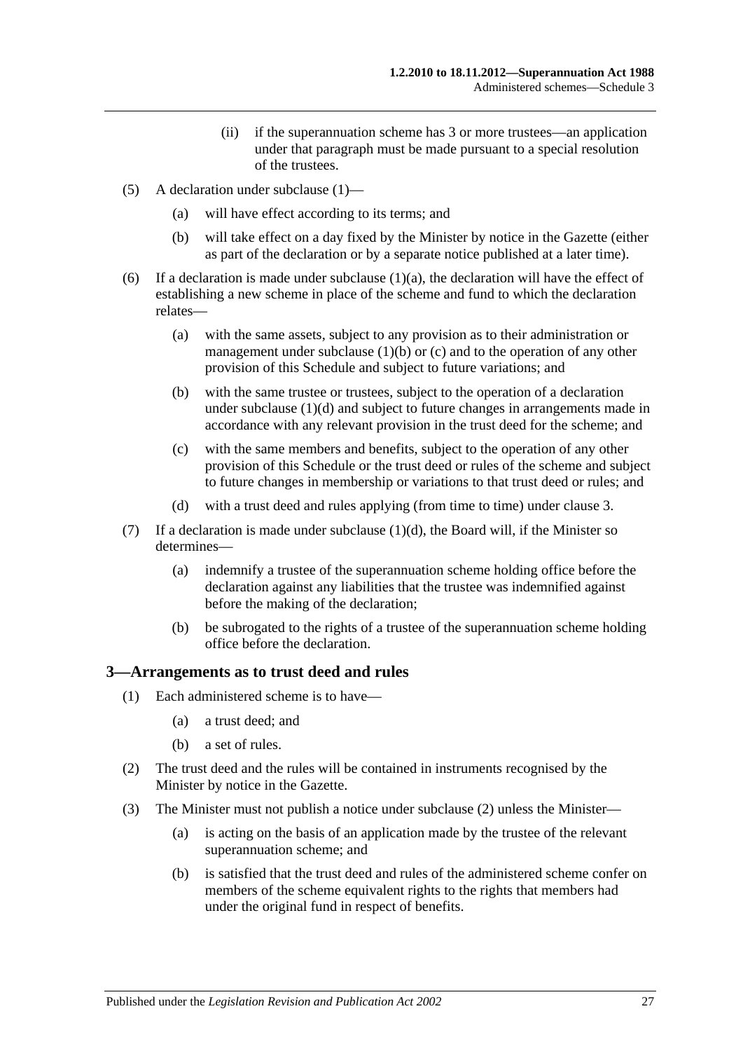(ii) if the superannuation scheme has 3 or more trustees—an application under that paragraph must be made pursuant to a special resolution of the trustees.

(5) A declaration under subclause (1)—

(a) will have effect according to its terms; and

(b) will take effect on a day fixed by the Minister by notice in the Gazette (either as part of the declaration or by a separate notice published at a later time).

(6) If a declaration is made under subclause (1)(a), the declaration will have the effect of establishing a new scheme in place of the scheme and fund to which the declaration relates—

(a) with the same assets, subject to any provision as to their administration or management under subclause (1)(b) or (c) and to the operation of any other provision of this Schedule and subject to future variations; and

(b) with the same trustee or trustees, subject to the operation of a declaration under subclause (1)(d) and subject to future changes in arrangements made in accordance with any relevant provision in the trust deed for the scheme; and

(c) with the same members and benefits, subject to the operation of any other provision of this Schedule or the trust deed or rules of the scheme and subject to future changes in membership or variations to that trust deed or rules; and

(d) with a trust deed and rules applying (from time to time) under clause 3.

(7) If a declaration is made under subclause (1)(d), the Board will, if the Minister so determines—

(a) indemnify a trustee of the superannuation scheme holding office before the declaration against any liabilities that the trustee was indemnified against before the making of the declaration;

(b) be subrogated to the rights of a trustee of the superannuation scheme holding office before the declaration.

## 3—Arrangements as to trust deed and rules

(1) Each administered scheme is to have—

(a) a trust deed; and

(b) a set of rules.

(2) The trust deed and the rules will be contained in instruments recognised by the Minister by notice in the Gazette.

(3) The Minister must not publish a notice under subclause (2) unless the Minister—

(a) is acting on the basis of an application made by the trustee of the relevant superannuation scheme; and

(b) is satisfied that the trust deed and rules of the administered scheme confer on members of the scheme equivalent rights to the rights that members had under the original fund in respect of benefits.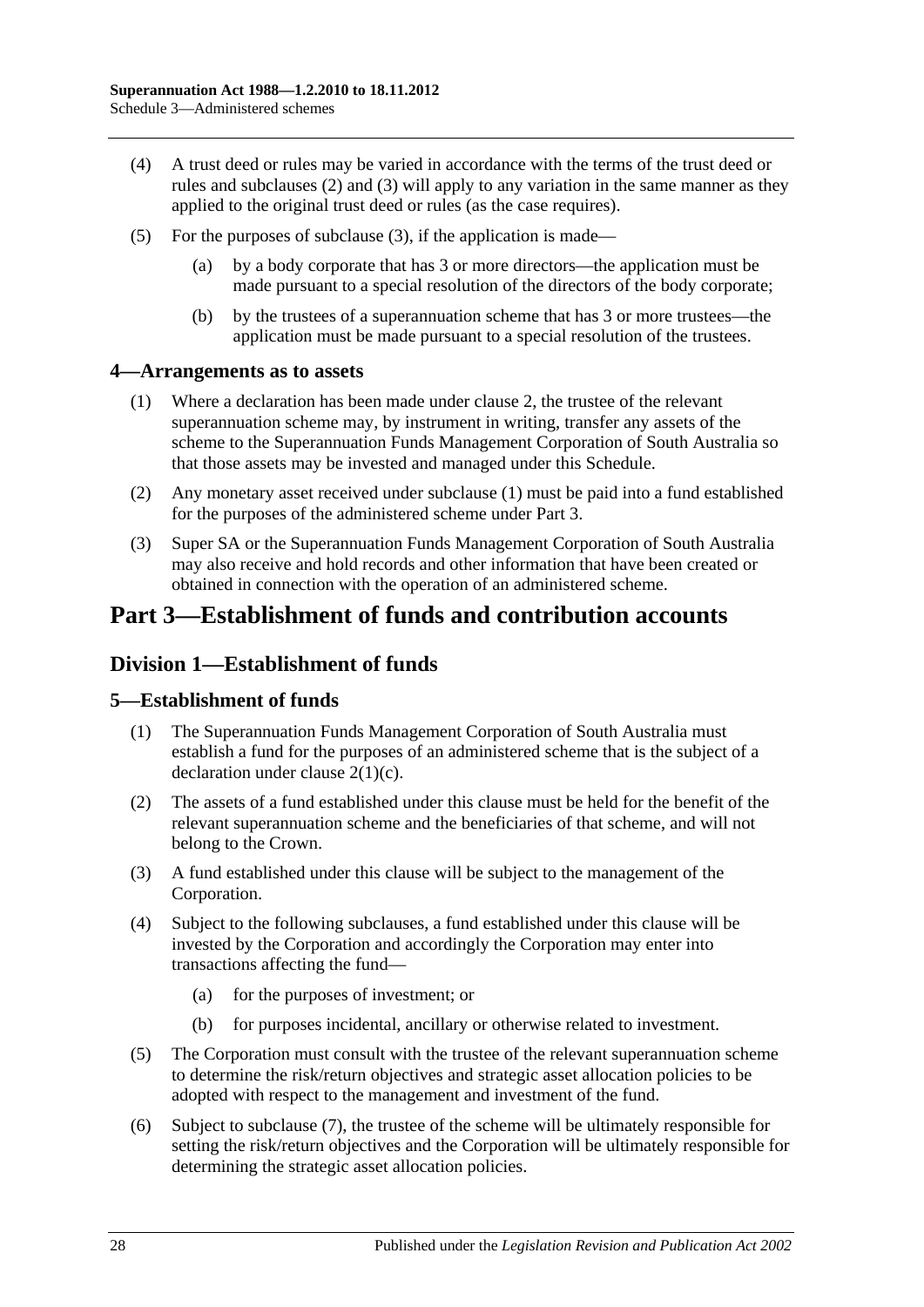(4) A trust deed or rules may be varied in accordance with the terms of the trust deed or rules and subclauses (2) and (3) will apply to any variation in the same manner as they applied to the original trust deed or rules (as the case requires).

(5) For the purposes of subclause (3), if the application is made—

(a) by a body corporate that has 3 or more directors—the application must be made pursuant to a special resolution of the directors of the body corporate;

(b) by the trustees of a superannuation scheme that has 3 or more trustees—the application must be made pursuant to a special resolution of the trustees.

### 4—Arrangements as to assets

(1) Where a declaration has been made under clause 2, the trustee of the relevant superannuation scheme may, by instrument in writing, transfer any assets of the scheme to the Superannuation Funds Management Corporation of South Australia so that those assets may be invested and managed under this Schedule.

(2) Any monetary asset received under subclause (1) must be paid into a fund established for the purposes of the administered scheme under Part 3.

(3) Super SA or the Superannuation Funds Management Corporation of South Australia may also receive and hold records and other information that have been created or obtained in connection with the operation of an administered scheme.

# Part 3—Establishment of funds and contribution accounts

## Division 1—Establishment of funds

### 5—Establishment of funds

(1) The Superannuation Funds Management Corporation of South Australia must establish a fund for the purposes of an administered scheme that is the subject of a declaration under clause 2(1)(c).

(2) The assets of a fund established under this clause must be held for the benefit of the relevant superannuation scheme and the beneficiaries of that scheme, and will not belong to the Crown.

(3) A fund established under this clause will be subject to the management of the Corporation.

(4) Subject to the following subclauses, a fund established under this clause will be invested by the Corporation and accordingly the Corporation may enter into transactions affecting the fund—

(a) for the purposes of investment; or

(b) for purposes incidental, ancillary or otherwise related to investment.

(5) The Corporation must consult with the trustee of the relevant superannuation scheme to determine the risk/return objectives and strategic asset allocation policies to be adopted with respect to the management and investment of the fund.

(6) Subject to subclause (7), the trustee of the scheme will be ultimately responsible for setting the risk/return objectives and the Corporation will be ultimately responsible for determining the strategic asset allocation policies.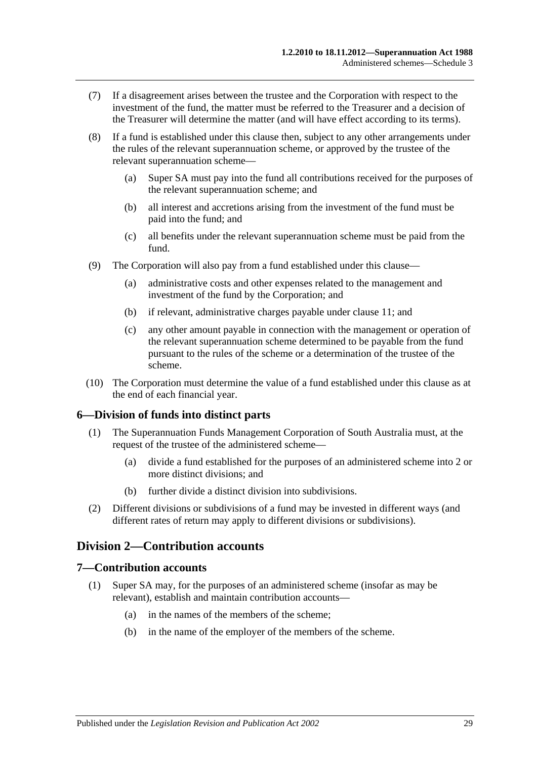(7) If a disagreement arises between the trustee and the Corporation with respect to the investment of the fund, the matter must be referred to the Treasurer and a decision of the Treasurer will determine the matter (and will have effect according to its terms).

(8) If a fund is established under this clause then, subject to any other arrangements under the rules of the relevant superannuation scheme, or approved by the trustee of the relevant superannuation scheme—

(a) Super SA must pay into the fund all contributions received for the purposes of the relevant superannuation scheme; and

(b) all interest and accretions arising from the investment of the fund must be paid into the fund; and

(c) all benefits under the relevant superannuation scheme must be paid from the fund.

(9) The Corporation will also pay from a fund established under this clause—

(a) administrative costs and other expenses related to the management and investment of the fund by the Corporation; and

(b) if relevant, administrative charges payable under clause 11; and

(c) any other amount payable in connection with the management or operation of the relevant superannuation scheme determined to be payable from the fund pursuant to the rules of the scheme or a determination of the trustee of the scheme.

(10) The Corporation must determine the value of a fund established under this clause as at the end of each financial year.

### 6—Division of funds into distinct parts

(1) The Superannuation Funds Management Corporation of South Australia must, at the request of the trustee of the administered scheme—

(a) divide a fund established for the purposes of an administered scheme into 2 or more distinct divisions; and

(b) further divide a distinct division into subdivisions.

(2) Different divisions or subdivisions of a fund may be invested in different ways (and different rates of return may apply to different divisions or subdivisions).

## Division 2—Contribution accounts

### 7—Contribution accounts

(1) Super SA may, for the purposes of an administered scheme (insofar as may be relevant), establish and maintain contribution accounts—

(a) in the names of the members of the scheme;

(b) in the name of the employer of the members of the scheme.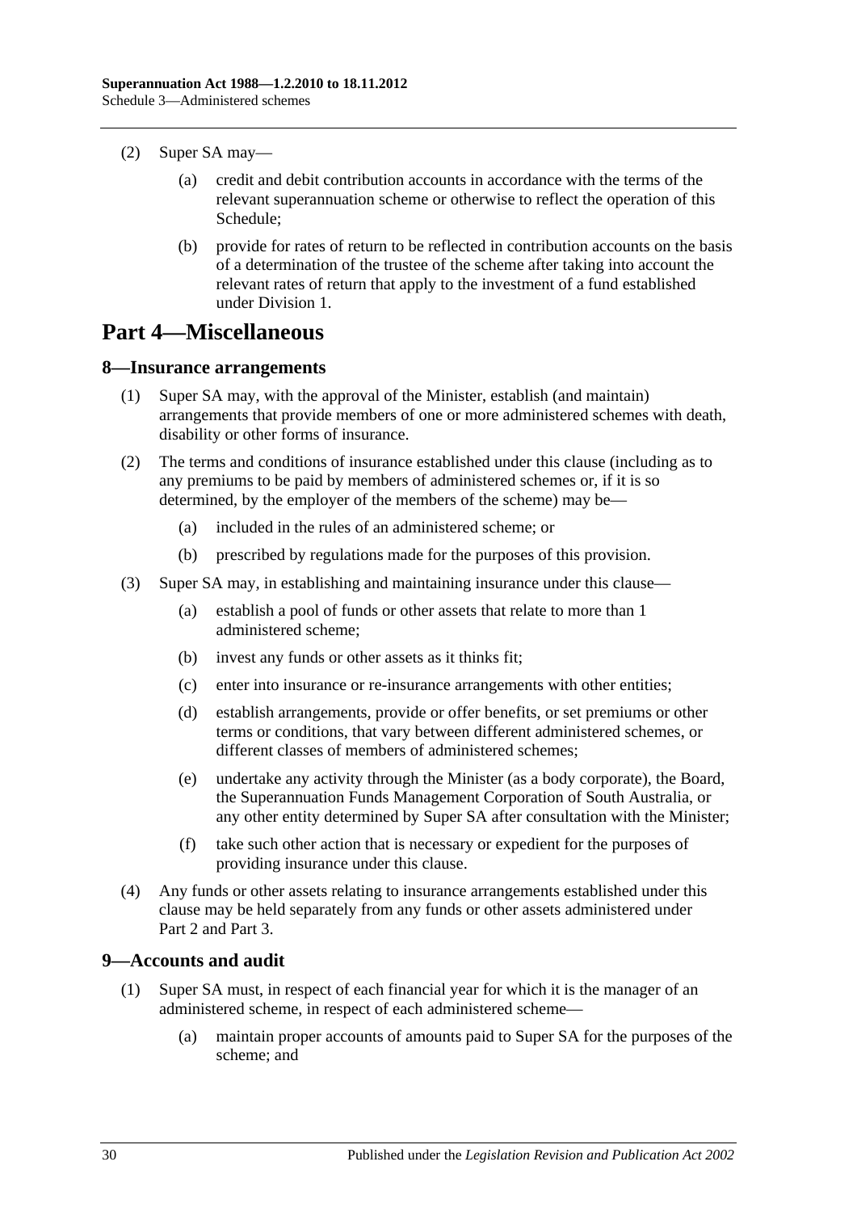(2) Super SA may—

(a) credit and debit contribution accounts in accordance with the terms of the relevant superannuation scheme or otherwise to reflect the operation of this Schedule;

(b) provide for rates of return to be reflected in contribution accounts on the basis of a determination of the trustee of the scheme after taking into account the relevant rates of return that apply to the investment of a fund established under Division 1.

# Part 4—Miscellaneous

## 8—Insurance arrangements

(1) Super SA may, with the approval of the Minister, establish (and maintain) arrangements that provide members of one or more administered schemes with death, disability or other forms of insurance.

(2) The terms and conditions of insurance established under this clause (including as to any premiums to be paid by members of administered schemes or, if it is so determined, by the employer of the members of the scheme) may be—

(a) included in the rules of an administered scheme; or

(b) prescribed by regulations made for the purposes of this provision.

(3) Super SA may, in establishing and maintaining insurance under this clause—

(a) establish a pool of funds or other assets that relate to more than 1 administered scheme;

(b) invest any funds or other assets as it thinks fit;

(c) enter into insurance or re-insurance arrangements with other entities;

(d) establish arrangements, provide or offer benefits, or set premiums or other terms or conditions, that vary between different administered schemes, or different classes of members of administered schemes;

(e) undertake any activity through the Minister (as a body corporate), the Board, the Superannuation Funds Management Corporation of South Australia, or any other entity determined by Super SA after consultation with the Minister;

(f) take such other action that is necessary or expedient for the purposes of providing insurance under this clause.

(4) Any funds or other assets relating to insurance arrangements established under this clause may be held separately from any funds or other assets administered under Part 2 and Part 3.

## 9—Accounts and audit

(1) Super SA must, in respect of each financial year for which it is the manager of an administered scheme, in respect of each administered scheme—

(a) maintain proper accounts of amounts paid to Super SA for the purposes of the scheme; and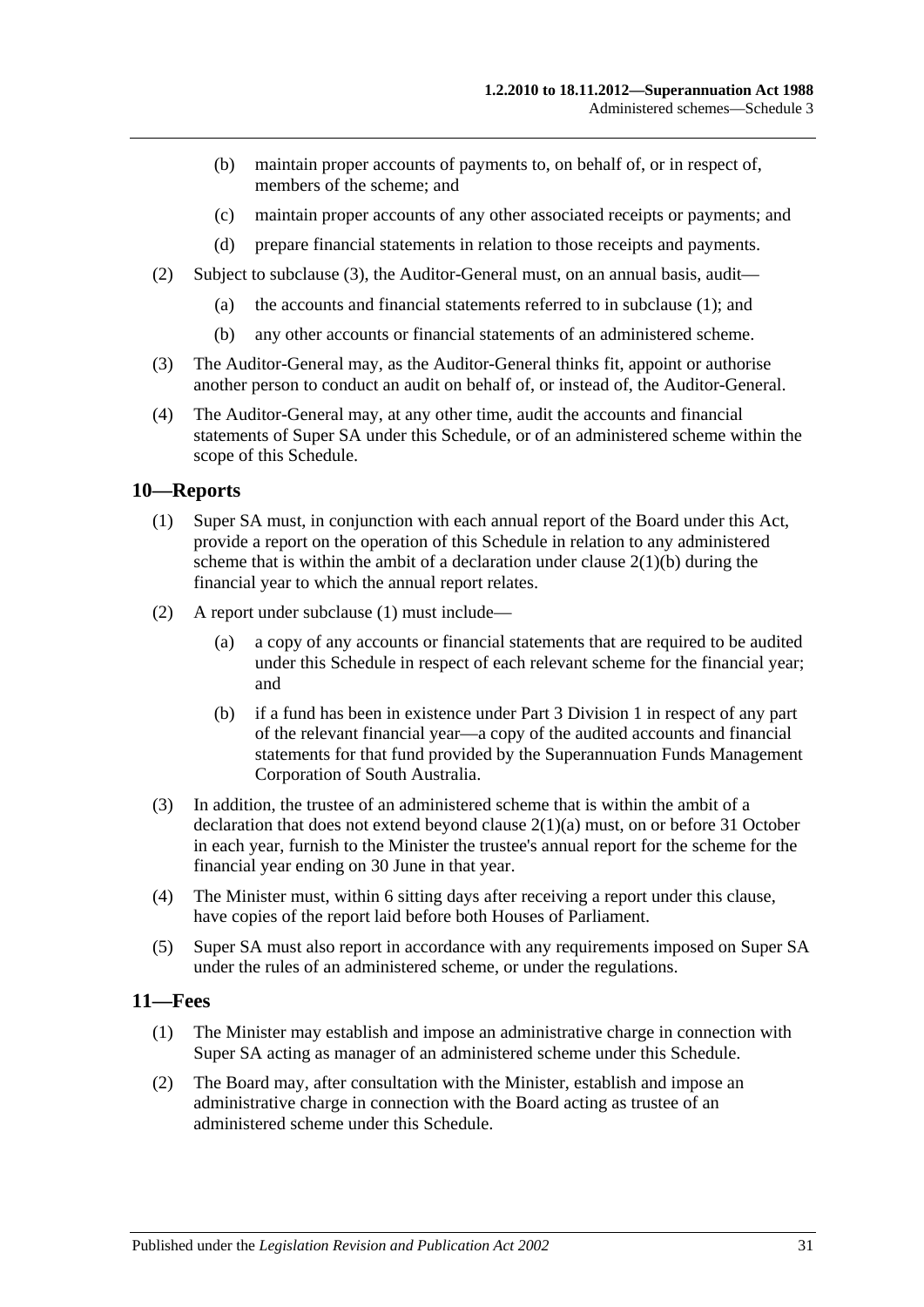(b) maintain proper accounts of payments to, on behalf of, or in respect of, members of the scheme; and

(c) maintain proper accounts of any other associated receipts or payments; and

(d) prepare financial statements in relation to those receipts and payments.

(2) Subject to subclause (3), the Auditor-General must, on an annual basis, audit—

(a) the accounts and financial statements referred to in subclause (1); and

(b) any other accounts or financial statements of an administered scheme.

(3) The Auditor-General may, as the Auditor-General thinks fit, appoint or authorise another person to conduct an audit on behalf of, or instead of, the Auditor-General.

(4) The Auditor-General may, at any other time, audit the accounts and financial statements of Super SA under this Schedule, or of an administered scheme within the scope of this Schedule.

## 10—Reports

(1) Super SA must, in conjunction with each annual report of the Board under this Act, provide a report on the operation of this Schedule in relation to any administered scheme that is within the ambit of a declaration under clause 2(1)(b) during the financial year to which the annual report relates.

(2) A report under subclause (1) must include—

(a) a copy of any accounts or financial statements that are required to be audited under this Schedule in respect of each relevant scheme for the financial year; and

(b) if a fund has been in existence under Part 3 Division 1 in respect of any part of the relevant financial year—a copy of the audited accounts and financial statements for that fund provided by the Superannuation Funds Management Corporation of South Australia.

(3) In addition, the trustee of an administered scheme that is within the ambit of a declaration that does not extend beyond clause 2(1)(a) must, on or before 31 October in each year, furnish to the Minister the trustee's annual report for the scheme for the financial year ending on 30 June in that year.

(4) The Minister must, within 6 sitting days after receiving a report under this clause, have copies of the report laid before both Houses of Parliament.

(5) Super SA must also report in accordance with any requirements imposed on Super SA under the rules of an administered scheme, or under the regulations.

## 11—Fees

(1) The Minister may establish and impose an administrative charge in connection with Super SA acting as manager of an administered scheme under this Schedule.

(2) The Board may, after consultation with the Minister, establish and impose an administrative charge in connection with the Board acting as trustee of an administered scheme under this Schedule.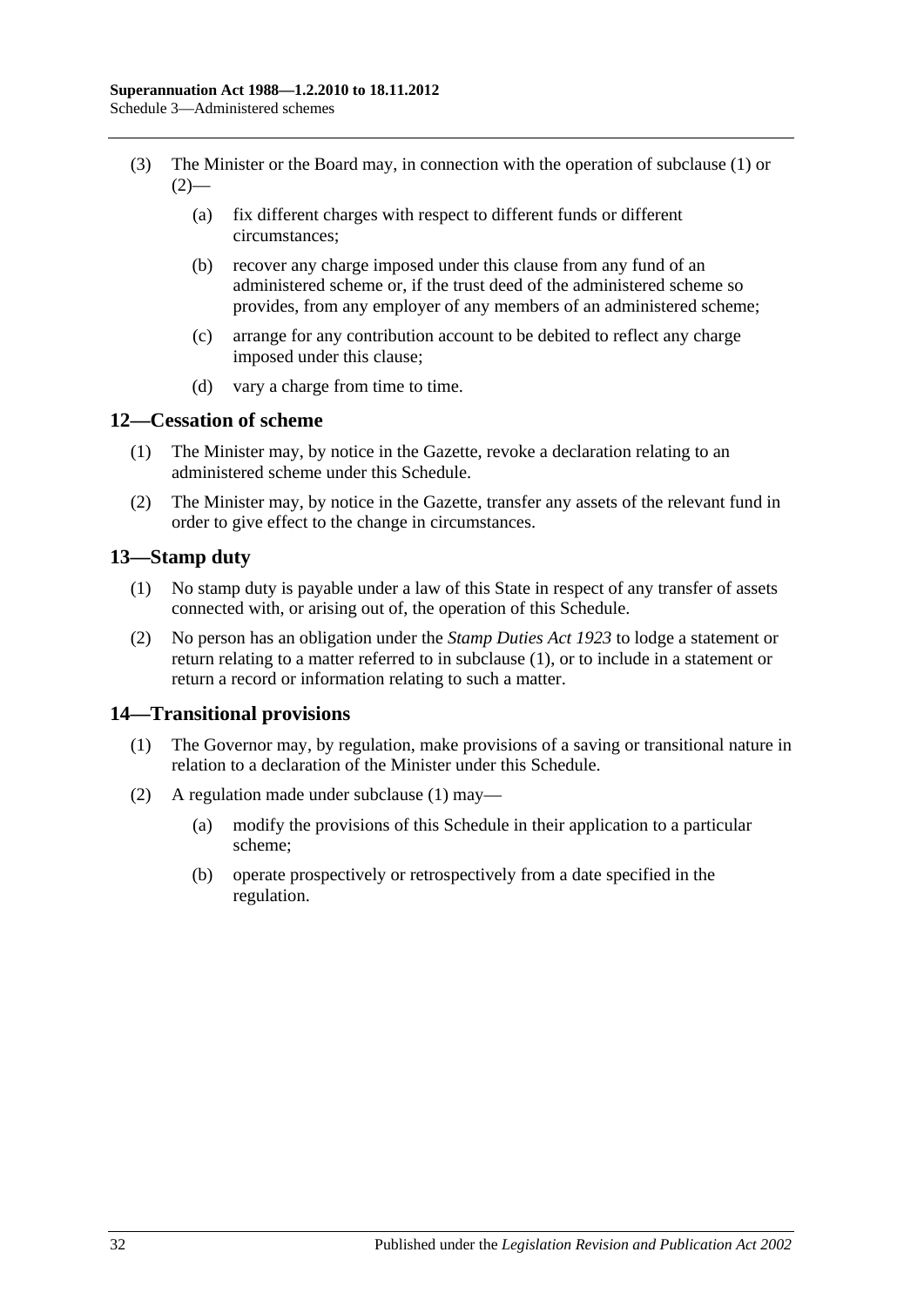(3) The Minister or the Board may, in connection with the operation of subclause (1) or (2)—

   (a) fix different charges with respect to different funds or different circumstances;

   (b) recover any charge imposed under this clause from any fund of an administered scheme or, if the trust deed of the administered scheme so provides, from any employer of any members of an administered scheme;

   (c) arrange for any contribution account to be debited to reflect any charge imposed under this clause;

   (d) vary a charge from time to time.

## 12—Cessation of scheme

(1) The Minister may, by notice in the Gazette, revoke a declaration relating to an administered scheme under this Schedule.

(2) The Minister may, by notice in the Gazette, transfer any assets of the relevant fund in order to give effect to the change in circumstances.

## 13—Stamp duty

(1) No stamp duty is payable under a law of this State in respect of any transfer of assets connected with, or arising out of, the operation of this Schedule.

(2) No person has an obligation under the *Stamp Duties Act 1923* to lodge a statement or return relating to a matter referred to in subclause (1), or to include in a statement or return a record or information relating to such a matter.

## 14—Transitional provisions

(1) The Governor may, by regulation, make provisions of a saving or transitional nature in relation to a declaration of the Minister under this Schedule.

(2) A regulation made under subclause (1) may—

   (a) modify the provisions of this Schedule in their application to a particular scheme;

   (b) operate prospectively or retrospectively from a date specified in the regulation.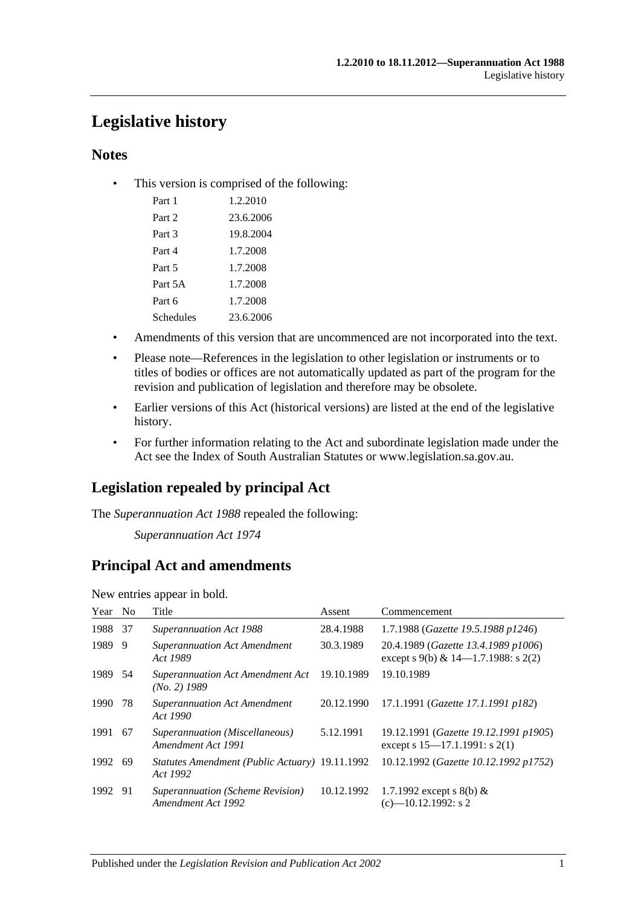# Legislative history

## Notes

- This version is comprised of the following:

| | |
|---|---|
| Part 1 | 1.2.2010 |
| Part 2 | 23.6.2006 |
| Part 3 | 19.8.2004 |
| Part 4 | 1.7.2008 |
| Part 5 | 1.7.2008 |
| Part 5A | 1.7.2008 |
| Part 6 | 1.7.2008 |
| Schedules | 23.6.2006 |

- Amendments of this version that are uncommenced are not incorporated into the text.
- Please note—References in the legislation to other legislation or instruments or to titles of bodies or offices are not automatically updated as part of the program for the revision and publication of legislation and therefore may be obsolete.
- Earlier versions of this Act (historical versions) are listed at the end of the legislative history.
- For further information relating to the Act and subordinate legislation made under the Act see the Index of South Australian Statutes or www.legislation.sa.gov.au.

## Legislation repealed by principal Act

The *Superannuation Act 1988* repealed the following:

*Superannuation Act 1974*

## Principal Act and amendments

New entries appear in bold.

| Year | No | Title | Assent | Commencement |
|---|---|---|---|---|
| 1988 | 37 | *Superannuation Act 1988* | 28.4.1988 | 1.7.1988 (*Gazette 19.5.1988 p1246*) |
| 1989 | 9 | *Superannuation Act Amendment Act 1989* | 30.3.1989 | 20.4.1989 (*Gazette 13.4.1989 p1006*) except s 9(b) & 14—1.7.1988: s 2(2) |
| 1989 | 54 | *Superannuation Act Amendment Act (No. 2) 1989* | 19.10.1989 | 19.10.1989 |
| 1990 | 78 | *Superannuation Act Amendment Act 1990* | 20.12.1990 | 17.1.1991 (*Gazette 17.1.1991 p182*) |
| 1991 | 67 | *Superannuation (Miscellaneous) Amendment Act 1991* | 5.12.1991 | 19.12.1991 (*Gazette 19.12.1991 p1905*) except s 15—17.1.1991: s 2(1) |
| 1992 | 69 | *Statutes Amendment (Public Actuary) Act 1992* | 19.11.1992 | 10.12.1992 (*Gazette 10.12.1992 p1752*) |
| 1992 | 91 | *Superannuation (Scheme Revision) Amendment Act 1992* | 10.12.1992 | 1.7.1992 except s 8(b) & (c)—10.12.1992: s 2 |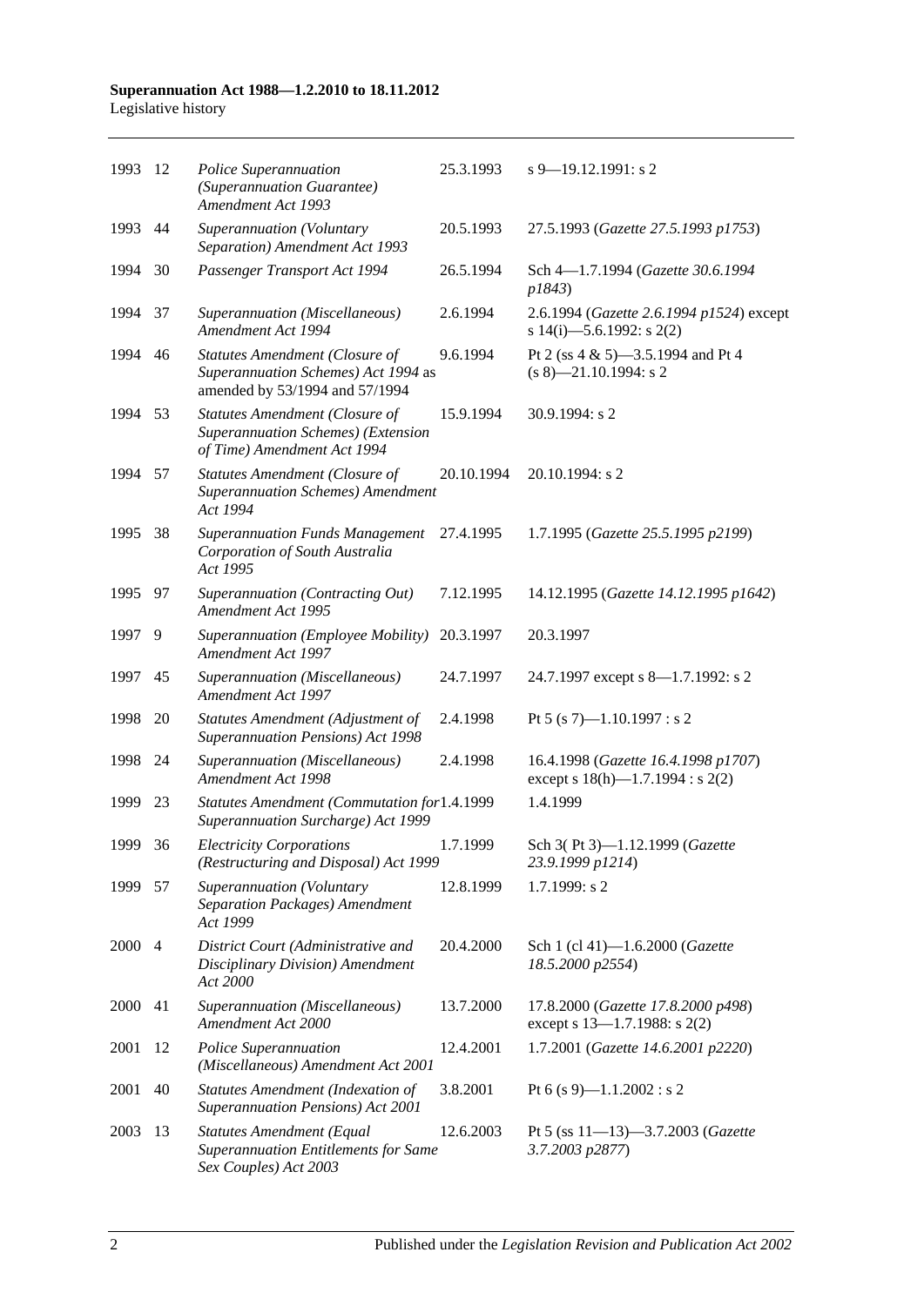| | | | | |
|---|---|---|---|---|
| 1993 | 12 | *Police Superannuation (Superannuation Guarantee) Amendment Act 1993* | 25.3.1993 | s 9—19.12.1991: s 2 |
| 1993 | 44 | *Superannuation (Voluntary Separation) Amendment Act 1993* | 20.5.1993 | 27.5.1993 (*Gazette 27.5.1993 p1753*) |
| 1994 | 30 | *Passenger Transport Act 1994* | 26.5.1994 | Sch 4—1.7.1994 (*Gazette 30.6.1994 p1843*) |
| 1994 | 37 | *Superannuation (Miscellaneous) Amendment Act 1994* | 2.6.1994 | 2.6.1994 (*Gazette 2.6.1994 p1524*) except s 14(i)—5.6.1992: s 2(2) |
| 1994 | 46 | *Statutes Amendment (Closure of Superannuation Schemes) Act 1994* as amended by 53/1994 and 57/1994 | 9.6.1994 | Pt 2 (ss 4 & 5)—3.5.1994 and Pt 4 (s 8)—21.10.1994: s 2 |
| 1994 | 53 | *Statutes Amendment (Closure of Superannuation Schemes) (Extension of Time) Amendment Act 1994* | 15.9.1994 | 30.9.1994: s 2 |
| 1994 | 57 | *Statutes Amendment (Closure of Superannuation Schemes) Amendment Act 1994* | 20.10.1994 | 20.10.1994: s 2 |
| 1995 | 38 | *Superannuation Funds Management Corporation of South Australia Act 1995* | 27.4.1995 | 1.7.1995 (*Gazette 25.5.1995 p2199*) |
| 1995 | 97 | *Superannuation (Contracting Out) Amendment Act 1995* | 7.12.1995 | 14.12.1995 (*Gazette 14.12.1995 p1642*) |
| 1997 | 9 | *Superannuation (Employee Mobility) Amendment Act 1997* | 20.3.1997 | 20.3.1997 |
| 1997 | 45 | *Superannuation (Miscellaneous) Amendment Act 1997* | 24.7.1997 | 24.7.1997 except s 8—1.7.1992: s 2 |
| 1998 | 20 | *Statutes Amendment (Adjustment of Superannuation Pensions) Act 1998* | 2.4.1998 | Pt 5 (s 7)—1.10.1997 : s 2 |
| 1998 | 24 | *Superannuation (Miscellaneous) Amendment Act 1998* | 2.4.1998 | 16.4.1998 (*Gazette 16.4.1998 p1707*) except s 18(h)—1.7.1994 : s 2(2) |
| 1999 | 23 | *Statutes Amendment (Commutation for Superannuation Surcharge) Act 1999* | 1.4.1999 | 1.4.1999 |
| 1999 | 36 | *Electricity Corporations (Restructuring and Disposal) Act 1999* | 1.7.1999 | Sch 3( Pt 3)—1.12.1999 (*Gazette 23.9.1999 p1214*) |
| 1999 | 57 | *Superannuation (Voluntary Separation Packages) Amendment Act 1999* | 12.8.1999 | 1.7.1999: s 2 |
| 2000 | 4 | *District Court (Administrative and Disciplinary Division) Amendment Act 2000* | 20.4.2000 | Sch 1 (cl 41)—1.6.2000 (*Gazette 18.5.2000 p2554*) |
| 2000 | 41 | *Superannuation (Miscellaneous) Amendment Act 2000* | 13.7.2000 | 17.8.2000 (*Gazette 17.8.2000 p498*) except s 13—1.7.1988: s 2(2) |
| 2001 | 12 | *Police Superannuation (Miscellaneous) Amendment Act 2001* | 12.4.2001 | 1.7.2001 (*Gazette 14.6.2001 p2220*) |
| 2001 | 40 | *Statutes Amendment (Indexation of Superannuation Pensions) Act 2001* | 3.8.2001 | Pt 6 (s 9)—1.1.2002 : s 2 |
| 2003 | 13 | *Statutes Amendment (Equal Superannuation Entitlements for Same Sex Couples) Act 2003* | 12.6.2003 | Pt 5 (ss 11—13)—3.7.2003 (*Gazette 3.7.2003 p2877*) |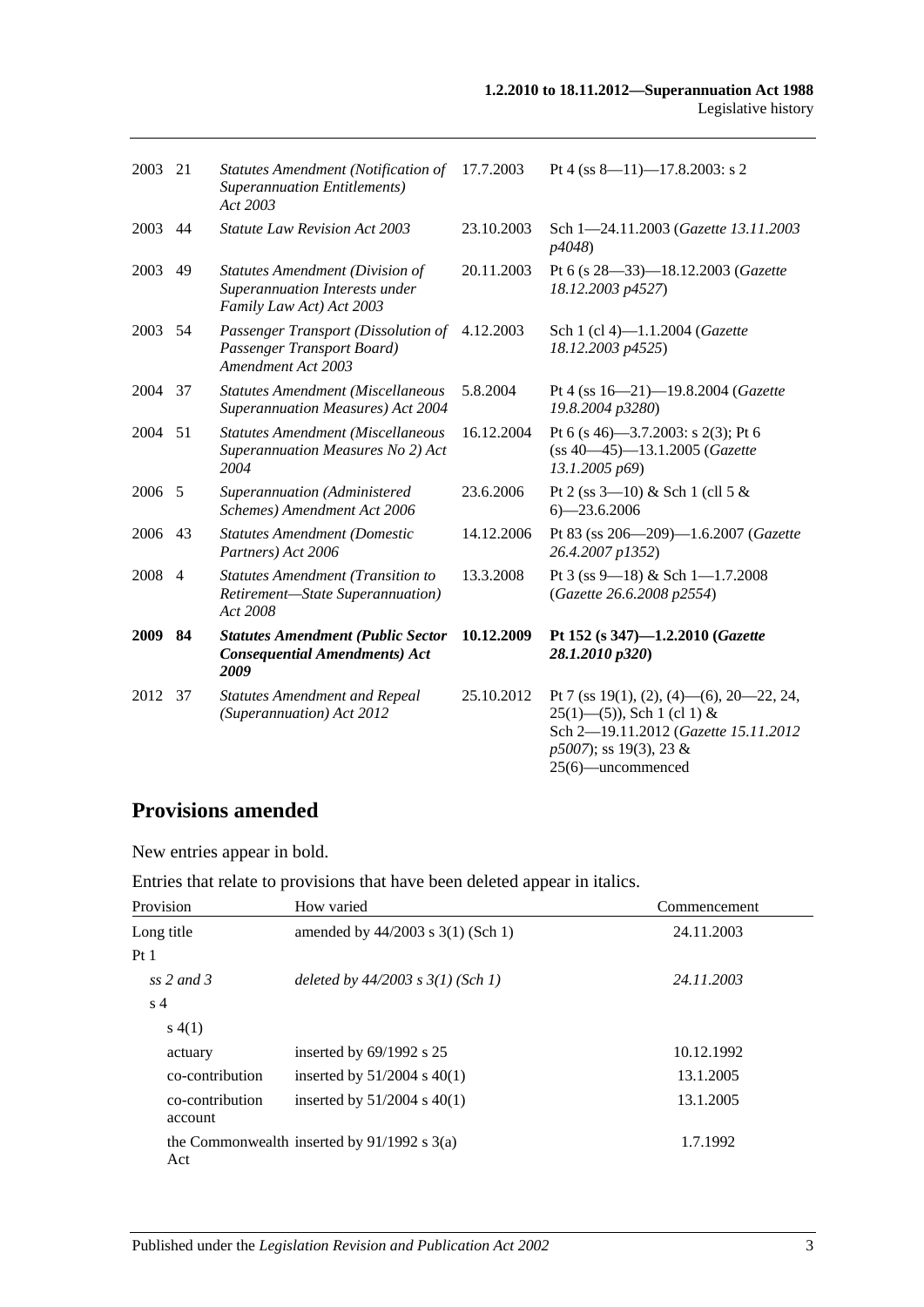| | | | | |
|---|---|---|---|---|
| 2003 | 21 | *Statutes Amendment (Notification of Superannuation Entitlements) Act 2003* | 17.7.2003 | Pt 4 (ss 8—11)—17.8.2003: s 2 |
| 2003 | 44 | *Statute Law Revision Act 2003* | 23.10.2003 | Sch 1—24.11.2003 (*Gazette 13.11.2003 p4048*) |
| 2003 | 49 | *Statutes Amendment (Division of Superannuation Interests under Family Law Act) Act 2003* | 20.11.2003 | Pt 6 (s 28—33)—18.12.2003 (*Gazette 18.12.2003 p4527*) |
| 2003 | 54 | *Passenger Transport (Dissolution of Passenger Transport Board) Amendment Act 2003* | 4.12.2003 | Sch 1 (cl 4)—1.1.2004 (*Gazette 18.12.2003 p4525*) |
| 2004 | 37 | *Statutes Amendment (Miscellaneous Superannuation Measures) Act 2004* | 5.8.2004 | Pt 4 (ss 16—21)—19.8.2004 (*Gazette 19.8.2004 p3280*) |
| 2004 | 51 | *Statutes Amendment (Miscellaneous Superannuation Measures No 2) Act 2004* | 16.12.2004 | Pt 6 (s 46)—3.7.2003: s 2(3); Pt 6 (ss 40—45)—13.1.2005 (*Gazette 13.1.2005 p69*) |
| 2006 | 5 | *Superannuation (Administered Schemes) Amendment Act 2006* | 23.6.2006 | Pt 2 (ss 3—10) & Sch 1 (cll 5 & 6)—23.6.2006 |
| 2006 | 43 | *Statutes Amendment (Domestic Partners) Act 2006* | 14.12.2006 | Pt 83 (ss 206—209)—1.6.2007 (*Gazette 26.4.2007 p1352*) |
| 2008 | 4 | *Statutes Amendment (Transition to Retirement—State Superannuation) Act 2008* | 13.3.2008 | Pt 3 (ss 9—18) & Sch 1—1.7.2008 (*Gazette 26.6.2008 p2554*) |
| **2009** | **84** | ***Statutes Amendment (Public Sector Consequential Amendments) Act 2009*** | **10.12.2009** | **Pt 152 (s 347)—1.2.2010 (*Gazette 28.1.2010 p320*)** |
| 2012 | 37 | *Statutes Amendment and Repeal (Superannuation) Act 2012* | 25.10.2012 | Pt 7 (ss 19(1), (2), (4)—(6), 20—22, 24, 25(1)—(5)), Sch 1 (cl 1) & Sch 2—19.11.2012 (*Gazette 15.11.2012 p5007*); ss 19(3), 23 & 25(6)—uncommenced |

## Provisions amended

New entries appear in bold.

Entries that relate to provisions that have been deleted appear in italics.

| Provision | How varied | Commencement |
|---|---|---|
| Long title | amended by 44/2003 s 3(1) (Sch 1) | 24.11.2003 |
| Pt 1 | | |
| *ss 2 and 3* | *deleted by 44/2003 s 3(1) (Sch 1)* | *24.11.2003* |
| s 4 | | |
| s 4(1) | | |
| actuary | inserted by 69/1992 s 25 | 10.12.1992 |
| co-contribution | inserted by 51/2004 s 40(1) | 13.1.2005 |
| co-contribution account | inserted by 51/2004 s 40(1) | 13.1.2005 |
| the Commonwealth Act | inserted by 91/1992 s 3(a) | 1.7.1992 |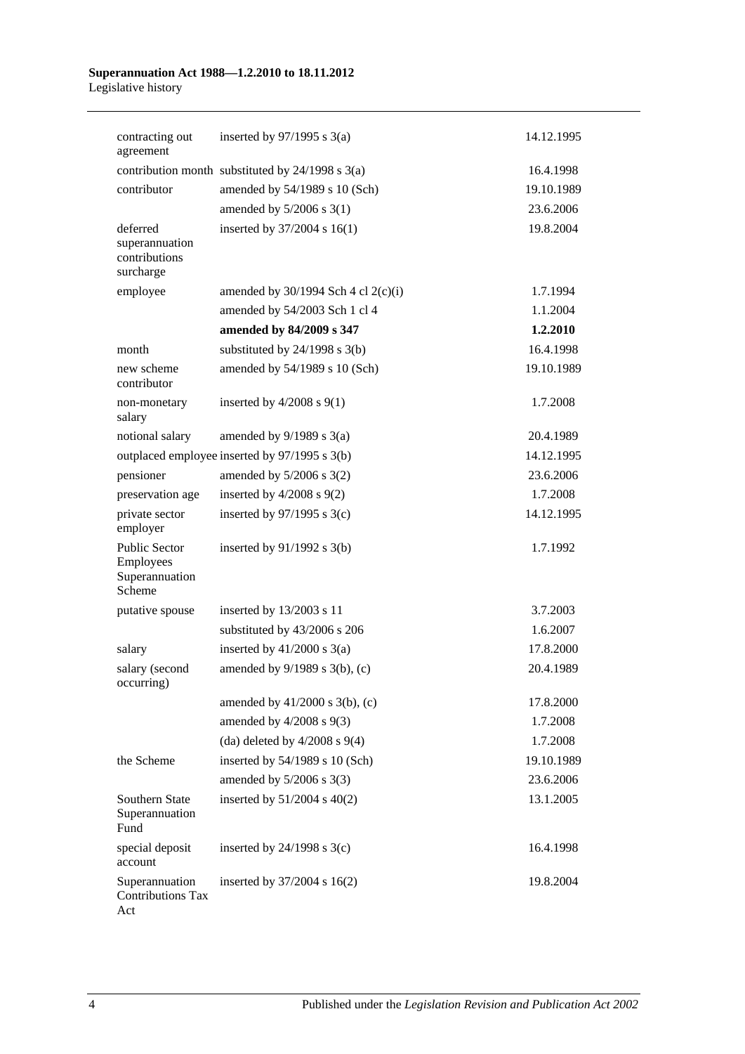| | | |
|---|---|---|
| contracting out agreement | inserted by 97/1995 s 3(a) | 14.12.1995 |
| contribution month | substituted by 24/1998 s 3(a) | 16.4.1998 |
| contributor | amended by 54/1989 s 10 (Sch) | 19.10.1989 |
| | amended by 5/2006 s 3(1) | 23.6.2006 |
| deferred superannuation contributions surcharge | inserted by 37/2004 s 16(1) | 19.8.2004 |
| employee | amended by 30/1994 Sch 4 cl 2(c)(i) | 1.7.1994 |
| | amended by 54/2003 Sch 1 cl 4 | 1.1.2004 |
| | **amended by 84/2009 s 347** | **1.2.2010** |
| month | substituted by 24/1998 s 3(b) | 16.4.1998 |
| new scheme contributor | amended by 54/1989 s 10 (Sch) | 19.10.1989 |
| non-monetary salary | inserted by 4/2008 s 9(1) | 1.7.2008 |
| notional salary | amended by 9/1989 s 3(a) | 20.4.1989 |
| outplaced employee | inserted by 97/1995 s 3(b) | 14.12.1995 |
| pensioner | amended by 5/2006 s 3(2) | 23.6.2006 |
| preservation age | inserted by 4/2008 s 9(2) | 1.7.2008 |
| private sector employer | inserted by 97/1995 s 3(c) | 14.12.1995 |
| Public Sector Employees Superannuation Scheme | inserted by 91/1992 s 3(b) | 1.7.1992 |
| putative spouse | inserted by 13/2003 s 11 | 3.7.2003 |
| | substituted by 43/2006 s 206 | 1.6.2007 |
| salary | inserted by 41/2000 s 3(a) | 17.8.2000 |
| salary (second occurring) | amended by 9/1989 s 3(b), (c) | 20.4.1989 |
| | amended by 41/2000 s 3(b), (c) | 17.8.2000 |
| | amended by 4/2008 s 9(3) | 1.7.2008 |
| | (da) deleted by 4/2008 s 9(4) | 1.7.2008 |
| the Scheme | inserted by 54/1989 s 10 (Sch) | 19.10.1989 |
| | amended by 5/2006 s 3(3) | 23.6.2006 |
| Southern State Superannuation Fund | inserted by 51/2004 s 40(2) | 13.1.2005 |
| special deposit account | inserted by 24/1998 s 3(c) | 16.4.1998 |
| Superannuation Contributions Tax Act | inserted by 37/2004 s 16(2) | 19.8.2004 |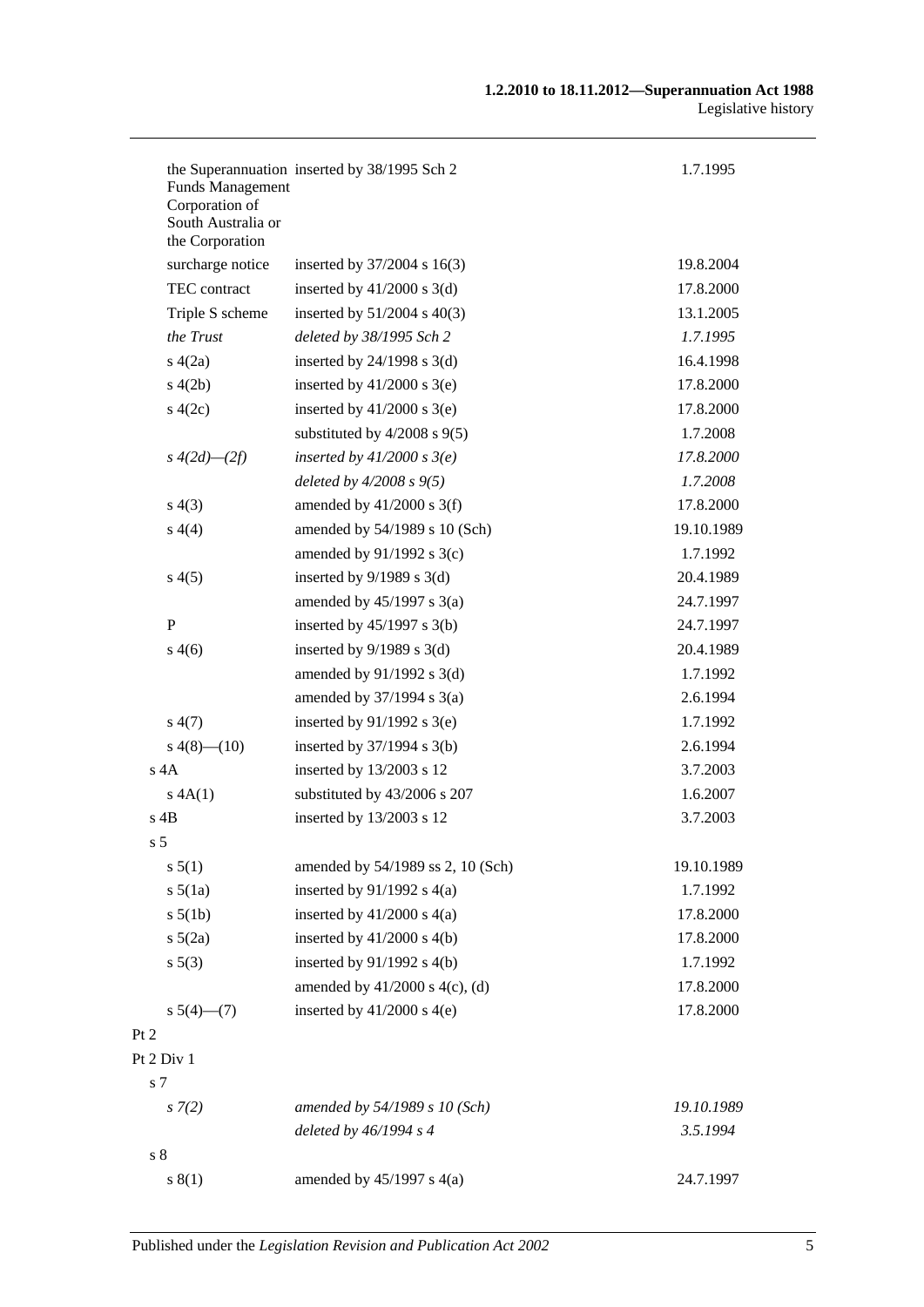| | | |
|---|---|---|
| the Superannuation Funds Management Corporation of South Australia or the Corporation | inserted by 38/1995 Sch 2 | 1.7.1995 |
| surcharge notice | inserted by 37/2004 s 16(3) | 19.8.2004 |
| TEC contract | inserted by 41/2000 s 3(d) | 17.8.2000 |
| Triple S scheme | inserted by 51/2004 s 40(3) | 13.1.2005 |
| *the Trust* | *deleted by 38/1995 Sch 2* | *1.7.1995* |
| s 4(2a) | inserted by 24/1998 s 3(d) | 16.4.1998 |
| s 4(2b) | inserted by 41/2000 s 3(e) | 17.8.2000 |
| s 4(2c) | inserted by 41/2000 s 3(e) | 17.8.2000 |
| | substituted by 4/2008 s 9(5) | 1.7.2008 |
| *s 4(2d)—(2f)* | *inserted by 41/2000 s 3(e)* | *17.8.2000* |
| | *deleted by 4/2008 s 9(5)* | *1.7.2008* |
| s 4(3) | amended by 41/2000 s 3(f) | 17.8.2000 |
| s 4(4) | amended by 54/1989 s 10 (Sch) | 19.10.1989 |
| | amended by 91/1992 s 3(c) | 1.7.1992 |
| s 4(5) | inserted by 9/1989 s 3(d) | 20.4.1989 |
| | amended by 45/1997 s 3(a) | 24.7.1997 |
| P | inserted by 45/1997 s 3(b) | 24.7.1997 |
| s 4(6) | inserted by 9/1989 s 3(d) | 20.4.1989 |
| | amended by 91/1992 s 3(d) | 1.7.1992 |
| | amended by 37/1994 s 3(a) | 2.6.1994 |
| s 4(7) | inserted by 91/1992 s 3(e) | 1.7.1992 |
| s 4(8)—(10) | inserted by 37/1994 s 3(b) | 2.6.1994 |
| s 4A | inserted by 13/2003 s 12 | 3.7.2003 |
| s 4A(1) | substituted by 43/2006 s 207 | 1.6.2007 |
| s 4B | inserted by 13/2003 s 12 | 3.7.2003 |
| s 5 | | |
| s 5(1) | amended by 54/1989 ss 2, 10 (Sch) | 19.10.1989 |
| s 5(1a) | inserted by 91/1992 s 4(a) | 1.7.1992 |
| s 5(1b) | inserted by 41/2000 s 4(a) | 17.8.2000 |
| s 5(2a) | inserted by 41/2000 s 4(b) | 17.8.2000 |
| s 5(3) | inserted by 91/1992 s 4(b) | 1.7.1992 |
| | amended by 41/2000 s 4(c), (d) | 17.8.2000 |
| s 5(4)—(7) | inserted by 41/2000 s 4(e) | 17.8.2000 |
| Pt 2 | | |
| Pt 2 Div 1 | | |
| s 7 | | |
| *s 7(2)* | *amended by 54/1989 s 10 (Sch)* | *19.10.1989* |
| | *deleted by 46/1994 s 4* | *3.5.1994* |
| s 8 | | |
| s 8(1) | amended by 45/1997 s 4(a) | 24.7.1997 |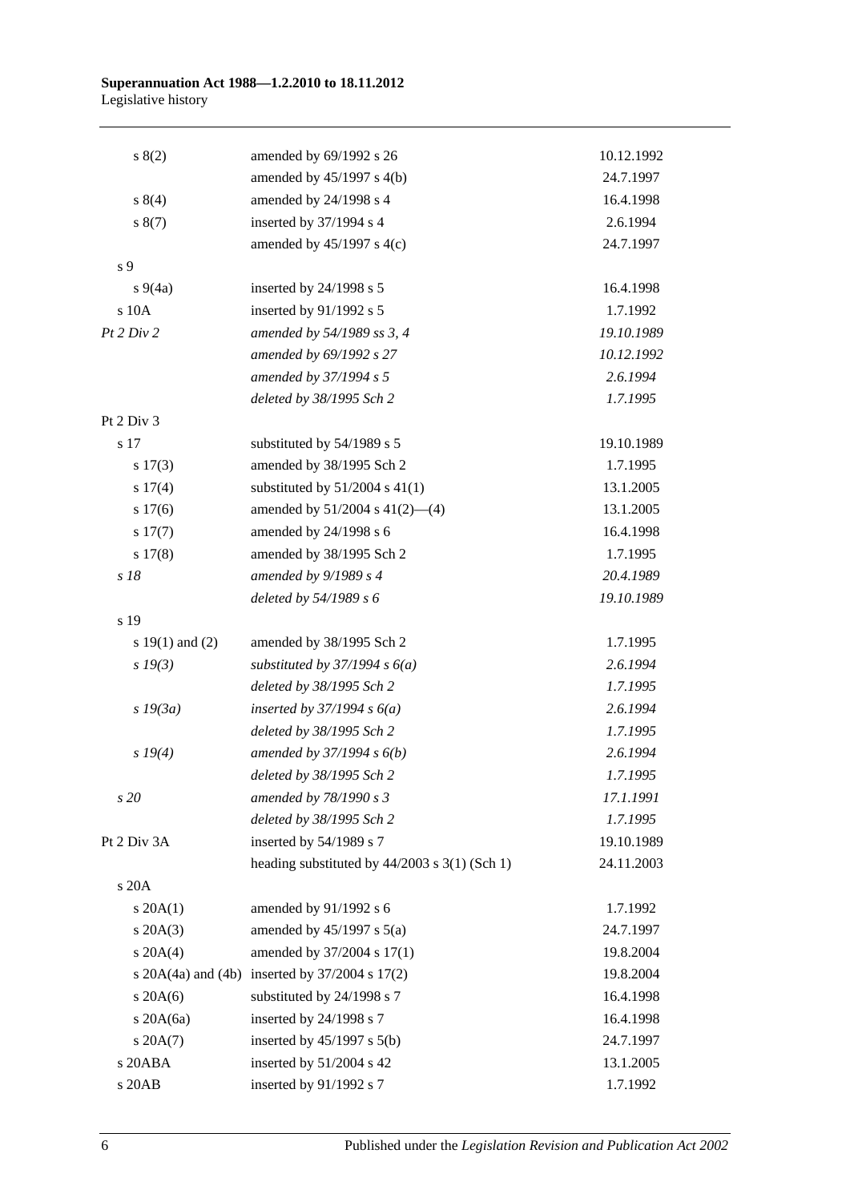| | | |
|---|---|---|
| s 8(2) | amended by 69/1992 s 26 | 10.12.1992 |
| | amended by 45/1997 s 4(b) | 24.7.1997 |
| s 8(4) | amended by 24/1998 s 4 | 16.4.1998 |
| s 8(7) | inserted by 37/1994 s 4 | 2.6.1994 |
| | amended by 45/1997 s 4(c) | 24.7.1997 |
| s 9 | | |
| s 9(4a) | inserted by 24/1998 s 5 | 16.4.1998 |
| s 10A | inserted by 91/1992 s 5 | 1.7.1992 |
| *Pt 2 Div 2* | *amended by 54/1989 ss 3, 4* | *19.10.1989* |
| | *amended by 69/1992 s 27* | *10.12.1992* |
| | *amended by 37/1994 s 5* | *2.6.1994* |
| | *deleted by 38/1995 Sch 2* | *1.7.1995* |
| Pt 2 Div 3 | | |
| s 17 | substituted by 54/1989 s 5 | 19.10.1989 |
| s 17(3) | amended by 38/1995 Sch 2 | 1.7.1995 |
| s 17(4) | substituted by 51/2004 s 41(1) | 13.1.2005 |
| s 17(6) | amended by 51/2004 s 41(2)—(4) | 13.1.2005 |
| s 17(7) | amended by 24/1998 s 6 | 16.4.1998 |
| s 17(8) | amended by 38/1995 Sch 2 | 1.7.1995 |
| *s 18* | *amended by 9/1989 s 4* | *20.4.1989* |
| | *deleted by 54/1989 s 6* | *19.10.1989* |
| s 19 | | |
| s 19(1) and (2) | amended by 38/1995 Sch 2 | 1.7.1995 |
| *s 19(3)* | *substituted by 37/1994 s 6(a)* | *2.6.1994* |
| | *deleted by 38/1995 Sch 2* | *1.7.1995* |
| *s 19(3a)* | *inserted by 37/1994 s 6(a)* | *2.6.1994* |
| | *deleted by 38/1995 Sch 2* | *1.7.1995* |
| *s 19(4)* | *amended by 37/1994 s 6(b)* | *2.6.1994* |
| | *deleted by 38/1995 Sch 2* | *1.7.1995* |
| *s 20* | *amended by 78/1990 s 3* | *17.1.1991* |
| | *deleted by 38/1995 Sch 2* | *1.7.1995* |
| Pt 2 Div 3A | inserted by 54/1989 s 7 | 19.10.1989 |
| | heading substituted by 44/2003 s 3(1) (Sch 1) | 24.11.2003 |
| s 20A | | |
| s 20A(1) | amended by 91/1992 s 6 | 1.7.1992 |
| s 20A(3) | amended by 45/1997 s 5(a) | 24.7.1997 |
| s 20A(4) | amended by 37/2004 s 17(1) | 19.8.2004 |
| s 20A(4a) and (4b) | inserted by 37/2004 s 17(2) | 19.8.2004 |
| s 20A(6) | substituted by 24/1998 s 7 | 16.4.1998 |
| s 20A(6a) | inserted by 24/1998 s 7 | 16.4.1998 |
| s 20A(7) | inserted by 45/1997 s 5(b) | 24.7.1997 |
| s 20ABA | inserted by 51/2004 s 42 | 13.1.2005 |
| s 20AB | inserted by 91/1992 s 7 | 1.7.1992 |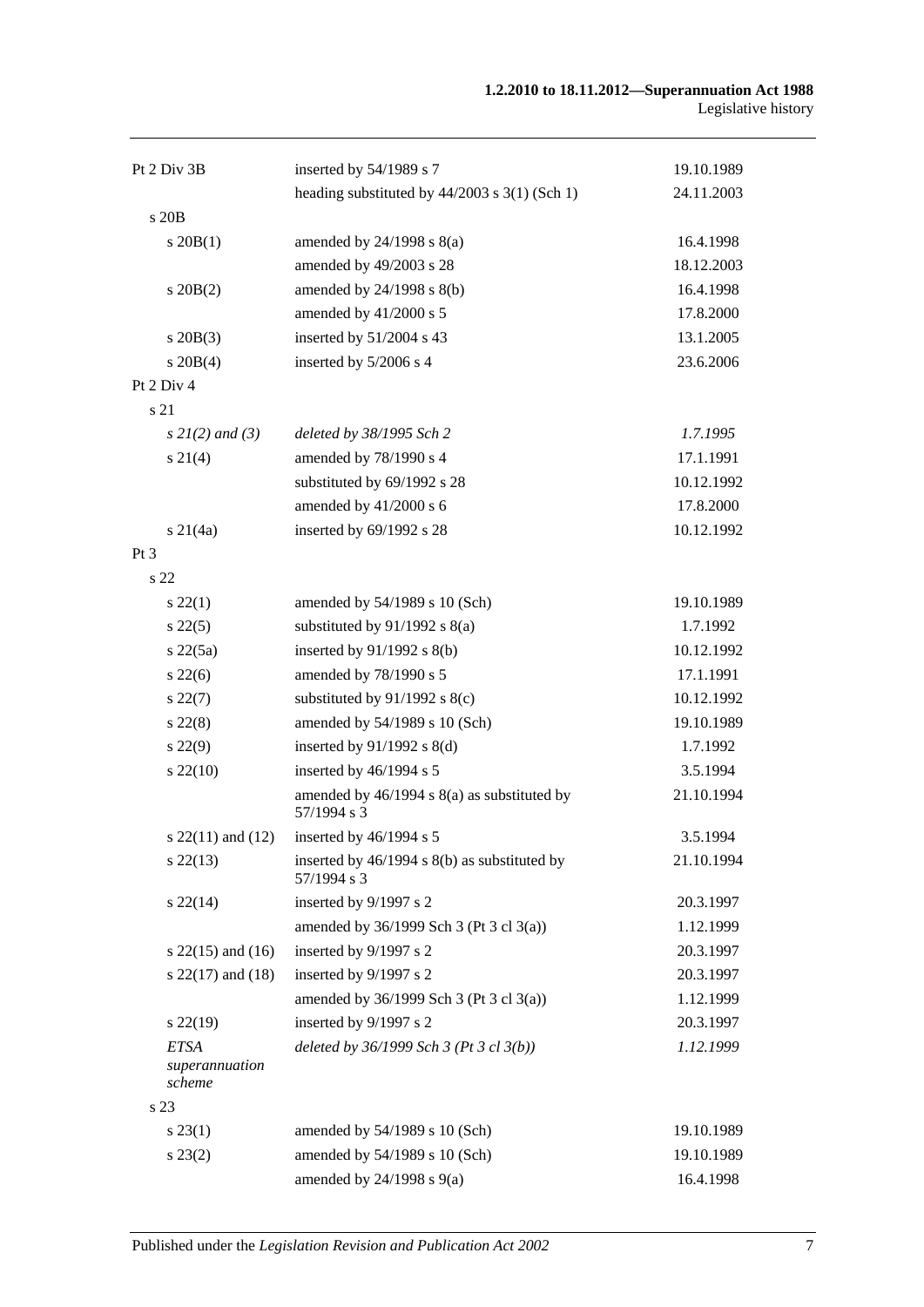| | | |
|---|---|---|
| Pt 2 Div 3B | inserted by 54/1989 s 7 | 19.10.1989 |
| | heading substituted by 44/2003 s 3(1) (Sch 1) | 24.11.2003 |
| s 20B | | |
| s 20B(1) | amended by 24/1998 s 8(a) | 16.4.1998 |
| | amended by 49/2003 s 28 | 18.12.2003 |
| s 20B(2) | amended by 24/1998 s 8(b) | 16.4.1998 |
| | amended by 41/2000 s 5 | 17.8.2000 |
| s 20B(3) | inserted by 51/2004 s 43 | 13.1.2005 |
| s 20B(4) | inserted by 5/2006 s 4 | 23.6.2006 |
| Pt 2 Div 4 | | |
| s 21 | | |
| *s 21(2) and (3)* | *deleted by 38/1995 Sch 2* | *1.7.1995* |
| s 21(4) | amended by 78/1990 s 4 | 17.1.1991 |
| | substituted by 69/1992 s 28 | 10.12.1992 |
| | amended by 41/2000 s 6 | 17.8.2000 |
| s 21(4a) | inserted by 69/1992 s 28 | 10.12.1992 |
| Pt 3 | | |
| s 22 | | |
| s 22(1) | amended by 54/1989 s 10 (Sch) | 19.10.1989 |
| s 22(5) | substituted by 91/1992 s 8(a) | 1.7.1992 |
| s 22(5a) | inserted by 91/1992 s 8(b) | 10.12.1992 |
| s 22(6) | amended by 78/1990 s 5 | 17.1.1991 |
| s 22(7) | substituted by 91/1992 s 8(c) | 10.12.1992 |
| s 22(8) | amended by 54/1989 s 10 (Sch) | 19.10.1989 |
| s 22(9) | inserted by 91/1992 s 8(d) | 1.7.1992 |
| s 22(10) | inserted by 46/1994 s 5 | 3.5.1994 |
| | amended by 46/1994 s 8(a) as substituted by 57/1994 s 3 | 21.10.1994 |
| s 22(11) and (12) | inserted by 46/1994 s 5 | 3.5.1994 |
| s 22(13) | inserted by 46/1994 s 8(b) as substituted by 57/1994 s 3 | 21.10.1994 |
| s 22(14) | inserted by 9/1997 s 2 | 20.3.1997 |
| | amended by 36/1999 Sch 3 (Pt 3 cl 3(a)) | 1.12.1999 |
| s 22(15) and (16) | inserted by 9/1997 s 2 | 20.3.1997 |
| s 22(17) and (18) | inserted by 9/1997 s 2 | 20.3.1997 |
| | amended by 36/1999 Sch 3 (Pt 3 cl 3(a)) | 1.12.1999 |
| s 22(19) | inserted by 9/1997 s 2 | 20.3.1997 |
| *ETSA superannuation scheme* | *deleted by 36/1999 Sch 3 (Pt 3 cl 3(b))* | *1.12.1999* |
| s 23 | | |
| s 23(1) | amended by 54/1989 s 10 (Sch) | 19.10.1989 |
| s 23(2) | amended by 54/1989 s 10 (Sch) | 19.10.1989 |
| | amended by 24/1998 s 9(a) | 16.4.1998 |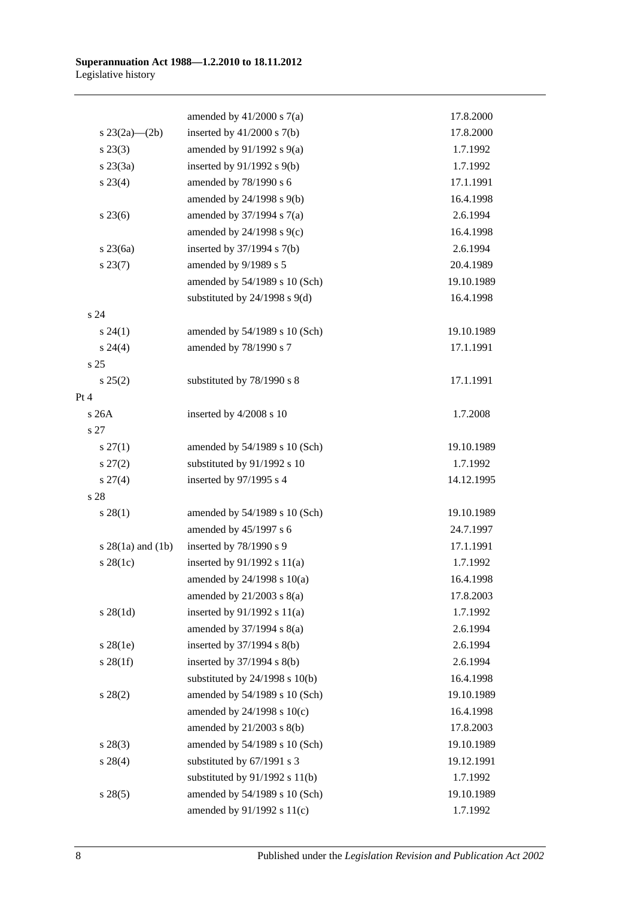| | | |
|---|---|---|
| | amended by 41/2000 s 7(a) | 17.8.2000 |
| s 23(2a)—(2b) | inserted by 41/2000 s 7(b) | 17.8.2000 |
| s 23(3) | amended by 91/1992 s 9(a) | 1.7.1992 |
| s 23(3a) | inserted by 91/1992 s 9(b) | 1.7.1992 |
| s 23(4) | amended by 78/1990 s 6 | 17.1.1991 |
| | amended by 24/1998 s 9(b) | 16.4.1998 |
| s 23(6) | amended by 37/1994 s 7(a) | 2.6.1994 |
| | amended by 24/1998 s 9(c) | 16.4.1998 |
| s 23(6a) | inserted by 37/1994 s 7(b) | 2.6.1994 |
| s 23(7) | amended by 9/1989 s 5 | 20.4.1989 |
| | amended by 54/1989 s 10 (Sch) | 19.10.1989 |
| | substituted by 24/1998 s 9(d) | 16.4.1998 |
| s 24 | | |
| s 24(1) | amended by 54/1989 s 10 (Sch) | 19.10.1989 |
| s 24(4) | amended by 78/1990 s 7 | 17.1.1991 |
| s 25 | | |
| s 25(2) | substituted by 78/1990 s 8 | 17.1.1991 |
| Pt 4 | | |
| s 26A | inserted by 4/2008 s 10 | 1.7.2008 |
| s 27 | | |
| s 27(1) | amended by 54/1989 s 10 (Sch) | 19.10.1989 |
| s 27(2) | substituted by 91/1992 s 10 | 1.7.1992 |
| s 27(4) | inserted by 97/1995 s 4 | 14.12.1995 |
| s 28 | | |
| s 28(1) | amended by 54/1989 s 10 (Sch) | 19.10.1989 |
| | amended by 45/1997 s 6 | 24.7.1997 |
| s 28(1a) and (1b) | inserted by 78/1990 s 9 | 17.1.1991 |
| s 28(1c) | inserted by 91/1992 s 11(a) | 1.7.1992 |
| | amended by 24/1998 s 10(a) | 16.4.1998 |
| | amended by 21/2003 s 8(a) | 17.8.2003 |
| s 28(1d) | inserted by 91/1992 s 11(a) | 1.7.1992 |
| | amended by 37/1994 s 8(a) | 2.6.1994 |
| s 28(1e) | inserted by 37/1994 s 8(b) | 2.6.1994 |
| s 28(1f) | inserted by 37/1994 s 8(b) | 2.6.1994 |
| | substituted by 24/1998 s 10(b) | 16.4.1998 |
| s 28(2) | amended by 54/1989 s 10 (Sch) | 19.10.1989 |
| | amended by 24/1998 s 10(c) | 16.4.1998 |
| | amended by 21/2003 s 8(b) | 17.8.2003 |
| s 28(3) | amended by 54/1989 s 10 (Sch) | 19.10.1989 |
| s 28(4) | substituted by 67/1991 s 3 | 19.12.1991 |
| | substituted by 91/1992 s 11(b) | 1.7.1992 |
| s 28(5) | amended by 54/1989 s 10 (Sch) | 19.10.1989 |
| | amended by 91/1992 s 11(c) | 1.7.1992 |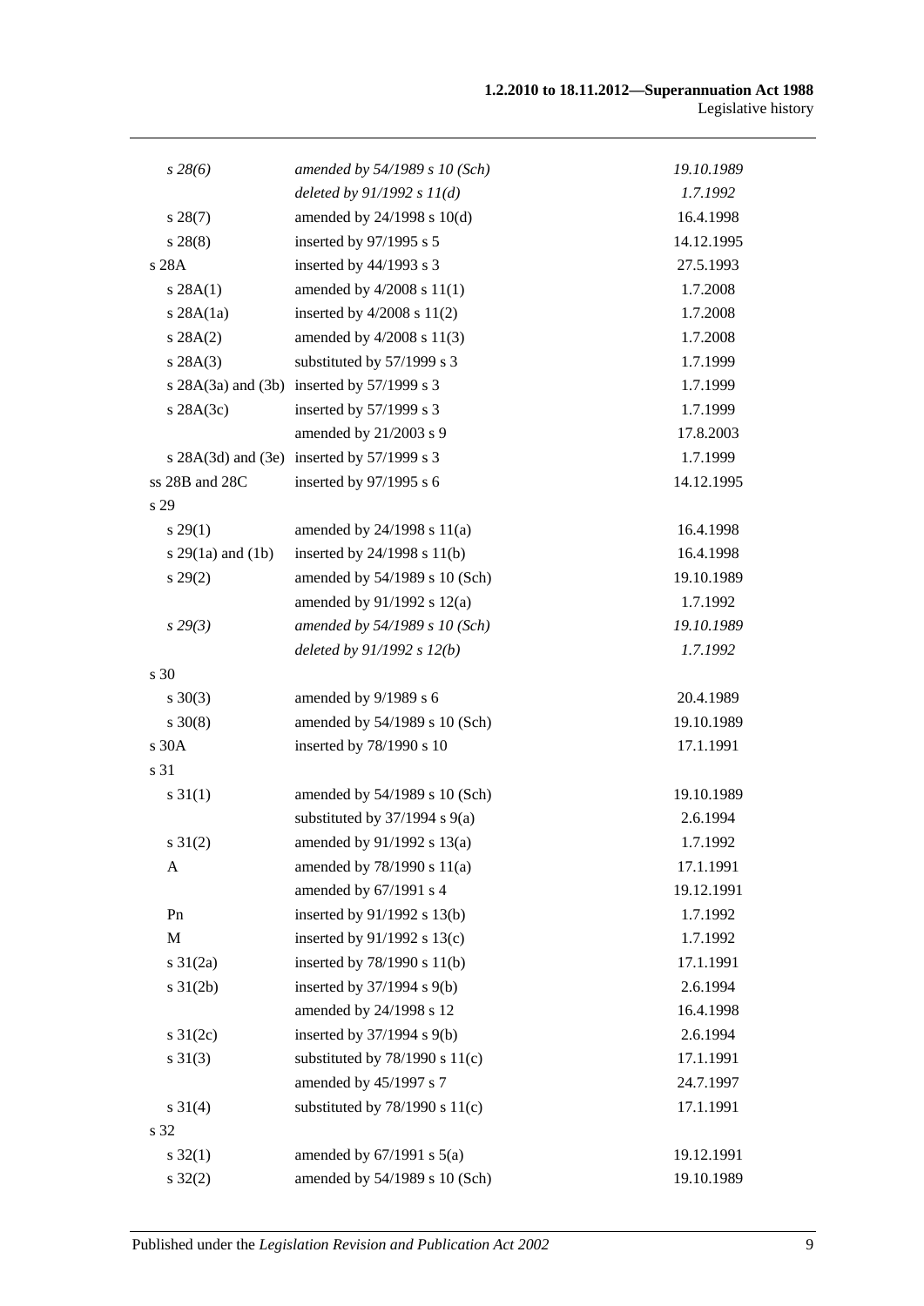| | | |
|---|---|---|
| *s 28(6)* | *amended by 54/1989 s 10 (Sch)* | *19.10.1989* |
| | *deleted by 91/1992 s 11(d)* | *1.7.1992* |
| s 28(7) | amended by 24/1998 s 10(d) | 16.4.1998 |
| s 28(8) | inserted by 97/1995 s 5 | 14.12.1995 |
| s 28A | inserted by 44/1993 s 3 | 27.5.1993 |
| s 28A(1) | amended by 4/2008 s 11(1) | 1.7.2008 |
| s 28A(1a) | inserted by 4/2008 s 11(2) | 1.7.2008 |
| s 28A(2) | amended by 4/2008 s 11(3) | 1.7.2008 |
| s 28A(3) | substituted by 57/1999 s 3 | 1.7.1999 |
| s 28A(3a) and (3b) | inserted by 57/1999 s 3 | 1.7.1999 |
| s 28A(3c) | inserted by 57/1999 s 3 | 1.7.1999 |
| | amended by 21/2003 s 9 | 17.8.2003 |
| s 28A(3d) and (3e) | inserted by 57/1999 s 3 | 1.7.1999 |
| ss 28B and 28C | inserted by 97/1995 s 6 | 14.12.1995 |
| s 29 | | |
| s 29(1) | amended by 24/1998 s 11(a) | 16.4.1998 |
| s 29(1a) and (1b) | inserted by 24/1998 s 11(b) | 16.4.1998 |
| s 29(2) | amended by 54/1989 s 10 (Sch) | 19.10.1989 |
| | amended by 91/1992 s 12(a) | 1.7.1992 |
| *s 29(3)* | *amended by 54/1989 s 10 (Sch)* | *19.10.1989* |
| | *deleted by 91/1992 s 12(b)* | *1.7.1992* |
| s 30 | | |
| s 30(3) | amended by 9/1989 s 6 | 20.4.1989 |
| s 30(8) | amended by 54/1989 s 10 (Sch) | 19.10.1989 |
| s 30A | inserted by 78/1990 s 10 | 17.1.1991 |
| s 31 | | |
| s 31(1) | amended by 54/1989 s 10 (Sch) | 19.10.1989 |
| | substituted by 37/1994 s 9(a) | 2.6.1994 |
| s 31(2) | amended by 91/1992 s 13(a) | 1.7.1992 |
| A | amended by 78/1990 s 11(a) | 17.1.1991 |
| | amended by 67/1991 s 4 | 19.12.1991 |
| Pn | inserted by 91/1992 s 13(b) | 1.7.1992 |
| M | inserted by 91/1992 s 13(c) | 1.7.1992 |
| s 31(2a) | inserted by 78/1990 s 11(b) | 17.1.1991 |
| s 31(2b) | inserted by 37/1994 s 9(b) | 2.6.1994 |
| | amended by 24/1998 s 12 | 16.4.1998 |
| s 31(2c) | inserted by 37/1994 s 9(b) | 2.6.1994 |
| s 31(3) | substituted by 78/1990 s 11(c) | 17.1.1991 |
| | amended by 45/1997 s 7 | 24.7.1997 |
| s 31(4) | substituted by 78/1990 s 11(c) | 17.1.1991 |
| s 32 | | |
| s 32(1) | amended by 67/1991 s 5(a) | 19.12.1991 |
| s 32(2) | amended by 54/1989 s 10 (Sch) | 19.10.1989 |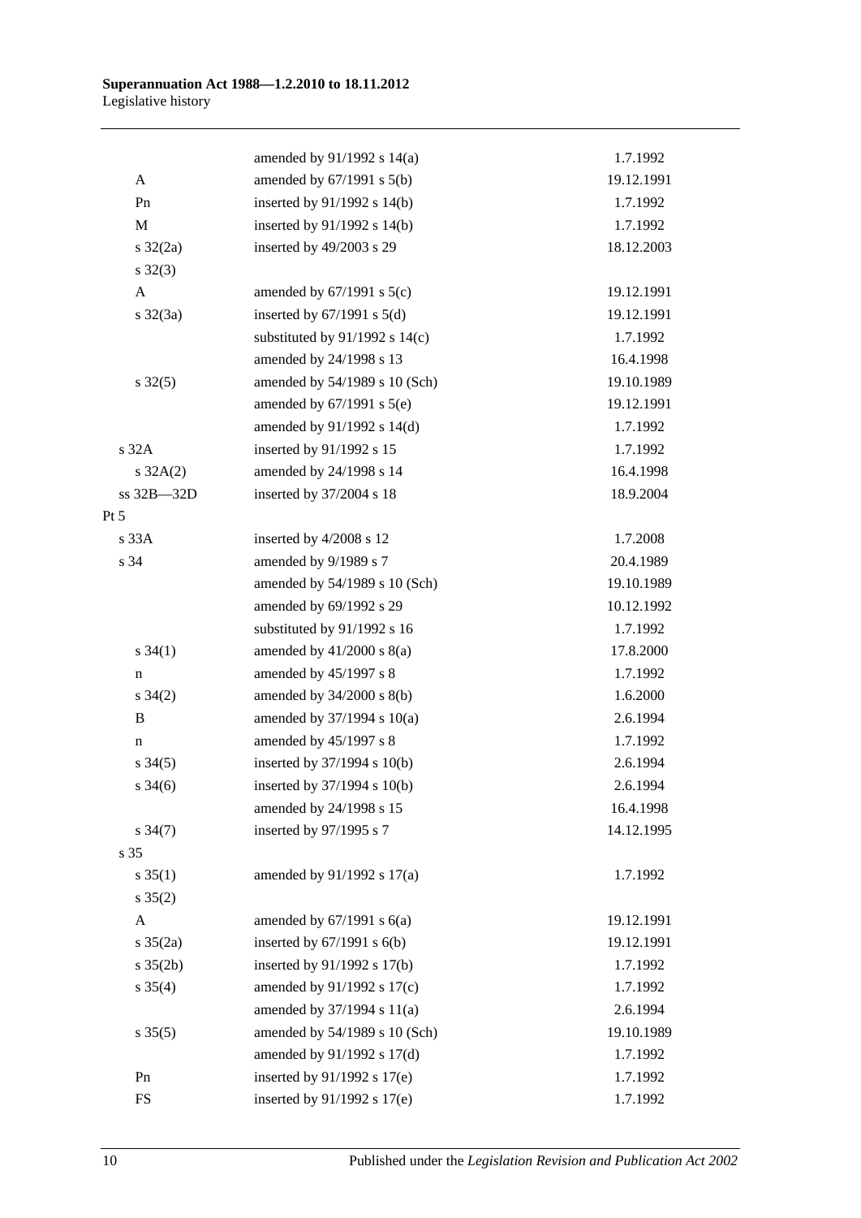| | | |
|---|---|---|
| | amended by 91/1992 s 14(a) | 1.7.1992 |
| A | amended by 67/1991 s 5(b) | 19.12.1991 |
| Pn | inserted by 91/1992 s 14(b) | 1.7.1992 |
| M | inserted by 91/1992 s 14(b) | 1.7.1992 |
| s 32(2a) | inserted by 49/2003 s 29 | 18.12.2003 |
| s 32(3) | | |
| A | amended by 67/1991 s 5(c) | 19.12.1991 |
| s 32(3a) | inserted by 67/1991 s 5(d) | 19.12.1991 |
| | substituted by 91/1992 s 14(c) | 1.7.1992 |
| | amended by 24/1998 s 13 | 16.4.1998 |
| s 32(5) | amended by 54/1989 s 10 (Sch) | 19.10.1989 |
| | amended by 67/1991 s 5(e) | 19.12.1991 |
| | amended by 91/1992 s 14(d) | 1.7.1992 |
| s 32A | inserted by 91/1992 s 15 | 1.7.1992 |
| s 32A(2) | amended by 24/1998 s 14 | 16.4.1998 |
| ss 32B—32D | inserted by 37/2004 s 18 | 18.9.2004 |
| Pt 5 | | |
| s 33A | inserted by 4/2008 s 12 | 1.7.2008 |
| s 34 | amended by 9/1989 s 7 | 20.4.1989 |
| | amended by 54/1989 s 10 (Sch) | 19.10.1989 |
| | amended by 69/1992 s 29 | 10.12.1992 |
| | substituted by 91/1992 s 16 | 1.7.1992 |
| s 34(1) | amended by 41/2000 s 8(a) | 17.8.2000 |
| n | amended by 45/1997 s 8 | 1.7.1992 |
| s 34(2) | amended by 34/2000 s 8(b) | 1.6.2000 |
| B | amended by 37/1994 s 10(a) | 2.6.1994 |
| n | amended by 45/1997 s 8 | 1.7.1992 |
| s 34(5) | inserted by 37/1994 s 10(b) | 2.6.1994 |
| s 34(6) | inserted by 37/1994 s 10(b) | 2.6.1994 |
| | amended by 24/1998 s 15 | 16.4.1998 |
| s 34(7) | inserted by 97/1995 s 7 | 14.12.1995 |
| s 35 | | |
| s 35(1) | amended by 91/1992 s 17(a) | 1.7.1992 |
| s 35(2) | | |
| A | amended by 67/1991 s 6(a) | 19.12.1991 |
| s 35(2a) | inserted by 67/1991 s 6(b) | 19.12.1991 |
| s 35(2b) | inserted by 91/1992 s 17(b) | 1.7.1992 |
| s 35(4) | amended by 91/1992 s 17(c) | 1.7.1992 |
| | amended by 37/1994 s 11(a) | 2.6.1994 |
| s 35(5) | amended by 54/1989 s 10 (Sch) | 19.10.1989 |
| | amended by 91/1992 s 17(d) | 1.7.1992 |
| Pn | inserted by 91/1992 s 17(e) | 1.7.1992 |
| FS | inserted by 91/1992 s 17(e) | 1.7.1992 |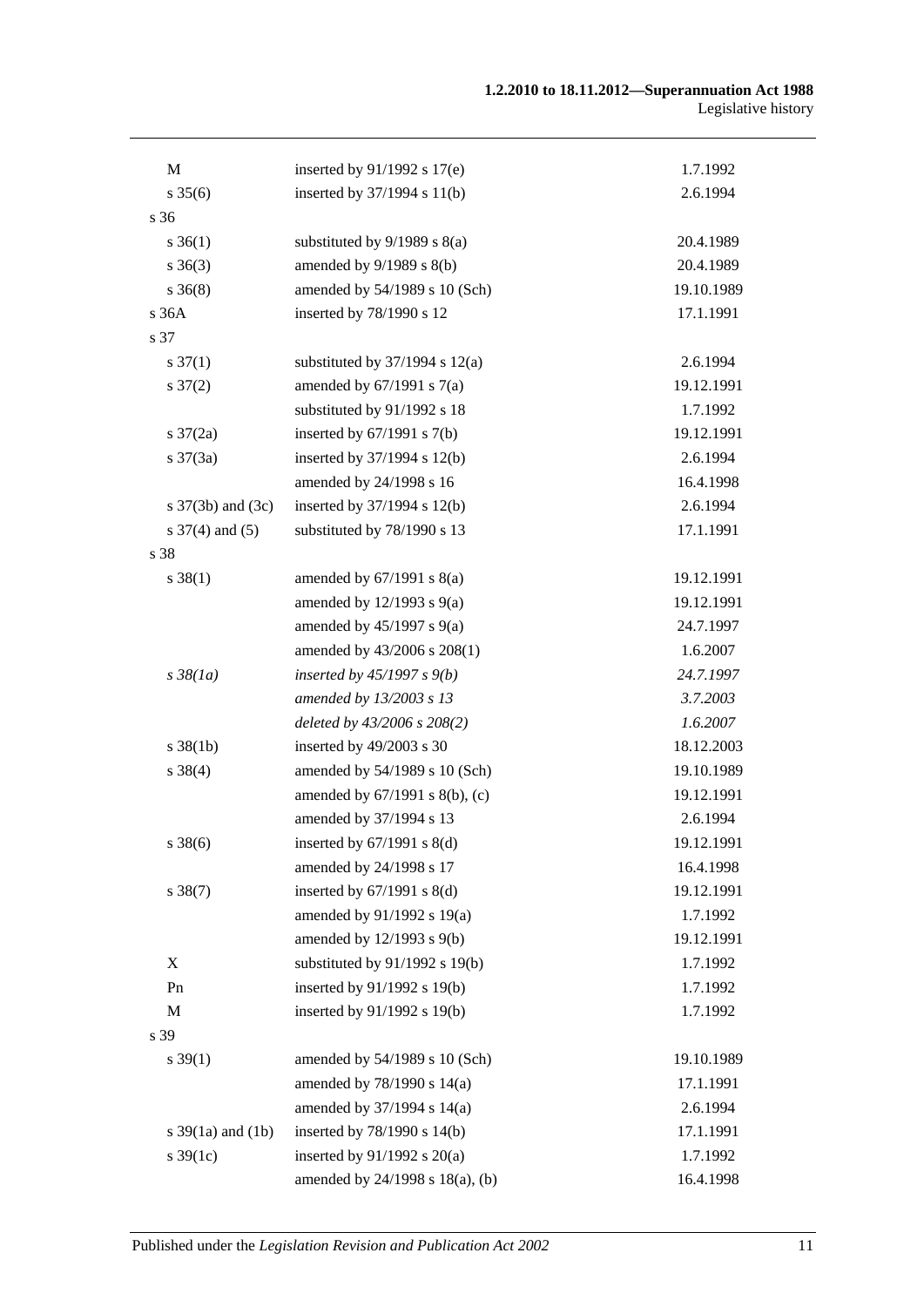| | | |
|---|---|---|
| M | inserted by 91/1992 s 17(e) | 1.7.1992 |
| s 35(6) | inserted by 37/1994 s 11(b) | 2.6.1994 |
| s 36 | | |
| s 36(1) | substituted by 9/1989 s 8(a) | 20.4.1989 |
| s 36(3) | amended by 9/1989 s 8(b) | 20.4.1989 |
| s 36(8) | amended by 54/1989 s 10 (Sch) | 19.10.1989 |
| s 36A | inserted by 78/1990 s 12 | 17.1.1991 |
| s 37 | | |
| s 37(1) | substituted by 37/1994 s 12(a) | 2.6.1994 |
| s 37(2) | amended by 67/1991 s 7(a) | 19.12.1991 |
| | substituted by 91/1992 s 18 | 1.7.1992 |
| s 37(2a) | inserted by 67/1991 s 7(b) | 19.12.1991 |
| s 37(3a) | inserted by 37/1994 s 12(b) | 2.6.1994 |
| | amended by 24/1998 s 16 | 16.4.1998 |
| s 37(3b) and (3c) | inserted by 37/1994 s 12(b) | 2.6.1994 |
| s 37(4) and (5) | substituted by 78/1990 s 13 | 17.1.1991 |
| s 38 | | |
| s 38(1) | amended by 67/1991 s 8(a) | 19.12.1991 |
| | amended by 12/1993 s 9(a) | 19.12.1991 |
| | amended by 45/1997 s 9(a) | 24.7.1997 |
| | amended by 43/2006 s 208(1) | 1.6.2007 |
| *s 38(1a)* | *inserted by 45/1997 s 9(b)* | *24.7.1997* |
| | *amended by 13/2003 s 13* | *3.7.2003* |
| | *deleted by 43/2006 s 208(2)* | *1.6.2007* |
| s 38(1b) | inserted by 49/2003 s 30 | 18.12.2003 |
| s 38(4) | amended by 54/1989 s 10 (Sch) | 19.10.1989 |
| | amended by 67/1991 s 8(b), (c) | 19.12.1991 |
| | amended by 37/1994 s 13 | 2.6.1994 |
| s 38(6) | inserted by 67/1991 s 8(d) | 19.12.1991 |
| | amended by 24/1998 s 17 | 16.4.1998 |
| s 38(7) | inserted by 67/1991 s 8(d) | 19.12.1991 |
| | amended by 91/1992 s 19(a) | 1.7.1992 |
| | amended by 12/1993 s 9(b) | 19.12.1991 |
| X | substituted by 91/1992 s 19(b) | 1.7.1992 |
| Pn | inserted by 91/1992 s 19(b) | 1.7.1992 |
| M | inserted by 91/1992 s 19(b) | 1.7.1992 |
| s 39 | | |
| s 39(1) | amended by 54/1989 s 10 (Sch) | 19.10.1989 |
| | amended by 78/1990 s 14(a) | 17.1.1991 |
| | amended by 37/1994 s 14(a) | 2.6.1994 |
| s 39(1a) and (1b) | inserted by 78/1990 s 14(b) | 17.1.1991 |
| s 39(1c) | inserted by 91/1992 s 20(a) | 1.7.1992 |
| | amended by 24/1998 s 18(a), (b) | 16.4.1998 |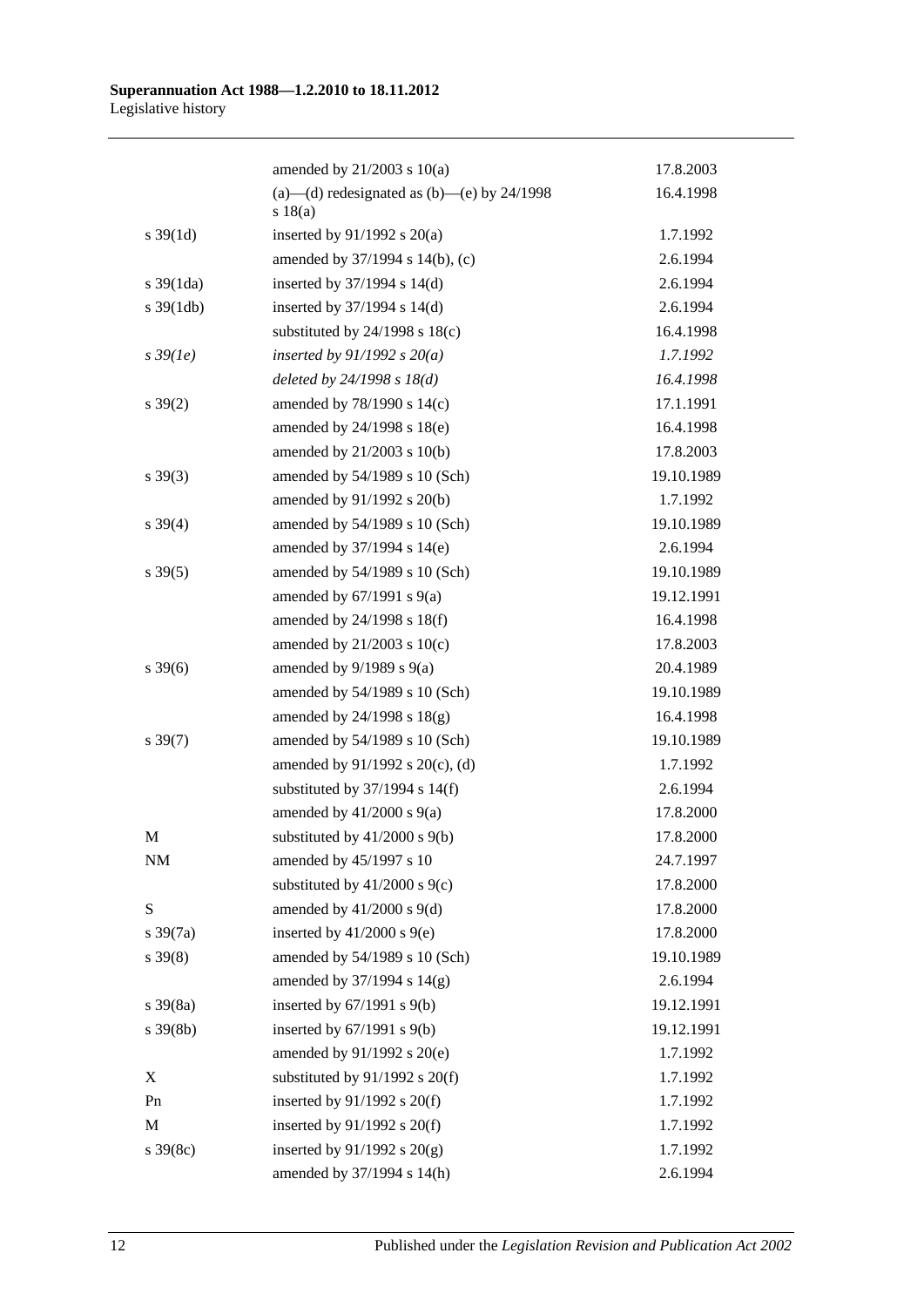| | | |
|---|---|---|
| | amended by 21/2003 s 10(a) | 17.8.2003 |
| | (a)—(d) redesignated as (b)—(e) by 24/1998 s 18(a) | 16.4.1998 |
| s 39(1d) | inserted by 91/1992 s 20(a) | 1.7.1992 |
| | amended by 37/1994 s 14(b), (c) | 2.6.1994 |
| s 39(1da) | inserted by 37/1994 s 14(d) | 2.6.1994 |
| s 39(1db) | inserted by 37/1994 s 14(d) | 2.6.1994 |
| | substituted by 24/1998 s 18(c) | 16.4.1998 |
| *s 39(1e)* | *inserted by 91/1992 s 20(a)* | *1.7.1992* |
| | *deleted by 24/1998 s 18(d)* | *16.4.1998* |
| s 39(2) | amended by 78/1990 s 14(c) | 17.1.1991 |
| | amended by 24/1998 s 18(e) | 16.4.1998 |
| | amended by 21/2003 s 10(b) | 17.8.2003 |
| s 39(3) | amended by 54/1989 s 10 (Sch) | 19.10.1989 |
| | amended by 91/1992 s 20(b) | 1.7.1992 |
| s 39(4) | amended by 54/1989 s 10 (Sch) | 19.10.1989 |
| | amended by 37/1994 s 14(e) | 2.6.1994 |
| s 39(5) | amended by 54/1989 s 10 (Sch) | 19.10.1989 |
| | amended by 67/1991 s 9(a) | 19.12.1991 |
| | amended by 24/1998 s 18(f) | 16.4.1998 |
| | amended by 21/2003 s 10(c) | 17.8.2003 |
| s 39(6) | amended by 9/1989 s 9(a) | 20.4.1989 |
| | amended by 54/1989 s 10 (Sch) | 19.10.1989 |
| | amended by 24/1998 s 18(g) | 16.4.1998 |
| s 39(7) | amended by 54/1989 s 10 (Sch) | 19.10.1989 |
| | amended by 91/1992 s 20(c), (d) | 1.7.1992 |
| | substituted by 37/1994 s 14(f) | 2.6.1994 |
| | amended by 41/2000 s 9(a) | 17.8.2000 |
| M | substituted by 41/2000 s 9(b) | 17.8.2000 |
| NM | amended by 45/1997 s 10 | 24.7.1997 |
| | substituted by 41/2000 s 9(c) | 17.8.2000 |
| S | amended by 41/2000 s 9(d) | 17.8.2000 |
| s 39(7a) | inserted by 41/2000 s 9(e) | 17.8.2000 |
| s 39(8) | amended by 54/1989 s 10 (Sch) | 19.10.1989 |
| | amended by 37/1994 s 14(g) | 2.6.1994 |
| s 39(8a) | inserted by 67/1991 s 9(b) | 19.12.1991 |
| s 39(8b) | inserted by 67/1991 s 9(b) | 19.12.1991 |
| | amended by 91/1992 s 20(e) | 1.7.1992 |
| X | substituted by 91/1992 s 20(f) | 1.7.1992 |
| Pn | inserted by 91/1992 s 20(f) | 1.7.1992 |
| M | inserted by 91/1992 s 20(f) | 1.7.1992 |
| s 39(8c) | inserted by 91/1992 s 20(g) | 1.7.1992 |
| | amended by 37/1994 s 14(h) | 2.6.1994 |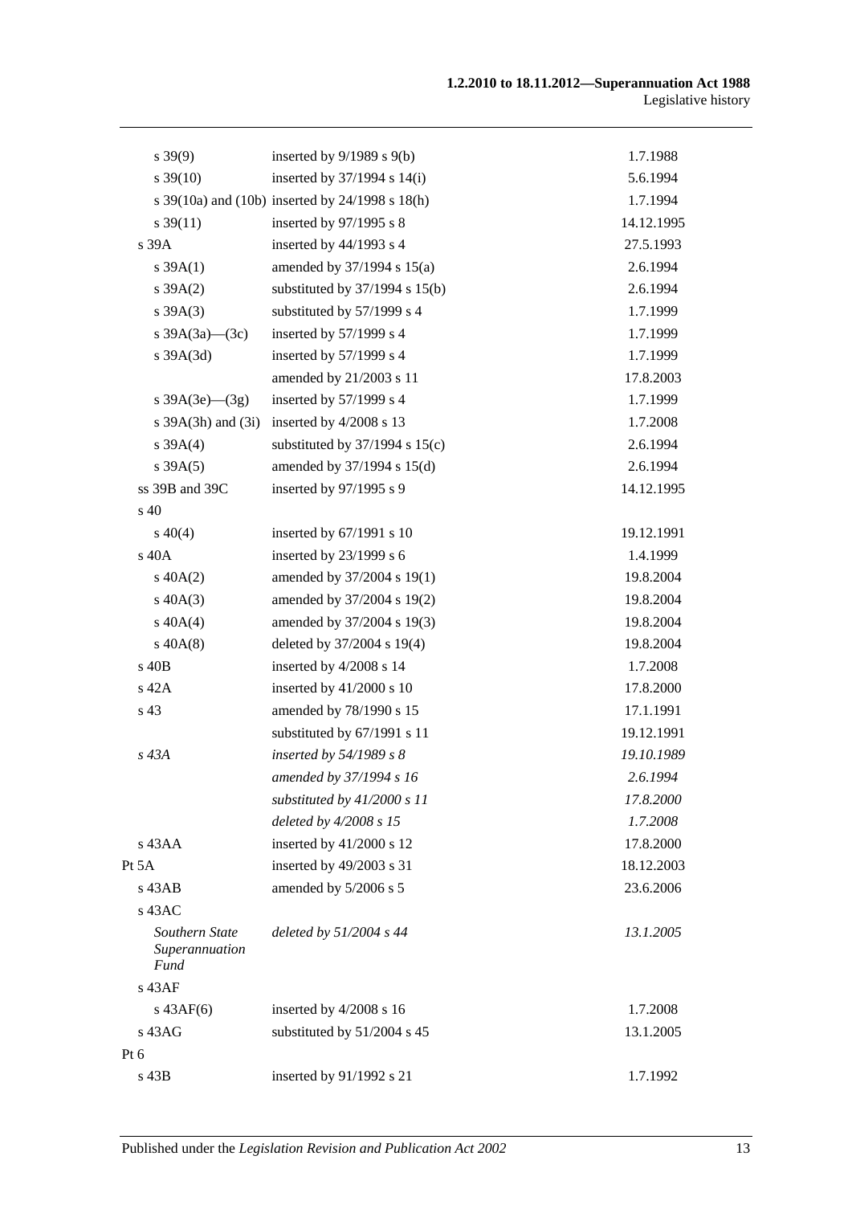| | | |
|---|---|---|
| s 39(9) | inserted by 9/1989 s 9(b) | 1.7.1988 |
| s 39(10) | inserted by 37/1994 s 14(i) | 5.6.1994 |
| s 39(10a) and (10b) | inserted by 24/1998 s 18(h) | 1.7.1994 |
| s 39(11) | inserted by 97/1995 s 8 | 14.12.1995 |
| s 39A | inserted by 44/1993 s 4 | 27.5.1993 |
| s 39A(1) | amended by 37/1994 s 15(a) | 2.6.1994 |
| s 39A(2) | substituted by 37/1994 s 15(b) | 2.6.1994 |
| s 39A(3) | substituted by 57/1999 s 4 | 1.7.1999 |
| s 39A(3a)—(3c) | inserted by 57/1999 s 4 | 1.7.1999 |
| s 39A(3d) | inserted by 57/1999 s 4 | 1.7.1999 |
| | amended by 21/2003 s 11 | 17.8.2003 |
| s 39A(3e)—(3g) | inserted by 57/1999 s 4 | 1.7.1999 |
| s 39A(3h) and (3i) | inserted by 4/2008 s 13 | 1.7.2008 |
| s 39A(4) | substituted by 37/1994 s 15(c) | 2.6.1994 |
| s 39A(5) | amended by 37/1994 s 15(d) | 2.6.1994 |
| ss 39B and 39C | inserted by 97/1995 s 9 | 14.12.1995 |
| s 40 | | |
| s 40(4) | inserted by 67/1991 s 10 | 19.12.1991 |
| s 40A | inserted by 23/1999 s 6 | 1.4.1999 |
| s 40A(2) | amended by 37/2004 s 19(1) | 19.8.2004 |
| s 40A(3) | amended by 37/2004 s 19(2) | 19.8.2004 |
| s 40A(4) | amended by 37/2004 s 19(3) | 19.8.2004 |
| s 40A(8) | deleted by 37/2004 s 19(4) | 19.8.2004 |
| s 40B | inserted by 4/2008 s 14 | 1.7.2008 |
| s 42A | inserted by 41/2000 s 10 | 17.8.2000 |
| s 43 | amended by 78/1990 s 15 | 17.1.1991 |
| | substituted by 67/1991 s 11 | 19.12.1991 |
| *s 43A* | *inserted by 54/1989 s 8* | *19.10.1989* |
| | *amended by 37/1994 s 16* | *2.6.1994* |
| | *substituted by 41/2000 s 11* | *17.8.2000* |
| | *deleted by 4/2008 s 15* | *1.7.2008* |
| s 43AA | inserted by 41/2000 s 12 | 17.8.2000 |
| Pt 5A | inserted by 49/2003 s 31 | 18.12.2003 |
| s 43AB | amended by 5/2006 s 5 | 23.6.2006 |
| s 43AC | | |
| *Southern State Superannuation Fund* | *deleted by 51/2004 s 44* | *13.1.2005* |
| s 43AF | | |
| s 43AF(6) | inserted by 4/2008 s 16 | 1.7.2008 |
| s 43AG | substituted by 51/2004 s 45 | 13.1.2005 |
| Pt 6 | | |
| s 43B | inserted by 91/1992 s 21 | 1.7.1992 |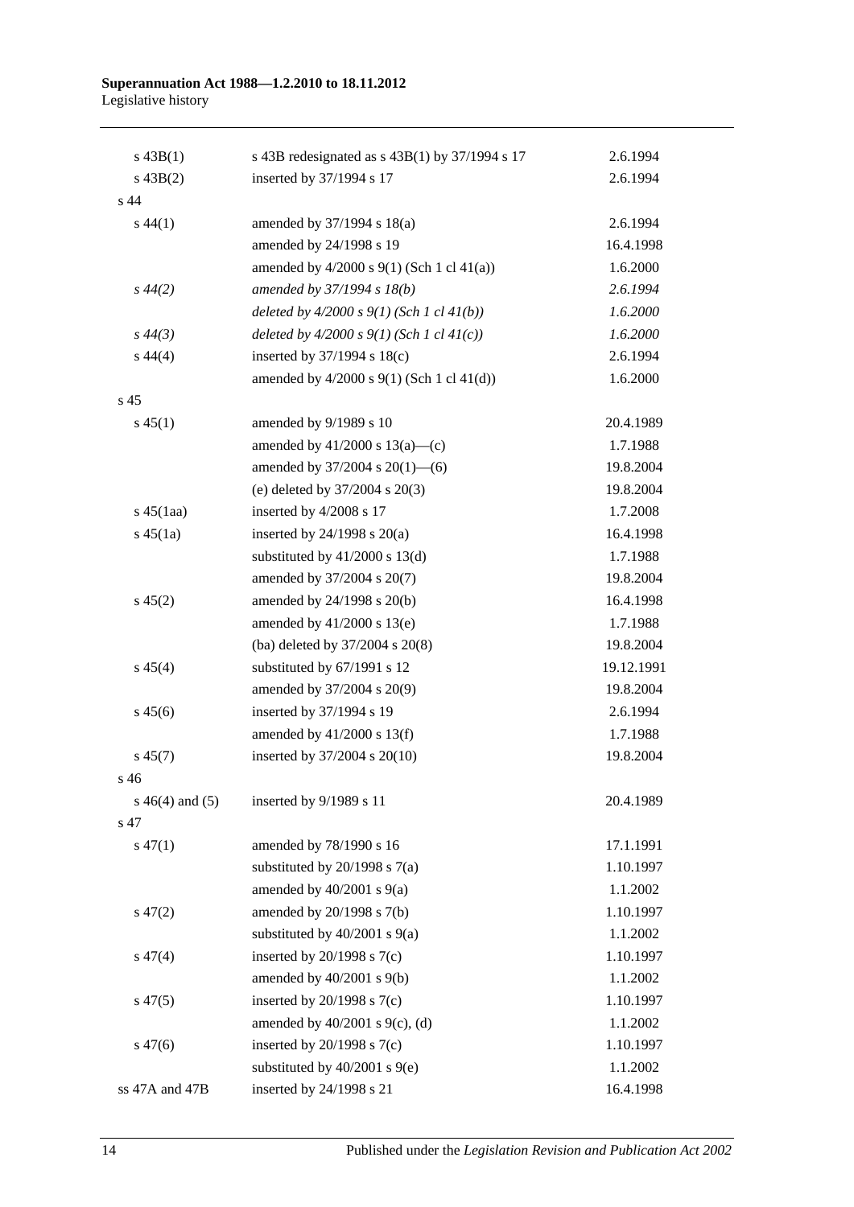| | | |
|---|---|---|
| s 43B(1) | s 43B redesignated as s 43B(1) by 37/1994 s 17 | 2.6.1994 |
| s 43B(2) | inserted by 37/1994 s 17 | 2.6.1994 |
| s 44 | | |
| s 44(1) | amended by 37/1994 s 18(a) | 2.6.1994 |
| | amended by 24/1998 s 19 | 16.4.1998 |
| | amended by 4/2000 s 9(1) (Sch 1 cl 41(a)) | 1.6.2000 |
| *s 44(2)* | *amended by 37/1994 s 18(b)* | *2.6.1994* |
| | *deleted by 4/2000 s 9(1) (Sch 1 cl 41(b))* | *1.6.2000* |
| *s 44(3)* | *deleted by 4/2000 s 9(1) (Sch 1 cl 41(c))* | *1.6.2000* |
| s 44(4) | inserted by 37/1994 s 18(c) | 2.6.1994 |
| | amended by 4/2000 s 9(1) (Sch 1 cl 41(d)) | 1.6.2000 |
| s 45 | | |
| s 45(1) | amended by 9/1989 s 10 | 20.4.1989 |
| | amended by 41/2000 s 13(a)—(c) | 1.7.1988 |
| | amended by 37/2004 s 20(1)—(6) | 19.8.2004 |
| | (e) deleted by 37/2004 s 20(3) | 19.8.2004 |
| s 45(1aa) | inserted by 4/2008 s 17 | 1.7.2008 |
| s 45(1a) | inserted by 24/1998 s 20(a) | 16.4.1998 |
| | substituted by 41/2000 s 13(d) | 1.7.1988 |
| | amended by 37/2004 s 20(7) | 19.8.2004 |
| s 45(2) | amended by 24/1998 s 20(b) | 16.4.1998 |
| | amended by 41/2000 s 13(e) | 1.7.1988 |
| | (ba) deleted by 37/2004 s 20(8) | 19.8.2004 |
| s 45(4) | substituted by 67/1991 s 12 | 19.12.1991 |
| | amended by 37/2004 s 20(9) | 19.8.2004 |
| s 45(6) | inserted by 37/1994 s 19 | 2.6.1994 |
| | amended by 41/2000 s 13(f) | 1.7.1988 |
| s 45(7) | inserted by 37/2004 s 20(10) | 19.8.2004 |
| s 46 | | |
| s 46(4) and (5) | inserted by 9/1989 s 11 | 20.4.1989 |
| s 47 | | |
| s 47(1) | amended by 78/1990 s 16 | 17.1.1991 |
| | substituted by 20/1998 s 7(a) | 1.10.1997 |
| | amended by 40/2001 s 9(a) | 1.1.2002 |
| s 47(2) | amended by 20/1998 s 7(b) | 1.10.1997 |
| | substituted by 40/2001 s 9(a) | 1.1.2002 |
| s 47(4) | inserted by 20/1998 s 7(c) | 1.10.1997 |
| | amended by 40/2001 s 9(b) | 1.1.2002 |
| s 47(5) | inserted by 20/1998 s 7(c) | 1.10.1997 |
| | amended by 40/2001 s 9(c), (d) | 1.1.2002 |
| s 47(6) | inserted by 20/1998 s 7(c) | 1.10.1997 |
| | substituted by 40/2001 s 9(e) | 1.1.2002 |
| ss 47A and 47B | inserted by 24/1998 s 21 | 16.4.1998 |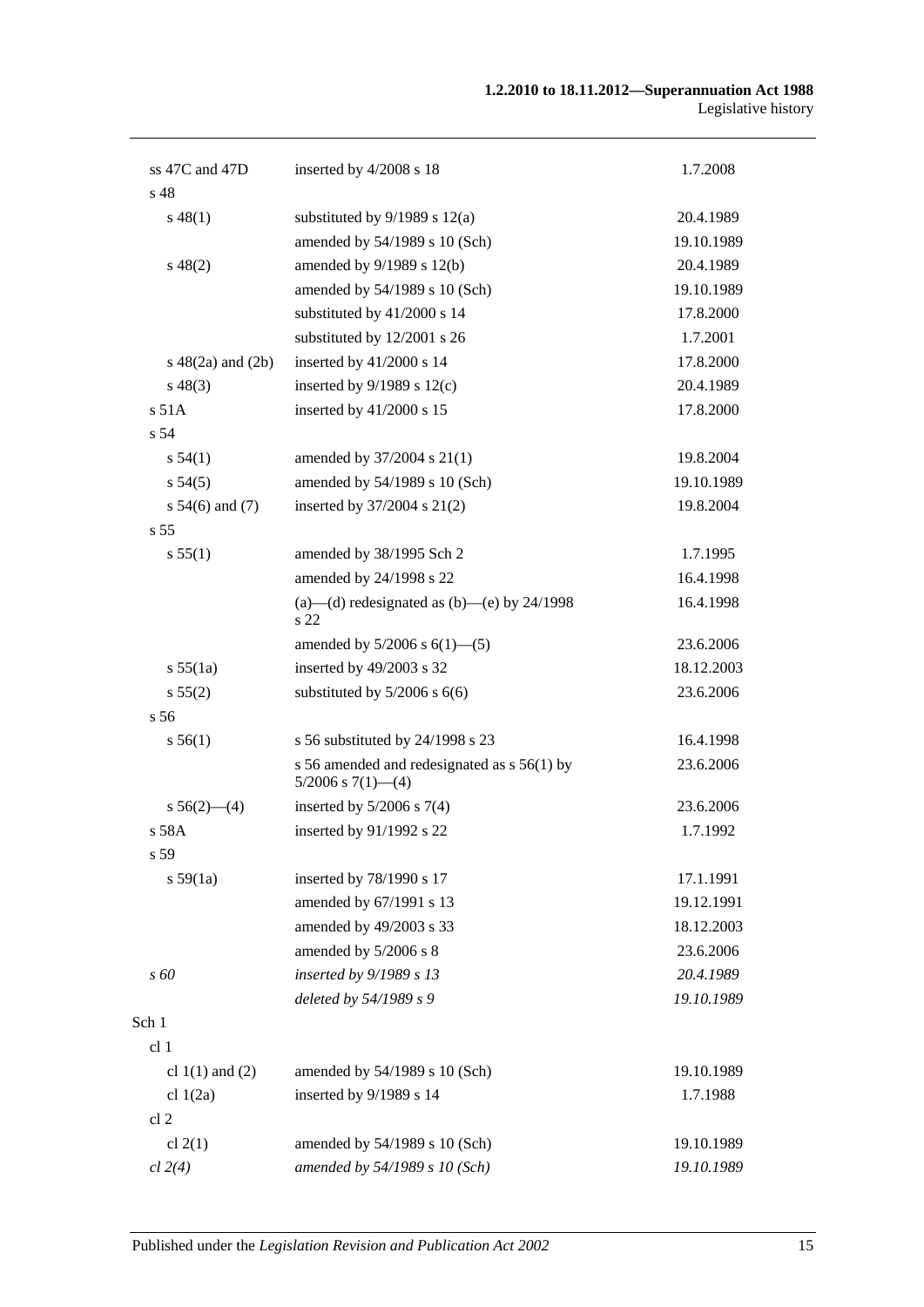| | | |
|---|---|---|
| ss 47C and 47D | inserted by 4/2008 s 18 | 1.7.2008 |
| s 48 | | |
| s 48(1) | substituted by 9/1989 s 12(a) | 20.4.1989 |
| | amended by 54/1989 s 10 (Sch) | 19.10.1989 |
| s 48(2) | amended by 9/1989 s 12(b) | 20.4.1989 |
| | amended by 54/1989 s 10 (Sch) | 19.10.1989 |
| | substituted by 41/2000 s 14 | 17.8.2000 |
| | substituted by 12/2001 s 26 | 1.7.2001 |
| s 48(2a) and (2b) | inserted by 41/2000 s 14 | 17.8.2000 |
| s 48(3) | inserted by 9/1989 s 12(c) | 20.4.1989 |
| s 51A | inserted by 41/2000 s 15 | 17.8.2000 |
| s 54 | | |
| s 54(1) | amended by 37/2004 s 21(1) | 19.8.2004 |
| s 54(5) | amended by 54/1989 s 10 (Sch) | 19.10.1989 |
| s 54(6) and (7) | inserted by 37/2004 s 21(2) | 19.8.2004 |
| s 55 | | |
| s 55(1) | amended by 38/1995 Sch 2 | 1.7.1995 |
| | amended by 24/1998 s 22 | 16.4.1998 |
| | (a)—(d) redesignated as (b)—(e) by 24/1998 s 22 | 16.4.1998 |
| | amended by 5/2006 s 6(1)—(5) | 23.6.2006 |
| s 55(1a) | inserted by 49/2003 s 32 | 18.12.2003 |
| s 55(2) | substituted by 5/2006 s 6(6) | 23.6.2006 |
| s 56 | | |
| s 56(1) | s 56 substituted by 24/1998 s 23 | 16.4.1998 |
| | s 56 amended and redesignated as s 56(1) by 5/2006 s 7(1)—(4) | 23.6.2006 |
| s 56(2)—(4) | inserted by 5/2006 s 7(4) | 23.6.2006 |
| s 58A | inserted by 91/1992 s 22 | 1.7.1992 |
| s 59 | | |
| s 59(1a) | inserted by 78/1990 s 17 | 17.1.1991 |
| | amended by 67/1991 s 13 | 19.12.1991 |
| | amended by 49/2003 s 33 | 18.12.2003 |
| | amended by 5/2006 s 8 | 23.6.2006 |
| *s 60* | *inserted by 9/1989 s 13* | *20.4.1989* |
| | *deleted by 54/1989 s 9* | *19.10.1989* |
| Sch 1 | | |
| cl 1 | | |
| cl 1(1) and (2) | amended by 54/1989 s 10 (Sch) | 19.10.1989 |
| cl 1(2a) | inserted by 9/1989 s 14 | 1.7.1988 |
| cl 2 | | |
| cl 2(1) | amended by 54/1989 s 10 (Sch) | 19.10.1989 |
| *cl 2(4)* | *amended by 54/1989 s 10 (Sch)* | *19.10.1989* |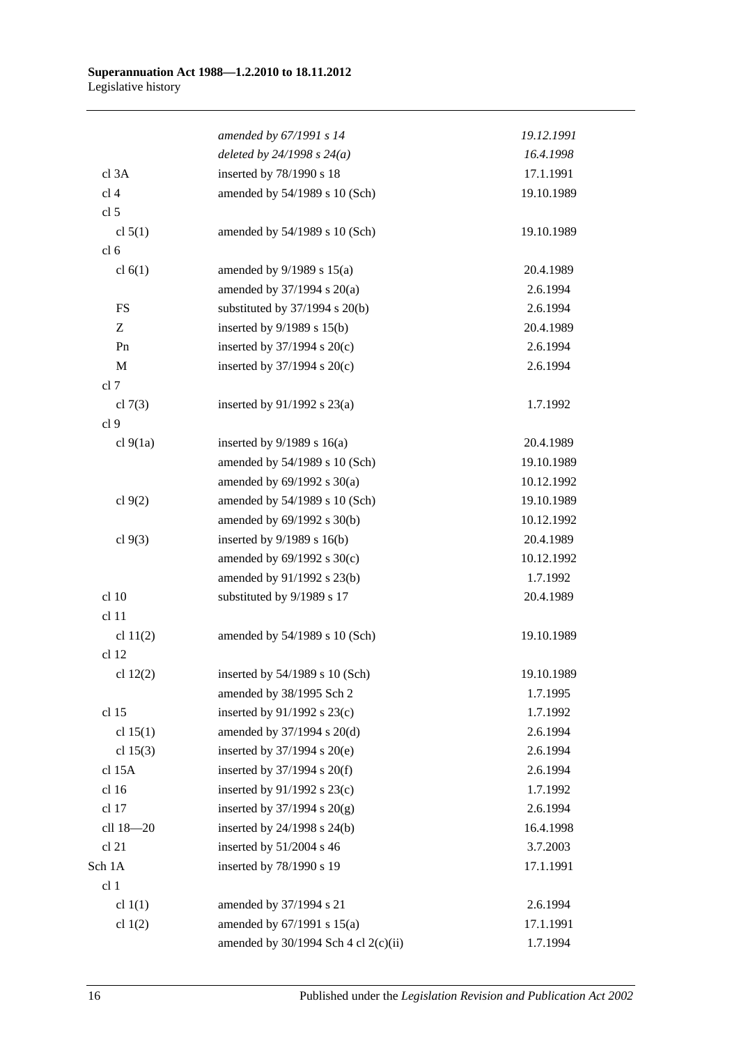| | | |
|---|---|---|
| | *amended by 67/1991 s 14* | *19.12.1991* |
| | *deleted by 24/1998 s 24(a)* | *16.4.1998* |
| cl 3A | inserted by 78/1990 s 18 | 17.1.1991 |
| cl 4 | amended by 54/1989 s 10 (Sch) | 19.10.1989 |
| cl 5 | | |
| cl 5(1) | amended by 54/1989 s 10 (Sch) | 19.10.1989 |
| cl 6 | | |
| cl 6(1) | amended by 9/1989 s 15(a) | 20.4.1989 |
| | amended by 37/1994 s 20(a) | 2.6.1994 |
| FS | substituted by 37/1994 s 20(b) | 2.6.1994 |
| Z | inserted by 9/1989 s 15(b) | 20.4.1989 |
| Pn | inserted by 37/1994 s 20(c) | 2.6.1994 |
| M | inserted by 37/1994 s 20(c) | 2.6.1994 |
| cl 7 | | |
| cl 7(3) | inserted by 91/1992 s 23(a) | 1.7.1992 |
| cl 9 | | |
| cl 9(1a) | inserted by 9/1989 s 16(a) | 20.4.1989 |
| | amended by 54/1989 s 10 (Sch) | 19.10.1989 |
| | amended by 69/1992 s 30(a) | 10.12.1992 |
| cl 9(2) | amended by 54/1989 s 10 (Sch) | 19.10.1989 |
| | amended by 69/1992 s 30(b) | 10.12.1992 |
| cl 9(3) | inserted by 9/1989 s 16(b) | 20.4.1989 |
| | amended by 69/1992 s 30(c) | 10.12.1992 |
| | amended by 91/1992 s 23(b) | 1.7.1992 |
| cl 10 | substituted by 9/1989 s 17 | 20.4.1989 |
| cl 11 | | |
| cl 11(2) | amended by 54/1989 s 10 (Sch) | 19.10.1989 |
| cl 12 | | |
| cl 12(2) | inserted by 54/1989 s 10 (Sch) | 19.10.1989 |
| | amended by 38/1995 Sch 2 | 1.7.1995 |
| cl 15 | inserted by 91/1992 s 23(c) | 1.7.1992 |
| cl 15(1) | amended by 37/1994 s 20(d) | 2.6.1994 |
| cl 15(3) | inserted by 37/1994 s 20(e) | 2.6.1994 |
| cl 15A | inserted by 37/1994 s 20(f) | 2.6.1994 |
| cl 16 | inserted by 91/1992 s 23(c) | 1.7.1992 |
| cl 17 | inserted by 37/1994 s 20(g) | 2.6.1994 |
| cll 18—20 | inserted by 24/1998 s 24(b) | 16.4.1998 |
| cl 21 | inserted by 51/2004 s 46 | 3.7.2003 |
| Sch 1A | inserted by 78/1990 s 19 | 17.1.1991 |
| cl 1 | | |
| cl 1(1) | amended by 37/1994 s 21 | 2.6.1994 |
| cl 1(2) | amended by 67/1991 s 15(a) | 17.1.1991 |
| | amended by 30/1994 Sch 4 cl 2(c)(ii) | 1.7.1994 |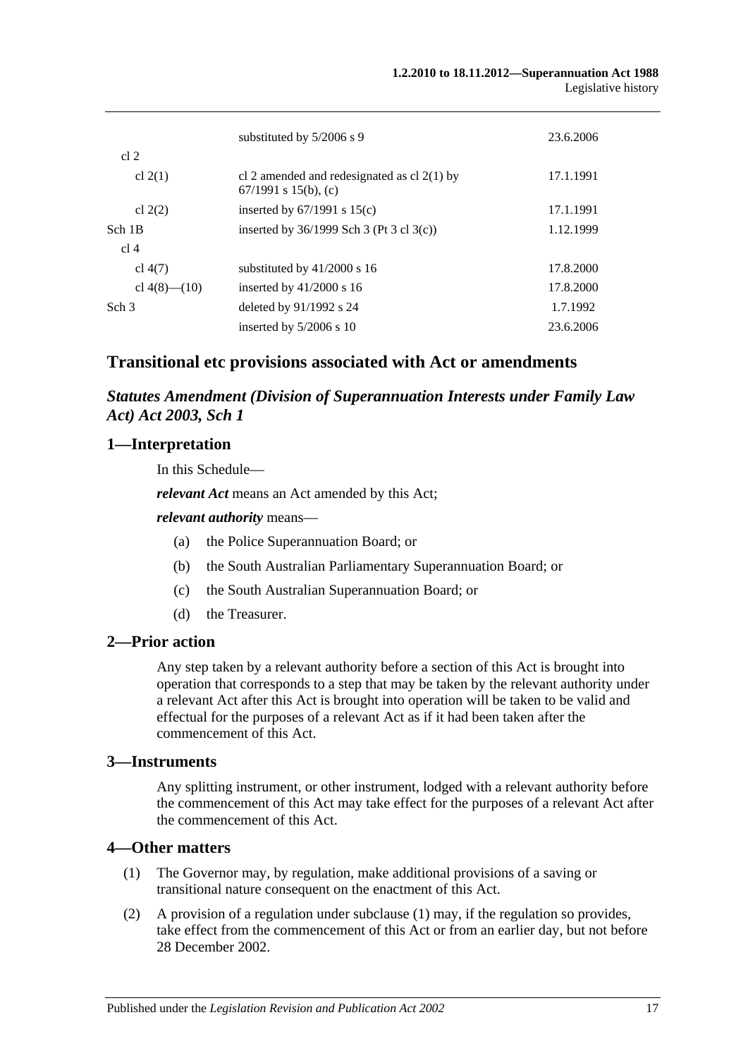| | | |
|---|---|---|
| | substituted by 5/2006 s 9 | 23.6.2006 |
| cl 2 | | |
| cl 2(1) | cl 2 amended and redesignated as cl 2(1) by 67/1991 s 15(b), (c) | 17.1.1991 |
| cl 2(2) | inserted by 67/1991 s 15(c) | 17.1.1991 |
| Sch 1B | inserted by 36/1999 Sch 3 (Pt 3 cl 3(c)) | 1.12.1999 |
| cl 4 | | |
| cl 4(7) | substituted by 41/2000 s 16 | 17.8.2000 |
| cl 4(8)—(10) | inserted by 41/2000 s 16 | 17.8.2000 |
| Sch 3 | deleted by 91/1992 s 24 | 1.7.1992 |
| | inserted by 5/2006 s 10 | 23.6.2006 |

## Transitional etc provisions associated with Act or amendments

### *Statutes Amendment (Division of Superannuation Interests under Family Law Act) Act 2003, Sch 1*

### 1—Interpretation

In this Schedule—

***relevant Act*** means an Act amended by this Act;

***relevant authority*** means—

(a) the Police Superannuation Board; or

(b) the South Australian Parliamentary Superannuation Board; or

(c) the South Australian Superannuation Board; or

(d) the Treasurer.

### 2—Prior action

Any step taken by a relevant authority before a section of this Act is brought into operation that corresponds to a step that may be taken by the relevant authority under a relevant Act after this Act is brought into operation will be taken to be valid and effectual for the purposes of a relevant Act as if it had been taken after the commencement of this Act.

### 3—Instruments

Any splitting instrument, or other instrument, lodged with a relevant authority before the commencement of this Act may take effect for the purposes of a relevant Act after the commencement of this Act.

### 4—Other matters

(1) The Governor may, by regulation, make additional provisions of a saving or transitional nature consequent on the enactment of this Act.

(2) A provision of a regulation under subclause (1) may, if the regulation so provides, take effect from the commencement of this Act or from an earlier day, but not before 28 December 2002.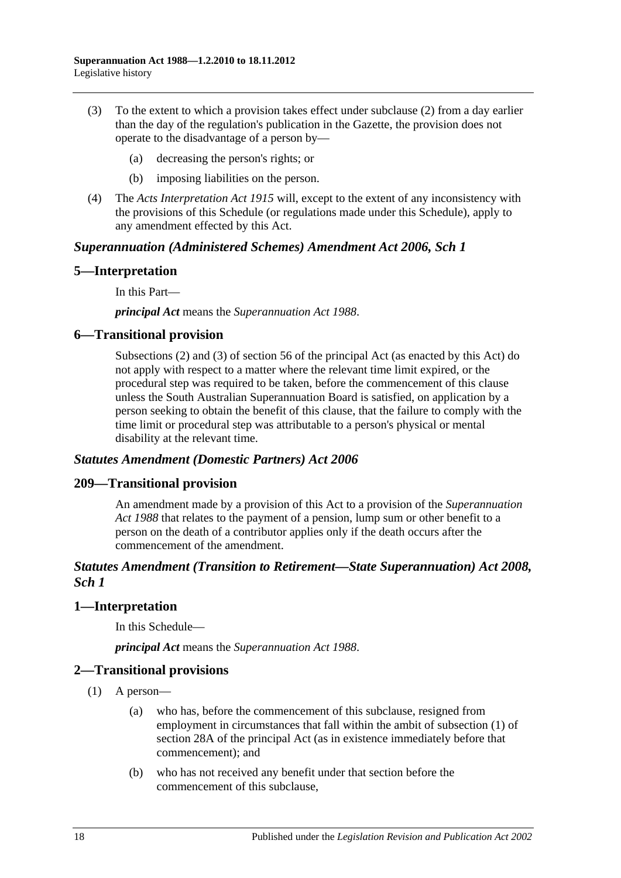(3) To the extent to which a provision takes effect under subclause (2) from a day earlier than the day of the regulation's publication in the Gazette, the provision does not operate to the disadvantage of a person by—

(a) decreasing the person's rights; or

(b) imposing liabilities on the person.

(4) The *Acts Interpretation Act 1915* will, except to the extent of any inconsistency with the provisions of this Schedule (or regulations made under this Schedule), apply to any amendment effected by this Act.

### *Superannuation (Administered Schemes) Amendment Act 2006, Sch 1*

## 5—Interpretation

In this Part—

***principal Act*** means the *Superannuation Act 1988*.

## 6—Transitional provision

Subsections (2) and (3) of section 56 of the principal Act (as enacted by this Act) do not apply with respect to a matter where the relevant time limit expired, or the procedural step was required to be taken, before the commencement of this clause unless the South Australian Superannuation Board is satisfied, on application by a person seeking to obtain the benefit of this clause, that the failure to comply with the time limit or procedural step was attributable to a person's physical or mental disability at the relevant time.

### *Statutes Amendment (Domestic Partners) Act 2006*

## 209—Transitional provision

An amendment made by a provision of this Act to a provision of the *Superannuation Act 1988* that relates to the payment of a pension, lump sum or other benefit to a person on the death of a contributor applies only if the death occurs after the commencement of the amendment.

### *Statutes Amendment (Transition to Retirement—State Superannuation) Act 2008, Sch 1*

## 1—Interpretation

In this Schedule—

***principal Act*** means the *Superannuation Act 1988*.

## 2—Transitional provisions

(1) A person—

(a) who has, before the commencement of this subclause, resigned from employment in circumstances that fall within the ambit of subsection (1) of section 28A of the principal Act (as in existence immediately before that commencement); and

(b) who has not received any benefit under that section before the commencement of this subclause,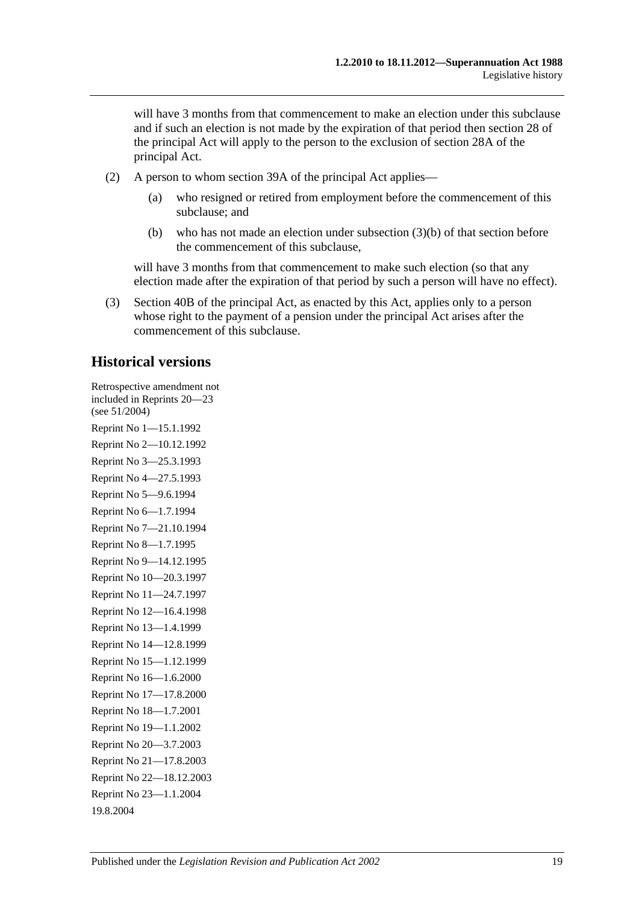will have 3 months from that commencement to make an election under this subclause and if such an election is not made by the expiration of that period then section 28 of the principal Act will apply to the person to the exclusion of section 28A of the principal Act.

(2) A person to whom section 39A of the principal Act applies—

(a) who resigned or retired from employment before the commencement of this subclause; and

(b) who has not made an election under subsection (3)(b) of that section before the commencement of this subclause,

will have 3 months from that commencement to make such election (so that any election made after the expiration of that period by such a person will have no effect).

(3) Section 40B of the principal Act, as enacted by this Act, applies only to a person whose right to the payment of a pension under the principal Act arises after the commencement of this subclause.

## Historical versions

Retrospective amendment not included in Reprints 20—23 (see 51/2004)

Reprint No 1—15.1.1992

Reprint No 2—10.12.1992

Reprint No 3—25.3.1993

Reprint No 4—27.5.1993

Reprint No 5—9.6.1994

Reprint No 6—1.7.1994

Reprint No 7—21.10.1994

Reprint No 8—1.7.1995

Reprint No 9—14.12.1995

Reprint No 10—20.3.1997

Reprint No 11—24.7.1997

Reprint No 12—16.4.1998

Reprint No 13—1.4.1999

Reprint No 14—12.8.1999

Reprint No 15—1.12.1999

Reprint No 16—1.6.2000

Reprint No 17—17.8.2000

Reprint No 18—1.7.2001

Reprint No 19—1.1.2002

Reprint No 20—3.7.2003

Reprint No 21—17.8.2003

Reprint No 22—18.12.2003

Reprint No 23—1.1.2004

19.8.2004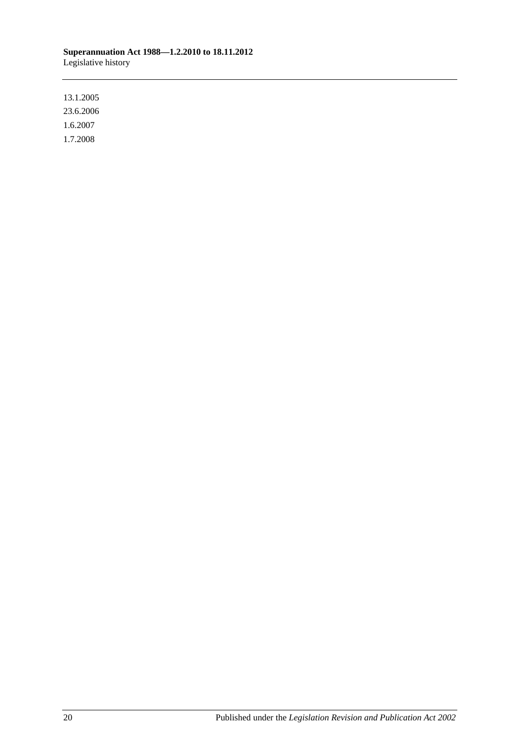13.1.2005

23.6.2006

1.6.2007

1.7.2008